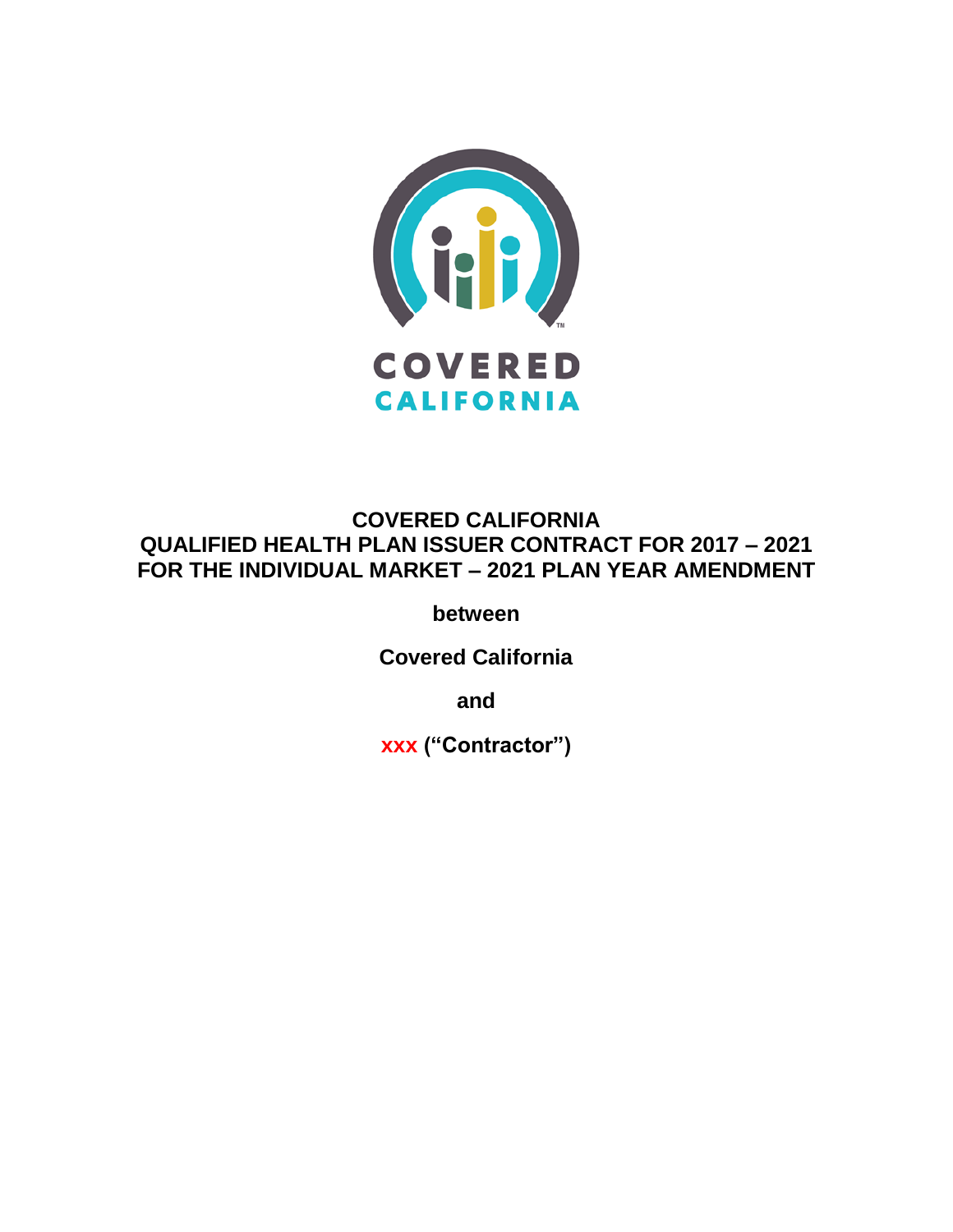COVERED
CALIFORNIA

# COVERED CALIFORNIA
# QUALIFIED HEALTH PLAN ISSUER CONTRACT FOR 2017 – 2021
# FOR THE INDIVIDUAL MARKET – 2021 PLAN YEAR AMENDMENT

**between**

**Covered California**

**and**

**xxx ("Contractor")**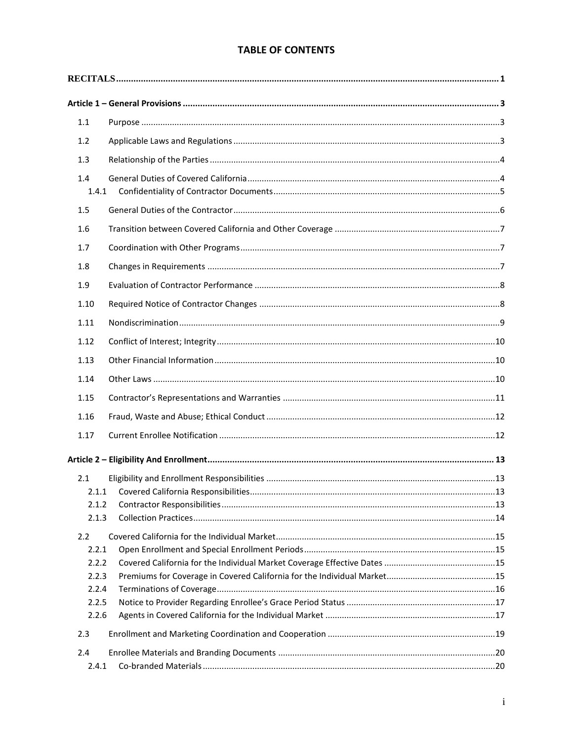# TABLE OF CONTENTS

**RECITALS** .......... 1

**Article 1 – General Provisions** .......... 3

- 1.1 Purpose .......... 3
- 1.2 Applicable Laws and Regulations .......... 3
- 1.3 Relationship of the Parties .......... 4
- 1.4 General Duties of Covered California .......... 4
  - 1.4.1 Confidentiality of Contractor Documents .......... 5
- 1.5 General Duties of the Contractor .......... 6
- 1.6 Transition between Covered California and Other Coverage .......... 7
- 1.7 Coordination with Other Programs .......... 7
- 1.8 Changes in Requirements .......... 7
- 1.9 Evaluation of Contractor Performance .......... 8
- 1.10 Required Notice of Contractor Changes .......... 8
- 1.11 Nondiscrimination .......... 9
- 1.12 Conflict of Interest; Integrity .......... 10
- 1.13 Other Financial Information .......... 10
- 1.14 Other Laws .......... 10
- 1.15 Contractor's Representations and Warranties .......... 11
- 1.16 Fraud, Waste and Abuse; Ethical Conduct .......... 12
- 1.17 Current Enrollee Notification .......... 12

**Article 2 – Eligibility And Enrollment** .......... 13

- 2.1 Eligibility and Enrollment Responsibilities .......... 13
  - 2.1.1 Covered California Responsibilities .......... 13
  - 2.1.2 Contractor Responsibilities .......... 13
  - 2.1.3 Collection Practices .......... 14
- 2.2 Covered California for the Individual Market .......... 15
  - 2.2.1 Open Enrollment and Special Enrollment Periods .......... 15
  - 2.2.2 Covered California for the Individual Market Coverage Effective Dates .......... 15
  - 2.2.3 Premiums for Coverage in Covered California for the Individual Market .......... 15
  - 2.2.4 Terminations of Coverage .......... 16
  - 2.2.5 Notice to Provider Regarding Enrollee's Grace Period Status .......... 17
  - 2.2.6 Agents in Covered California for the Individual Market .......... 17
- 2.3 Enrollment and Marketing Coordination and Cooperation .......... 19
- 2.4 Enrollee Materials and Branding Documents .......... 20
  - 2.4.1 Co-branded Materials .......... 20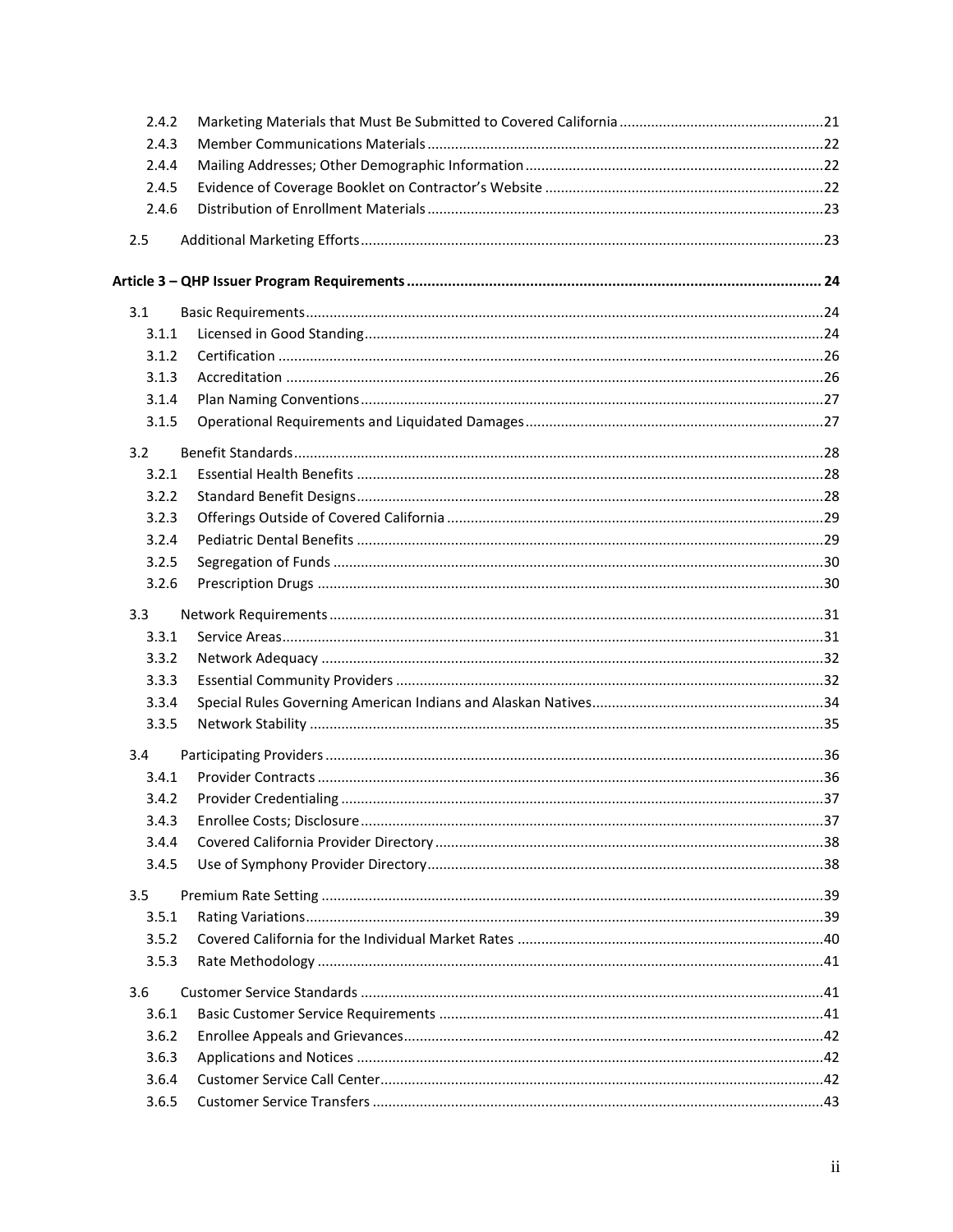2.4.2 Marketing Materials that Must Be Submitted to Covered California ... 21
2.4.3 Member Communications Materials ... 22
2.4.4 Mailing Addresses; Other Demographic Information ... 22
2.4.5 Evidence of Coverage Booklet on Contractor's Website ... 22
2.4.6 Distribution of Enrollment Materials ... 23

2.5 Additional Marketing Efforts ... 23

**Article 3 – QHP Issuer Program Requirements ... 24**

3.1 Basic Requirements ... 24
3.1.1 Licensed in Good Standing ... 24
3.1.2 Certification ... 26
3.1.3 Accreditation ... 26
3.1.4 Plan Naming Conventions ... 27
3.1.5 Operational Requirements and Liquidated Damages ... 27

3.2 Benefit Standards ... 28
3.2.1 Essential Health Benefits ... 28
3.2.2 Standard Benefit Designs ... 28
3.2.3 Offerings Outside of Covered California ... 29
3.2.4 Pediatric Dental Benefits ... 29
3.2.5 Segregation of Funds ... 30
3.2.6 Prescription Drugs ... 30

3.3 Network Requirements ... 31
3.3.1 Service Areas ... 31
3.3.2 Network Adequacy ... 32
3.3.3 Essential Community Providers ... 32
3.3.4 Special Rules Governing American Indians and Alaskan Natives ... 34
3.3.5 Network Stability ... 35

3.4 Participating Providers ... 36
3.4.1 Provider Contracts ... 36
3.4.2 Provider Credentialing ... 37
3.4.3 Enrollee Costs; Disclosure ... 37
3.4.4 Covered California Provider Directory ... 38
3.4.5 Use of Symphony Provider Directory ... 38

3.5 Premium Rate Setting ... 39
3.5.1 Rating Variations ... 39
3.5.2 Covered California for the Individual Market Rates ... 40
3.5.3 Rate Methodology ... 41

3.6 Customer Service Standards ... 41
3.6.1 Basic Customer Service Requirements ... 41
3.6.2 Enrollee Appeals and Grievances ... 42
3.6.3 Applications and Notices ... 42
3.6.4 Customer Service Call Center ... 42
3.6.5 Customer Service Transfers ... 43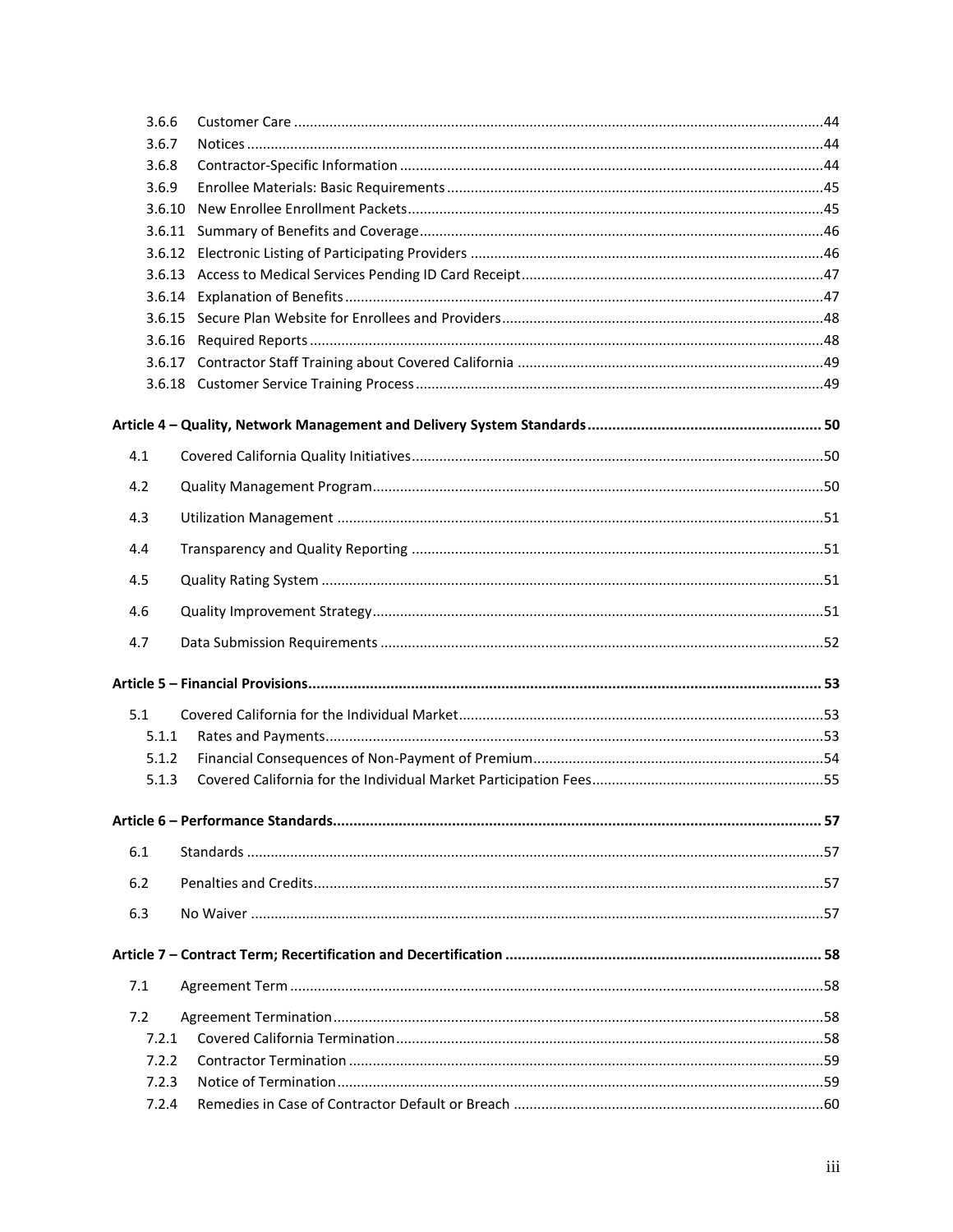3.6.6 Customer Care ....................................................................................................................44
3.6.7 Notices ..................................................................................................................................44
3.6.8 Contractor-Specific Information ...........................................................................................44
3.6.9 Enrollee Materials: Basic Requirements ...............................................................................45
3.6.10 New Enrollee Enrollment Packets.........................................................................................45
3.6.11 Summary of Benefits and Coverage......................................................................................46
3.6.12 Electronic Listing of Participating Providers .........................................................................46
3.6.13 Access to Medical Services Pending ID Card Receipt............................................................47
3.6.14 Explanation of Benefits.........................................................................................................47
3.6.15 Secure Plan Website for Enrollees and Providers.................................................................48
3.6.16 Required Reports .................................................................................................................48
3.6.17 Contractor Staff Training about Covered California .............................................................49
3.6.18 Customer Service Training Process.......................................................................................49

**Article 4 – Quality, Network Management and Delivery System Standards........................................................ 50**

4.1 Covered California Quality Initiatives........................................................................................50

4.2 Quality Management Program..................................................................................................50

4.3 Utilization Management ...........................................................................................................51

4.4 Transparency and Quality Reporting ........................................................................................51

4.5 Quality Rating System ...............................................................................................................51

4.6 Quality Improvement Strategy..................................................................................................51

4.7 Data Submission Requirements ................................................................................................52

**Article 5 – Financial Provisions............................................................................................................................ 53**

5.1 Covered California for the Individual Market............................................................................53
5.1.1 Rates and Payments.............................................................................................................53
5.1.2 Financial Consequences of Non-Payment of Premium.........................................................54
5.1.3 Covered California for the Individual Market Participation Fees..........................................55

**Article 6 – Performance Standards...................................................................................................................... 57**

6.1 Standards .................................................................................................................................57

6.2 Penalties and Credits................................................................................................................57

6.3 No Waiver .................................................................................................................................57

**Article 7 – Contract Term; Recertification and Decertification ............................................................................ 58**

7.1 Agreement Term .......................................................................................................................58

7.2 Agreement Termination............................................................................................................58
7.2.1 Covered California Termination............................................................................................58
7.2.2 Contractor Termination ........................................................................................................59
7.2.3 Notice of Termination...........................................................................................................59
7.2.4 Remedies in Case of Contractor Default or Breach ..............................................................60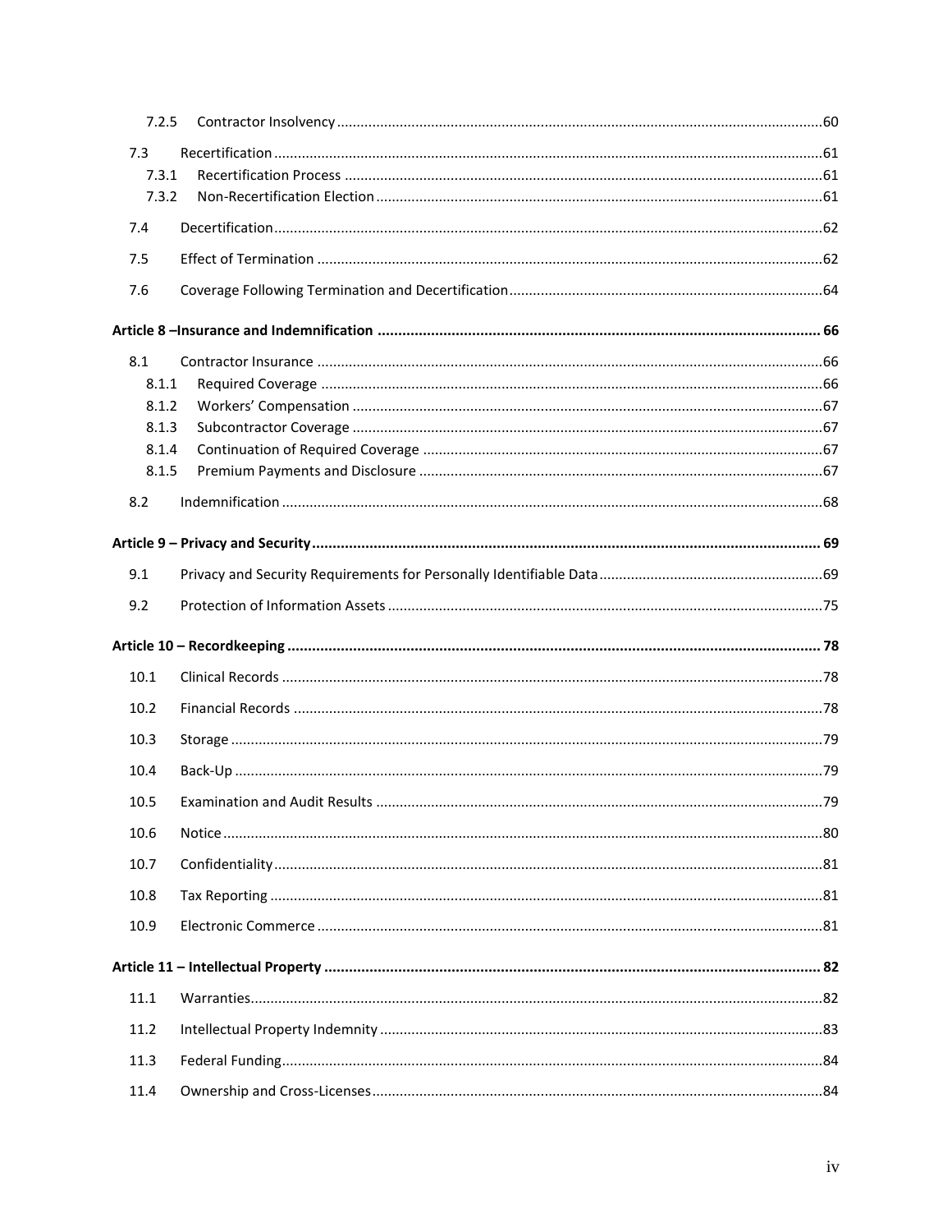7.2.5 Contractor Insolvency ....................................................................................................................60

7.3 Recertification ....................................................................................................................61

7.3.1 Recertification Process ....................................................................................................................61

7.3.2 Non-Recertification Election ....................................................................................................................61

7.4 Decertification ....................................................................................................................62

7.5 Effect of Termination ....................................................................................................................62

7.6 Coverage Following Termination and Decertification ....................................................................................................................64

**Article 8 –Insurance and Indemnification .................................................................................................................... 66**

8.1 Contractor Insurance ....................................................................................................................66

8.1.1 Required Coverage ....................................................................................................................66

8.1.2 Workers' Compensation ....................................................................................................................67

8.1.3 Subcontractor Coverage ....................................................................................................................67

8.1.4 Continuation of Required Coverage ....................................................................................................................67

8.1.5 Premium Payments and Disclosure ....................................................................................................................67

8.2 Indemnification ....................................................................................................................68

**Article 9 – Privacy and Security .................................................................................................................... 69**

9.1 Privacy and Security Requirements for Personally Identifiable Data ....................................................................................................................69

9.2 Protection of Information Assets ....................................................................................................................75

**Article 10 – Recordkeeping .................................................................................................................... 78**

10.1 Clinical Records ....................................................................................................................78

10.2 Financial Records ....................................................................................................................78

10.3 Storage ....................................................................................................................79

10.4 Back-Up ....................................................................................................................79

10.5 Examination and Audit Results ....................................................................................................................79

10.6 Notice ....................................................................................................................80

10.7 Confidentiality ....................................................................................................................81

10.8 Tax Reporting ....................................................................................................................81

10.9 Electronic Commerce ....................................................................................................................81

**Article 11 – Intellectual Property .................................................................................................................... 82**

11.1 Warranties ....................................................................................................................82

11.2 Intellectual Property Indemnity ....................................................................................................................83

11.3 Federal Funding ....................................................................................................................84

11.4 Ownership and Cross-Licenses ....................................................................................................................84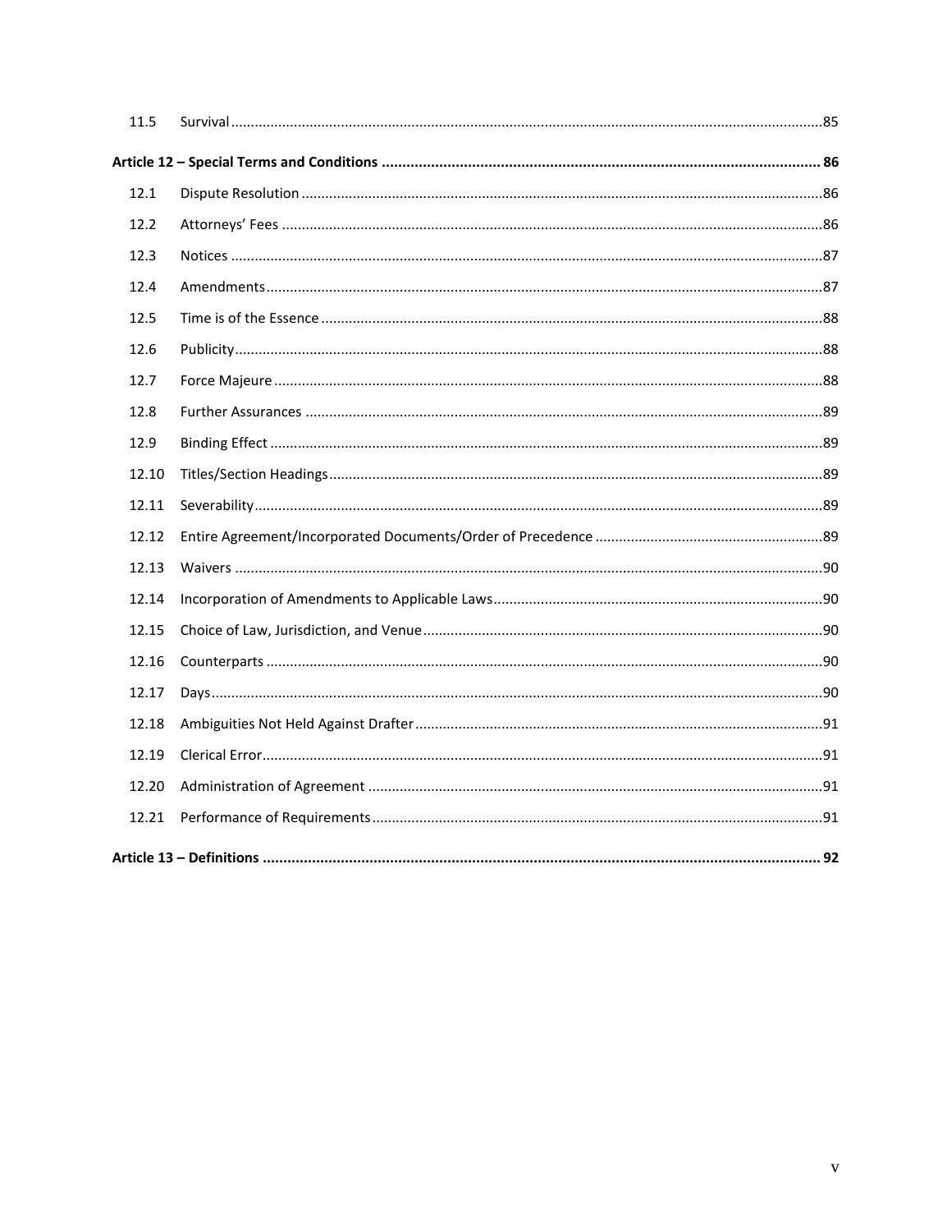| | | |
|---|---|---|
| 11.5 | Survival | 85 |
| **Article 12 – Special Terms and Conditions** | | **86** |
| 12.1 | Dispute Resolution | 86 |
| 12.2 | Attorneys' Fees | 86 |
| 12.3 | Notices | 87 |
| 12.4 | Amendments | 87 |
| 12.5 | Time is of the Essence | 88 |
| 12.6 | Publicity | 88 |
| 12.7 | Force Majeure | 88 |
| 12.8 | Further Assurances | 89 |
| 12.9 | Binding Effect | 89 |
| 12.10 | Titles/Section Headings | 89 |
| 12.11 | Severability | 89 |
| 12.12 | Entire Agreement/Incorporated Documents/Order of Precedence | 89 |
| 12.13 | Waivers | 90 |
| 12.14 | Incorporation of Amendments to Applicable Laws | 90 |
| 12.15 | Choice of Law, Jurisdiction, and Venue | 90 |
| 12.16 | Counterparts | 90 |
| 12.17 | Days | 90 |
| 12.18 | Ambiguities Not Held Against Drafter | 91 |
| 12.19 | Clerical Error | 91 |
| 12.20 | Administration of Agreement | 91 |
| 12.21 | Performance of Requirements | 91 |
| **Article 13 – Definitions** | | **92** |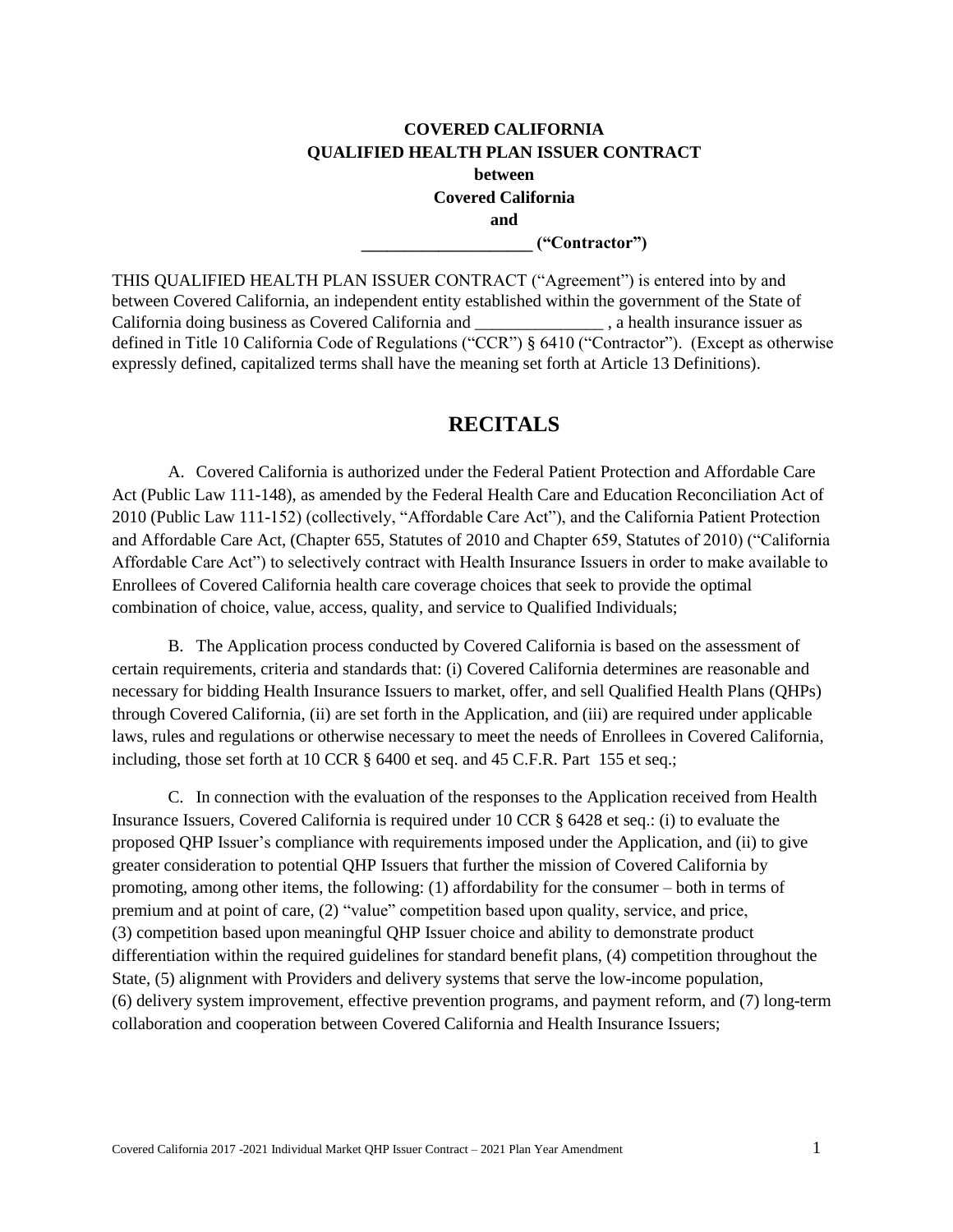**COVERED CALIFORNIA**
**QUALIFIED HEALTH PLAN ISSUER CONTRACT**
**between**
**Covered California**
**and**
**___________________ ("Contractor")**

THIS QUALIFIED HEALTH PLAN ISSUER CONTRACT ("Agreement") is entered into by and between Covered California, an independent entity established within the government of the State of California doing business as Covered California and _______________ , a health insurance issuer as defined in Title 10 California Code of Regulations ("CCR") § 6410 ("Contractor"). (Except as otherwise expressly defined, capitalized terms shall have the meaning set forth at Article 13 Definitions).

## RECITALS

A. Covered California is authorized under the Federal Patient Protection and Affordable Care Act (Public Law 111-148), as amended by the Federal Health Care and Education Reconciliation Act of 2010 (Public Law 111-152) (collectively, "Affordable Care Act"), and the California Patient Protection and Affordable Care Act, (Chapter 655, Statutes of 2010 and Chapter 659, Statutes of 2010) ("California Affordable Care Act") to selectively contract with Health Insurance Issuers in order to make available to Enrollees of Covered California health care coverage choices that seek to provide the optimal combination of choice, value, access, quality, and service to Qualified Individuals;

B. The Application process conducted by Covered California is based on the assessment of certain requirements, criteria and standards that: (i) Covered California determines are reasonable and necessary for bidding Health Insurance Issuers to market, offer, and sell Qualified Health Plans (QHPs) through Covered California, (ii) are set forth in the Application, and (iii) are required under applicable laws, rules and regulations or otherwise necessary to meet the needs of Enrollees in Covered California, including, those set forth at 10 CCR § 6400 et seq. and 45 C.F.R. Part 155 et seq.;

C. In connection with the evaluation of the responses to the Application received from Health Insurance Issuers, Covered California is required under 10 CCR § 6428 et seq.: (i) to evaluate the proposed QHP Issuer's compliance with requirements imposed under the Application, and (ii) to give greater consideration to potential QHP Issuers that further the mission of Covered California by promoting, among other items, the following: (1) affordability for the consumer – both in terms of premium and at point of care, (2) "value" competition based upon quality, service, and price, (3) competition based upon meaningful QHP Issuer choice and ability to demonstrate product differentiation within the required guidelines for standard benefit plans, (4) competition throughout the State, (5) alignment with Providers and delivery systems that serve the low-income population, (6) delivery system improvement, effective prevention programs, and payment reform, and (7) long-term collaboration and cooperation between Covered California and Health Insurance Issuers;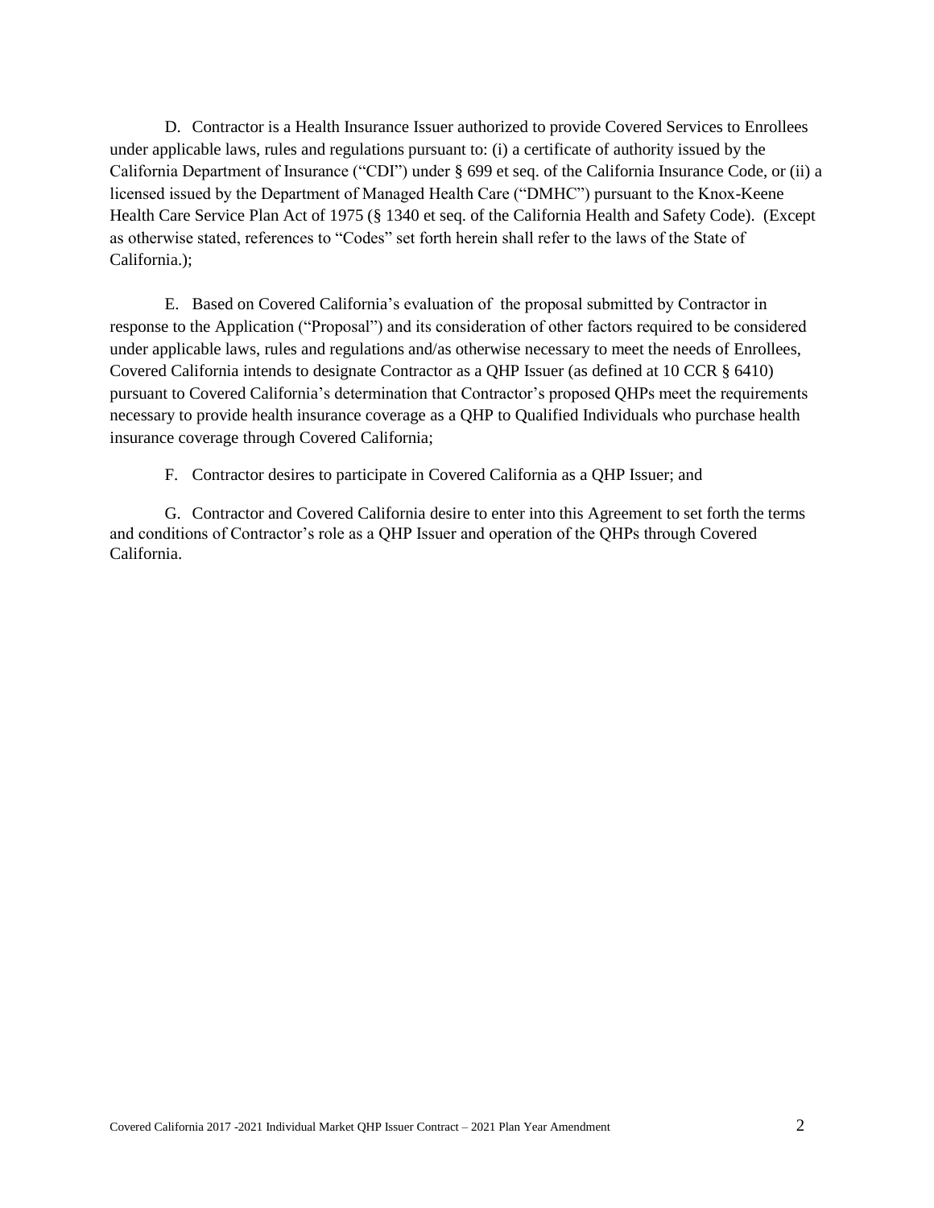D. Contractor is a Health Insurance Issuer authorized to provide Covered Services to Enrollees under applicable laws, rules and regulations pursuant to: (i) a certificate of authority issued by the California Department of Insurance ("CDI") under § 699 et seq. of the California Insurance Code, or (ii) a licensed issued by the Department of Managed Health Care ("DMHC") pursuant to the Knox-Keene Health Care Service Plan Act of 1975 (§ 1340 et seq. of the California Health and Safety Code). (Except as otherwise stated, references to "Codes" set forth herein shall refer to the laws of the State of California.);

E. Based on Covered California's evaluation of the proposal submitted by Contractor in response to the Application ("Proposal") and its consideration of other factors required to be considered under applicable laws, rules and regulations and/as otherwise necessary to meet the needs of Enrollees, Covered California intends to designate Contractor as a QHP Issuer (as defined at 10 CCR § 6410) pursuant to Covered California's determination that Contractor's proposed QHPs meet the requirements necessary to provide health insurance coverage as a QHP to Qualified Individuals who purchase health insurance coverage through Covered California;

F. Contractor desires to participate in Covered California as a QHP Issuer; and

G. Contractor and Covered California desire to enter into this Agreement to set forth the terms and conditions of Contractor's role as a QHP Issuer and operation of the QHPs through Covered California.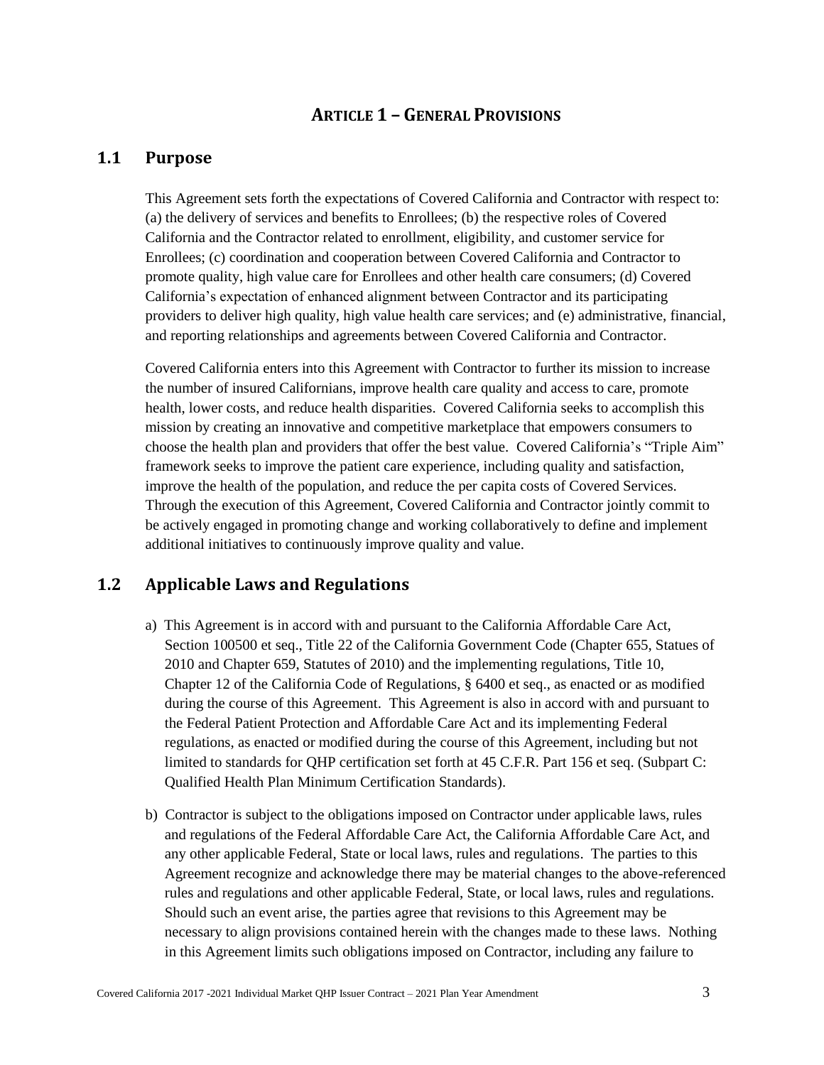# Article 1 – General Provisions

## 1.1 Purpose

This Agreement sets forth the expectations of Covered California and Contractor with respect to: (a) the delivery of services and benefits to Enrollees; (b) the respective roles of Covered California and the Contractor related to enrollment, eligibility, and customer service for Enrollees; (c) coordination and cooperation between Covered California and Contractor to promote quality, high value care for Enrollees and other health care consumers; (d) Covered California's expectation of enhanced alignment between Contractor and its participating providers to deliver high quality, high value health care services; and (e) administrative, financial, and reporting relationships and agreements between Covered California and Contractor.

Covered California enters into this Agreement with Contractor to further its mission to increase the number of insured Californians, improve health care quality and access to care, promote health, lower costs, and reduce health disparities. Covered California seeks to accomplish this mission by creating an innovative and competitive marketplace that empowers consumers to choose the health plan and providers that offer the best value. Covered California's "Triple Aim" framework seeks to improve the patient care experience, including quality and satisfaction, improve the health of the population, and reduce the per capita costs of Covered Services. Through the execution of this Agreement, Covered California and Contractor jointly commit to be actively engaged in promoting change and working collaboratively to define and implement additional initiatives to continuously improve quality and value.

## 1.2 Applicable Laws and Regulations

a) This Agreement is in accord with and pursuant to the California Affordable Care Act, Section 100500 et seq., Title 22 of the California Government Code (Chapter 655, Statues of 2010 and Chapter 659, Statutes of 2010) and the implementing regulations, Title 10, Chapter 12 of the California Code of Regulations, § 6400 et seq., as enacted or as modified during the course of this Agreement. This Agreement is also in accord with and pursuant to the Federal Patient Protection and Affordable Care Act and its implementing Federal regulations, as enacted or modified during the course of this Agreement, including but not limited to standards for QHP certification set forth at 45 C.F.R. Part 156 et seq. (Subpart C: Qualified Health Plan Minimum Certification Standards).

b) Contractor is subject to the obligations imposed on Contractor under applicable laws, rules and regulations of the Federal Affordable Care Act, the California Affordable Care Act, and any other applicable Federal, State or local laws, rules and regulations. The parties to this Agreement recognize and acknowledge there may be material changes to the above-referenced rules and regulations and other applicable Federal, State, or local laws, rules and regulations. Should such an event arise, the parties agree that revisions to this Agreement may be necessary to align provisions contained herein with the changes made to these laws. Nothing in this Agreement limits such obligations imposed on Contractor, including any failure to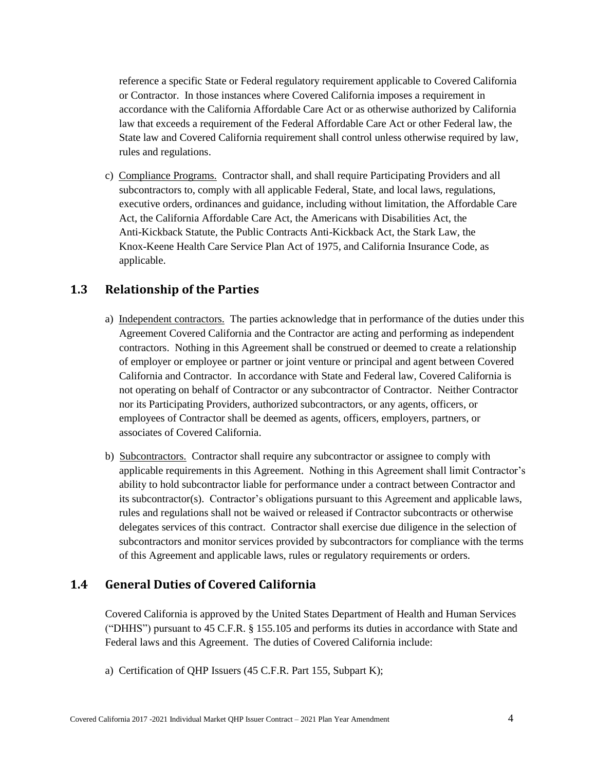reference a specific State or Federal regulatory requirement applicable to Covered California or Contractor. In those instances where Covered California imposes a requirement in accordance with the California Affordable Care Act or as otherwise authorized by California law that exceeds a requirement of the Federal Affordable Care Act or other Federal law, the State law and Covered California requirement shall control unless otherwise required by law, rules and regulations.

c) Compliance Programs. Contractor shall, and shall require Participating Providers and all subcontractors to, comply with all applicable Federal, State, and local laws, regulations, executive orders, ordinances and guidance, including without limitation, the Affordable Care Act, the California Affordable Care Act, the Americans with Disabilities Act, the Anti-Kickback Statute, the Public Contracts Anti-Kickback Act, the Stark Law, the Knox-Keene Health Care Service Plan Act of 1975, and California Insurance Code, as applicable.

## 1.3 Relationship of the Parties

a) Independent contractors. The parties acknowledge that in performance of the duties under this Agreement Covered California and the Contractor are acting and performing as independent contractors. Nothing in this Agreement shall be construed or deemed to create a relationship of employer or employee or partner or joint venture or principal and agent between Covered California and Contractor. In accordance with State and Federal law, Covered California is not operating on behalf of Contractor or any subcontractor of Contractor. Neither Contractor nor its Participating Providers, authorized subcontractors, or any agents, officers, or employees of Contractor shall be deemed as agents, officers, employers, partners, or associates of Covered California.

b) Subcontractors. Contractor shall require any subcontractor or assignee to comply with applicable requirements in this Agreement. Nothing in this Agreement shall limit Contractor's ability to hold subcontractor liable for performance under a contract between Contractor and its subcontractor(s). Contractor's obligations pursuant to this Agreement and applicable laws, rules and regulations shall not be waived or released if Contractor subcontracts or otherwise delegates services of this contract. Contractor shall exercise due diligence in the selection of subcontractors and monitor services provided by subcontractors for compliance with the terms of this Agreement and applicable laws, rules or regulatory requirements or orders.

## 1.4 General Duties of Covered California

Covered California is approved by the United States Department of Health and Human Services ("DHHS") pursuant to 45 C.F.R. § 155.105 and performs its duties in accordance with State and Federal laws and this Agreement. The duties of Covered California include:

a) Certification of QHP Issuers (45 C.F.R. Part 155, Subpart K);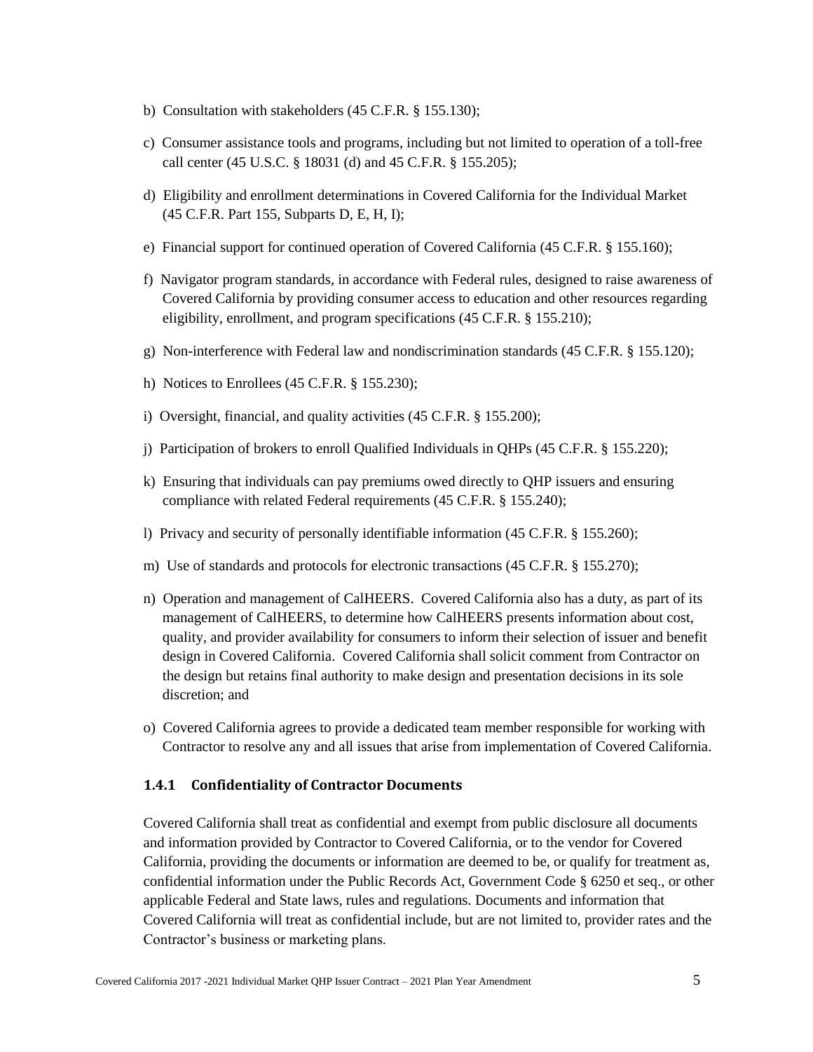b) Consultation with stakeholders (45 C.F.R. § 155.130);

c) Consumer assistance tools and programs, including but not limited to operation of a toll-free call center (45 U.S.C. § 18031 (d) and 45 C.F.R. § 155.205);

d) Eligibility and enrollment determinations in Covered California for the Individual Market (45 C.F.R. Part 155, Subparts D, E, H, I);

e) Financial support for continued operation of Covered California (45 C.F.R. § 155.160);

f) Navigator program standards, in accordance with Federal rules, designed to raise awareness of Covered California by providing consumer access to education and other resources regarding eligibility, enrollment, and program specifications (45 C.F.R. § 155.210);

g) Non-interference with Federal law and nondiscrimination standards (45 C.F.R. § 155.120);

h) Notices to Enrollees (45 C.F.R. § 155.230);

i) Oversight, financial, and quality activities (45 C.F.R. § 155.200);

j) Participation of brokers to enroll Qualified Individuals in QHPs (45 C.F.R. § 155.220);

k) Ensuring that individuals can pay premiums owed directly to QHP issuers and ensuring compliance with related Federal requirements (45 C.F.R. § 155.240);

l) Privacy and security of personally identifiable information (45 C.F.R. § 155.260);

m) Use of standards and protocols for electronic transactions (45 C.F.R. § 155.270);

n) Operation and management of CalHEERS. Covered California also has a duty, as part of its management of CalHEERS, to determine how CalHEERS presents information about cost, quality, and provider availability for consumers to inform their selection of issuer and benefit design in Covered California. Covered California shall solicit comment from Contractor on the design but retains final authority to make design and presentation decisions in its sole discretion; and

o) Covered California agrees to provide a dedicated team member responsible for working with Contractor to resolve any and all issues that arise from implementation of Covered California.

### 1.4.1 Confidentiality of Contractor Documents

Covered California shall treat as confidential and exempt from public disclosure all documents and information provided by Contractor to Covered California, or to the vendor for Covered California, providing the documents or information are deemed to be, or qualify for treatment as, confidential information under the Public Records Act, Government Code § 6250 et seq., or other applicable Federal and State laws, rules and regulations. Documents and information that Covered California will treat as confidential include, but are not limited to, provider rates and the Contractor's business or marketing plans.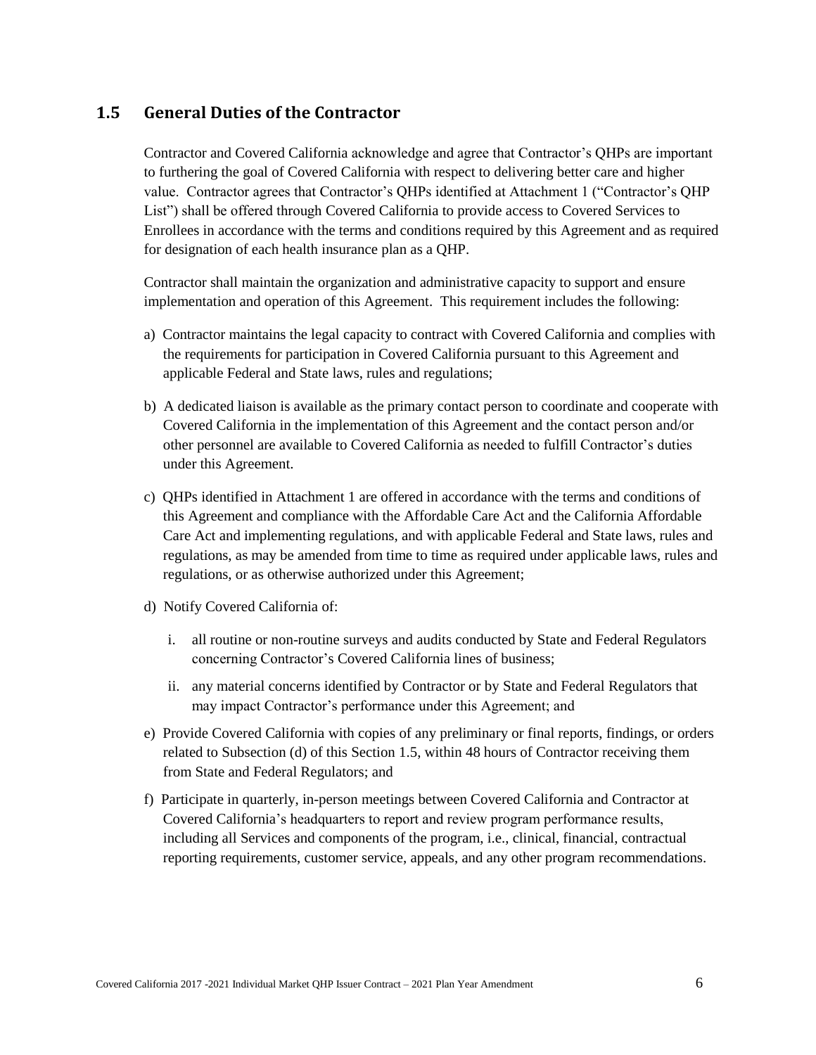## 1.5 General Duties of the Contractor

Contractor and Covered California acknowledge and agree that Contractor's QHPs are important to furthering the goal of Covered California with respect to delivering better care and higher value. Contractor agrees that Contractor's QHPs identified at Attachment 1 ("Contractor's QHP List") shall be offered through Covered California to provide access to Covered Services to Enrollees in accordance with the terms and conditions required by this Agreement and as required for designation of each health insurance plan as a QHP.

Contractor shall maintain the organization and administrative capacity to support and ensure implementation and operation of this Agreement. This requirement includes the following:

a) Contractor maintains the legal capacity to contract with Covered California and complies with the requirements for participation in Covered California pursuant to this Agreement and applicable Federal and State laws, rules and regulations;

b) A dedicated liaison is available as the primary contact person to coordinate and cooperate with Covered California in the implementation of this Agreement and the contact person and/or other personnel are available to Covered California as needed to fulfill Contractor's duties under this Agreement.

c) QHPs identified in Attachment 1 are offered in accordance with the terms and conditions of this Agreement and compliance with the Affordable Care Act and the California Affordable Care Act and implementing regulations, and with applicable Federal and State laws, rules and regulations, as may be amended from time to time as required under applicable laws, rules and regulations, or as otherwise authorized under this Agreement;

d) Notify Covered California of:

   i. all routine or non-routine surveys and audits conducted by State and Federal Regulators concerning Contractor's Covered California lines of business;

   ii. any material concerns identified by Contractor or by State and Federal Regulators that may impact Contractor's performance under this Agreement; and

e) Provide Covered California with copies of any preliminary or final reports, findings, or orders related to Subsection (d) of this Section 1.5, within 48 hours of Contractor receiving them from State and Federal Regulators; and

f) Participate in quarterly, in-person meetings between Covered California and Contractor at Covered California's headquarters to report and review program performance results, including all Services and components of the program, i.e., clinical, financial, contractual reporting requirements, customer service, appeals, and any other program recommendations.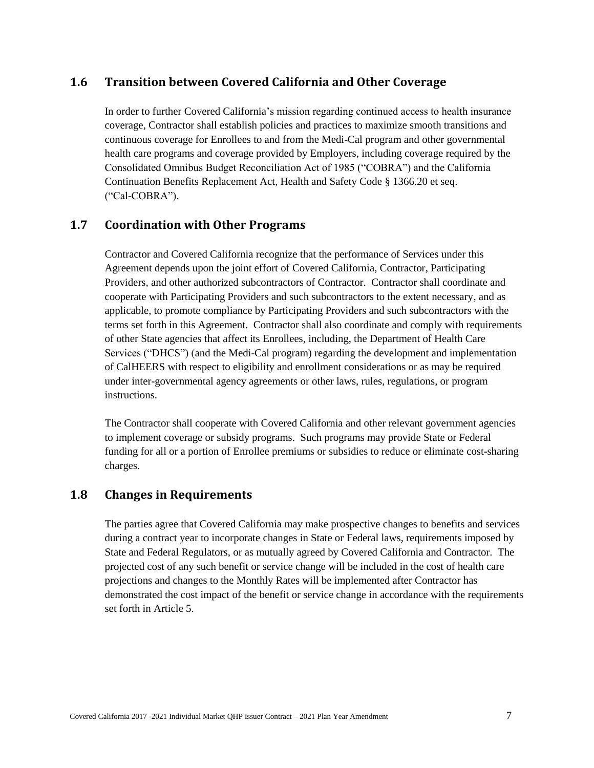## 1.6 Transition between Covered California and Other Coverage

In order to further Covered California's mission regarding continued access to health insurance coverage, Contractor shall establish policies and practices to maximize smooth transitions and continuous coverage for Enrollees to and from the Medi-Cal program and other governmental health care programs and coverage provided by Employers, including coverage required by the Consolidated Omnibus Budget Reconciliation Act of 1985 ("COBRA") and the California Continuation Benefits Replacement Act, Health and Safety Code § 1366.20 et seq. ("Cal-COBRA").

## 1.7 Coordination with Other Programs

Contractor and Covered California recognize that the performance of Services under this Agreement depends upon the joint effort of Covered California, Contractor, Participating Providers, and other authorized subcontractors of Contractor. Contractor shall coordinate and cooperate with Participating Providers and such subcontractors to the extent necessary, and as applicable, to promote compliance by Participating Providers and such subcontractors with the terms set forth in this Agreement. Contractor shall also coordinate and comply with requirements of other State agencies that affect its Enrollees, including, the Department of Health Care Services ("DHCS") (and the Medi-Cal program) regarding the development and implementation of CalHEERS with respect to eligibility and enrollment considerations or as may be required under inter-governmental agency agreements or other laws, rules, regulations, or program instructions.

The Contractor shall cooperate with Covered California and other relevant government agencies to implement coverage or subsidy programs. Such programs may provide State or Federal funding for all or a portion of Enrollee premiums or subsidies to reduce or eliminate cost-sharing charges.

## 1.8 Changes in Requirements

The parties agree that Covered California may make prospective changes to benefits and services during a contract year to incorporate changes in State or Federal laws, requirements imposed by State and Federal Regulators, or as mutually agreed by Covered California and Contractor. The projected cost of any such benefit or service change will be included in the cost of health care projections and changes to the Monthly Rates will be implemented after Contractor has demonstrated the cost impact of the benefit or service change in accordance with the requirements set forth in Article 5.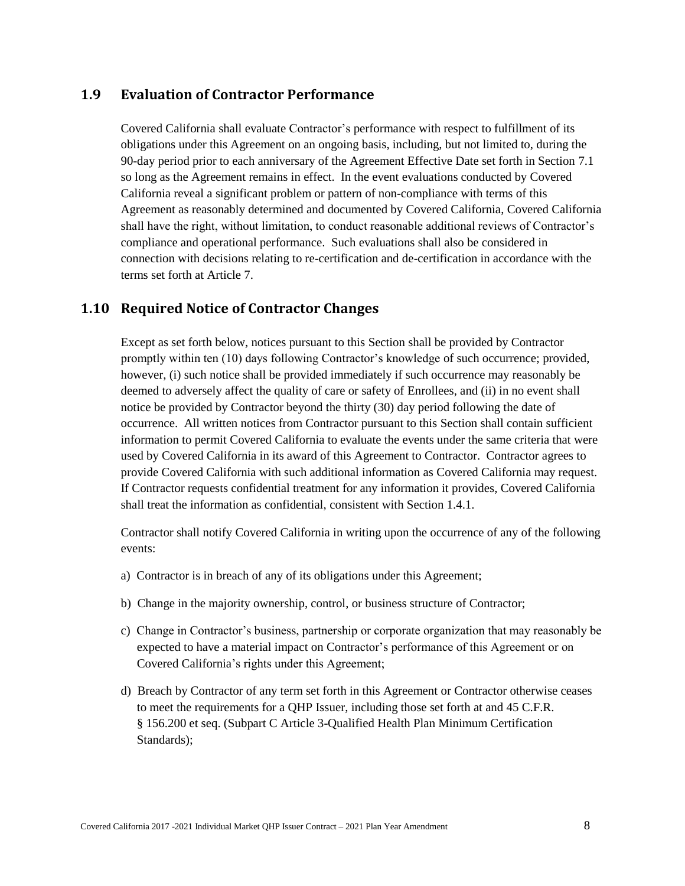## 1.9 Evaluation of Contractor Performance

Covered California shall evaluate Contractor's performance with respect to fulfillment of its obligations under this Agreement on an ongoing basis, including, but not limited to, during the 90-day period prior to each anniversary of the Agreement Effective Date set forth in Section 7.1 so long as the Agreement remains in effect. In the event evaluations conducted by Covered California reveal a significant problem or pattern of non-compliance with terms of this Agreement as reasonably determined and documented by Covered California, Covered California shall have the right, without limitation, to conduct reasonable additional reviews of Contractor's compliance and operational performance. Such evaluations shall also be considered in connection with decisions relating to re-certification and de-certification in accordance with the terms set forth at Article 7.

## 1.10 Required Notice of Contractor Changes

Except as set forth below, notices pursuant to this Section shall be provided by Contractor promptly within ten (10) days following Contractor's knowledge of such occurrence; provided, however, (i) such notice shall be provided immediately if such occurrence may reasonably be deemed to adversely affect the quality of care or safety of Enrollees, and (ii) in no event shall notice be provided by Contractor beyond the thirty (30) day period following the date of occurrence. All written notices from Contractor pursuant to this Section shall contain sufficient information to permit Covered California to evaluate the events under the same criteria that were used by Covered California in its award of this Agreement to Contractor. Contractor agrees to provide Covered California with such additional information as Covered California may request. If Contractor requests confidential treatment for any information it provides, Covered California shall treat the information as confidential, consistent with Section 1.4.1.

Contractor shall notify Covered California in writing upon the occurrence of any of the following events:

a) Contractor is in breach of any of its obligations under this Agreement;

b) Change in the majority ownership, control, or business structure of Contractor;

c) Change in Contractor's business, partnership or corporate organization that may reasonably be expected to have a material impact on Contractor's performance of this Agreement or on Covered California's rights under this Agreement;

d) Breach by Contractor of any term set forth in this Agreement or Contractor otherwise ceases to meet the requirements for a QHP Issuer, including those set forth at and 45 C.F.R. § 156.200 et seq. (Subpart C Article 3-Qualified Health Plan Minimum Certification Standards);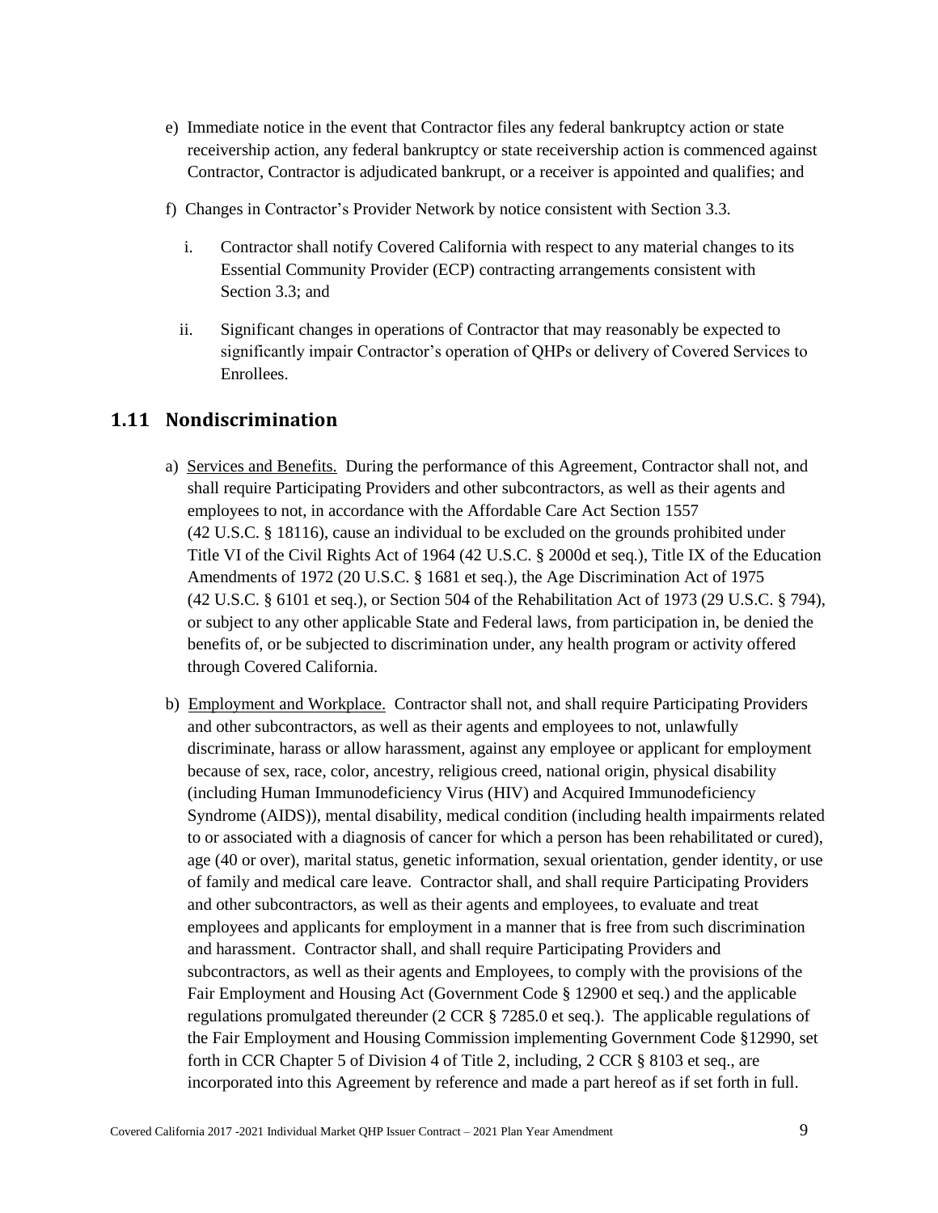e) Immediate notice in the event that Contractor files any federal bankruptcy action or state receivership action, any federal bankruptcy or state receivership action is commenced against Contractor, Contractor is adjudicated bankrupt, or a receiver is appointed and qualifies; and

f) Changes in Contractor's Provider Network by notice consistent with Section 3.3.

   i. Contractor shall notify Covered California with respect to any material changes to its Essential Community Provider (ECP) contracting arrangements consistent with Section 3.3; and

   ii. Significant changes in operations of Contractor that may reasonably be expected to significantly impair Contractor's operation of QHPs or delivery of Covered Services to Enrollees.

## 1.11 Nondiscrimination

a) Services and Benefits. During the performance of this Agreement, Contractor shall not, and shall require Participating Providers and other subcontractors, as well as their agents and employees to not, in accordance with the Affordable Care Act Section 1557 (42 U.S.C. § 18116), cause an individual to be excluded on the grounds prohibited under Title VI of the Civil Rights Act of 1964 (42 U.S.C. § 2000d et seq.), Title IX of the Education Amendments of 1972 (20 U.S.C. § 1681 et seq.), the Age Discrimination Act of 1975 (42 U.S.C. § 6101 et seq.), or Section 504 of the Rehabilitation Act of 1973 (29 U.S.C. § 794), or subject to any other applicable State and Federal laws, from participation in, be denied the benefits of, or be subjected to discrimination under, any health program or activity offered through Covered California.

b) Employment and Workplace. Contractor shall not, and shall require Participating Providers and other subcontractors, as well as their agents and employees to not, unlawfully discriminate, harass or allow harassment, against any employee or applicant for employment because of sex, race, color, ancestry, religious creed, national origin, physical disability (including Human Immunodeficiency Virus (HIV) and Acquired Immunodeficiency Syndrome (AIDS)), mental disability, medical condition (including health impairments related to or associated with a diagnosis of cancer for which a person has been rehabilitated or cured), age (40 or over), marital status, genetic information, sexual orientation, gender identity, or use of family and medical care leave. Contractor shall, and shall require Participating Providers and other subcontractors, as well as their agents and employees, to evaluate and treat employees and applicants for employment in a manner that is free from such discrimination and harassment. Contractor shall, and shall require Participating Providers and subcontractors, as well as their agents and Employees, to comply with the provisions of the Fair Employment and Housing Act (Government Code § 12900 et seq.) and the applicable regulations promulgated thereunder (2 CCR § 7285.0 et seq.). The applicable regulations of the Fair Employment and Housing Commission implementing Government Code §12990, set forth in CCR Chapter 5 of Division 4 of Title 2, including, 2 CCR § 8103 et seq., are incorporated into this Agreement by reference and made a part hereof as if set forth in full.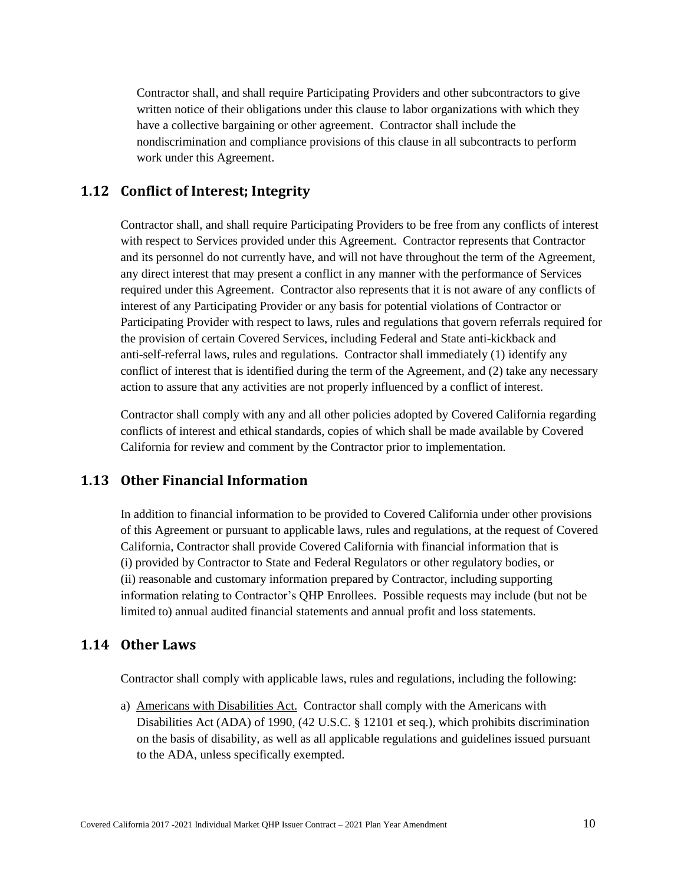Contractor shall, and shall require Participating Providers and other subcontractors to give written notice of their obligations under this clause to labor organizations with which they have a collective bargaining or other agreement. Contractor shall include the nondiscrimination and compliance provisions of this clause in all subcontracts to perform work under this Agreement.

## 1.12 Conflict of Interest; Integrity

Contractor shall, and shall require Participating Providers to be free from any conflicts of interest with respect to Services provided under this Agreement. Contractor represents that Contractor and its personnel do not currently have, and will not have throughout the term of the Agreement, any direct interest that may present a conflict in any manner with the performance of Services required under this Agreement. Contractor also represents that it is not aware of any conflicts of interest of any Participating Provider or any basis for potential violations of Contractor or Participating Provider with respect to laws, rules and regulations that govern referrals required for the provision of certain Covered Services, including Federal and State anti-kickback and anti-self-referral laws, rules and regulations. Contractor shall immediately (1) identify any conflict of interest that is identified during the term of the Agreement, and (2) take any necessary action to assure that any activities are not properly influenced by a conflict of interest.

Contractor shall comply with any and all other policies adopted by Covered California regarding conflicts of interest and ethical standards, copies of which shall be made available by Covered California for review and comment by the Contractor prior to implementation.

## 1.13 Other Financial Information

In addition to financial information to be provided to Covered California under other provisions of this Agreement or pursuant to applicable laws, rules and regulations, at the request of Covered California, Contractor shall provide Covered California with financial information that is (i) provided by Contractor to State and Federal Regulators or other regulatory bodies, or (ii) reasonable and customary information prepared by Contractor, including supporting information relating to Contractor's QHP Enrollees. Possible requests may include (but not be limited to) annual audited financial statements and annual profit and loss statements.

## 1.14 Other Laws

Contractor shall comply with applicable laws, rules and regulations, including the following:

a) Americans with Disabilities Act. Contractor shall comply with the Americans with Disabilities Act (ADA) of 1990, (42 U.S.C. § 12101 et seq.), which prohibits discrimination on the basis of disability, as well as all applicable regulations and guidelines issued pursuant to the ADA, unless specifically exempted.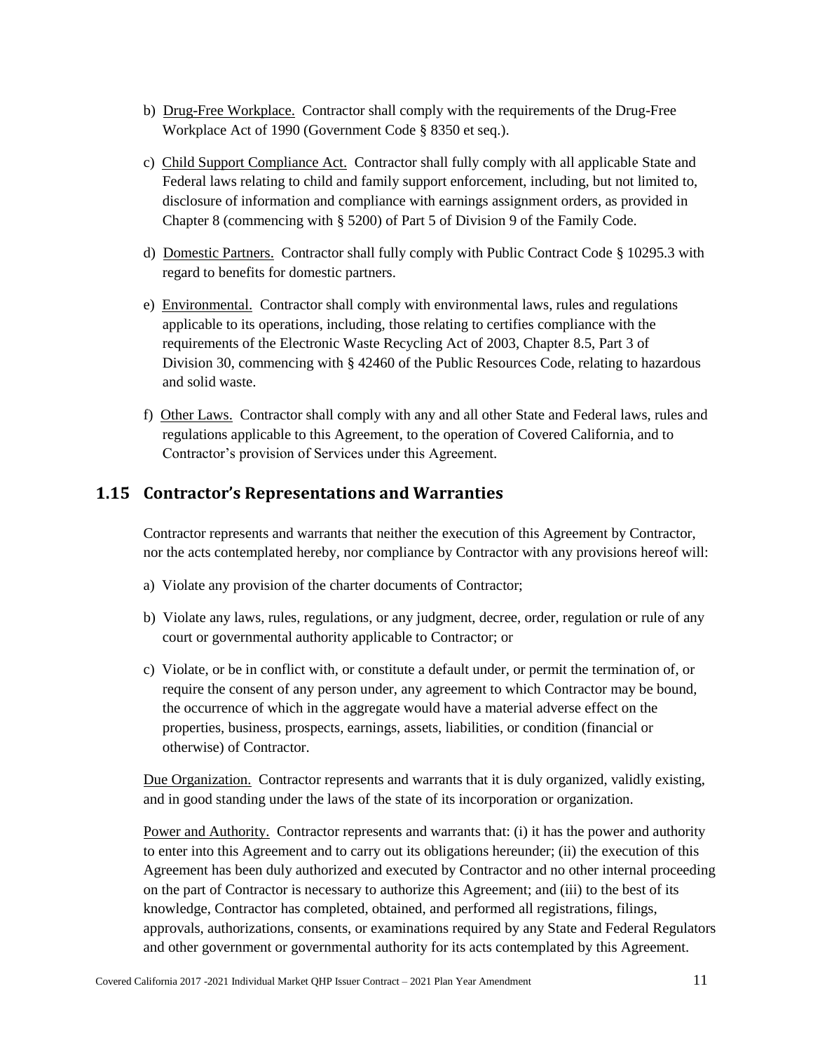b) Drug-Free Workplace. Contractor shall comply with the requirements of the Drug-Free Workplace Act of 1990 (Government Code § 8350 et seq.).

c) Child Support Compliance Act. Contractor shall fully comply with all applicable State and Federal laws relating to child and family support enforcement, including, but not limited to, disclosure of information and compliance with earnings assignment orders, as provided in Chapter 8 (commencing with § 5200) of Part 5 of Division 9 of the Family Code.

d) Domestic Partners. Contractor shall fully comply with Public Contract Code § 10295.3 with regard to benefits for domestic partners.

e) Environmental. Contractor shall comply with environmental laws, rules and regulations applicable to its operations, including, those relating to certifies compliance with the requirements of the Electronic Waste Recycling Act of 2003, Chapter 8.5, Part 3 of Division 30, commencing with § 42460 of the Public Resources Code, relating to hazardous and solid waste.

f) Other Laws. Contractor shall comply with any and all other State and Federal laws, rules and regulations applicable to this Agreement, to the operation of Covered California, and to Contractor's provision of Services under this Agreement.

## 1.15 Contractor's Representations and Warranties

Contractor represents and warrants that neither the execution of this Agreement by Contractor, nor the acts contemplated hereby, nor compliance by Contractor with any provisions hereof will:

a) Violate any provision of the charter documents of Contractor;

b) Violate any laws, rules, regulations, or any judgment, decree, order, regulation or rule of any court or governmental authority applicable to Contractor; or

c) Violate, or be in conflict with, or constitute a default under, or permit the termination of, or require the consent of any person under, any agreement to which Contractor may be bound, the occurrence of which in the aggregate would have a material adverse effect on the properties, business, prospects, earnings, assets, liabilities, or condition (financial or otherwise) of Contractor.

Due Organization. Contractor represents and warrants that it is duly organized, validly existing, and in good standing under the laws of the state of its incorporation or organization.

Power and Authority. Contractor represents and warrants that: (i) it has the power and authority to enter into this Agreement and to carry out its obligations hereunder; (ii) the execution of this Agreement has been duly authorized and executed by Contractor and no other internal proceeding on the part of Contractor is necessary to authorize this Agreement; and (iii) to the best of its knowledge, Contractor has completed, obtained, and performed all registrations, filings, approvals, authorizations, consents, or examinations required by any State and Federal Regulators and other government or governmental authority for its acts contemplated by this Agreement.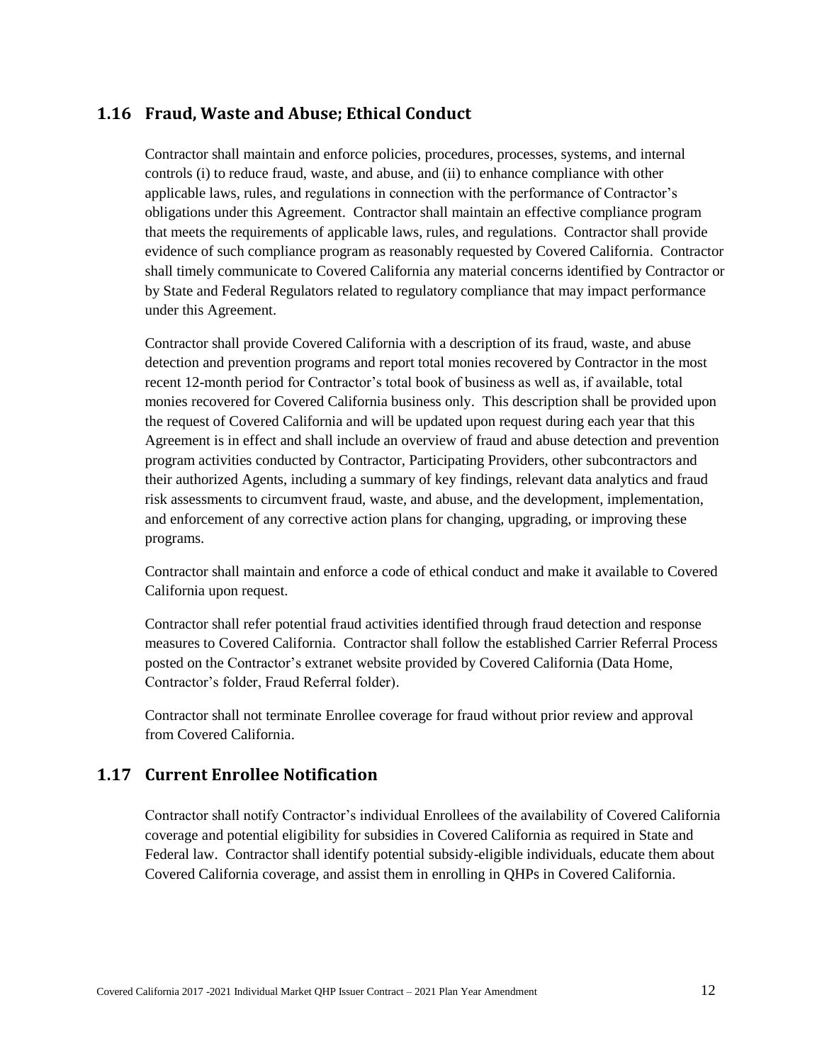## 1.16 Fraud, Waste and Abuse; Ethical Conduct

Contractor shall maintain and enforce policies, procedures, processes, systems, and internal controls (i) to reduce fraud, waste, and abuse, and (ii) to enhance compliance with other applicable laws, rules, and regulations in connection with the performance of Contractor's obligations under this Agreement. Contractor shall maintain an effective compliance program that meets the requirements of applicable laws, rules, and regulations. Contractor shall provide evidence of such compliance program as reasonably requested by Covered California. Contractor shall timely communicate to Covered California any material concerns identified by Contractor or by State and Federal Regulators related to regulatory compliance that may impact performance under this Agreement.

Contractor shall provide Covered California with a description of its fraud, waste, and abuse detection and prevention programs and report total monies recovered by Contractor in the most recent 12-month period for Contractor's total book of business as well as, if available, total monies recovered for Covered California business only. This description shall be provided upon the request of Covered California and will be updated upon request during each year that this Agreement is in effect and shall include an overview of fraud and abuse detection and prevention program activities conducted by Contractor, Participating Providers, other subcontractors and their authorized Agents, including a summary of key findings, relevant data analytics and fraud risk assessments to circumvent fraud, waste, and abuse, and the development, implementation, and enforcement of any corrective action plans for changing, upgrading, or improving these programs.

Contractor shall maintain and enforce a code of ethical conduct and make it available to Covered California upon request.

Contractor shall refer potential fraud activities identified through fraud detection and response measures to Covered California. Contractor shall follow the established Carrier Referral Process posted on the Contractor's extranet website provided by Covered California (Data Home, Contractor's folder, Fraud Referral folder).

Contractor shall not terminate Enrollee coverage for fraud without prior review and approval from Covered California.

## 1.17 Current Enrollee Notification

Contractor shall notify Contractor's individual Enrollees of the availability of Covered California coverage and potential eligibility for subsidies in Covered California as required in State and Federal law. Contractor shall identify potential subsidy-eligible individuals, educate them about Covered California coverage, and assist them in enrolling in QHPs in Covered California.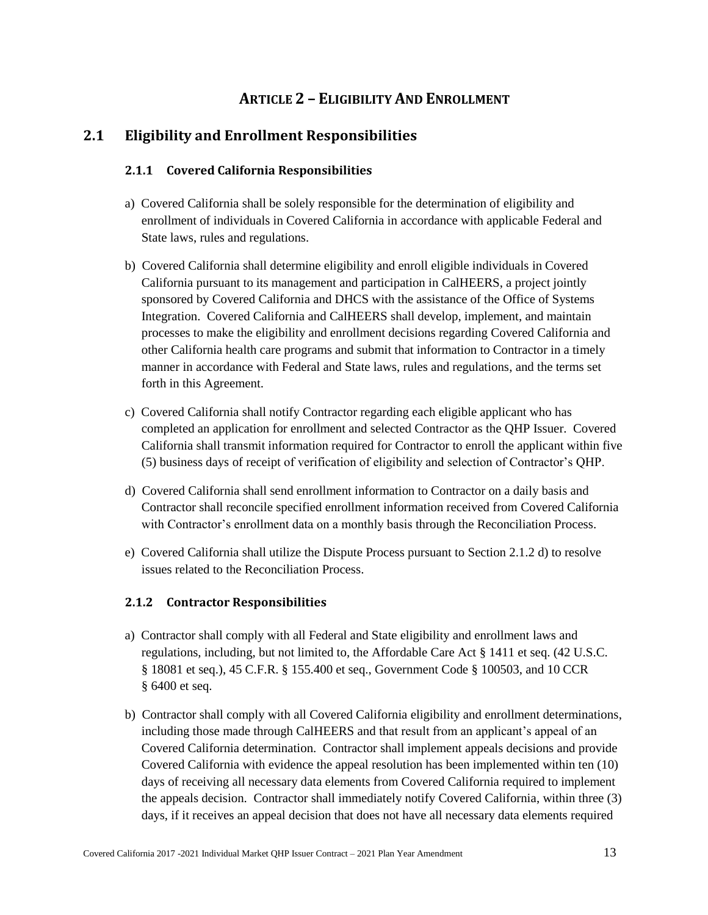# ARTICLE 2 – ELIGIBILITY AND ENROLLMENT

## 2.1 Eligibility and Enrollment Responsibilities

### 2.1.1 Covered California Responsibilities

a) Covered California shall be solely responsible for the determination of eligibility and enrollment of individuals in Covered California in accordance with applicable Federal and State laws, rules and regulations.

b) Covered California shall determine eligibility and enroll eligible individuals in Covered California pursuant to its management and participation in CalHEERS, a project jointly sponsored by Covered California and DHCS with the assistance of the Office of Systems Integration. Covered California and CalHEERS shall develop, implement, and maintain processes to make the eligibility and enrollment decisions regarding Covered California and other California health care programs and submit that information to Contractor in a timely manner in accordance with Federal and State laws, rules and regulations, and the terms set forth in this Agreement.

c) Covered California shall notify Contractor regarding each eligible applicant who has completed an application for enrollment and selected Contractor as the QHP Issuer. Covered California shall transmit information required for Contractor to enroll the applicant within five (5) business days of receipt of verification of eligibility and selection of Contractor's QHP.

d) Covered California shall send enrollment information to Contractor on a daily basis and Contractor shall reconcile specified enrollment information received from Covered California with Contractor's enrollment data on a monthly basis through the Reconciliation Process.

e) Covered California shall utilize the Dispute Process pursuant to Section 2.1.2 d) to resolve issues related to the Reconciliation Process.

### 2.1.2 Contractor Responsibilities

a) Contractor shall comply with all Federal and State eligibility and enrollment laws and regulations, including, but not limited to, the Affordable Care Act § 1411 et seq. (42 U.S.C. § 18081 et seq.), 45 C.F.R. § 155.400 et seq., Government Code § 100503, and 10 CCR § 6400 et seq.

b) Contractor shall comply with all Covered California eligibility and enrollment determinations, including those made through CalHEERS and that result from an applicant's appeal of an Covered California determination. Contractor shall implement appeals decisions and provide Covered California with evidence the appeal resolution has been implemented within ten (10) days of receiving all necessary data elements from Covered California required to implement the appeals decision. Contractor shall immediately notify Covered California, within three (3) days, if it receives an appeal decision that does not have all necessary data elements required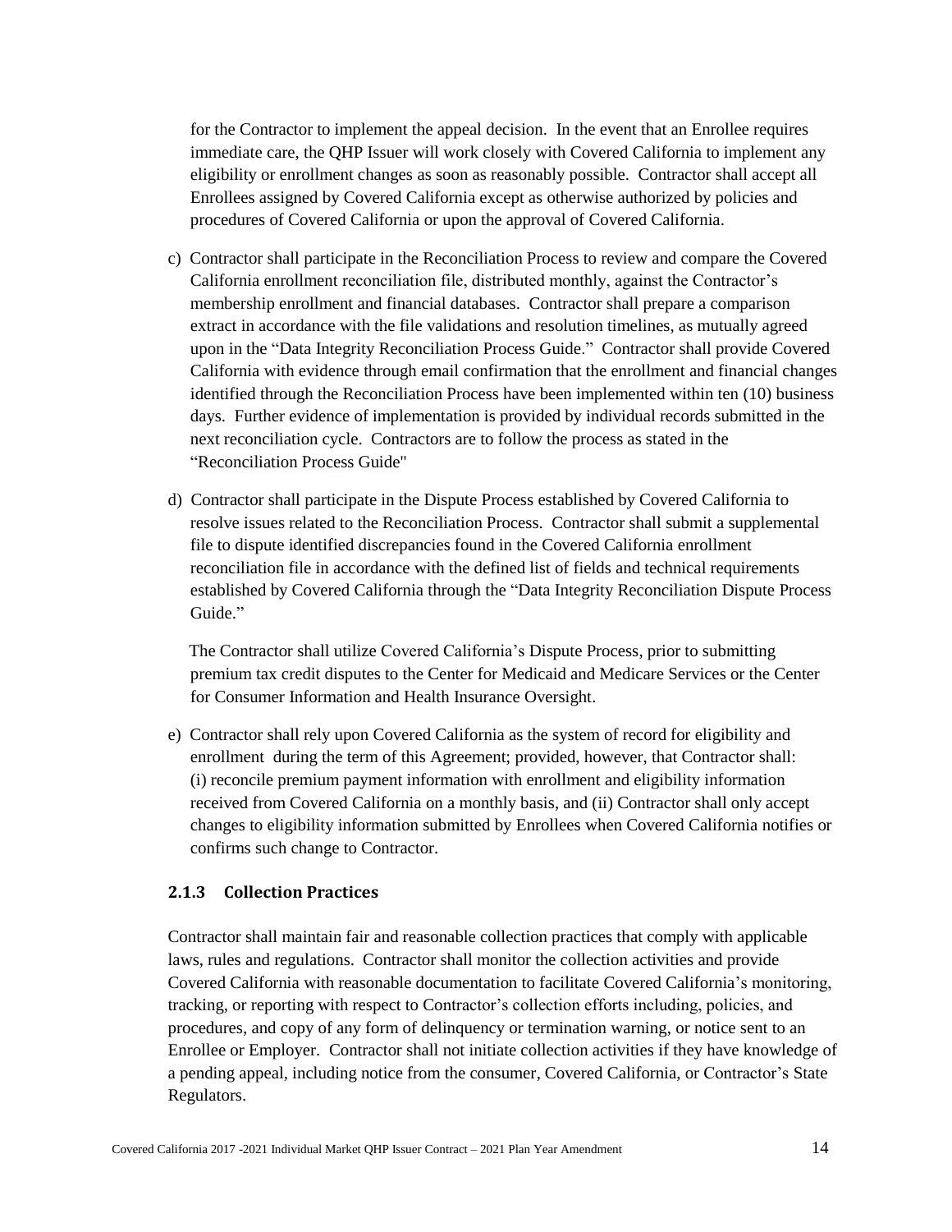for the Contractor to implement the appeal decision. In the event that an Enrollee requires immediate care, the QHP Issuer will work closely with Covered California to implement any eligibility or enrollment changes as soon as reasonably possible. Contractor shall accept all Enrollees assigned by Covered California except as otherwise authorized by policies and procedures of Covered California or upon the approval of Covered California.

c) Contractor shall participate in the Reconciliation Process to review and compare the Covered California enrollment reconciliation file, distributed monthly, against the Contractor's membership enrollment and financial databases. Contractor shall prepare a comparison extract in accordance with the file validations and resolution timelines, as mutually agreed upon in the "Data Integrity Reconciliation Process Guide." Contractor shall provide Covered California with evidence through email confirmation that the enrollment and financial changes identified through the Reconciliation Process have been implemented within ten (10) business days. Further evidence of implementation is provided by individual records submitted in the next reconciliation cycle. Contractors are to follow the process as stated in the "Reconciliation Process Guide"

d) Contractor shall participate in the Dispute Process established by Covered California to resolve issues related to the Reconciliation Process. Contractor shall submit a supplemental file to dispute identified discrepancies found in the Covered California enrollment reconciliation file in accordance with the defined list of fields and technical requirements established by Covered California through the "Data Integrity Reconciliation Dispute Process Guide."

   The Contractor shall utilize Covered California's Dispute Process, prior to submitting premium tax credit disputes to the Center for Medicaid and Medicare Services or the Center for Consumer Information and Health Insurance Oversight.

e) Contractor shall rely upon Covered California as the system of record for eligibility and enrollment during the term of this Agreement; provided, however, that Contractor shall: (i) reconcile premium payment information with enrollment and eligibility information received from Covered California on a monthly basis, and (ii) Contractor shall only accept changes to eligibility information submitted by Enrollees when Covered California notifies or confirms such change to Contractor.

### 2.1.3 Collection Practices

Contractor shall maintain fair and reasonable collection practices that comply with applicable laws, rules and regulations. Contractor shall monitor the collection activities and provide Covered California with reasonable documentation to facilitate Covered California's monitoring, tracking, or reporting with respect to Contractor's collection efforts including, policies, and procedures, and copy of any form of delinquency or termination warning, or notice sent to an Enrollee or Employer. Contractor shall not initiate collection activities if they have knowledge of a pending appeal, including notice from the consumer, Covered California, or Contractor's State Regulators.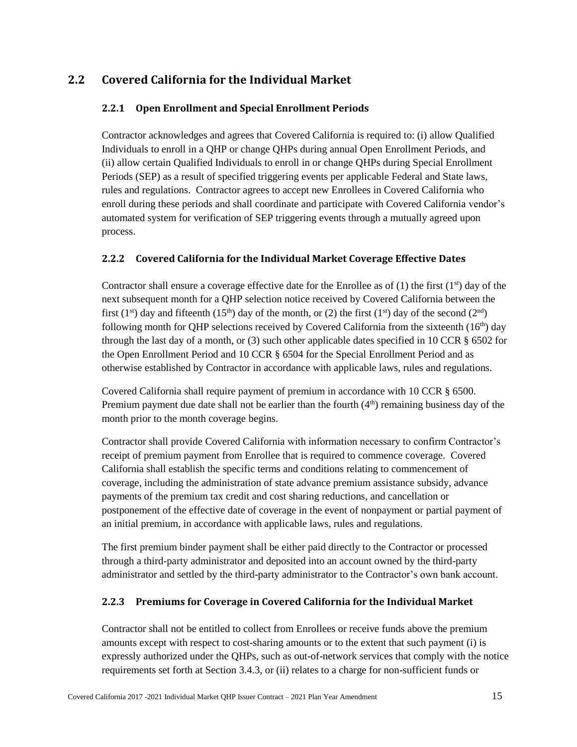## 2.2 Covered California for the Individual Market

### 2.2.1 Open Enrollment and Special Enrollment Periods

Contractor acknowledges and agrees that Covered California is required to: (i) allow Qualified Individuals to enroll in a QHP or change QHPs during annual Open Enrollment Periods, and (ii) allow certain Qualified Individuals to enroll in or change QHPs during Special Enrollment Periods (SEP) as a result of specified triggering events per applicable Federal and State laws, rules and regulations. Contractor agrees to accept new Enrollees in Covered California who enroll during these periods and shall coordinate and participate with Covered California vendor's automated system for verification of SEP triggering events through a mutually agreed upon process.

### 2.2.2 Covered California for the Individual Market Coverage Effective Dates

Contractor shall ensure a coverage effective date for the Enrollee as of (1) the first (1st) day of the next subsequent month for a QHP selection notice received by Covered California between the first (1st) day and fifteenth (15th) day of the month, or (2) the first (1st) day of the second (2nd) following month for QHP selections received by Covered California from the sixteenth (16th) day through the last day of a month, or (3) such other applicable dates specified in 10 CCR § 6502 for the Open Enrollment Period and 10 CCR § 6504 for the Special Enrollment Period and as otherwise established by Contractor in accordance with applicable laws, rules and regulations.

Covered California shall require payment of premium in accordance with 10 CCR § 6500. Premium payment due date shall not be earlier than the fourth (4th) remaining business day of the month prior to the month coverage begins.

Contractor shall provide Covered California with information necessary to confirm Contractor's receipt of premium payment from Enrollee that is required to commence coverage. Covered California shall establish the specific terms and conditions relating to commencement of coverage, including the administration of state advance premium assistance subsidy, advance payments of the premium tax credit and cost sharing reductions, and cancellation or postponement of the effective date of coverage in the event of nonpayment or partial payment of an initial premium, in accordance with applicable laws, rules and regulations.

The first premium binder payment shall be either paid directly to the Contractor or processed through a third-party administrator and deposited into an account owned by the third-party administrator and settled by the third-party administrator to the Contractor's own bank account.

### 2.2.3 Premiums for Coverage in Covered California for the Individual Market

Contractor shall not be entitled to collect from Enrollees or receive funds above the premium amounts except with respect to cost-sharing amounts or to the extent that such payment (i) is expressly authorized under the QHPs, such as out-of-network services that comply with the notice requirements set forth at Section 3.4.3, or (ii) relates to a charge for non-sufficient funds or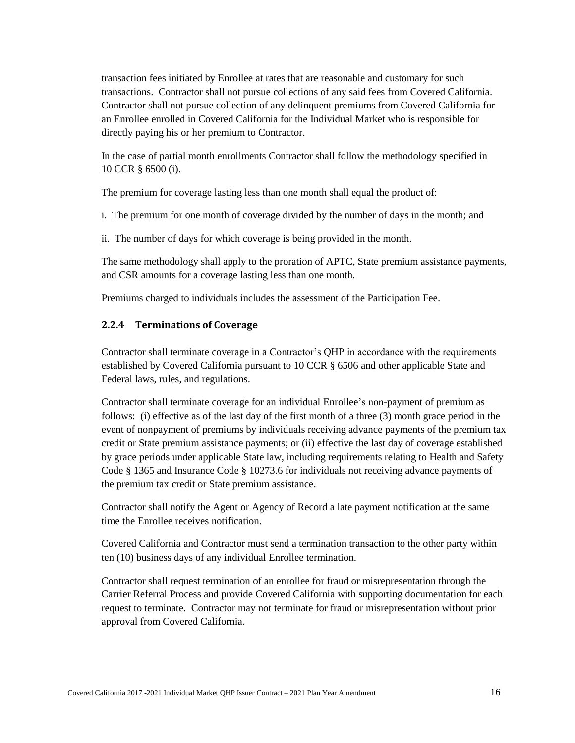transaction fees initiated by Enrollee at rates that are reasonable and customary for such transactions. Contractor shall not pursue collections of any said fees from Covered California. Contractor shall not pursue collection of any delinquent premiums from Covered California for an Enrollee enrolled in Covered California for the Individual Market who is responsible for directly paying his or her premium to Contractor.

In the case of partial month enrollments Contractor shall follow the methodology specified in 10 CCR § 6500 (i).

The premium for coverage lasting less than one month shall equal the product of:

i. The premium for one month of coverage divided by the number of days in the month; and

ii. The number of days for which coverage is being provided in the month.

The same methodology shall apply to the proration of APTC, State premium assistance payments, and CSR amounts for a coverage lasting less than one month.

Premiums charged to individuals includes the assessment of the Participation Fee.

### 2.2.4 Terminations of Coverage

Contractor shall terminate coverage in a Contractor's QHP in accordance with the requirements established by Covered California pursuant to 10 CCR § 6506 and other applicable State and Federal laws, rules, and regulations.

Contractor shall terminate coverage for an individual Enrollee's non-payment of premium as follows: (i) effective as of the last day of the first month of a three (3) month grace period in the event of nonpayment of premiums by individuals receiving advance payments of the premium tax credit or State premium assistance payments; or (ii) effective the last day of coverage established by grace periods under applicable State law, including requirements relating to Health and Safety Code § 1365 and Insurance Code § 10273.6 for individuals not receiving advance payments of the premium tax credit or State premium assistance.

Contractor shall notify the Agent or Agency of Record a late payment notification at the same time the Enrollee receives notification.

Covered California and Contractor must send a termination transaction to the other party within ten (10) business days of any individual Enrollee termination.

Contractor shall request termination of an enrollee for fraud or misrepresentation through the Carrier Referral Process and provide Covered California with supporting documentation for each request to terminate. Contractor may not terminate for fraud or misrepresentation without prior approval from Covered California.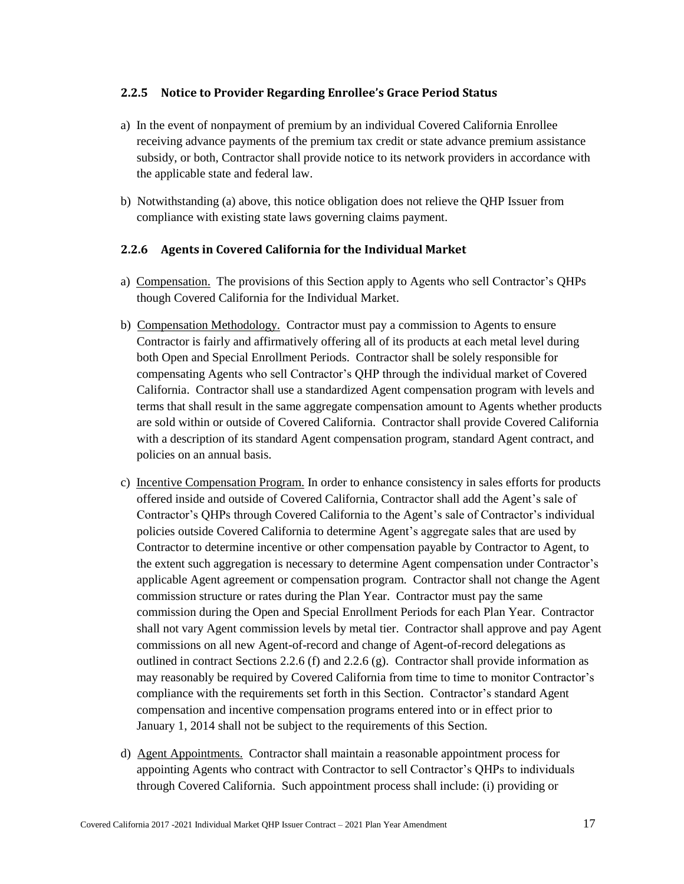### 2.2.5 Notice to Provider Regarding Enrollee's Grace Period Status

a) In the event of nonpayment of premium by an individual Covered California Enrollee receiving advance payments of the premium tax credit or state advance premium assistance subsidy, or both, Contractor shall provide notice to its network providers in accordance with the applicable state and federal law.

b) Notwithstanding (a) above, this notice obligation does not relieve the QHP Issuer from compliance with existing state laws governing claims payment.

### 2.2.6 Agents in Covered California for the Individual Market

a) Compensation. The provisions of this Section apply to Agents who sell Contractor's QHPs though Covered California for the Individual Market.

b) Compensation Methodology. Contractor must pay a commission to Agents to ensure Contractor is fairly and affirmatively offering all of its products at each metal level during both Open and Special Enrollment Periods. Contractor shall be solely responsible for compensating Agents who sell Contractor's QHP through the individual market of Covered California. Contractor shall use a standardized Agent compensation program with levels and terms that shall result in the same aggregate compensation amount to Agents whether products are sold within or outside of Covered California. Contractor shall provide Covered California with a description of its standard Agent compensation program, standard Agent contract, and policies on an annual basis.

c) Incentive Compensation Program. In order to enhance consistency in sales efforts for products offered inside and outside of Covered California, Contractor shall add the Agent's sale of Contractor's QHPs through Covered California to the Agent's sale of Contractor's individual policies outside Covered California to determine Agent's aggregate sales that are used by Contractor to determine incentive or other compensation payable by Contractor to Agent, to the extent such aggregation is necessary to determine Agent compensation under Contractor's applicable Agent agreement or compensation program. Contractor shall not change the Agent commission structure or rates during the Plan Year. Contractor must pay the same commission during the Open and Special Enrollment Periods for each Plan Year. Contractor shall not vary Agent commission levels by metal tier. Contractor shall approve and pay Agent commissions on all new Agent-of-record and change of Agent-of-record delegations as outlined in contract Sections 2.2.6 (f) and 2.2.6 (g). Contractor shall provide information as may reasonably be required by Covered California from time to time to monitor Contractor's compliance with the requirements set forth in this Section. Contractor's standard Agent compensation and incentive compensation programs entered into or in effect prior to January 1, 2014 shall not be subject to the requirements of this Section.

d) Agent Appointments. Contractor shall maintain a reasonable appointment process for appointing Agents who contract with Contractor to sell Contractor's QHPs to individuals through Covered California. Such appointment process shall include: (i) providing or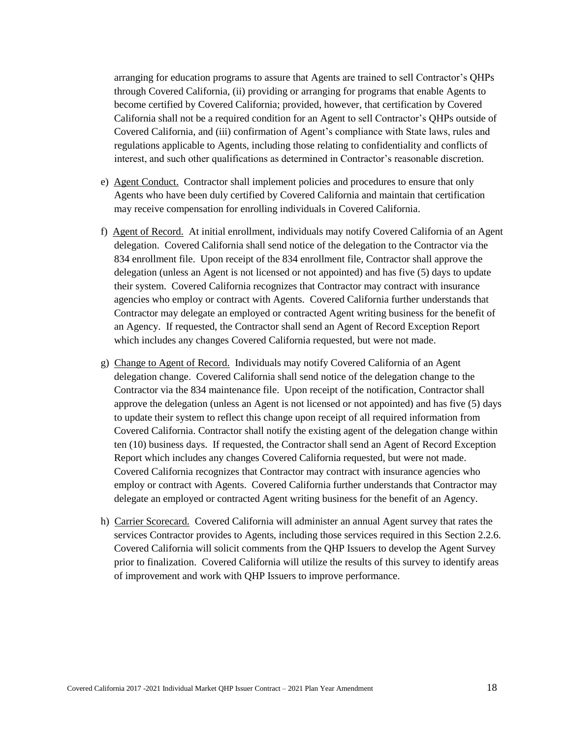arranging for education programs to assure that Agents are trained to sell Contractor's QHPs through Covered California, (ii) providing or arranging for programs that enable Agents to become certified by Covered California; provided, however, that certification by Covered California shall not be a required condition for an Agent to sell Contractor's QHPs outside of Covered California, and (iii) confirmation of Agent's compliance with State laws, rules and regulations applicable to Agents, including those relating to confidentiality and conflicts of interest, and such other qualifications as determined in Contractor's reasonable discretion.

e) Agent Conduct. Contractor shall implement policies and procedures to ensure that only Agents who have been duly certified by Covered California and maintain that certification may receive compensation for enrolling individuals in Covered California.

f) Agent of Record. At initial enrollment, individuals may notify Covered California of an Agent delegation. Covered California shall send notice of the delegation to the Contractor via the 834 enrollment file. Upon receipt of the 834 enrollment file, Contractor shall approve the delegation (unless an Agent is not licensed or not appointed) and has five (5) days to update their system. Covered California recognizes that Contractor may contract with insurance agencies who employ or contract with Agents. Covered California further understands that Contractor may delegate an employed or contracted Agent writing business for the benefit of an Agency. If requested, the Contractor shall send an Agent of Record Exception Report which includes any changes Covered California requested, but were not made.

g) Change to Agent of Record. Individuals may notify Covered California of an Agent delegation change. Covered California shall send notice of the delegation change to the Contractor via the 834 maintenance file. Upon receipt of the notification, Contractor shall approve the delegation (unless an Agent is not licensed or not appointed) and has five (5) days to update their system to reflect this change upon receipt of all required information from Covered California. Contractor shall notify the existing agent of the delegation change within ten (10) business days. If requested, the Contractor shall send an Agent of Record Exception Report which includes any changes Covered California requested, but were not made. Covered California recognizes that Contractor may contract with insurance agencies who employ or contract with Agents. Covered California further understands that Contractor may delegate an employed or contracted Agent writing business for the benefit of an Agency.

h) Carrier Scorecard. Covered California will administer an annual Agent survey that rates the services Contractor provides to Agents, including those services required in this Section 2.2.6. Covered California will solicit comments from the QHP Issuers to develop the Agent Survey prior to finalization. Covered California will utilize the results of this survey to identify areas of improvement and work with QHP Issuers to improve performance.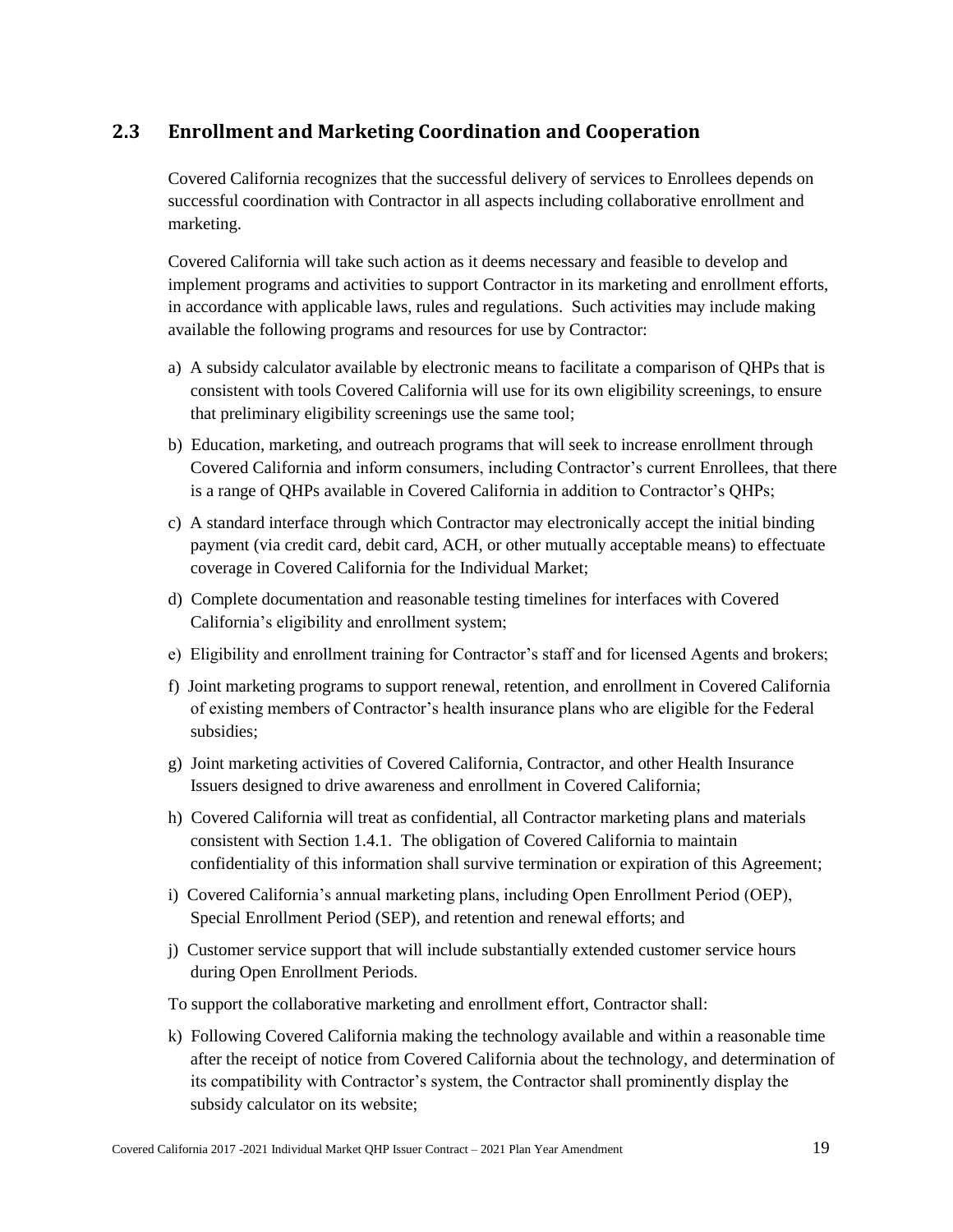## 2.3 Enrollment and Marketing Coordination and Cooperation

Covered California recognizes that the successful delivery of services to Enrollees depends on successful coordination with Contractor in all aspects including collaborative enrollment and marketing.

Covered California will take such action as it deems necessary and feasible to develop and implement programs and activities to support Contractor in its marketing and enrollment efforts, in accordance with applicable laws, rules and regulations. Such activities may include making available the following programs and resources for use by Contractor:

a) A subsidy calculator available by electronic means to facilitate a comparison of QHPs that is consistent with tools Covered California will use for its own eligibility screenings, to ensure that preliminary eligibility screenings use the same tool;

b) Education, marketing, and outreach programs that will seek to increase enrollment through Covered California and inform consumers, including Contractor's current Enrollees, that there is a range of QHPs available in Covered California in addition to Contractor's QHPs;

c) A standard interface through which Contractor may electronically accept the initial binding payment (via credit card, debit card, ACH, or other mutually acceptable means) to effectuate coverage in Covered California for the Individual Market;

d) Complete documentation and reasonable testing timelines for interfaces with Covered California's eligibility and enrollment system;

e) Eligibility and enrollment training for Contractor's staff and for licensed Agents and brokers;

f) Joint marketing programs to support renewal, retention, and enrollment in Covered California of existing members of Contractor's health insurance plans who are eligible for the Federal subsidies;

g) Joint marketing activities of Covered California, Contractor, and other Health Insurance Issuers designed to drive awareness and enrollment in Covered California;

h) Covered California will treat as confidential, all Contractor marketing plans and materials consistent with Section 1.4.1. The obligation of Covered California to maintain confidentiality of this information shall survive termination or expiration of this Agreement;

i) Covered California's annual marketing plans, including Open Enrollment Period (OEP), Special Enrollment Period (SEP), and retention and renewal efforts; and

j) Customer service support that will include substantially extended customer service hours during Open Enrollment Periods.

To support the collaborative marketing and enrollment effort, Contractor shall:

k) Following Covered California making the technology available and within a reasonable time after the receipt of notice from Covered California about the technology, and determination of its compatibility with Contractor's system, the Contractor shall prominently display the subsidy calculator on its website;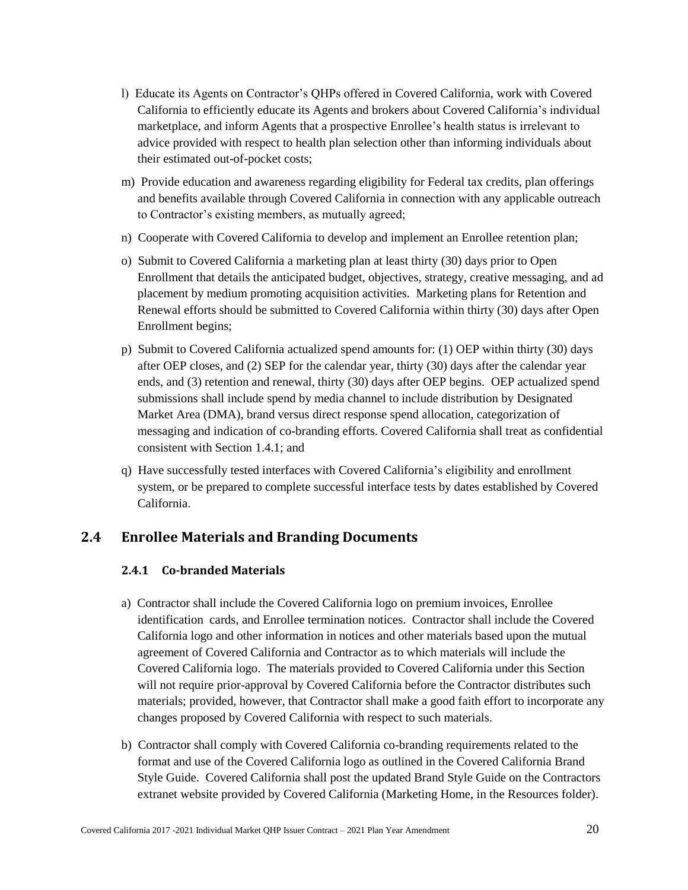l) Educate its Agents on Contractor's QHPs offered in Covered California, work with Covered California to efficiently educate its Agents and brokers about Covered California's individual marketplace, and inform Agents that a prospective Enrollee's health status is irrelevant to advice provided with respect to health plan selection other than informing individuals about their estimated out-of-pocket costs;

m) Provide education and awareness regarding eligibility for Federal tax credits, plan offerings and benefits available through Covered California in connection with any applicable outreach to Contractor's existing members, as mutually agreed;

n) Cooperate with Covered California to develop and implement an Enrollee retention plan;

o) Submit to Covered California a marketing plan at least thirty (30) days prior to Open Enrollment that details the anticipated budget, objectives, strategy, creative messaging, and ad placement by medium promoting acquisition activities. Marketing plans for Retention and Renewal efforts should be submitted to Covered California within thirty (30) days after Open Enrollment begins;

p) Submit to Covered California actualized spend amounts for: (1) OEP within thirty (30) days after OEP closes, and (2) SEP for the calendar year, thirty (30) days after the calendar year ends, and (3) retention and renewal, thirty (30) days after OEP begins. OEP actualized spend submissions shall include spend by media channel to include distribution by Designated Market Area (DMA), brand versus direct response spend allocation, categorization of messaging and indication of co-branding efforts. Covered California shall treat as confidential consistent with Section 1.4.1; and

q) Have successfully tested interfaces with Covered California's eligibility and enrollment system, or be prepared to complete successful interface tests by dates established by Covered California.

## 2.4 Enrollee Materials and Branding Documents

### 2.4.1 Co-branded Materials

a) Contractor shall include the Covered California logo on premium invoices, Enrollee identification cards, and Enrollee termination notices. Contractor shall include the Covered California logo and other information in notices and other materials based upon the mutual agreement of Covered California and Contractor as to which materials will include the Covered California logo. The materials provided to Covered California under this Section will not require prior-approval by Covered California before the Contractor distributes such materials; provided, however, that Contractor shall make a good faith effort to incorporate any changes proposed by Covered California with respect to such materials.

b) Contractor shall comply with Covered California co-branding requirements related to the format and use of the Covered California logo as outlined in the Covered California Brand Style Guide. Covered California shall post the updated Brand Style Guide on the Contractors extranet website provided by Covered California (Marketing Home, in the Resources folder).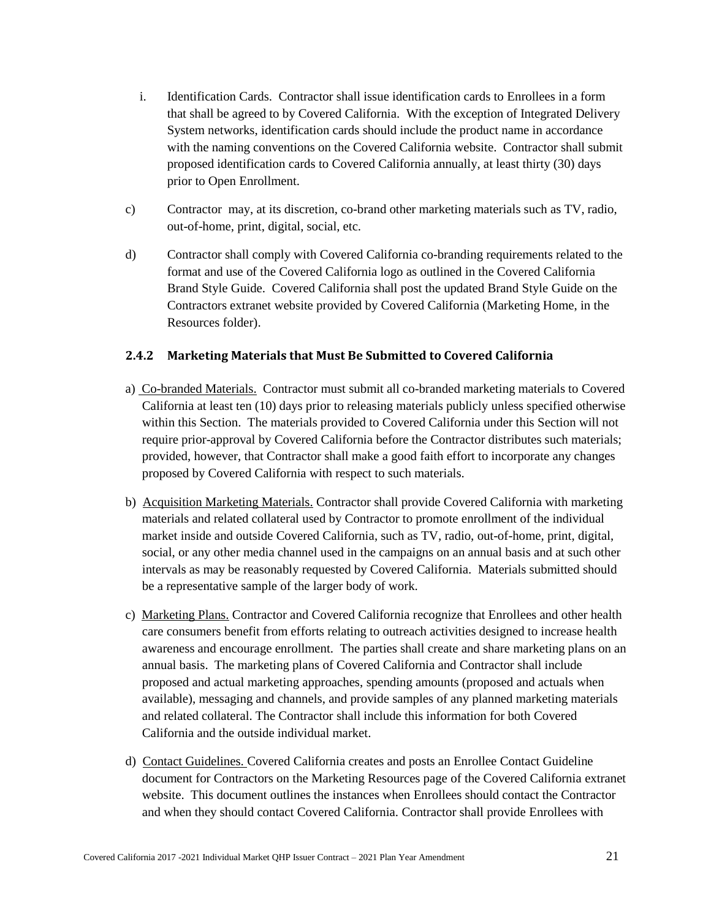i. Identification Cards. Contractor shall issue identification cards to Enrollees in a form that shall be agreed to by Covered California. With the exception of Integrated Delivery System networks, identification cards should include the product name in accordance with the naming conventions on the Covered California website. Contractor shall submit proposed identification cards to Covered California annually, at least thirty (30) days prior to Open Enrollment.

c) Contractor may, at its discretion, co-brand other marketing materials such as TV, radio, out-of-home, print, digital, social, etc.

d) Contractor shall comply with Covered California co-branding requirements related to the format and use of the Covered California logo as outlined in the Covered California Brand Style Guide. Covered California shall post the updated Brand Style Guide on the Contractors extranet website provided by Covered California (Marketing Home, in the Resources folder).

### 2.4.2 Marketing Materials that Must Be Submitted to Covered California

a) Co-branded Materials. Contractor must submit all co-branded marketing materials to Covered California at least ten (10) days prior to releasing materials publicly unless specified otherwise within this Section. The materials provided to Covered California under this Section will not require prior-approval by Covered California before the Contractor distributes such materials; provided, however, that Contractor shall make a good faith effort to incorporate any changes proposed by Covered California with respect to such materials.

b) Acquisition Marketing Materials. Contractor shall provide Covered California with marketing materials and related collateral used by Contractor to promote enrollment of the individual market inside and outside Covered California, such as TV, radio, out-of-home, print, digital, social, or any other media channel used in the campaigns on an annual basis and at such other intervals as may be reasonably requested by Covered California. Materials submitted should be a representative sample of the larger body of work.

c) Marketing Plans. Contractor and Covered California recognize that Enrollees and other health care consumers benefit from efforts relating to outreach activities designed to increase health awareness and encourage enrollment. The parties shall create and share marketing plans on an annual basis. The marketing plans of Covered California and Contractor shall include proposed and actual marketing approaches, spending amounts (proposed and actuals when available), messaging and channels, and provide samples of any planned marketing materials and related collateral. The Contractor shall include this information for both Covered California and the outside individual market.

d) Contact Guidelines. Covered California creates and posts an Enrollee Contact Guideline document for Contractors on the Marketing Resources page of the Covered California extranet website. This document outlines the instances when Enrollees should contact the Contractor and when they should contact Covered California. Contractor shall provide Enrollees with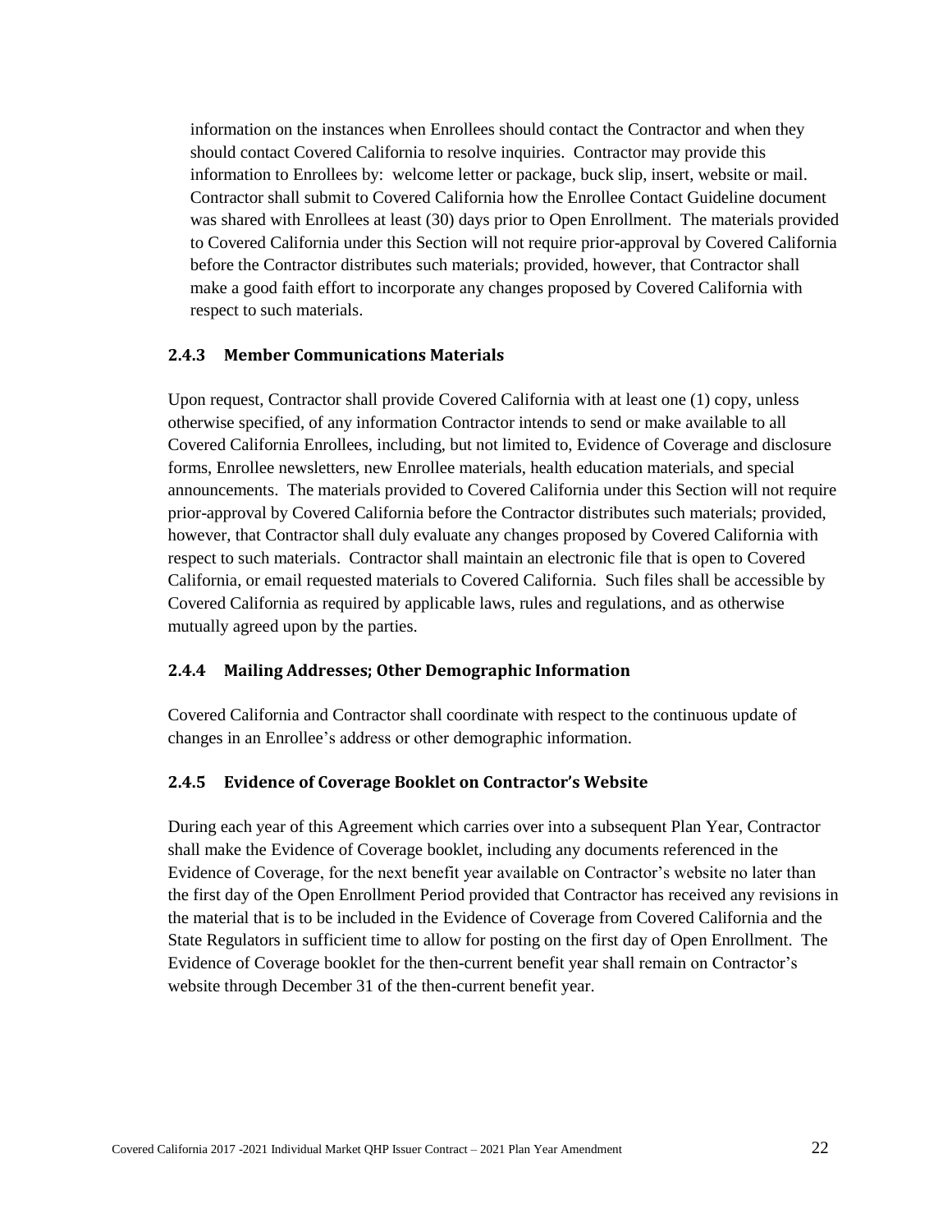information on the instances when Enrollees should contact the Contractor and when they should contact Covered California to resolve inquiries. Contractor may provide this information to Enrollees by: welcome letter or package, buck slip, insert, website or mail. Contractor shall submit to Covered California how the Enrollee Contact Guideline document was shared with Enrollees at least (30) days prior to Open Enrollment. The materials provided to Covered California under this Section will not require prior-approval by Covered California before the Contractor distributes such materials; provided, however, that Contractor shall make a good faith effort to incorporate any changes proposed by Covered California with respect to such materials.

### 2.4.3 Member Communications Materials

Upon request, Contractor shall provide Covered California with at least one (1) copy, unless otherwise specified, of any information Contractor intends to send or make available to all Covered California Enrollees, including, but not limited to, Evidence of Coverage and disclosure forms, Enrollee newsletters, new Enrollee materials, health education materials, and special announcements. The materials provided to Covered California under this Section will not require prior-approval by Covered California before the Contractor distributes such materials; provided, however, that Contractor shall duly evaluate any changes proposed by Covered California with respect to such materials. Contractor shall maintain an electronic file that is open to Covered California, or email requested materials to Covered California. Such files shall be accessible by Covered California as required by applicable laws, rules and regulations, and as otherwise mutually agreed upon by the parties.

### 2.4.4 Mailing Addresses; Other Demographic Information

Covered California and Contractor shall coordinate with respect to the continuous update of changes in an Enrollee's address or other demographic information.

### 2.4.5 Evidence of Coverage Booklet on Contractor's Website

During each year of this Agreement which carries over into a subsequent Plan Year, Contractor shall make the Evidence of Coverage booklet, including any documents referenced in the Evidence of Coverage, for the next benefit year available on Contractor's website no later than the first day of the Open Enrollment Period provided that Contractor has received any revisions in the material that is to be included in the Evidence of Coverage from Covered California and the State Regulators in sufficient time to allow for posting on the first day of Open Enrollment. The Evidence of Coverage booklet for the then-current benefit year shall remain on Contractor's website through December 31 of the then-current benefit year.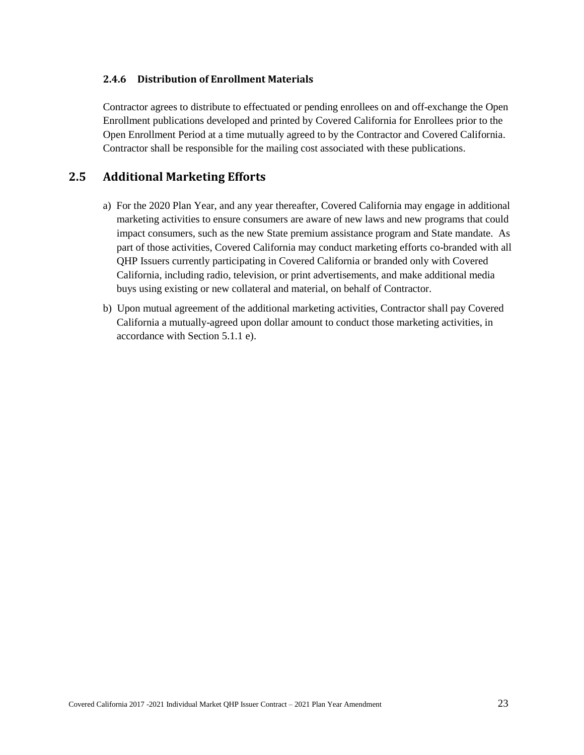#### 2.4.6 Distribution of Enrollment Materials

Contractor agrees to distribute to effectuated or pending enrollees on and off-exchange the Open Enrollment publications developed and printed by Covered California for Enrollees prior to the Open Enrollment Period at a time mutually agreed to by the Contractor and Covered California. Contractor shall be responsible for the mailing cost associated with these publications.

## 2.5 Additional Marketing Efforts

a) For the 2020 Plan Year, and any year thereafter, Covered California may engage in additional marketing activities to ensure consumers are aware of new laws and new programs that could impact consumers, such as the new State premium assistance program and State mandate. As part of those activities, Covered California may conduct marketing efforts co-branded with all QHP Issuers currently participating in Covered California or branded only with Covered California, including radio, television, or print advertisements, and make additional media buys using existing or new collateral and material, on behalf of Contractor.

b) Upon mutual agreement of the additional marketing activities, Contractor shall pay Covered California a mutually-agreed upon dollar amount to conduct those marketing activities, in accordance with Section 5.1.1 e).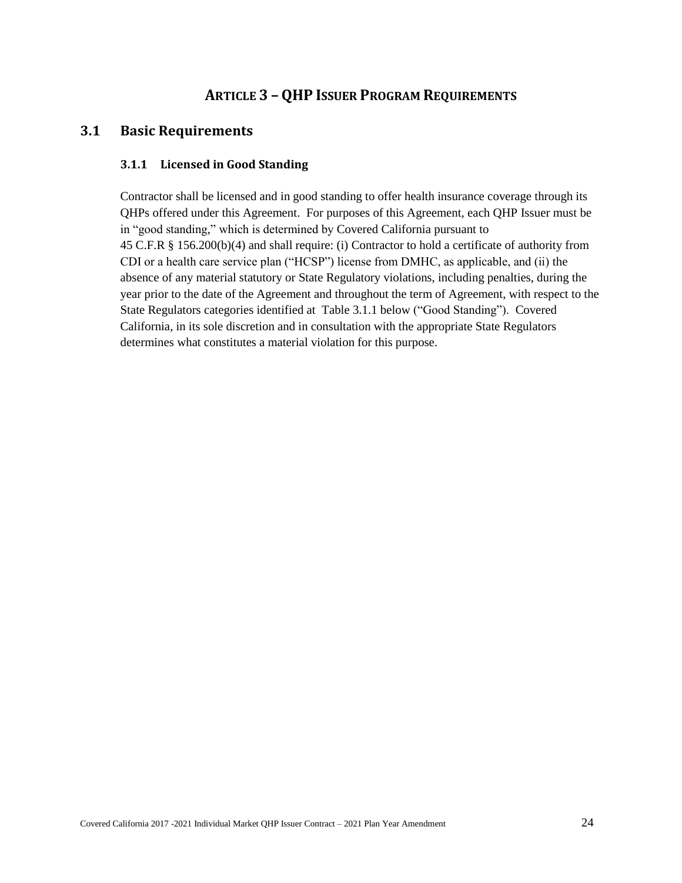# ARTICLE 3 – QHP ISSUER PROGRAM REQUIREMENTS

## 3.1 Basic Requirements

### 3.1.1 Licensed in Good Standing

Contractor shall be licensed and in good standing to offer health insurance coverage through its QHPs offered under this Agreement. For purposes of this Agreement, each QHP Issuer must be in "good standing," which is determined by Covered California pursuant to 45 C.F.R § 156.200(b)(4) and shall require: (i) Contractor to hold a certificate of authority from CDI or a health care service plan ("HCSP") license from DMHC, as applicable, and (ii) the absence of any material statutory or State Regulatory violations, including penalties, during the year prior to the date of the Agreement and throughout the term of Agreement, with respect to the State Regulators categories identified at Table 3.1.1 below ("Good Standing"). Covered California, in its sole discretion and in consultation with the appropriate State Regulators determines what constitutes a material violation for this purpose.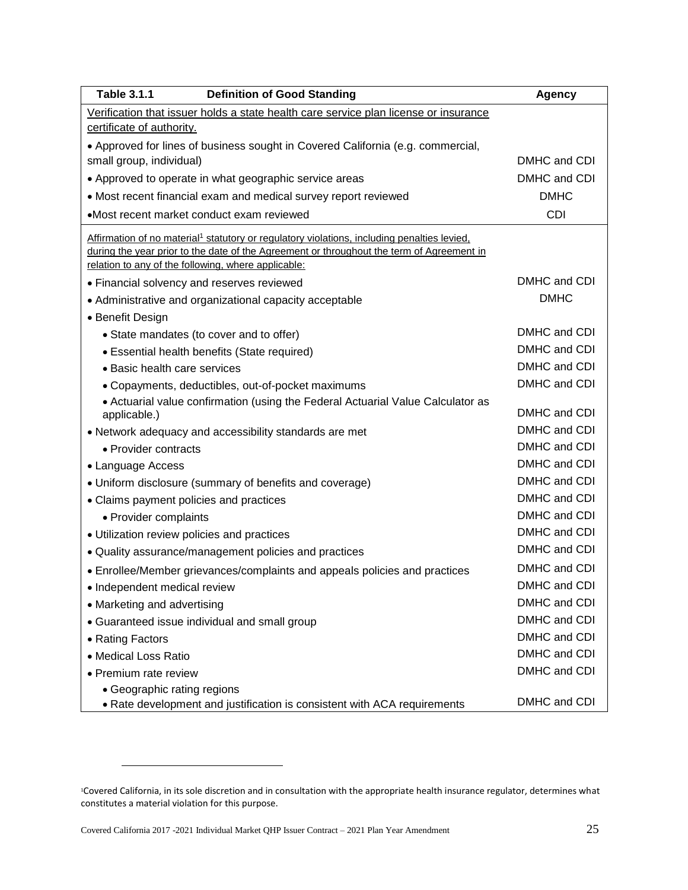| Table 3.1.1 Definition of Good Standing | Agency |
| --- | --- |
| Verification that issuer holds a state health care service plan license or insurance certificate of authority. | |
| • Approved for lines of business sought in Covered California (e.g. commercial, small group, individual) | DMHC and CDI |
| • Approved to operate in what geographic service areas | DMHC and CDI |
| • Most recent financial exam and medical survey report reviewed | DMHC |
| • Most recent market conduct exam reviewed | CDI |
| Affirmation of no material[1] statutory or regulatory violations, including penalties levied, during the year prior to the date of the Agreement or throughout the term of Agreement in relation to any of the following, where applicable: | |
| • Financial solvency and reserves reviewed | DMHC and CDI |
| • Administrative and organizational capacity acceptable | DMHC |
| • Benefit Design | |
| • State mandates (to cover and to offer) | DMHC and CDI |
| • Essential health benefits (State required) | DMHC and CDI |
| • Basic health care services | DMHC and CDI |
| • Copayments, deductibles, out-of-pocket maximums | DMHC and CDI |
| • Actuarial value confirmation (using the Federal Actuarial Value Calculator as applicable.) | DMHC and CDI |
| • Network adequacy and accessibility standards are met | DMHC and CDI |
| • Provider contracts | DMHC and CDI |
| • Language Access | DMHC and CDI |
| • Uniform disclosure (summary of benefits and coverage) | DMHC and CDI |
| • Claims payment policies and practices | DMHC and CDI |
| • Provider complaints | DMHC and CDI |
| • Utilization review policies and practices | DMHC and CDI |
| • Quality assurance/management policies and practices | DMHC and CDI |
| • Enrollee/Member grievances/complaints and appeals policies and practices | DMHC and CDI |
| • Independent medical review | DMHC and CDI |
| • Marketing and advertising | DMHC and CDI |
| • Guaranteed issue individual and small group | DMHC and CDI |
| • Rating Factors | DMHC and CDI |
| • Medical Loss Ratio | DMHC and CDI |
| • Premium rate review | DMHC and CDI |
| • Geographic rating regions<br>• Rate development and justification is consistent with ACA requirements | DMHC and CDI |

[1] Covered California, in its sole discretion and in consultation with the appropriate health insurance regulator, determines what constitutes a material violation for this purpose.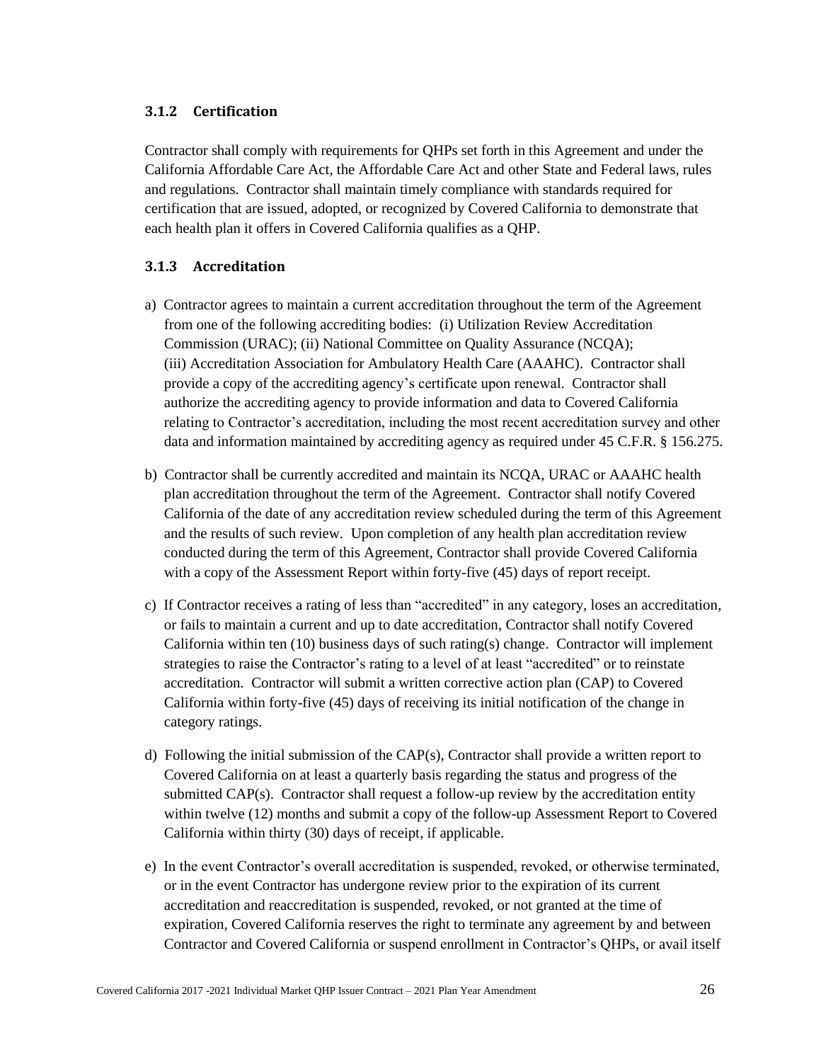### 3.1.2 Certification

Contractor shall comply with requirements for QHPs set forth in this Agreement and under the California Affordable Care Act, the Affordable Care Act and other State and Federal laws, rules and regulations. Contractor shall maintain timely compliance with standards required for certification that are issued, adopted, or recognized by Covered California to demonstrate that each health plan it offers in Covered California qualifies as a QHP.

### 3.1.3 Accreditation

a) Contractor agrees to maintain a current accreditation throughout the term of the Agreement from one of the following accrediting bodies: (i) Utilization Review Accreditation Commission (URAC); (ii) National Committee on Quality Assurance (NCQA); (iii) Accreditation Association for Ambulatory Health Care (AAAHC). Contractor shall provide a copy of the accrediting agency's certificate upon renewal. Contractor shall authorize the accrediting agency to provide information and data to Covered California relating to Contractor's accreditation, including the most recent accreditation survey and other data and information maintained by accrediting agency as required under 45 C.F.R. § 156.275.

b) Contractor shall be currently accredited and maintain its NCQA, URAC or AAAHC health plan accreditation throughout the term of the Agreement. Contractor shall notify Covered California of the date of any accreditation review scheduled during the term of this Agreement and the results of such review. Upon completion of any health plan accreditation review conducted during the term of this Agreement, Contractor shall provide Covered California with a copy of the Assessment Report within forty-five (45) days of report receipt.

c) If Contractor receives a rating of less than "accredited" in any category, loses an accreditation, or fails to maintain a current and up to date accreditation, Contractor shall notify Covered California within ten (10) business days of such rating(s) change. Contractor will implement strategies to raise the Contractor's rating to a level of at least "accredited" or to reinstate accreditation. Contractor will submit a written corrective action plan (CAP) to Covered California within forty-five (45) days of receiving its initial notification of the change in category ratings.

d) Following the initial submission of the CAP(s), Contractor shall provide a written report to Covered California on at least a quarterly basis regarding the status and progress of the submitted CAP(s). Contractor shall request a follow-up review by the accreditation entity within twelve (12) months and submit a copy of the follow-up Assessment Report to Covered California within thirty (30) days of receipt, if applicable.

e) In the event Contractor's overall accreditation is suspended, revoked, or otherwise terminated, or in the event Contractor has undergone review prior to the expiration of its current accreditation and reaccreditation is suspended, revoked, or not granted at the time of expiration, Covered California reserves the right to terminate any agreement by and between Contractor and Covered California or suspend enrollment in Contractor's QHPs, or avail itself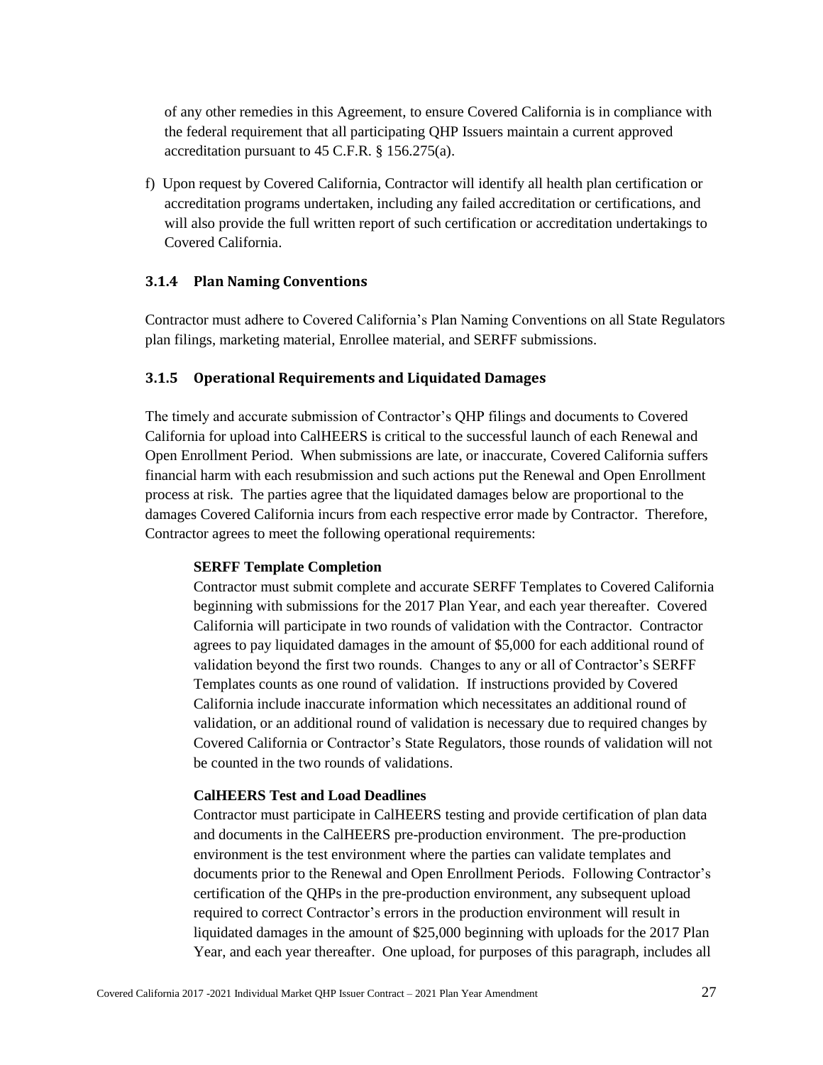of any other remedies in this Agreement, to ensure Covered California is in compliance with the federal requirement that all participating QHP Issuers maintain a current approved accreditation pursuant to 45 C.F.R. § 156.275(a).

f) Upon request by Covered California, Contractor will identify all health plan certification or accreditation programs undertaken, including any failed accreditation or certifications, and will also provide the full written report of such certification or accreditation undertakings to Covered California.

### 3.1.4 Plan Naming Conventions

Contractor must adhere to Covered California's Plan Naming Conventions on all State Regulators plan filings, marketing material, Enrollee material, and SERFF submissions.

### 3.1.5 Operational Requirements and Liquidated Damages

The timely and accurate submission of Contractor's QHP filings and documents to Covered California for upload into CalHEERS is critical to the successful launch of each Renewal and Open Enrollment Period. When submissions are late, or inaccurate, Covered California suffers financial harm with each resubmission and such actions put the Renewal and Open Enrollment process at risk. The parties agree that the liquidated damages below are proportional to the damages Covered California incurs from each respective error made by Contractor. Therefore, Contractor agrees to meet the following operational requirements:

**SERFF Template Completion**

Contractor must submit complete and accurate SERFF Templates to Covered California beginning with submissions for the 2017 Plan Year, and each year thereafter. Covered California will participate in two rounds of validation with the Contractor. Contractor agrees to pay liquidated damages in the amount of $5,000 for each additional round of validation beyond the first two rounds. Changes to any or all of Contractor's SERFF Templates counts as one round of validation. If instructions provided by Covered California include inaccurate information which necessitates an additional round of validation, or an additional round of validation is necessary due to required changes by Covered California or Contractor's State Regulators, those rounds of validation will not be counted in the two rounds of validations.

**CalHEERS Test and Load Deadlines**

Contractor must participate in CalHEERS testing and provide certification of plan data and documents in the CalHEERS pre-production environment. The pre-production environment is the test environment where the parties can validate templates and documents prior to the Renewal and Open Enrollment Periods. Following Contractor's certification of the QHPs in the pre-production environment, any subsequent upload required to correct Contractor's errors in the production environment will result in liquidated damages in the amount of $25,000 beginning with uploads for the 2017 Plan Year, and each year thereafter. One upload, for purposes of this paragraph, includes all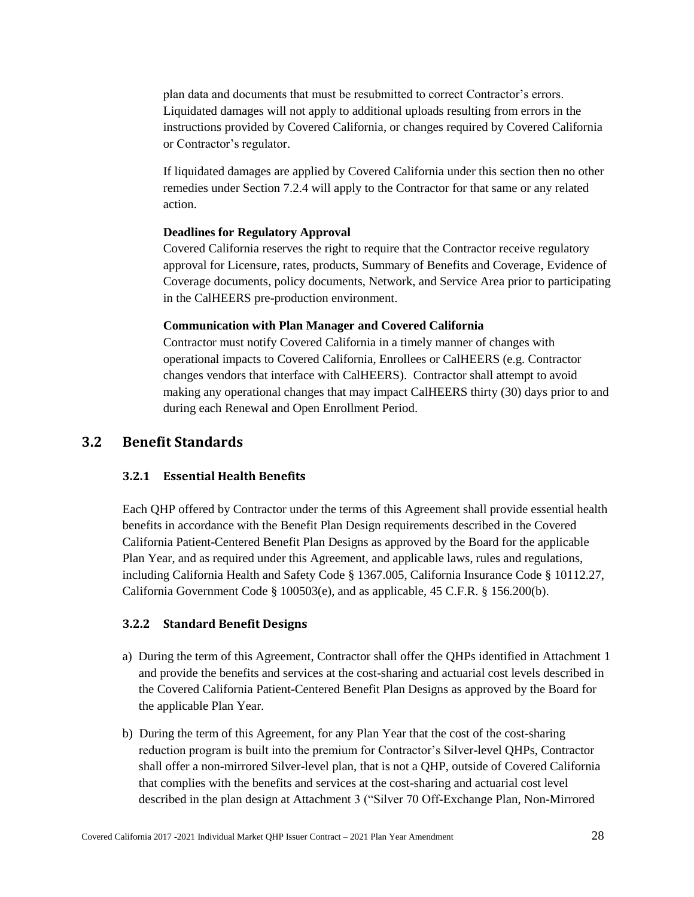plan data and documents that must be resubmitted to correct Contractor's errors. Liquidated damages will not apply to additional uploads resulting from errors in the instructions provided by Covered California, or changes required by Covered California or Contractor's regulator.

If liquidated damages are applied by Covered California under this section then no other remedies under Section 7.2.4 will apply to the Contractor for that same or any related action.

**Deadlines for Regulatory Approval**

Covered California reserves the right to require that the Contractor receive regulatory approval for Licensure, rates, products, Summary of Benefits and Coverage, Evidence of Coverage documents, policy documents, Network, and Service Area prior to participating in the CalHEERS pre-production environment.

**Communication with Plan Manager and Covered California**

Contractor must notify Covered California in a timely manner of changes with operational impacts to Covered California, Enrollees or CalHEERS (e.g. Contractor changes vendors that interface with CalHEERS). Contractor shall attempt to avoid making any operational changes that may impact CalHEERS thirty (30) days prior to and during each Renewal and Open Enrollment Period.

## 3.2 Benefit Standards

### 3.2.1 Essential Health Benefits

Each QHP offered by Contractor under the terms of this Agreement shall provide essential health benefits in accordance with the Benefit Plan Design requirements described in the Covered California Patient-Centered Benefit Plan Designs as approved by the Board for the applicable Plan Year, and as required under this Agreement, and applicable laws, rules and regulations, including California Health and Safety Code § 1367.005, California Insurance Code § 10112.27, California Government Code § 100503(e), and as applicable, 45 C.F.R. § 156.200(b).

### 3.2.2 Standard Benefit Designs

a) During the term of this Agreement, Contractor shall offer the QHPs identified in Attachment 1 and provide the benefits and services at the cost-sharing and actuarial cost levels described in the Covered California Patient-Centered Benefit Plan Designs as approved by the Board for the applicable Plan Year.

b) During the term of this Agreement, for any Plan Year that the cost of the cost-sharing reduction program is built into the premium for Contractor's Silver-level QHPs, Contractor shall offer a non-mirrored Silver-level plan, that is not a QHP, outside of Covered California that complies with the benefits and services at the cost-sharing and actuarial cost level described in the plan design at Attachment 3 ("Silver 70 Off-Exchange Plan, Non-Mirrored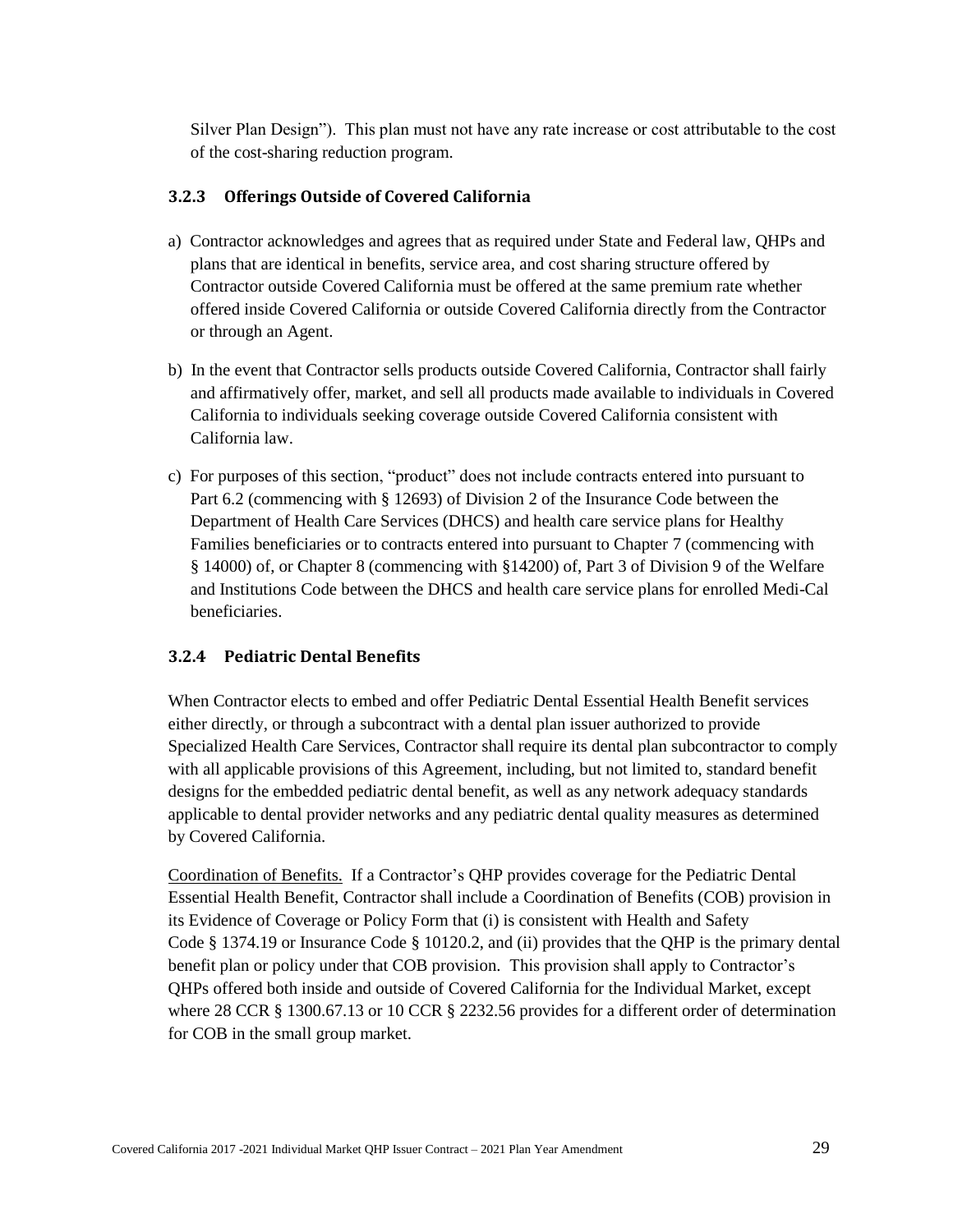Silver Plan Design"). This plan must not have any rate increase or cost attributable to the cost of the cost-sharing reduction program.

### 3.2.3 Offerings Outside of Covered California

a) Contractor acknowledges and agrees that as required under State and Federal law, QHPs and plans that are identical in benefits, service area, and cost sharing structure offered by Contractor outside Covered California must be offered at the same premium rate whether offered inside Covered California or outside Covered California directly from the Contractor or through an Agent.

b) In the event that Contractor sells products outside Covered California, Contractor shall fairly and affirmatively offer, market, and sell all products made available to individuals in Covered California to individuals seeking coverage outside Covered California consistent with California law.

c) For purposes of this section, "product" does not include contracts entered into pursuant to Part 6.2 (commencing with § 12693) of Division 2 of the Insurance Code between the Department of Health Care Services (DHCS) and health care service plans for Healthy Families beneficiaries or to contracts entered into pursuant to Chapter 7 (commencing with § 14000) of, or Chapter 8 (commencing with §14200) of, Part 3 of Division 9 of the Welfare and Institutions Code between the DHCS and health care service plans for enrolled Medi-Cal beneficiaries.

### 3.2.4 Pediatric Dental Benefits

When Contractor elects to embed and offer Pediatric Dental Essential Health Benefit services either directly, or through a subcontract with a dental plan issuer authorized to provide Specialized Health Care Services, Contractor shall require its dental plan subcontractor to comply with all applicable provisions of this Agreement, including, but not limited to, standard benefit designs for the embedded pediatric dental benefit, as well as any network adequacy standards applicable to dental provider networks and any pediatric dental quality measures as determined by Covered California.

Coordination of Benefits. If a Contractor's QHP provides coverage for the Pediatric Dental Essential Health Benefit, Contractor shall include a Coordination of Benefits (COB) provision in its Evidence of Coverage or Policy Form that (i) is consistent with Health and Safety Code § 1374.19 or Insurance Code § 10120.2, and (ii) provides that the QHP is the primary dental benefit plan or policy under that COB provision. This provision shall apply to Contractor's QHPs offered both inside and outside of Covered California for the Individual Market, except where 28 CCR § 1300.67.13 or 10 CCR § 2232.56 provides for a different order of determination for COB in the small group market.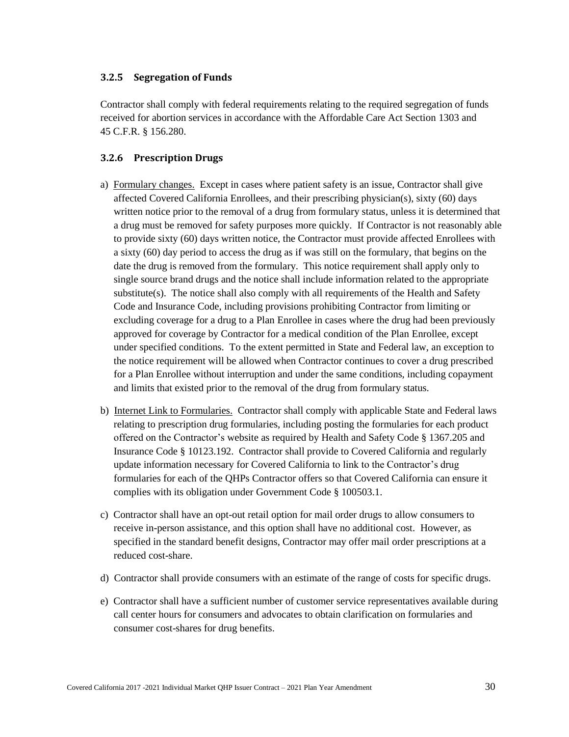### 3.2.5 Segregation of Funds

Contractor shall comply with federal requirements relating to the required segregation of funds received for abortion services in accordance with the Affordable Care Act Section 1303 and 45 C.F.R. § 156.280.

### 3.2.6 Prescription Drugs

a) Formulary changes. Except in cases where patient safety is an issue, Contractor shall give affected Covered California Enrollees, and their prescribing physician(s), sixty (60) days written notice prior to the removal of a drug from formulary status, unless it is determined that a drug must be removed for safety purposes more quickly. If Contractor is not reasonably able to provide sixty (60) days written notice, the Contractor must provide affected Enrollees with a sixty (60) day period to access the drug as if was still on the formulary, that begins on the date the drug is removed from the formulary. This notice requirement shall apply only to single source brand drugs and the notice shall include information related to the appropriate substitute(s). The notice shall also comply with all requirements of the Health and Safety Code and Insurance Code, including provisions prohibiting Contractor from limiting or excluding coverage for a drug to a Plan Enrollee in cases where the drug had been previously approved for coverage by Contractor for a medical condition of the Plan Enrollee, except under specified conditions. To the extent permitted in State and Federal law, an exception to the notice requirement will be allowed when Contractor continues to cover a drug prescribed for a Plan Enrollee without interruption and under the same conditions, including copayment and limits that existed prior to the removal of the drug from formulary status.

b) Internet Link to Formularies. Contractor shall comply with applicable State and Federal laws relating to prescription drug formularies, including posting the formularies for each product offered on the Contractor's website as required by Health and Safety Code § 1367.205 and Insurance Code § 10123.192. Contractor shall provide to Covered California and regularly update information necessary for Covered California to link to the Contractor's drug formularies for each of the QHPs Contractor offers so that Covered California can ensure it complies with its obligation under Government Code § 100503.1.

c) Contractor shall have an opt-out retail option for mail order drugs to allow consumers to receive in-person assistance, and this option shall have no additional cost. However, as specified in the standard benefit designs, Contractor may offer mail order prescriptions at a reduced cost-share.

d) Contractor shall provide consumers with an estimate of the range of costs for specific drugs.

e) Contractor shall have a sufficient number of customer service representatives available during call center hours for consumers and advocates to obtain clarification on formularies and consumer cost-shares for drug benefits.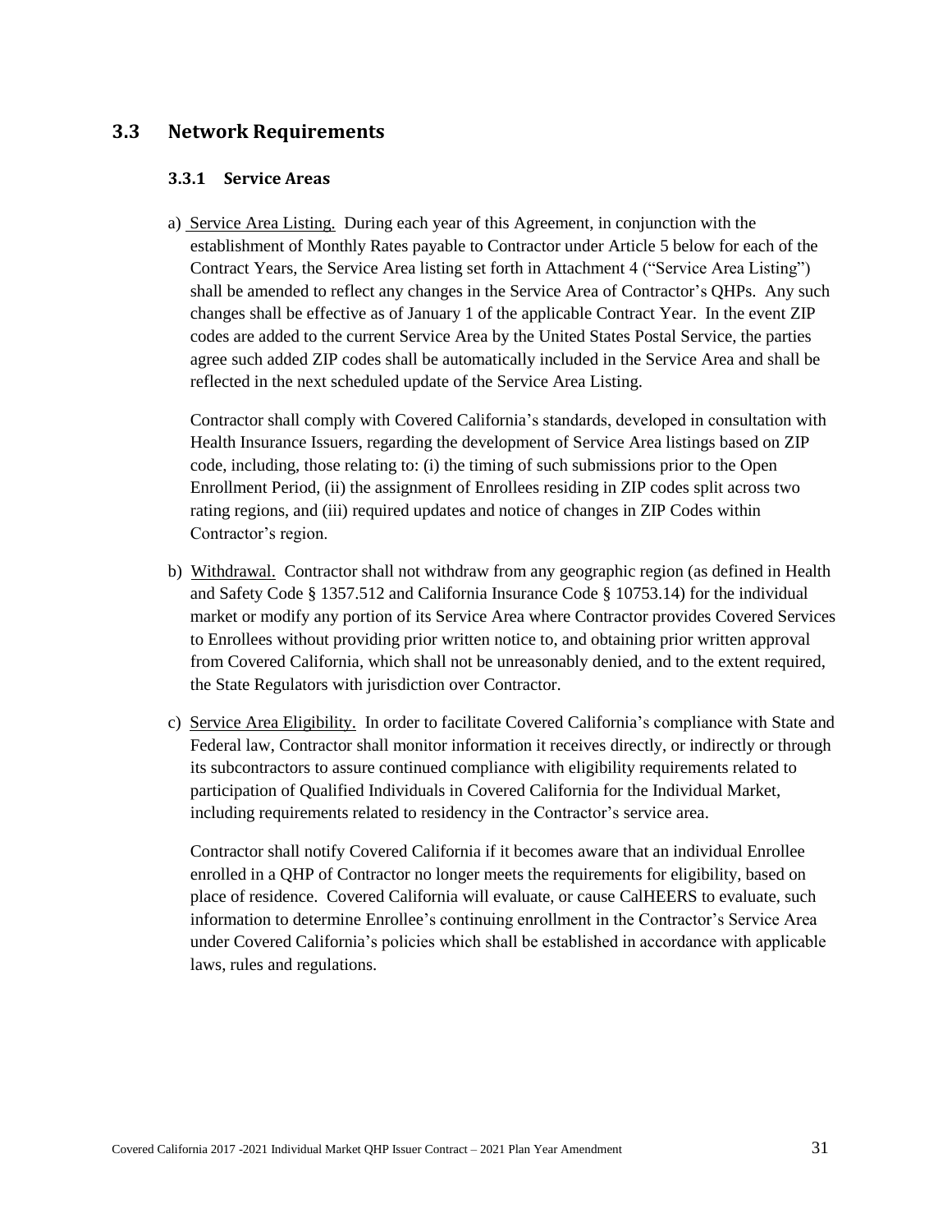## 3.3 Network Requirements

### 3.3.1 Service Areas

a) Service Area Listing. During each year of this Agreement, in conjunction with the establishment of Monthly Rates payable to Contractor under Article 5 below for each of the Contract Years, the Service Area listing set forth in Attachment 4 ("Service Area Listing") shall be amended to reflect any changes in the Service Area of Contractor's QHPs. Any such changes shall be effective as of January 1 of the applicable Contract Year. In the event ZIP codes are added to the current Service Area by the United States Postal Service, the parties agree such added ZIP codes shall be automatically included in the Service Area and shall be reflected in the next scheduled update of the Service Area Listing.

   Contractor shall comply with Covered California's standards, developed in consultation with Health Insurance Issuers, regarding the development of Service Area listings based on ZIP code, including, those relating to: (i) the timing of such submissions prior to the Open Enrollment Period, (ii) the assignment of Enrollees residing in ZIP codes split across two rating regions, and (iii) required updates and notice of changes in ZIP Codes within Contractor's region.

b) Withdrawal. Contractor shall not withdraw from any geographic region (as defined in Health and Safety Code § 1357.512 and California Insurance Code § 10753.14) for the individual market or modify any portion of its Service Area where Contractor provides Covered Services to Enrollees without providing prior written notice to, and obtaining prior written approval from Covered California, which shall not be unreasonably denied, and to the extent required, the State Regulators with jurisdiction over Contractor.

c) Service Area Eligibility. In order to facilitate Covered California's compliance with State and Federal law, Contractor shall monitor information it receives directly, or indirectly or through its subcontractors to assure continued compliance with eligibility requirements related to participation of Qualified Individuals in Covered California for the Individual Market, including requirements related to residency in the Contractor's service area.

   Contractor shall notify Covered California if it becomes aware that an individual Enrollee enrolled in a QHP of Contractor no longer meets the requirements for eligibility, based on place of residence. Covered California will evaluate, or cause CalHEERS to evaluate, such information to determine Enrollee's continuing enrollment in the Contractor's Service Area under Covered California's policies which shall be established in accordance with applicable laws, rules and regulations.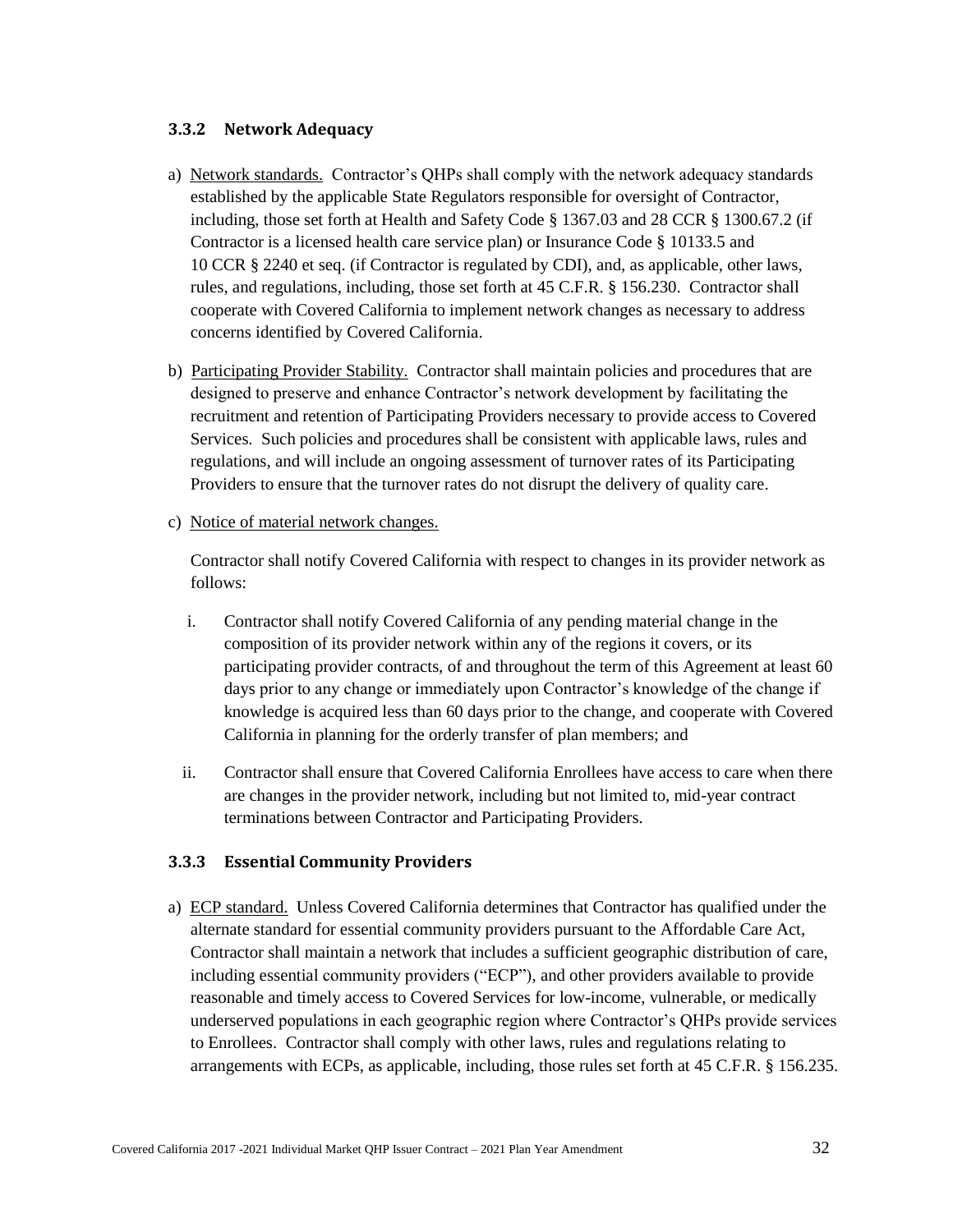### 3.3.2 Network Adequacy

a) Network standards. Contractor's QHPs shall comply with the network adequacy standards established by the applicable State Regulators responsible for oversight of Contractor, including, those set forth at Health and Safety Code § 1367.03 and 28 CCR § 1300.67.2 (if Contractor is a licensed health care service plan) or Insurance Code § 10133.5 and 10 CCR § 2240 et seq. (if Contractor is regulated by CDI), and, as applicable, other laws, rules, and regulations, including, those set forth at 45 C.F.R. § 156.230. Contractor shall cooperate with Covered California to implement network changes as necessary to address concerns identified by Covered California.

b) Participating Provider Stability. Contractor shall maintain policies and procedures that are designed to preserve and enhance Contractor's network development by facilitating the recruitment and retention of Participating Providers necessary to provide access to Covered Services. Such policies and procedures shall be consistent with applicable laws, rules and regulations, and will include an ongoing assessment of turnover rates of its Participating Providers to ensure that the turnover rates do not disrupt the delivery of quality care.

c) Notice of material network changes.

Contractor shall notify Covered California with respect to changes in its provider network as follows:

i. Contractor shall notify Covered California of any pending material change in the composition of its provider network within any of the regions it covers, or its participating provider contracts, of and throughout the term of this Agreement at least 60 days prior to any change or immediately upon Contractor's knowledge of the change if knowledge is acquired less than 60 days prior to the change, and cooperate with Covered California in planning for the orderly transfer of plan members; and

ii. Contractor shall ensure that Covered California Enrollees have access to care when there are changes in the provider network, including but not limited to, mid-year contract terminations between Contractor and Participating Providers.

### 3.3.3 Essential Community Providers

a) ECP standard. Unless Covered California determines that Contractor has qualified under the alternate standard for essential community providers pursuant to the Affordable Care Act, Contractor shall maintain a network that includes a sufficient geographic distribution of care, including essential community providers ("ECP"), and other providers available to provide reasonable and timely access to Covered Services for low-income, vulnerable, or medically underserved populations in each geographic region where Contractor's QHPs provide services to Enrollees. Contractor shall comply with other laws, rules and regulations relating to arrangements with ECPs, as applicable, including, those rules set forth at 45 C.F.R. § 156.235.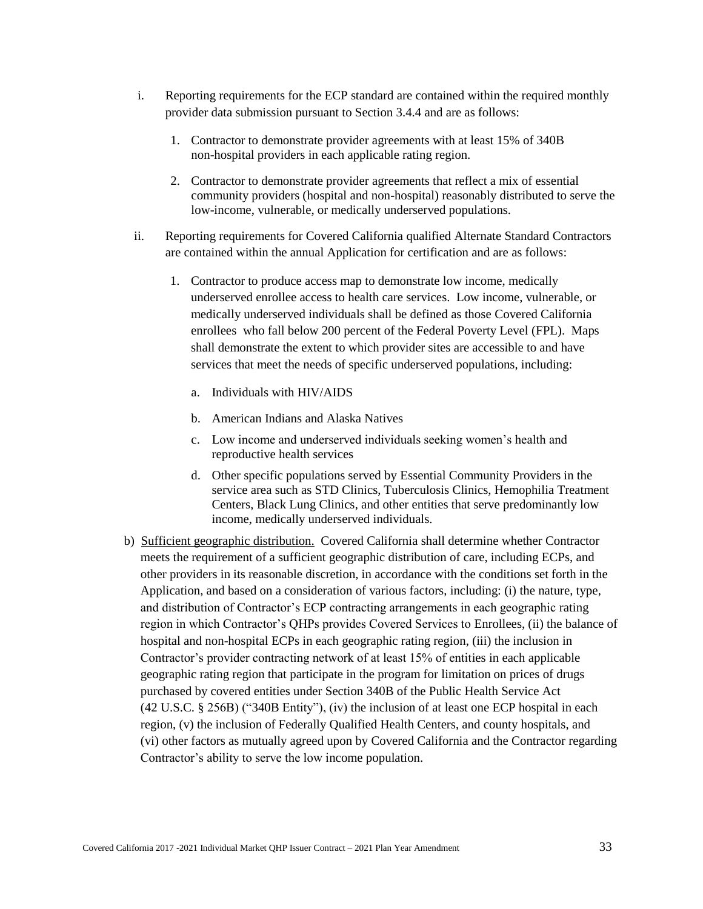i. Reporting requirements for the ECP standard are contained within the required monthly provider data submission pursuant to Section 3.4.4 and are as follows:

   1. Contractor to demonstrate provider agreements with at least 15% of 340B non-hospital providers in each applicable rating region.

   2. Contractor to demonstrate provider agreements that reflect a mix of essential community providers (hospital and non-hospital) reasonably distributed to serve the low-income, vulnerable, or medically underserved populations.

ii. Reporting requirements for Covered California qualified Alternate Standard Contractors are contained within the annual Application for certification and are as follows:

   1. Contractor to produce access map to demonstrate low income, medically underserved enrollee access to health care services. Low income, vulnerable, or medically underserved individuals shall be defined as those Covered California enrollees who fall below 200 percent of the Federal Poverty Level (FPL). Maps shall demonstrate the extent to which provider sites are accessible to and have services that meet the needs of specific underserved populations, including:

      a. Individuals with HIV/AIDS

      b. American Indians and Alaska Natives

      c. Low income and underserved individuals seeking women's health and reproductive health services

      d. Other specific populations served by Essential Community Providers in the service area such as STD Clinics, Tuberculosis Clinics, Hemophilia Treatment Centers, Black Lung Clinics, and other entities that serve predominantly low income, medically underserved individuals.

b) Sufficient geographic distribution. Covered California shall determine whether Contractor meets the requirement of a sufficient geographic distribution of care, including ECPs, and other providers in its reasonable discretion, in accordance with the conditions set forth in the Application, and based on a consideration of various factors, including: (i) the nature, type, and distribution of Contractor's ECP contracting arrangements in each geographic rating region in which Contractor's QHPs provides Covered Services to Enrollees, (ii) the balance of hospital and non-hospital ECPs in each geographic rating region, (iii) the inclusion in Contractor's provider contracting network of at least 15% of entities in each applicable geographic rating region that participate in the program for limitation on prices of drugs purchased by covered entities under Section 340B of the Public Health Service Act (42 U.S.C. § 256B) ("340B Entity"), (iv) the inclusion of at least one ECP hospital in each region, (v) the inclusion of Federally Qualified Health Centers, and county hospitals, and (vi) other factors as mutually agreed upon by Covered California and the Contractor regarding Contractor's ability to serve the low income population.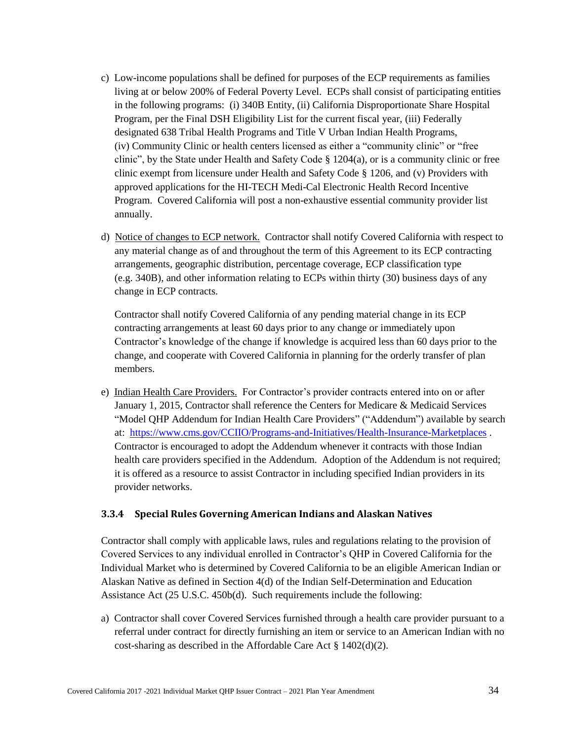c) Low-income populations shall be defined for purposes of the ECP requirements as families living at or below 200% of Federal Poverty Level. ECPs shall consist of participating entities in the following programs: (i) 340B Entity, (ii) California Disproportionate Share Hospital Program, per the Final DSH Eligibility List for the current fiscal year, (iii) Federally designated 638 Tribal Health Programs and Title V Urban Indian Health Programs, (iv) Community Clinic or health centers licensed as either a "community clinic" or "free clinic", by the State under Health and Safety Code § 1204(a), or is a community clinic or free clinic exempt from licensure under Health and Safety Code § 1206, and (v) Providers with approved applications for the HI-TECH Medi-Cal Electronic Health Record Incentive Program. Covered California will post a non-exhaustive essential community provider list annually.

d) Notice of changes to ECP network. Contractor shall notify Covered California with respect to any material change as of and throughout the term of this Agreement to its ECP contracting arrangements, geographic distribution, percentage coverage, ECP classification type (e.g. 340B), and other information relating to ECPs within thirty (30) business days of any change in ECP contracts.

   Contractor shall notify Covered California of any pending material change in its ECP contracting arrangements at least 60 days prior to any change or immediately upon Contractor's knowledge of the change if knowledge is acquired less than 60 days prior to the change, and cooperate with Covered California in planning for the orderly transfer of plan members.

e) Indian Health Care Providers. For Contractor's provider contracts entered into on or after January 1, 2015, Contractor shall reference the Centers for Medicare & Medicaid Services "Model QHP Addendum for Indian Health Care Providers" ("Addendum") available by search at: https://www.cms.gov/CCIIO/Programs-and-Initiatives/Health-Insurance-Marketplaces . Contractor is encouraged to adopt the Addendum whenever it contracts with those Indian health care providers specified in the Addendum. Adoption of the Addendum is not required; it is offered as a resource to assist Contractor in including specified Indian providers in its provider networks.

### 3.3.4 Special Rules Governing American Indians and Alaskan Natives

Contractor shall comply with applicable laws, rules and regulations relating to the provision of Covered Services to any individual enrolled in Contractor's QHP in Covered California for the Individual Market who is determined by Covered California to be an eligible American Indian or Alaskan Native as defined in Section 4(d) of the Indian Self-Determination and Education Assistance Act (25 U.S.C. 450b(d). Such requirements include the following:

a) Contractor shall cover Covered Services furnished through a health care provider pursuant to a referral under contract for directly furnishing an item or service to an American Indian with no cost-sharing as described in the Affordable Care Act § 1402(d)(2).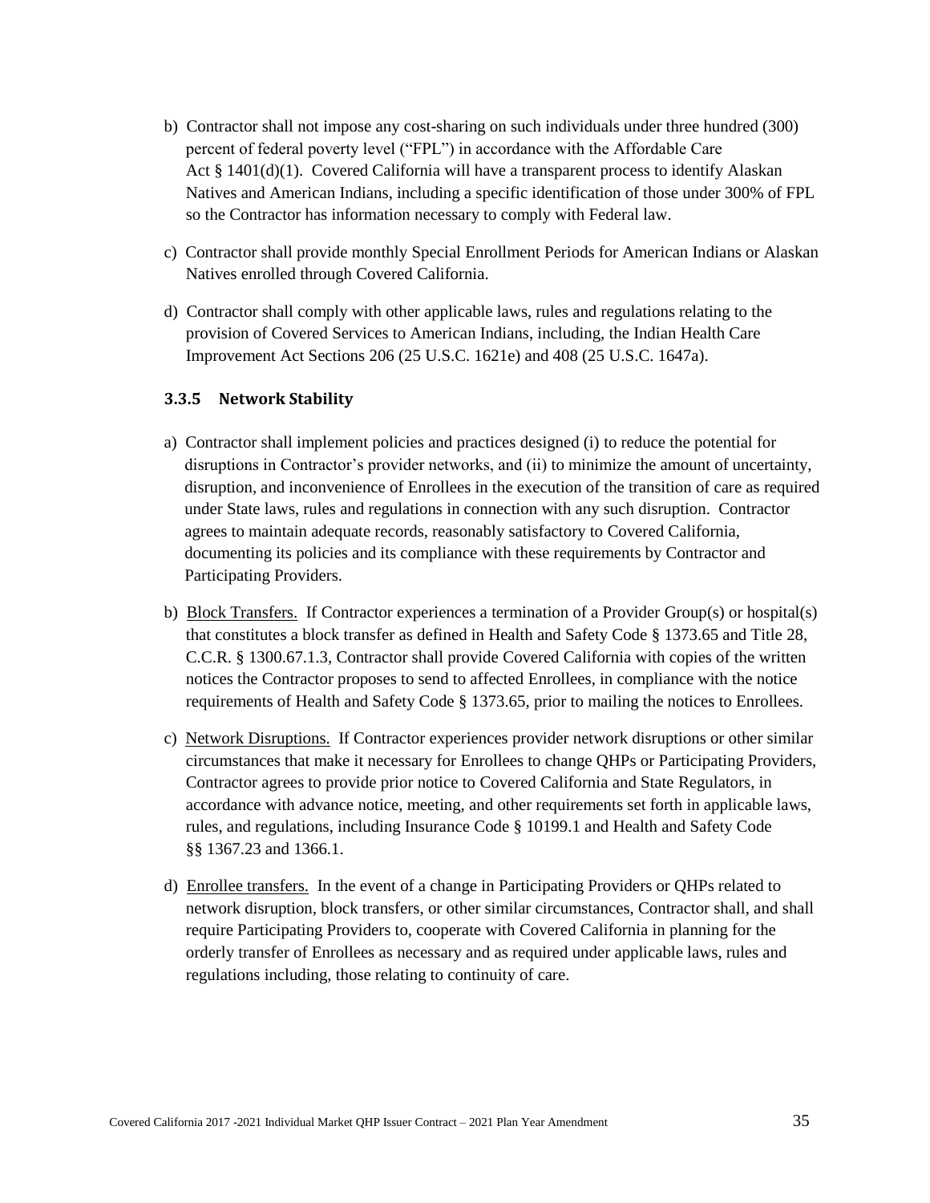b) Contractor shall not impose any cost-sharing on such individuals under three hundred (300) percent of federal poverty level ("FPL") in accordance with the Affordable Care Act § 1401(d)(1). Covered California will have a transparent process to identify Alaskan Natives and American Indians, including a specific identification of those under 300% of FPL so the Contractor has information necessary to comply with Federal law.

c) Contractor shall provide monthly Special Enrollment Periods for American Indians or Alaskan Natives enrolled through Covered California.

d) Contractor shall comply with other applicable laws, rules and regulations relating to the provision of Covered Services to American Indians, including, the Indian Health Care Improvement Act Sections 206 (25 U.S.C. 1621e) and 408 (25 U.S.C. 1647a).

### 3.3.5 Network Stability

a) Contractor shall implement policies and practices designed (i) to reduce the potential for disruptions in Contractor's provider networks, and (ii) to minimize the amount of uncertainty, disruption, and inconvenience of Enrollees in the execution of the transition of care as required under State laws, rules and regulations in connection with any such disruption. Contractor agrees to maintain adequate records, reasonably satisfactory to Covered California, documenting its policies and its compliance with these requirements by Contractor and Participating Providers.

b) Block Transfers. If Contractor experiences a termination of a Provider Group(s) or hospital(s) that constitutes a block transfer as defined in Health and Safety Code § 1373.65 and Title 28, C.C.R. § 1300.67.1.3, Contractor shall provide Covered California with copies of the written notices the Contractor proposes to send to affected Enrollees, in compliance with the notice requirements of Health and Safety Code § 1373.65, prior to mailing the notices to Enrollees.

c) Network Disruptions. If Contractor experiences provider network disruptions or other similar circumstances that make it necessary for Enrollees to change QHPs or Participating Providers, Contractor agrees to provide prior notice to Covered California and State Regulators, in accordance with advance notice, meeting, and other requirements set forth in applicable laws, rules, and regulations, including Insurance Code § 10199.1 and Health and Safety Code §§ 1367.23 and 1366.1.

d) Enrollee transfers. In the event of a change in Participating Providers or QHPs related to network disruption, block transfers, or other similar circumstances, Contractor shall, and shall require Participating Providers to, cooperate with Covered California in planning for the orderly transfer of Enrollees as necessary and as required under applicable laws, rules and regulations including, those relating to continuity of care.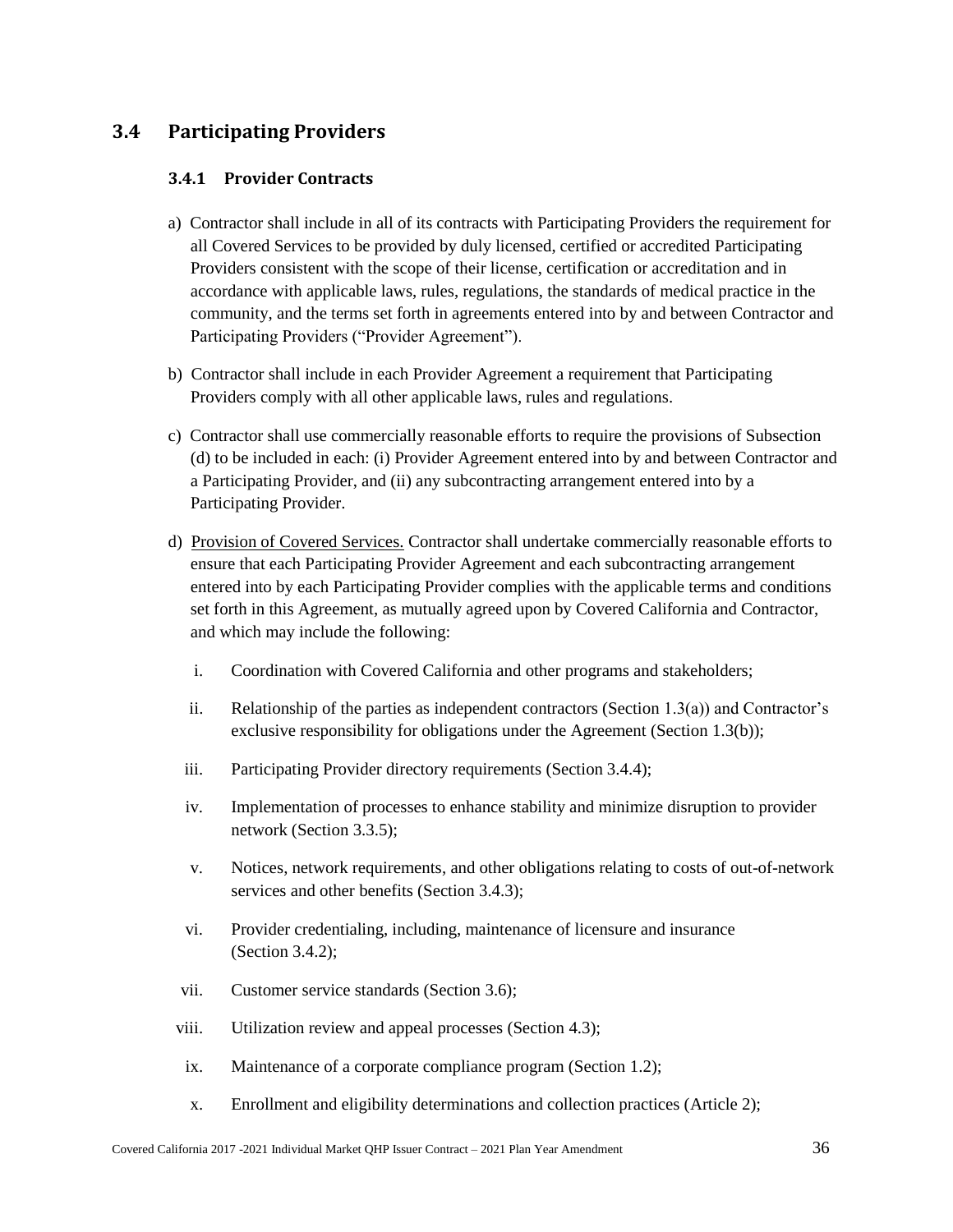## 3.4 Participating Providers

### 3.4.1 Provider Contracts

a) Contractor shall include in all of its contracts with Participating Providers the requirement for all Covered Services to be provided by duly licensed, certified or accredited Participating Providers consistent with the scope of their license, certification or accreditation and in accordance with applicable laws, rules, regulations, the standards of medical practice in the community, and the terms set forth in agreements entered into by and between Contractor and Participating Providers ("Provider Agreement").

b) Contractor shall include in each Provider Agreement a requirement that Participating Providers comply with all other applicable laws, rules and regulations.

c) Contractor shall use commercially reasonable efforts to require the provisions of Subsection (d) to be included in each: (i) Provider Agreement entered into by and between Contractor and a Participating Provider, and (ii) any subcontracting arrangement entered into by a Participating Provider.

d) Provision of Covered Services. Contractor shall undertake commercially reasonable efforts to ensure that each Participating Provider Agreement and each subcontracting arrangement entered into by each Participating Provider complies with the applicable terms and conditions set forth in this Agreement, as mutually agreed upon by Covered California and Contractor, and which may include the following:

   i. Coordination with Covered California and other programs and stakeholders;

   ii. Relationship of the parties as independent contractors (Section 1.3(a)) and Contractor's exclusive responsibility for obligations under the Agreement (Section 1.3(b));

   iii. Participating Provider directory requirements (Section 3.4.4);

   iv. Implementation of processes to enhance stability and minimize disruption to provider network (Section 3.3.5);

   v. Notices, network requirements, and other obligations relating to costs of out-of-network services and other benefits (Section 3.4.3);

   vi. Provider credentialing, including, maintenance of licensure and insurance (Section 3.4.2);

   vii. Customer service standards (Section 3.6);

   viii. Utilization review and appeal processes (Section 4.3);

   ix. Maintenance of a corporate compliance program (Section 1.2);

   x. Enrollment and eligibility determinations and collection practices (Article 2);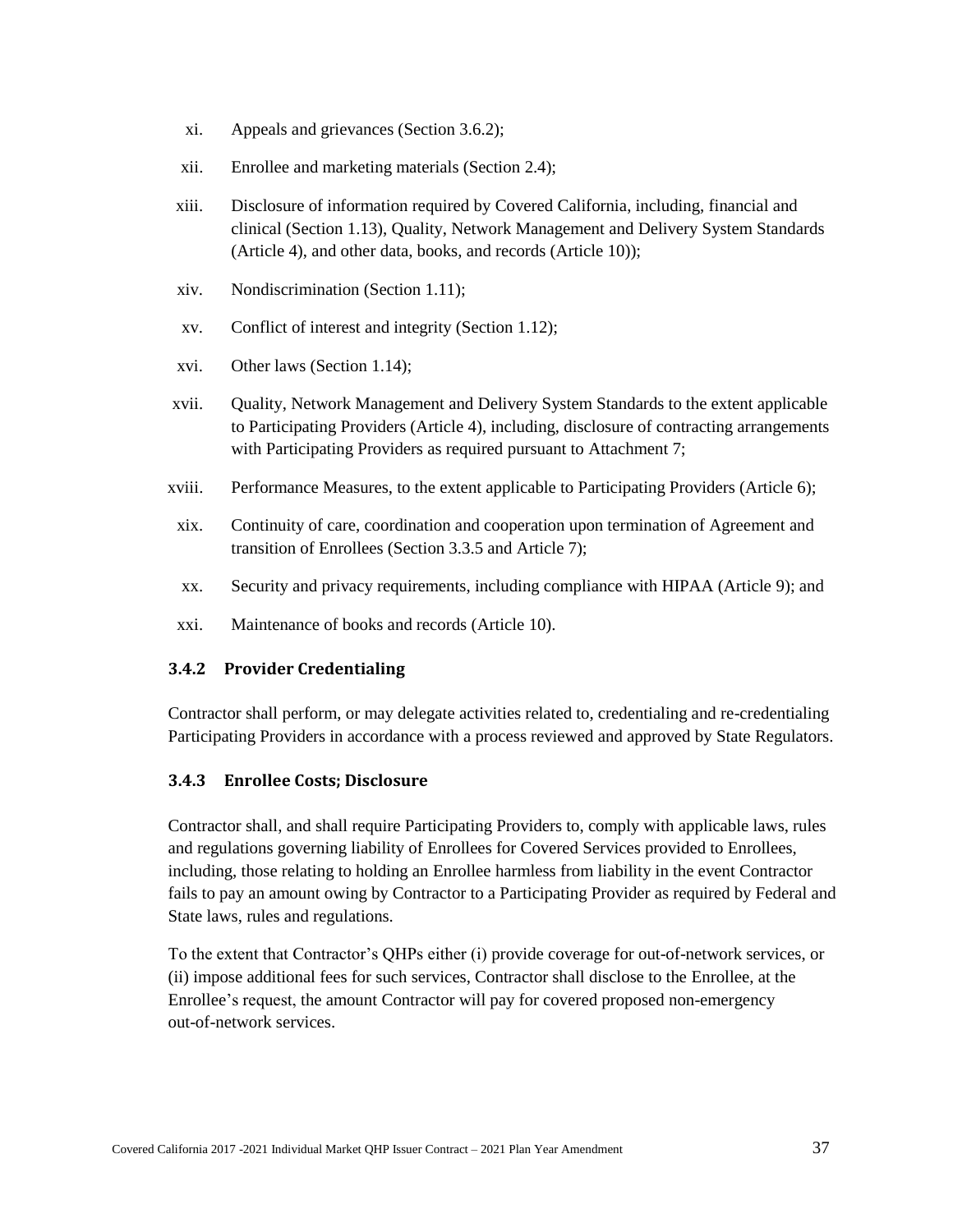xi. Appeals and grievances (Section 3.6.2);

xii. Enrollee and marketing materials (Section 2.4);

xiii. Disclosure of information required by Covered California, including, financial and clinical (Section 1.13), Quality, Network Management and Delivery System Standards (Article 4), and other data, books, and records (Article 10));

xiv. Nondiscrimination (Section 1.11);

xv. Conflict of interest and integrity (Section 1.12);

xvi. Other laws (Section 1.14);

xvii. Quality, Network Management and Delivery System Standards to the extent applicable to Participating Providers (Article 4), including, disclosure of contracting arrangements with Participating Providers as required pursuant to Attachment 7;

xviii. Performance Measures, to the extent applicable to Participating Providers (Article 6);

xix. Continuity of care, coordination and cooperation upon termination of Agreement and transition of Enrollees (Section 3.3.5 and Article 7);

xx. Security and privacy requirements, including compliance with HIPAA (Article 9); and

xxi. Maintenance of books and records (Article 10).

### 3.4.2 Provider Credentialing

Contractor shall perform, or may delegate activities related to, credentialing and re-credentialing Participating Providers in accordance with a process reviewed and approved by State Regulators.

### 3.4.3 Enrollee Costs; Disclosure

Contractor shall, and shall require Participating Providers to, comply with applicable laws, rules and regulations governing liability of Enrollees for Covered Services provided to Enrollees, including, those relating to holding an Enrollee harmless from liability in the event Contractor fails to pay an amount owing by Contractor to a Participating Provider as required by Federal and State laws, rules and regulations.

To the extent that Contractor's QHPs either (i) provide coverage for out-of-network services, or (ii) impose additional fees for such services, Contractor shall disclose to the Enrollee, at the Enrollee's request, the amount Contractor will pay for covered proposed non-emergency out-of-network services.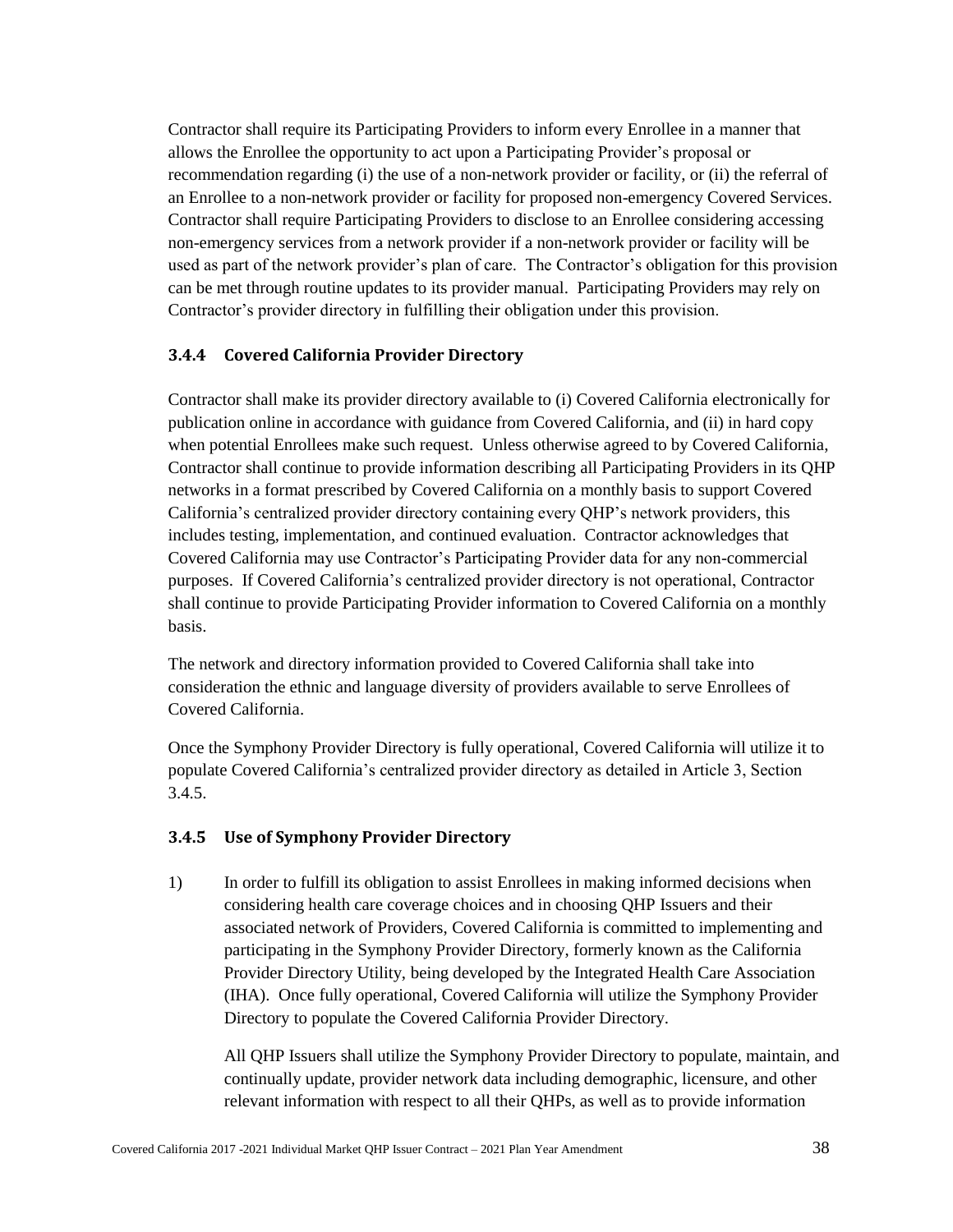Contractor shall require its Participating Providers to inform every Enrollee in a manner that allows the Enrollee the opportunity to act upon a Participating Provider's proposal or recommendation regarding (i) the use of a non-network provider or facility, or (ii) the referral of an Enrollee to a non-network provider or facility for proposed non-emergency Covered Services. Contractor shall require Participating Providers to disclose to an Enrollee considering accessing non-emergency services from a network provider if a non-network provider or facility will be used as part of the network provider's plan of care. The Contractor's obligation for this provision can be met through routine updates to its provider manual. Participating Providers may rely on Contractor's provider directory in fulfilling their obligation under this provision.

### 3.4.4 Covered California Provider Directory

Contractor shall make its provider directory available to (i) Covered California electronically for publication online in accordance with guidance from Covered California, and (ii) in hard copy when potential Enrollees make such request. Unless otherwise agreed to by Covered California, Contractor shall continue to provide information describing all Participating Providers in its QHP networks in a format prescribed by Covered California on a monthly basis to support Covered California's centralized provider directory containing every QHP's network providers, this includes testing, implementation, and continued evaluation. Contractor acknowledges that Covered California may use Contractor's Participating Provider data for any non-commercial purposes. If Covered California's centralized provider directory is not operational, Contractor shall continue to provide Participating Provider information to Covered California on a monthly basis.

The network and directory information provided to Covered California shall take into consideration the ethnic and language diversity of providers available to serve Enrollees of Covered California.

Once the Symphony Provider Directory is fully operational, Covered California will utilize it to populate Covered California's centralized provider directory as detailed in Article 3, Section 3.4.5.

### 3.4.5 Use of Symphony Provider Directory

1) In order to fulfill its obligation to assist Enrollees in making informed decisions when considering health care coverage choices and in choosing QHP Issuers and their associated network of Providers, Covered California is committed to implementing and participating in the Symphony Provider Directory, formerly known as the California Provider Directory Utility, being developed by the Integrated Health Care Association (IHA). Once fully operational, Covered California will utilize the Symphony Provider Directory to populate the Covered California Provider Directory.

   All QHP Issuers shall utilize the Symphony Provider Directory to populate, maintain, and continually update, provider network data including demographic, licensure, and other relevant information with respect to all their QHPs, as well as to provide information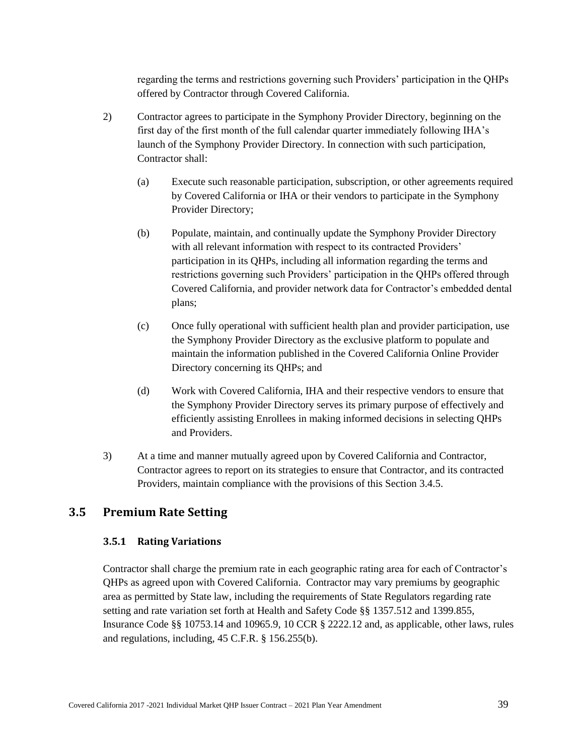regarding the terms and restrictions governing such Providers' participation in the QHPs offered by Contractor through Covered California.

2) Contractor agrees to participate in the Symphony Provider Directory, beginning on the first day of the first month of the full calendar quarter immediately following IHA's launch of the Symphony Provider Directory. In connection with such participation, Contractor shall:

   (a) Execute such reasonable participation, subscription, or other agreements required by Covered California or IHA or their vendors to participate in the Symphony Provider Directory;

   (b) Populate, maintain, and continually update the Symphony Provider Directory with all relevant information with respect to its contracted Providers' participation in its QHPs, including all information regarding the terms and restrictions governing such Providers' participation in the QHPs offered through Covered California, and provider network data for Contractor's embedded dental plans;

   (c) Once fully operational with sufficient health plan and provider participation, use the Symphony Provider Directory as the exclusive platform to populate and maintain the information published in the Covered California Online Provider Directory concerning its QHPs; and

   (d) Work with Covered California, IHA and their respective vendors to ensure that the Symphony Provider Directory serves its primary purpose of effectively and efficiently assisting Enrollees in making informed decisions in selecting QHPs and Providers.

3) At a time and manner mutually agreed upon by Covered California and Contractor, Contractor agrees to report on its strategies to ensure that Contractor, and its contracted Providers, maintain compliance with the provisions of this Section 3.4.5.

## 3.5 Premium Rate Setting

### 3.5.1 Rating Variations

Contractor shall charge the premium rate in each geographic rating area for each of Contractor's QHPs as agreed upon with Covered California. Contractor may vary premiums by geographic area as permitted by State law, including the requirements of State Regulators regarding rate setting and rate variation set forth at Health and Safety Code §§ 1357.512 and 1399.855, Insurance Code §§ 10753.14 and 10965.9, 10 CCR § 2222.12 and, as applicable, other laws, rules and regulations, including, 45 C.F.R. § 156.255(b).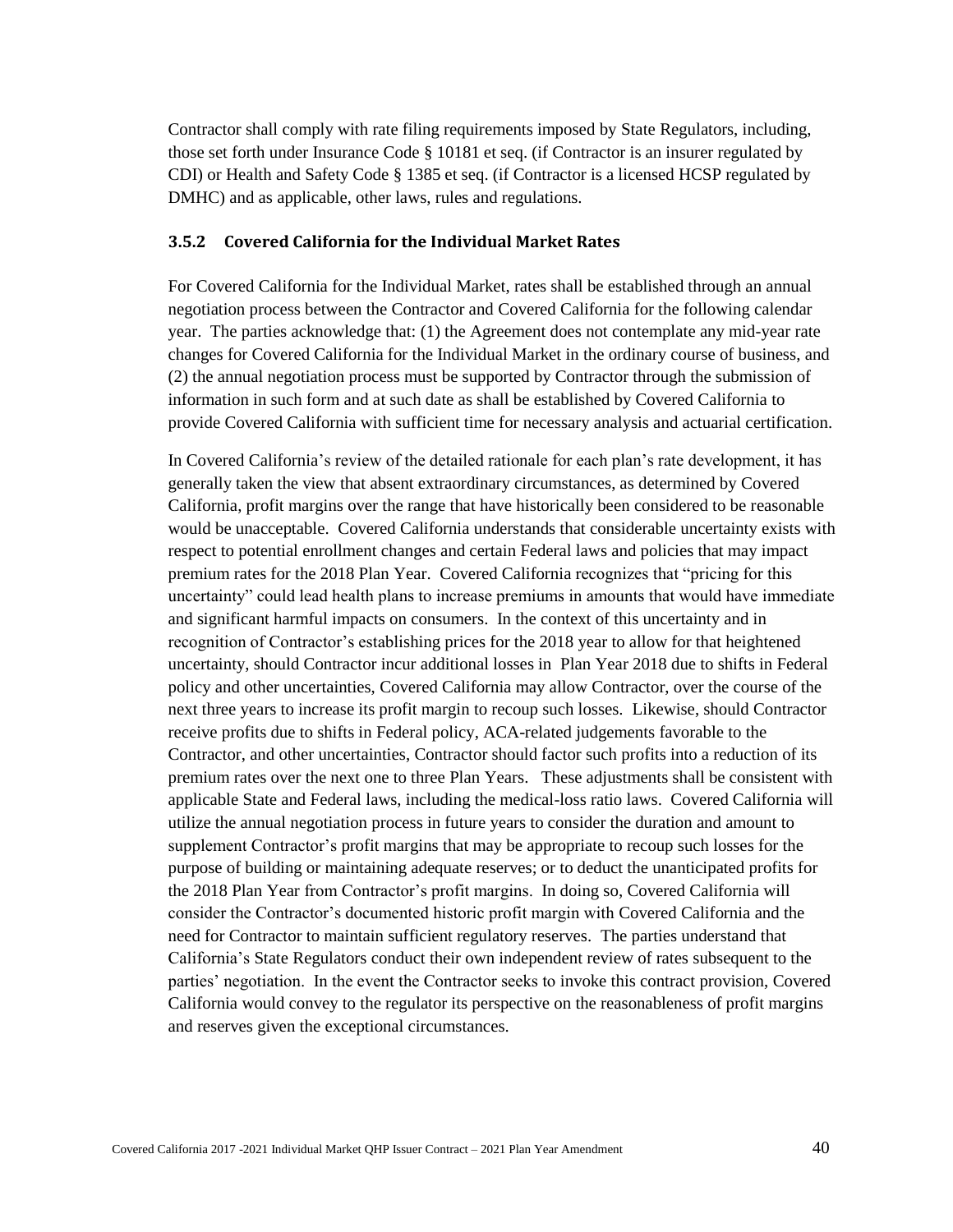Contractor shall comply with rate filing requirements imposed by State Regulators, including, those set forth under Insurance Code § 10181 et seq. (if Contractor is an insurer regulated by CDI) or Health and Safety Code § 1385 et seq. (if Contractor is a licensed HCSP regulated by DMHC) and as applicable, other laws, rules and regulations.

### 3.5.2 Covered California for the Individual Market Rates

For Covered California for the Individual Market, rates shall be established through an annual negotiation process between the Contractor and Covered California for the following calendar year. The parties acknowledge that: (1) the Agreement does not contemplate any mid-year rate changes for Covered California for the Individual Market in the ordinary course of business, and (2) the annual negotiation process must be supported by Contractor through the submission of information in such form and at such date as shall be established by Covered California to provide Covered California with sufficient time for necessary analysis and actuarial certification.

In Covered California's review of the detailed rationale for each plan's rate development, it has generally taken the view that absent extraordinary circumstances, as determined by Covered California, profit margins over the range that have historically been considered to be reasonable would be unacceptable. Covered California understands that considerable uncertainty exists with respect to potential enrollment changes and certain Federal laws and policies that may impact premium rates for the 2018 Plan Year. Covered California recognizes that "pricing for this uncertainty" could lead health plans to increase premiums in amounts that would have immediate and significant harmful impacts on consumers. In the context of this uncertainty and in recognition of Contractor's establishing prices for the 2018 year to allow for that heightened uncertainty, should Contractor incur additional losses in Plan Year 2018 due to shifts in Federal policy and other uncertainties, Covered California may allow Contractor, over the course of the next three years to increase its profit margin to recoup such losses. Likewise, should Contractor receive profits due to shifts in Federal policy, ACA-related judgements favorable to the Contractor, and other uncertainties, Contractor should factor such profits into a reduction of its premium rates over the next one to three Plan Years. These adjustments shall be consistent with applicable State and Federal laws, including the medical-loss ratio laws. Covered California will utilize the annual negotiation process in future years to consider the duration and amount to supplement Contractor's profit margins that may be appropriate to recoup such losses for the purpose of building or maintaining adequate reserves; or to deduct the unanticipated profits for the 2018 Plan Year from Contractor's profit margins. In doing so, Covered California will consider the Contractor's documented historic profit margin with Covered California and the need for Contractor to maintain sufficient regulatory reserves. The parties understand that California's State Regulators conduct their own independent review of rates subsequent to the parties' negotiation. In the event the Contractor seeks to invoke this contract provision, Covered California would convey to the regulator its perspective on the reasonableness of profit margins and reserves given the exceptional circumstances.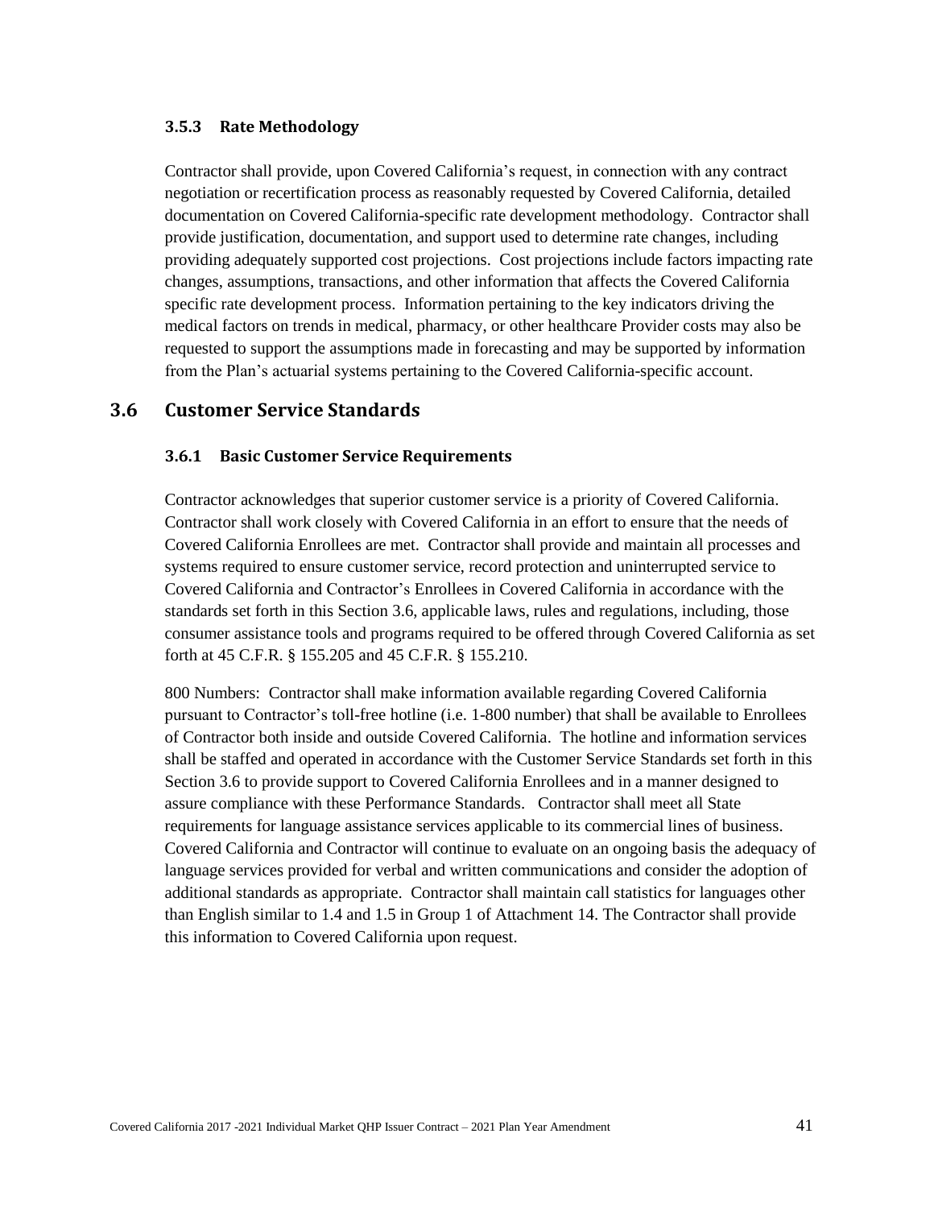### 3.5.3 Rate Methodology

Contractor shall provide, upon Covered California's request, in connection with any contract negotiation or recertification process as reasonably requested by Covered California, detailed documentation on Covered California-specific rate development methodology. Contractor shall provide justification, documentation, and support used to determine rate changes, including providing adequately supported cost projections. Cost projections include factors impacting rate changes, assumptions, transactions, and other information that affects the Covered California specific rate development process. Information pertaining to the key indicators driving the medical factors on trends in medical, pharmacy, or other healthcare Provider costs may also be requested to support the assumptions made in forecasting and may be supported by information from the Plan's actuarial systems pertaining to the Covered California-specific account.

## 3.6 Customer Service Standards

### 3.6.1 Basic Customer Service Requirements

Contractor acknowledges that superior customer service is a priority of Covered California. Contractor shall work closely with Covered California in an effort to ensure that the needs of Covered California Enrollees are met. Contractor shall provide and maintain all processes and systems required to ensure customer service, record protection and uninterrupted service to Covered California and Contractor's Enrollees in Covered California in accordance with the standards set forth in this Section 3.6, applicable laws, rules and regulations, including, those consumer assistance tools and programs required to be offered through Covered California as set forth at 45 C.F.R. § 155.205 and 45 C.F.R. § 155.210.

800 Numbers: Contractor shall make information available regarding Covered California pursuant to Contractor's toll-free hotline (i.e. 1-800 number) that shall be available to Enrollees of Contractor both inside and outside Covered California. The hotline and information services shall be staffed and operated in accordance with the Customer Service Standards set forth in this Section 3.6 to provide support to Covered California Enrollees and in a manner designed to assure compliance with these Performance Standards. Contractor shall meet all State requirements for language assistance services applicable to its commercial lines of business. Covered California and Contractor will continue to evaluate on an ongoing basis the adequacy of language services provided for verbal and written communications and consider the adoption of additional standards as appropriate. Contractor shall maintain call statistics for languages other than English similar to 1.4 and 1.5 in Group 1 of Attachment 14. The Contractor shall provide this information to Covered California upon request.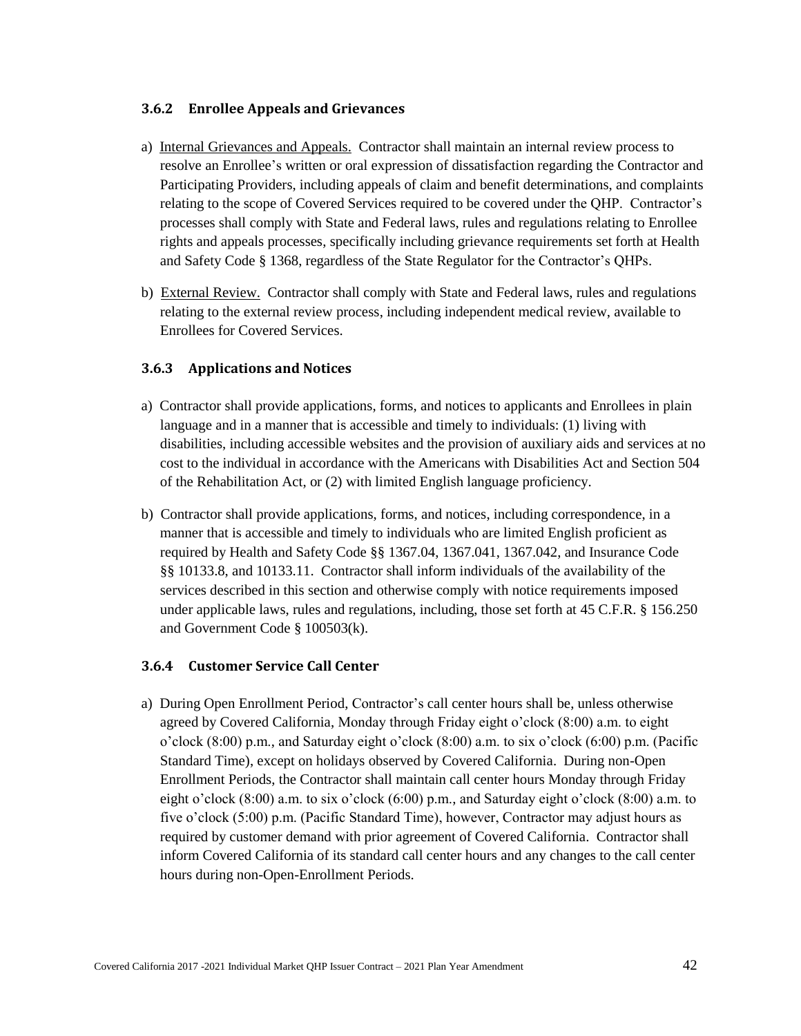### 3.6.2 Enrollee Appeals and Grievances

a) Internal Grievances and Appeals. Contractor shall maintain an internal review process to resolve an Enrollee's written or oral expression of dissatisfaction regarding the Contractor and Participating Providers, including appeals of claim and benefit determinations, and complaints relating to the scope of Covered Services required to be covered under the QHP. Contractor's processes shall comply with State and Federal laws, rules and regulations relating to Enrollee rights and appeals processes, specifically including grievance requirements set forth at Health and Safety Code § 1368, regardless of the State Regulator for the Contractor's QHPs.

b) External Review. Contractor shall comply with State and Federal laws, rules and regulations relating to the external review process, including independent medical review, available to Enrollees for Covered Services.

### 3.6.3 Applications and Notices

a) Contractor shall provide applications, forms, and notices to applicants and Enrollees in plain language and in a manner that is accessible and timely to individuals: (1) living with disabilities, including accessible websites and the provision of auxiliary aids and services at no cost to the individual in accordance with the Americans with Disabilities Act and Section 504 of the Rehabilitation Act, or (2) with limited English language proficiency.

b) Contractor shall provide applications, forms, and notices, including correspondence, in a manner that is accessible and timely to individuals who are limited English proficient as required by Health and Safety Code §§ 1367.04, 1367.041, 1367.042, and Insurance Code §§ 10133.8, and 10133.11. Contractor shall inform individuals of the availability of the services described in this section and otherwise comply with notice requirements imposed under applicable laws, rules and regulations, including, those set forth at 45 C.F.R. § 156.250 and Government Code § 100503(k).

### 3.6.4 Customer Service Call Center

a) During Open Enrollment Period, Contractor's call center hours shall be, unless otherwise agreed by Covered California, Monday through Friday eight o'clock (8:00) a.m. to eight o'clock (8:00) p.m., and Saturday eight o'clock (8:00) a.m. to six o'clock (6:00) p.m. (Pacific Standard Time), except on holidays observed by Covered California. During non-Open Enrollment Periods, the Contractor shall maintain call center hours Monday through Friday eight o'clock (8:00) a.m. to six o'clock (6:00) p.m., and Saturday eight o'clock (8:00) a.m. to five o'clock (5:00) p.m. (Pacific Standard Time), however, Contractor may adjust hours as required by customer demand with prior agreement of Covered California. Contractor shall inform Covered California of its standard call center hours and any changes to the call center hours during non-Open-Enrollment Periods.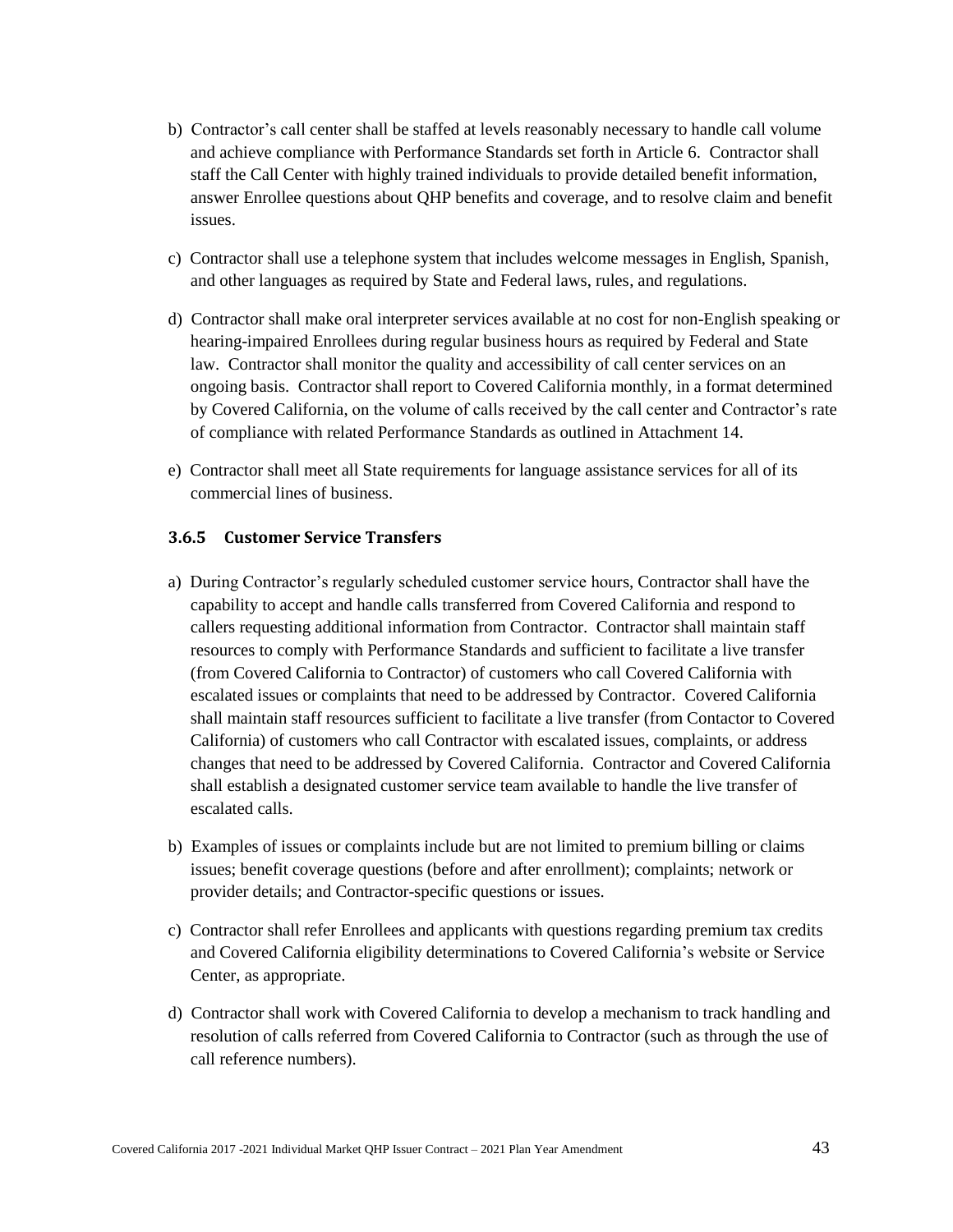b) Contractor's call center shall be staffed at levels reasonably necessary to handle call volume and achieve compliance with Performance Standards set forth in Article 6. Contractor shall staff the Call Center with highly trained individuals to provide detailed benefit information, answer Enrollee questions about QHP benefits and coverage, and to resolve claim and benefit issues.

c) Contractor shall use a telephone system that includes welcome messages in English, Spanish, and other languages as required by State and Federal laws, rules, and regulations.

d) Contractor shall make oral interpreter services available at no cost for non-English speaking or hearing-impaired Enrollees during regular business hours as required by Federal and State law. Contractor shall monitor the quality and accessibility of call center services on an ongoing basis. Contractor shall report to Covered California monthly, in a format determined by Covered California, on the volume of calls received by the call center and Contractor's rate of compliance with related Performance Standards as outlined in Attachment 14.

e) Contractor shall meet all State requirements for language assistance services for all of its commercial lines of business.

### 3.6.5 Customer Service Transfers

a) During Contractor's regularly scheduled customer service hours, Contractor shall have the capability to accept and handle calls transferred from Covered California and respond to callers requesting additional information from Contractor. Contractor shall maintain staff resources to comply with Performance Standards and sufficient to facilitate a live transfer (from Covered California to Contractor) of customers who call Covered California with escalated issues or complaints that need to be addressed by Contractor. Covered California shall maintain staff resources sufficient to facilitate a live transfer (from Contactor to Covered California) of customers who call Contractor with escalated issues, complaints, or address changes that need to be addressed by Covered California. Contractor and Covered California shall establish a designated customer service team available to handle the live transfer of escalated calls.

b) Examples of issues or complaints include but are not limited to premium billing or claims issues; benefit coverage questions (before and after enrollment); complaints; network or provider details; and Contractor-specific questions or issues.

c) Contractor shall refer Enrollees and applicants with questions regarding premium tax credits and Covered California eligibility determinations to Covered California's website or Service Center, as appropriate.

d) Contractor shall work with Covered California to develop a mechanism to track handling and resolution of calls referred from Covered California to Contractor (such as through the use of call reference numbers).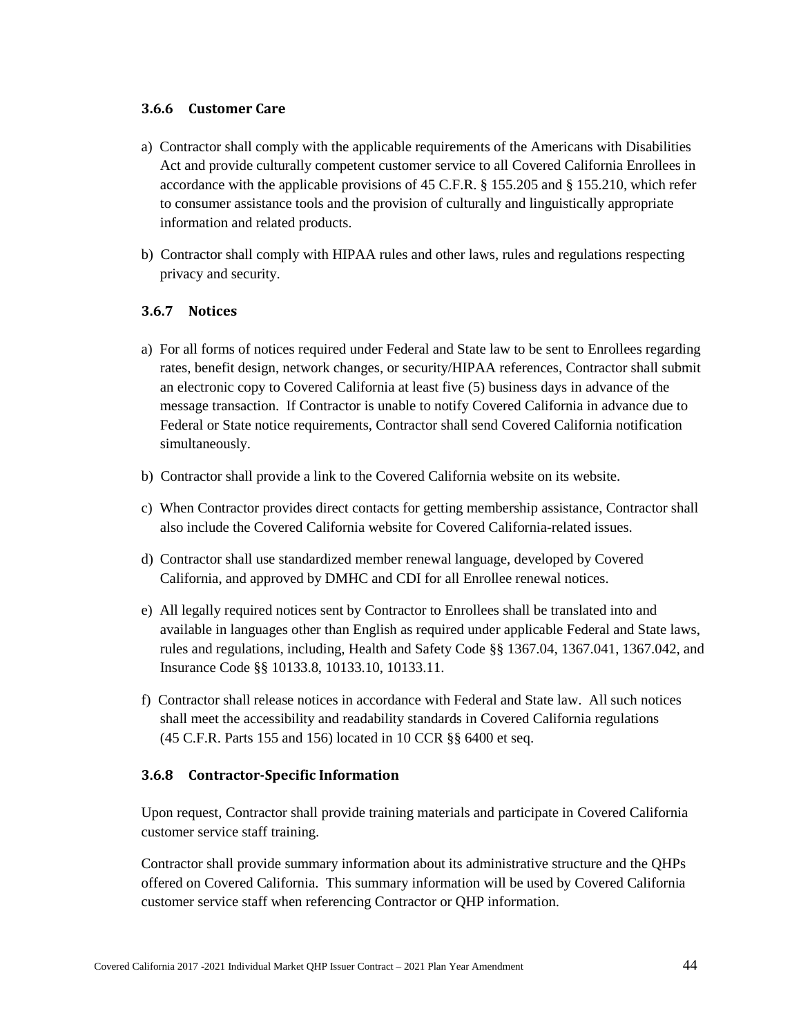### 3.6.6 Customer Care

a) Contractor shall comply with the applicable requirements of the Americans with Disabilities Act and provide culturally competent customer service to all Covered California Enrollees in accordance with the applicable provisions of 45 C.F.R. § 155.205 and § 155.210, which refer to consumer assistance tools and the provision of culturally and linguistically appropriate information and related products.

b) Contractor shall comply with HIPAA rules and other laws, rules and regulations respecting privacy and security.

### 3.6.7 Notices

a) For all forms of notices required under Federal and State law to be sent to Enrollees regarding rates, benefit design, network changes, or security/HIPAA references, Contractor shall submit an electronic copy to Covered California at least five (5) business days in advance of the message transaction. If Contractor is unable to notify Covered California in advance due to Federal or State notice requirements, Contractor shall send Covered California notification simultaneously.

b) Contractor shall provide a link to the Covered California website on its website.

c) When Contractor provides direct contacts for getting membership assistance, Contractor shall also include the Covered California website for Covered California-related issues.

d) Contractor shall use standardized member renewal language, developed by Covered California, and approved by DMHC and CDI for all Enrollee renewal notices.

e) All legally required notices sent by Contractor to Enrollees shall be translated into and available in languages other than English as required under applicable Federal and State laws, rules and regulations, including, Health and Safety Code §§ 1367.04, 1367.041, 1367.042, and Insurance Code §§ 10133.8, 10133.10, 10133.11.

f) Contractor shall release notices in accordance with Federal and State law. All such notices shall meet the accessibility and readability standards in Covered California regulations (45 C.F.R. Parts 155 and 156) located in 10 CCR §§ 6400 et seq.

### 3.6.8 Contractor-Specific Information

Upon request, Contractor shall provide training materials and participate in Covered California customer service staff training.

Contractor shall provide summary information about its administrative structure and the QHPs offered on Covered California. This summary information will be used by Covered California customer service staff when referencing Contractor or QHP information.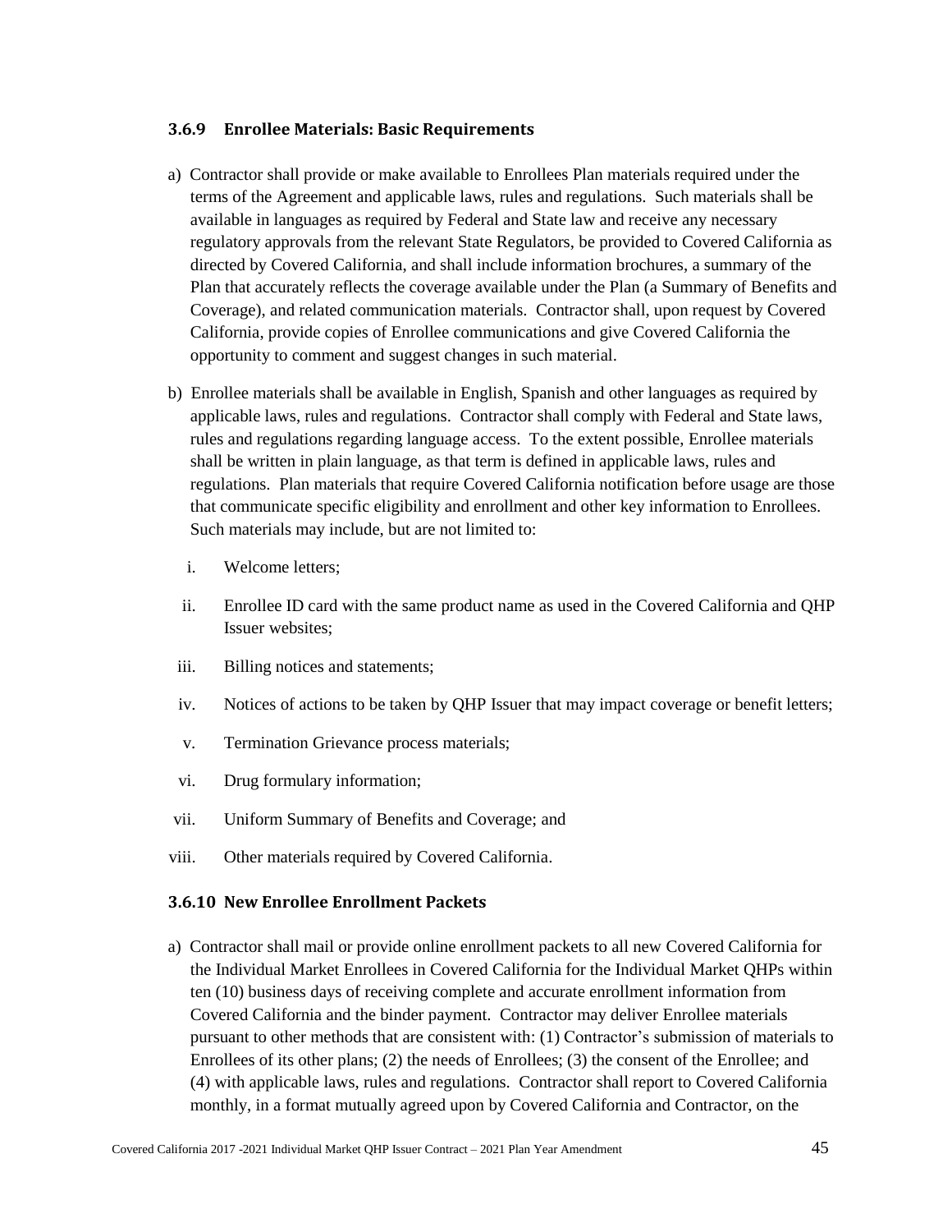### 3.6.9 Enrollee Materials: Basic Requirements

a) Contractor shall provide or make available to Enrollees Plan materials required under the terms of the Agreement and applicable laws, rules and regulations. Such materials shall be available in languages as required by Federal and State law and receive any necessary regulatory approvals from the relevant State Regulators, be provided to Covered California as directed by Covered California, and shall include information brochures, a summary of the Plan that accurately reflects the coverage available under the Plan (a Summary of Benefits and Coverage), and related communication materials. Contractor shall, upon request by Covered California, provide copies of Enrollee communications and give Covered California the opportunity to comment and suggest changes in such material.

b) Enrollee materials shall be available in English, Spanish and other languages as required by applicable laws, rules and regulations. Contractor shall comply with Federal and State laws, rules and regulations regarding language access. To the extent possible, Enrollee materials shall be written in plain language, as that term is defined in applicable laws, rules and regulations. Plan materials that require Covered California notification before usage are those that communicate specific eligibility and enrollment and other key information to Enrollees. Such materials may include, but are not limited to:

   i. Welcome letters;

   ii. Enrollee ID card with the same product name as used in the Covered California and QHP Issuer websites;

   iii. Billing notices and statements;

   iv. Notices of actions to be taken by QHP Issuer that may impact coverage or benefit letters;

   v. Termination Grievance process materials;

   vi. Drug formulary information;

   vii. Uniform Summary of Benefits and Coverage; and

   viii. Other materials required by Covered California.

### 3.6.10 New Enrollee Enrollment Packets

a) Contractor shall mail or provide online enrollment packets to all new Covered California for the Individual Market Enrollees in Covered California for the Individual Market QHPs within ten (10) business days of receiving complete and accurate enrollment information from Covered California and the binder payment. Contractor may deliver Enrollee materials pursuant to other methods that are consistent with: (1) Contractor's submission of materials to Enrollees of its other plans; (2) the needs of Enrollees; (3) the consent of the Enrollee; and (4) with applicable laws, rules and regulations. Contractor shall report to Covered California monthly, in a format mutually agreed upon by Covered California and Contractor, on the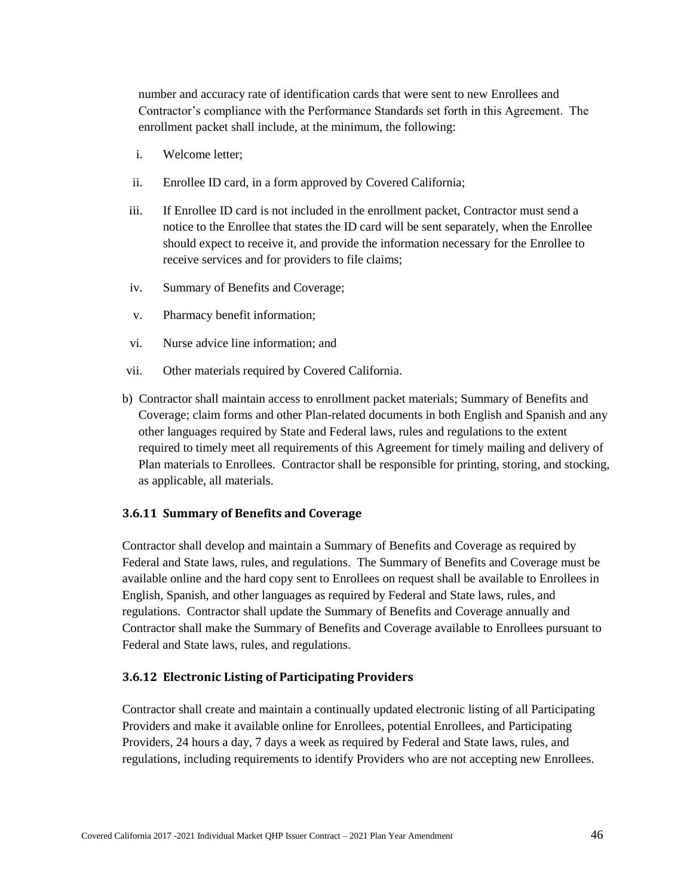number and accuracy rate of identification cards that were sent to new Enrollees and Contractor's compliance with the Performance Standards set forth in this Agreement. The enrollment packet shall include, at the minimum, the following:

i. Welcome letter;

ii. Enrollee ID card, in a form approved by Covered California;

iii. If Enrollee ID card is not included in the enrollment packet, Contractor must send a notice to the Enrollee that states the ID card will be sent separately, when the Enrollee should expect to receive it, and provide the information necessary for the Enrollee to receive services and for providers to file claims;

iv. Summary of Benefits and Coverage;

v. Pharmacy benefit information;

vi. Nurse advice line information; and

vii. Other materials required by Covered California.

b) Contractor shall maintain access to enrollment packet materials; Summary of Benefits and Coverage; claim forms and other Plan-related documents in both English and Spanish and any other languages required by State and Federal laws, rules and regulations to the extent required to timely meet all requirements of this Agreement for timely mailing and delivery of Plan materials to Enrollees. Contractor shall be responsible for printing, storing, and stocking, as applicable, all materials.

### 3.6.11 Summary of Benefits and Coverage

Contractor shall develop and maintain a Summary of Benefits and Coverage as required by Federal and State laws, rules, and regulations. The Summary of Benefits and Coverage must be available online and the hard copy sent to Enrollees on request shall be available to Enrollees in English, Spanish, and other languages as required by Federal and State laws, rules, and regulations. Contractor shall update the Summary of Benefits and Coverage annually and Contractor shall make the Summary of Benefits and Coverage available to Enrollees pursuant to Federal and State laws, rules, and regulations.

### 3.6.12 Electronic Listing of Participating Providers

Contractor shall create and maintain a continually updated electronic listing of all Participating Providers and make it available online for Enrollees, potential Enrollees, and Participating Providers, 24 hours a day, 7 days a week as required by Federal and State laws, rules, and regulations, including requirements to identify Providers who are not accepting new Enrollees.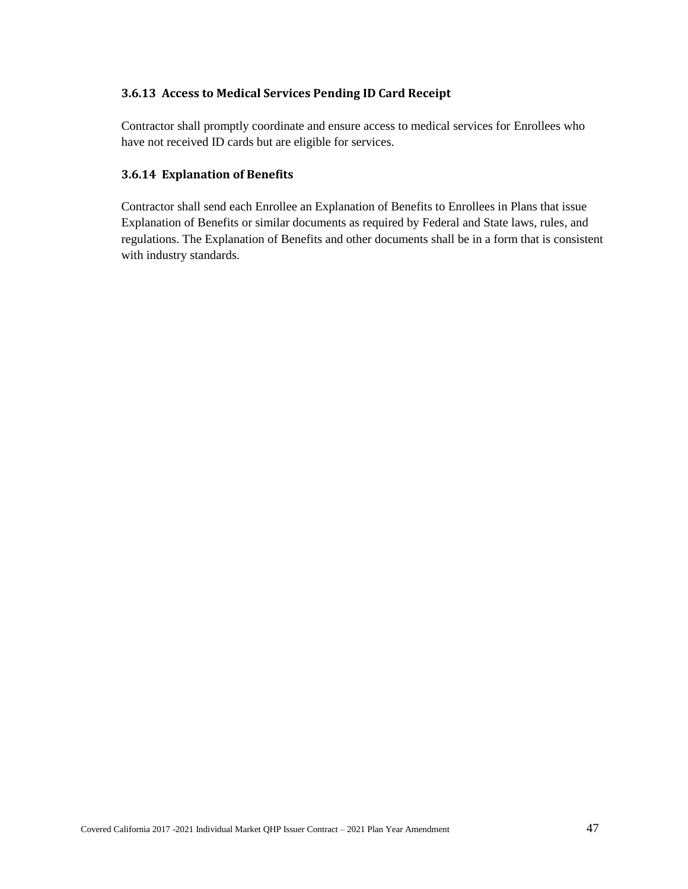### 3.6.13 Access to Medical Services Pending ID Card Receipt

Contractor shall promptly coordinate and ensure access to medical services for Enrollees who have not received ID cards but are eligible for services.

### 3.6.14 Explanation of Benefits

Contractor shall send each Enrollee an Explanation of Benefits to Enrollees in Plans that issue Explanation of Benefits or similar documents as required by Federal and State laws, rules, and regulations. The Explanation of Benefits and other documents shall be in a form that is consistent with industry standards.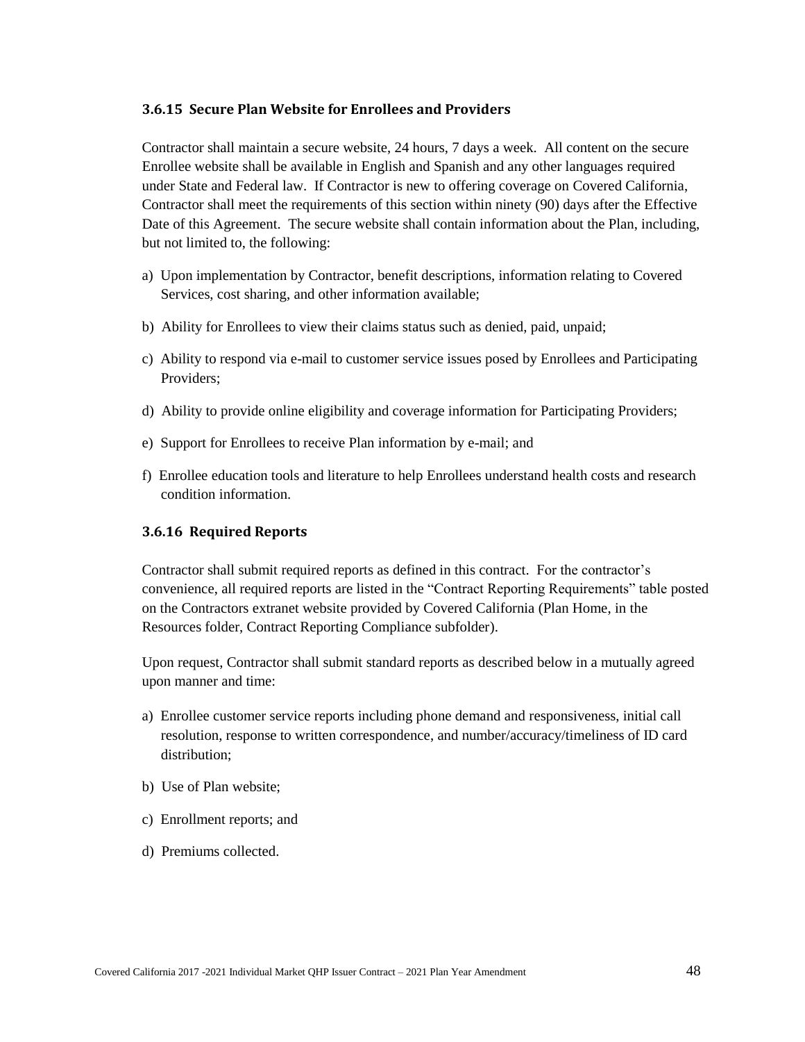### 3.6.15 Secure Plan Website for Enrollees and Providers

Contractor shall maintain a secure website, 24 hours, 7 days a week. All content on the secure Enrollee website shall be available in English and Spanish and any other languages required under State and Federal law. If Contractor is new to offering coverage on Covered California, Contractor shall meet the requirements of this section within ninety (90) days after the Effective Date of this Agreement. The secure website shall contain information about the Plan, including, but not limited to, the following:

a) Upon implementation by Contractor, benefit descriptions, information relating to Covered Services, cost sharing, and other information available;

b) Ability for Enrollees to view their claims status such as denied, paid, unpaid;

c) Ability to respond via e-mail to customer service issues posed by Enrollees and Participating Providers;

d) Ability to provide online eligibility and coverage information for Participating Providers;

e) Support for Enrollees to receive Plan information by e-mail; and

f) Enrollee education tools and literature to help Enrollees understand health costs and research condition information.

### 3.6.16 Required Reports

Contractor shall submit required reports as defined in this contract. For the contractor's convenience, all required reports are listed in the "Contract Reporting Requirements" table posted on the Contractors extranet website provided by Covered California (Plan Home, in the Resources folder, Contract Reporting Compliance subfolder).

Upon request, Contractor shall submit standard reports as described below in a mutually agreed upon manner and time:

a) Enrollee customer service reports including phone demand and responsiveness, initial call resolution, response to written correspondence, and number/accuracy/timeliness of ID card distribution;

b) Use of Plan website;

c) Enrollment reports; and

d) Premiums collected.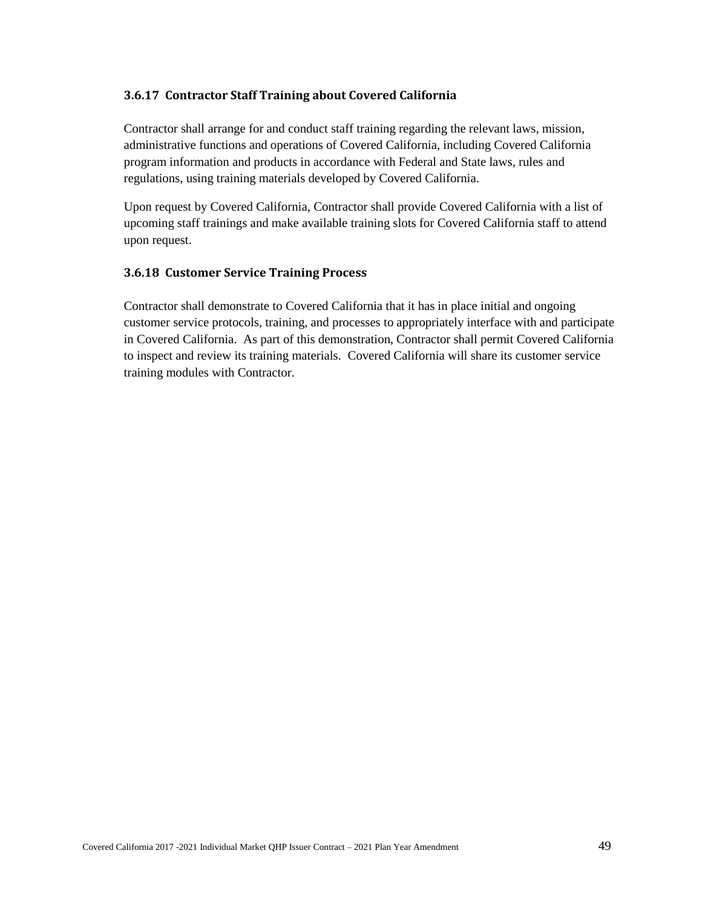### 3.6.17 Contractor Staff Training about Covered California

Contractor shall arrange for and conduct staff training regarding the relevant laws, mission, administrative functions and operations of Covered California, including Covered California program information and products in accordance with Federal and State laws, rules and regulations, using training materials developed by Covered California.

Upon request by Covered California, Contractor shall provide Covered California with a list of upcoming staff trainings and make available training slots for Covered California staff to attend upon request.

### 3.6.18 Customer Service Training Process

Contractor shall demonstrate to Covered California that it has in place initial and ongoing customer service protocols, training, and processes to appropriately interface with and participate in Covered California. As part of this demonstration, Contractor shall permit Covered California to inspect and review its training materials. Covered California will share its customer service training modules with Contractor.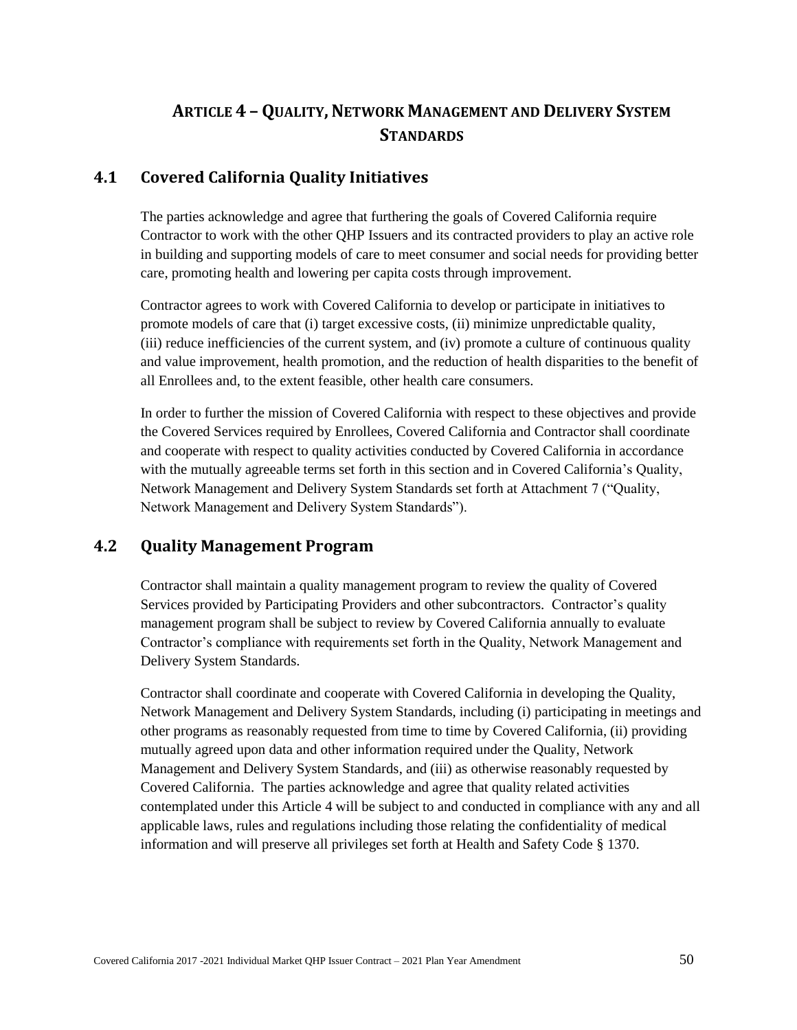# ARTICLE 4 – QUALITY, NETWORK MANAGEMENT AND DELIVERY SYSTEM STANDARDS

## 4.1 Covered California Quality Initiatives

The parties acknowledge and agree that furthering the goals of Covered California require Contractor to work with the other QHP Issuers and its contracted providers to play an active role in building and supporting models of care to meet consumer and social needs for providing better care, promoting health and lowering per capita costs through improvement.

Contractor agrees to work with Covered California to develop or participate in initiatives to promote models of care that (i) target excessive costs, (ii) minimize unpredictable quality, (iii) reduce inefficiencies of the current system, and (iv) promote a culture of continuous quality and value improvement, health promotion, and the reduction of health disparities to the benefit of all Enrollees and, to the extent feasible, other health care consumers.

In order to further the mission of Covered California with respect to these objectives and provide the Covered Services required by Enrollees, Covered California and Contractor shall coordinate and cooperate with respect to quality activities conducted by Covered California in accordance with the mutually agreeable terms set forth in this section and in Covered California's Quality, Network Management and Delivery System Standards set forth at Attachment 7 ("Quality, Network Management and Delivery System Standards").

## 4.2 Quality Management Program

Contractor shall maintain a quality management program to review the quality of Covered Services provided by Participating Providers and other subcontractors. Contractor's quality management program shall be subject to review by Covered California annually to evaluate Contractor's compliance with requirements set forth in the Quality, Network Management and Delivery System Standards.

Contractor shall coordinate and cooperate with Covered California in developing the Quality, Network Management and Delivery System Standards, including (i) participating in meetings and other programs as reasonably requested from time to time by Covered California, (ii) providing mutually agreed upon data and other information required under the Quality, Network Management and Delivery System Standards, and (iii) as otherwise reasonably requested by Covered California. The parties acknowledge and agree that quality related activities contemplated under this Article 4 will be subject to and conducted in compliance with any and all applicable laws, rules and regulations including those relating the confidentiality of medical information and will preserve all privileges set forth at Health and Safety Code § 1370.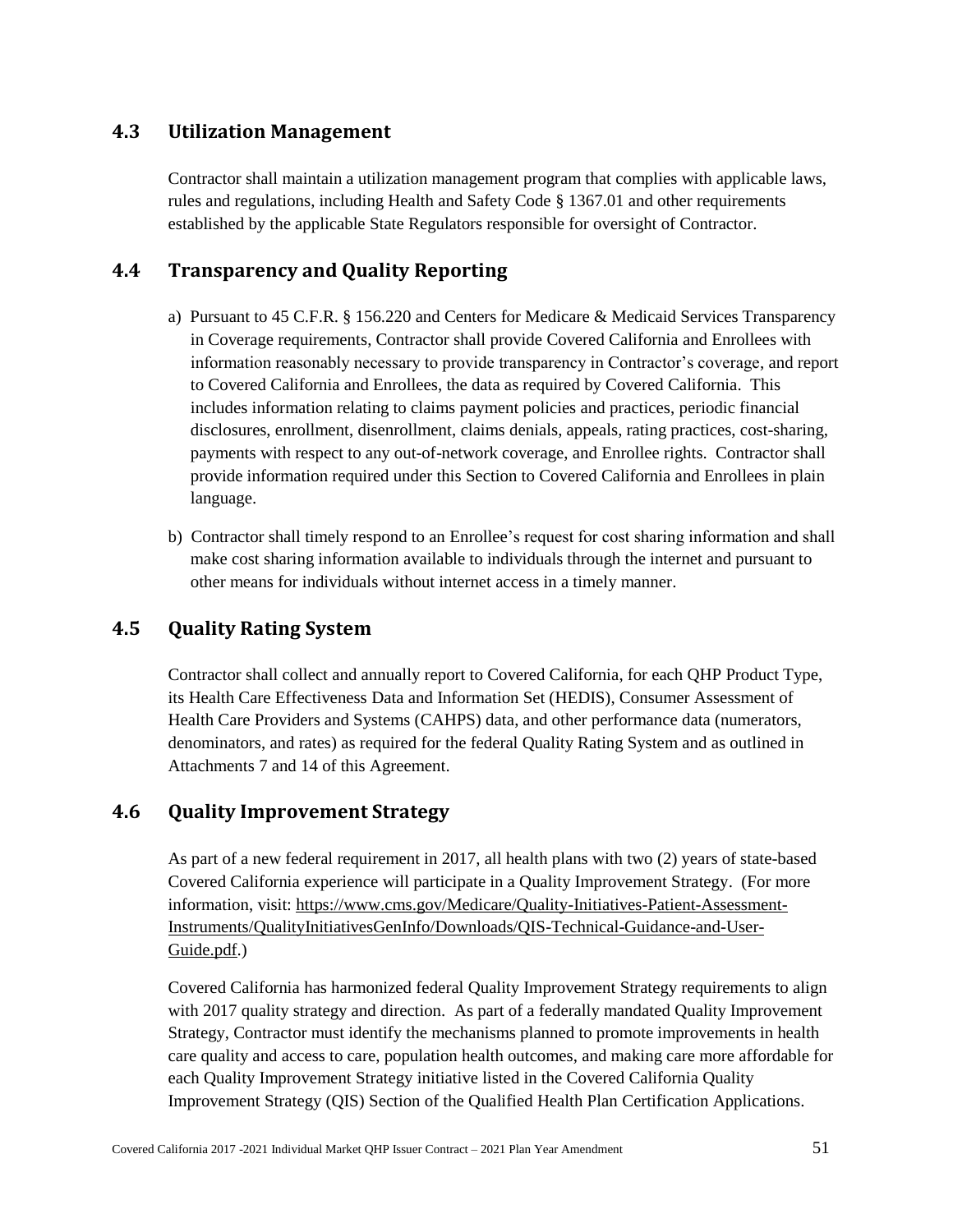## 4.3 Utilization Management

Contractor shall maintain a utilization management program that complies with applicable laws, rules and regulations, including Health and Safety Code § 1367.01 and other requirements established by the applicable State Regulators responsible for oversight of Contractor.

## 4.4 Transparency and Quality Reporting

a) Pursuant to 45 C.F.R. § 156.220 and Centers for Medicare & Medicaid Services Transparency in Coverage requirements, Contractor shall provide Covered California and Enrollees with information reasonably necessary to provide transparency in Contractor's coverage, and report to Covered California and Enrollees, the data as required by Covered California. This includes information relating to claims payment policies and practices, periodic financial disclosures, enrollment, disenrollment, claims denials, appeals, rating practices, cost-sharing, payments with respect to any out-of-network coverage, and Enrollee rights. Contractor shall provide information required under this Section to Covered California and Enrollees in plain language.

b) Contractor shall timely respond to an Enrollee's request for cost sharing information and shall make cost sharing information available to individuals through the internet and pursuant to other means for individuals without internet access in a timely manner.

## 4.5 Quality Rating System

Contractor shall collect and annually report to Covered California, for each QHP Product Type, its Health Care Effectiveness Data and Information Set (HEDIS), Consumer Assessment of Health Care Providers and Systems (CAHPS) data, and other performance data (numerators, denominators, and rates) as required for the federal Quality Rating System and as outlined in Attachments 7 and 14 of this Agreement.

## 4.6 Quality Improvement Strategy

As part of a new federal requirement in 2017, all health plans with two (2) years of state-based Covered California experience will participate in a Quality Improvement Strategy. (For more information, visit: https://www.cms.gov/Medicare/Quality-Initiatives-Patient-Assessment-Instruments/QualityInitiativesGenInfo/Downloads/QIS-Technical-Guidance-and-User-Guide.pdf.)

Covered California has harmonized federal Quality Improvement Strategy requirements to align with 2017 quality strategy and direction. As part of a federally mandated Quality Improvement Strategy, Contractor must identify the mechanisms planned to promote improvements in health care quality and access to care, population health outcomes, and making care more affordable for each Quality Improvement Strategy initiative listed in the Covered California Quality Improvement Strategy (QIS) Section of the Qualified Health Plan Certification Applications.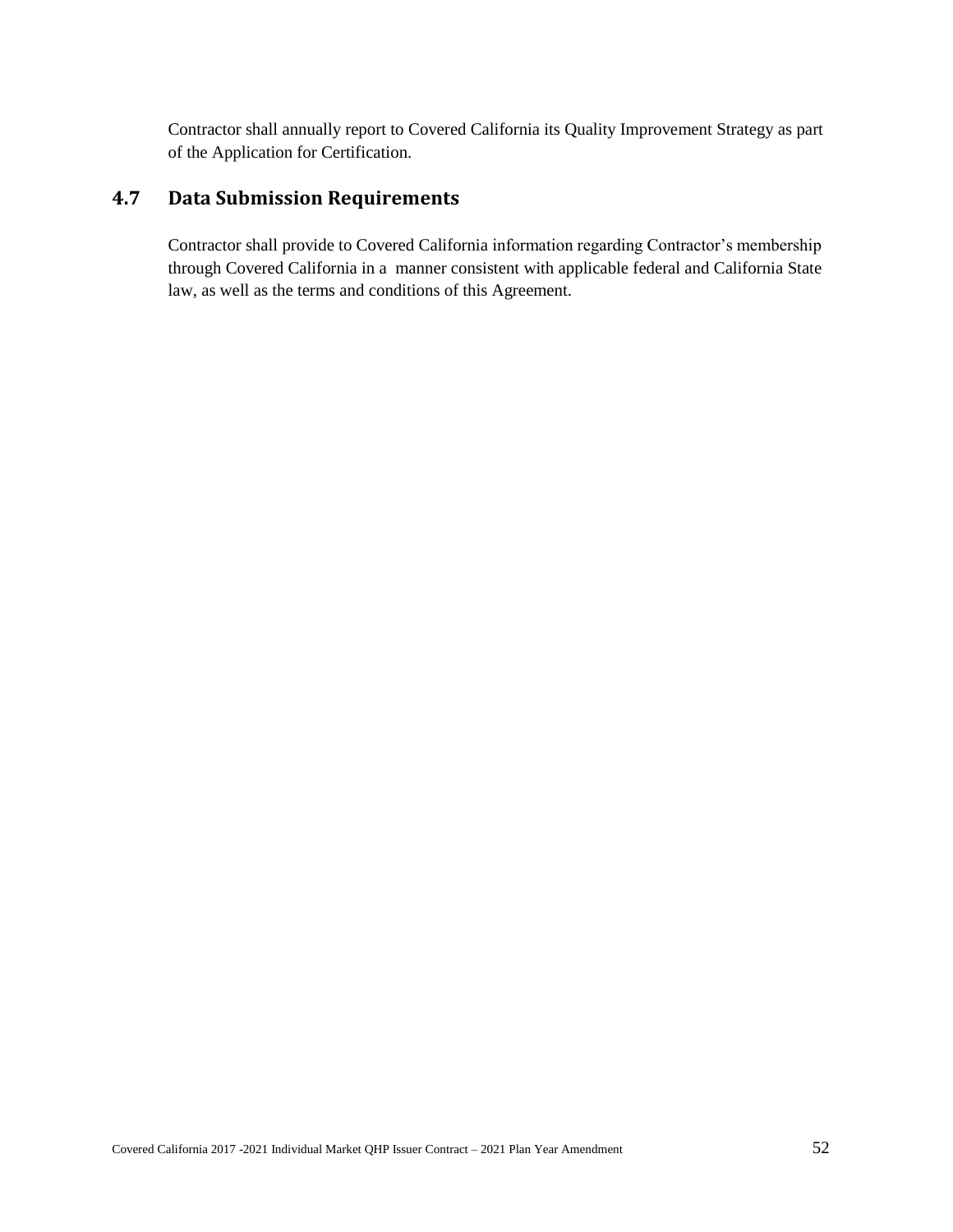Contractor shall annually report to Covered California its Quality Improvement Strategy as part of the Application for Certification.

## 4.7 Data Submission Requirements

Contractor shall provide to Covered California information regarding Contractor's membership through Covered California in a manner consistent with applicable federal and California State law, as well as the terms and conditions of this Agreement.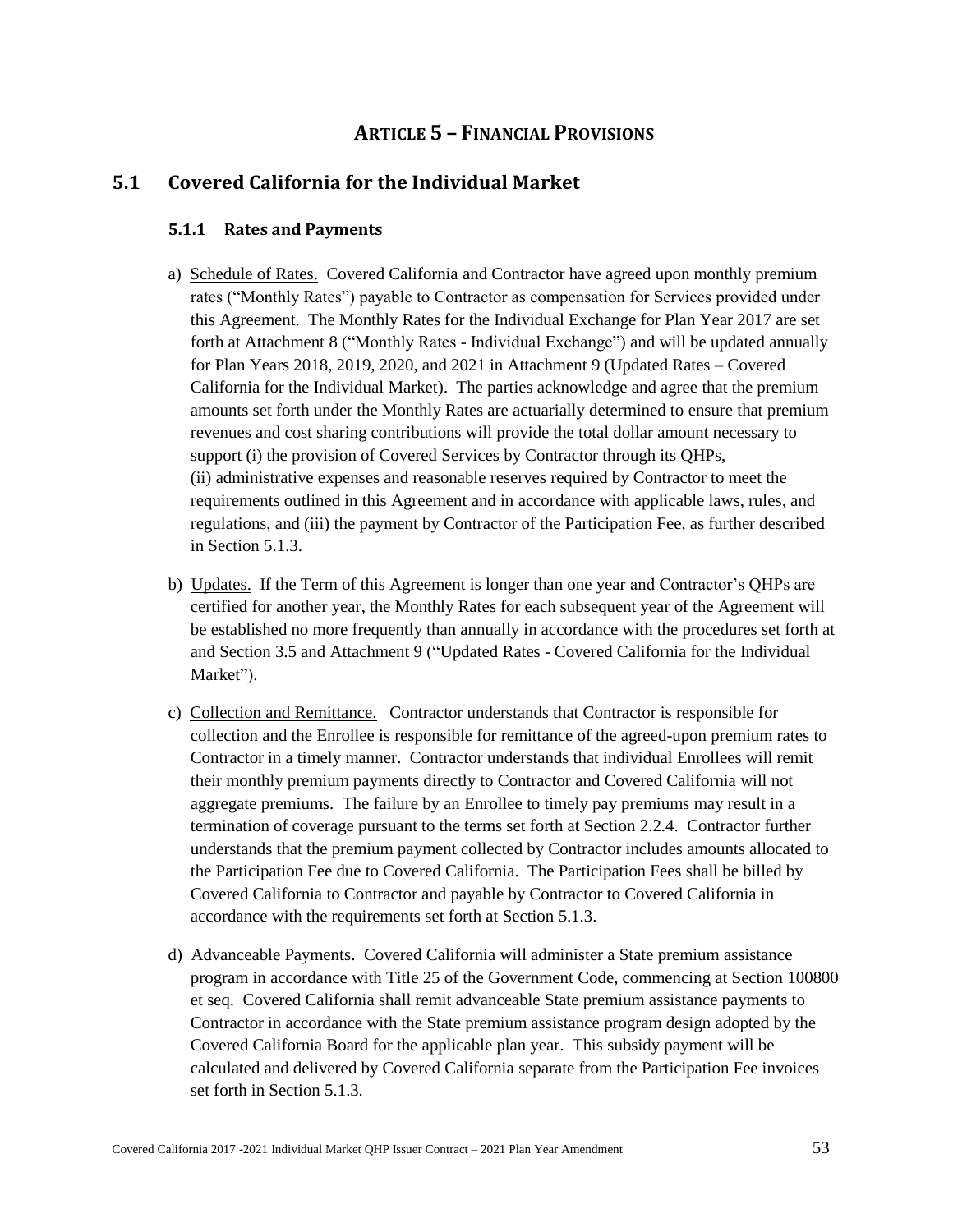# Article 5 – Financial Provisions

## 5.1 Covered California for the Individual Market

### 5.1.1 Rates and Payments

a) Schedule of Rates. Covered California and Contractor have agreed upon monthly premium rates ("Monthly Rates") payable to Contractor as compensation for Services provided under this Agreement. The Monthly Rates for the Individual Exchange for Plan Year 2017 are set forth at Attachment 8 ("Monthly Rates - Individual Exchange") and will be updated annually for Plan Years 2018, 2019, 2020, and 2021 in Attachment 9 (Updated Rates – Covered California for the Individual Market). The parties acknowledge and agree that the premium amounts set forth under the Monthly Rates are actuarially determined to ensure that premium revenues and cost sharing contributions will provide the total dollar amount necessary to support (i) the provision of Covered Services by Contractor through its QHPs, (ii) administrative expenses and reasonable reserves required by Contractor to meet the requirements outlined in this Agreement and in accordance with applicable laws, rules, and regulations, and (iii) the payment by Contractor of the Participation Fee, as further described in Section 5.1.3.

b) Updates. If the Term of this Agreement is longer than one year and Contractor's QHPs are certified for another year, the Monthly Rates for each subsequent year of the Agreement will be established no more frequently than annually in accordance with the procedures set forth at and Section 3.5 and Attachment 9 ("Updated Rates - Covered California for the Individual Market").

c) Collection and Remittance. Contractor understands that Contractor is responsible for collection and the Enrollee is responsible for remittance of the agreed-upon premium rates to Contractor in a timely manner. Contractor understands that individual Enrollees will remit their monthly premium payments directly to Contractor and Covered California will not aggregate premiums. The failure by an Enrollee to timely pay premiums may result in a termination of coverage pursuant to the terms set forth at Section 2.2.4. Contractor further understands that the premium payment collected by Contractor includes amounts allocated to the Participation Fee due to Covered California. The Participation Fees shall be billed by Covered California to Contractor and payable by Contractor to Covered California in accordance with the requirements set forth at Section 5.1.3.

d) Advanceable Payments. Covered California will administer a State premium assistance program in accordance with Title 25 of the Government Code, commencing at Section 100800 et seq. Covered California shall remit advanceable State premium assistance payments to Contractor in accordance with the State premium assistance program design adopted by the Covered California Board for the applicable plan year. This subsidy payment will be calculated and delivered by Covered California separate from the Participation Fee invoices set forth in Section 5.1.3.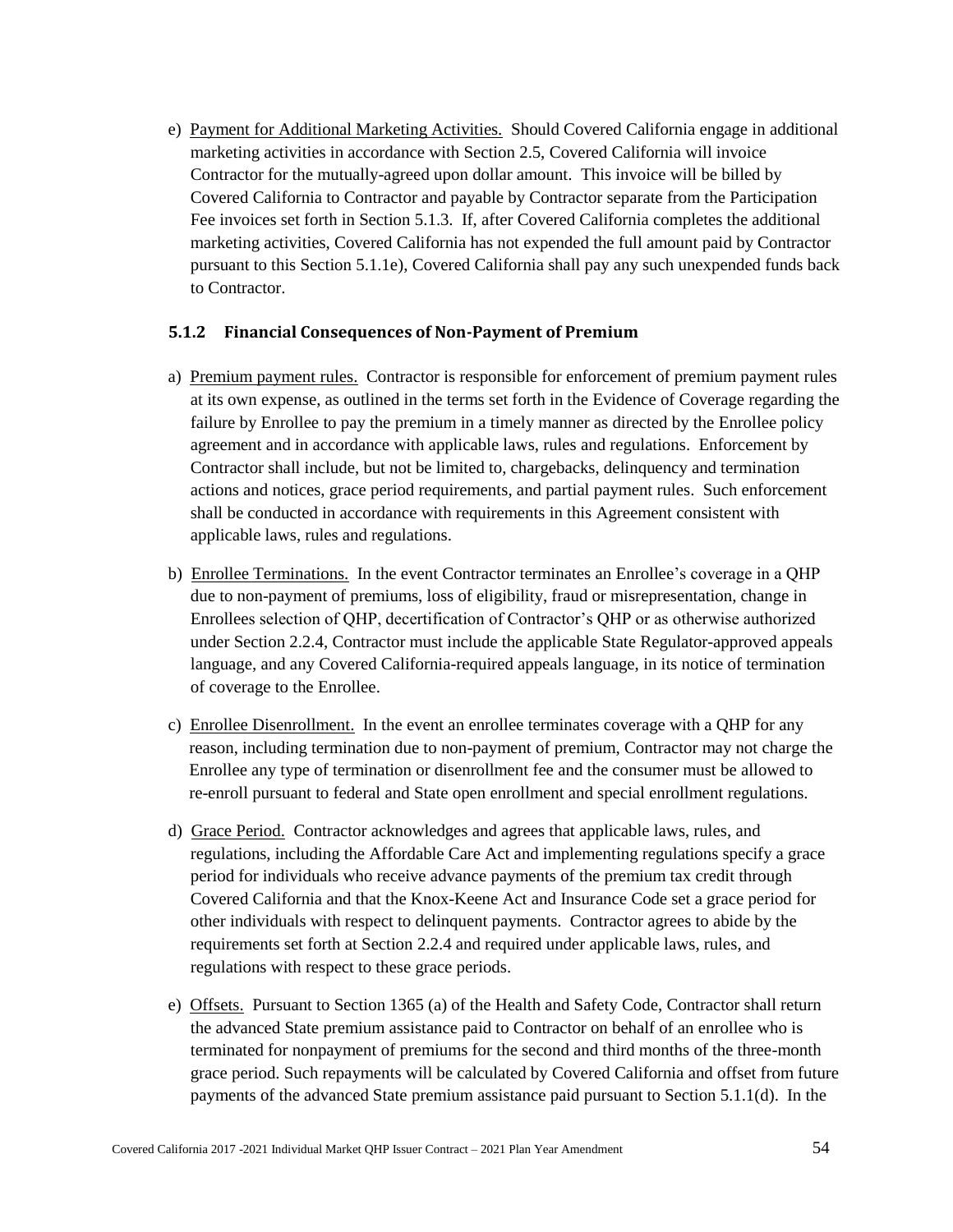e) Payment for Additional Marketing Activities. Should Covered California engage in additional marketing activities in accordance with Section 2.5, Covered California will invoice Contractor for the mutually-agreed upon dollar amount. This invoice will be billed by Covered California to Contractor and payable by Contractor separate from the Participation Fee invoices set forth in Section 5.1.3. If, after Covered California completes the additional marketing activities, Covered California has not expended the full amount paid by Contractor pursuant to this Section 5.1.1e), Covered California shall pay any such unexpended funds back to Contractor.

### 5.1.2 Financial Consequences of Non-Payment of Premium

a) Premium payment rules. Contractor is responsible for enforcement of premium payment rules at its own expense, as outlined in the terms set forth in the Evidence of Coverage regarding the failure by Enrollee to pay the premium in a timely manner as directed by the Enrollee policy agreement and in accordance with applicable laws, rules and regulations. Enforcement by Contractor shall include, but not be limited to, chargebacks, delinquency and termination actions and notices, grace period requirements, and partial payment rules. Such enforcement shall be conducted in accordance with requirements in this Agreement consistent with applicable laws, rules and regulations.

b) Enrollee Terminations. In the event Contractor terminates an Enrollee's coverage in a QHP due to non-payment of premiums, loss of eligibility, fraud or misrepresentation, change in Enrollees selection of QHP, decertification of Contractor's QHP or as otherwise authorized under Section 2.2.4, Contractor must include the applicable State Regulator-approved appeals language, and any Covered California-required appeals language, in its notice of termination of coverage to the Enrollee.

c) Enrollee Disenrollment. In the event an enrollee terminates coverage with a QHP for any reason, including termination due to non-payment of premium, Contractor may not charge the Enrollee any type of termination or disenrollment fee and the consumer must be allowed to re-enroll pursuant to federal and State open enrollment and special enrollment regulations.

d) Grace Period. Contractor acknowledges and agrees that applicable laws, rules, and regulations, including the Affordable Care Act and implementing regulations specify a grace period for individuals who receive advance payments of the premium tax credit through Covered California and that the Knox-Keene Act and Insurance Code set a grace period for other individuals with respect to delinquent payments. Contractor agrees to abide by the requirements set forth at Section 2.2.4 and required under applicable laws, rules, and regulations with respect to these grace periods.

e) Offsets. Pursuant to Section 1365 (a) of the Health and Safety Code, Contractor shall return the advanced State premium assistance paid to Contractor on behalf of an enrollee who is terminated for nonpayment of premiums for the second and third months of the three-month grace period. Such repayments will be calculated by Covered California and offset from future payments of the advanced State premium assistance paid pursuant to Section 5.1.1(d). In the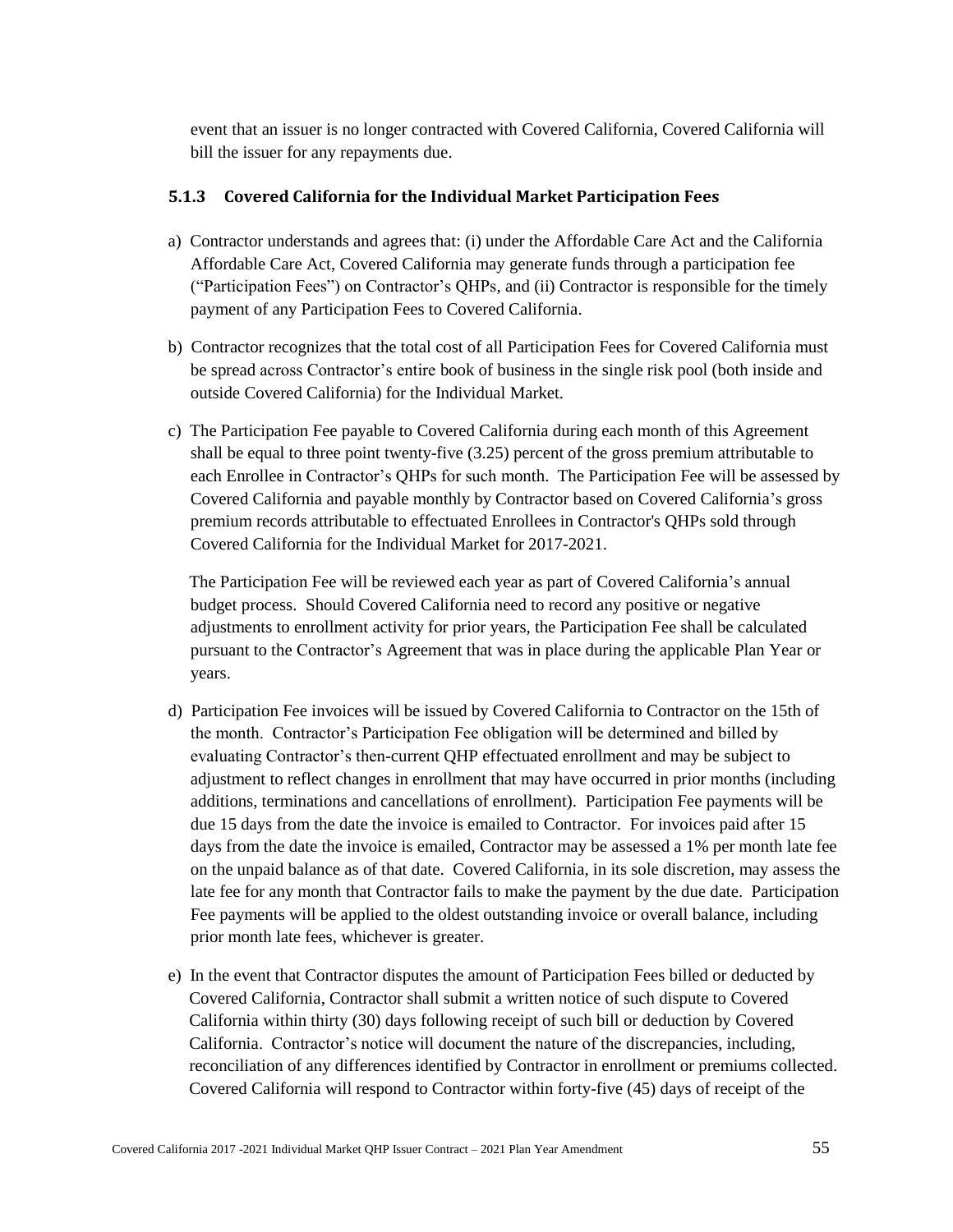event that an issuer is no longer contracted with Covered California, Covered California will bill the issuer for any repayments due.

### 5.1.3 Covered California for the Individual Market Participation Fees

a) Contractor understands and agrees that: (i) under the Affordable Care Act and the California Affordable Care Act, Covered California may generate funds through a participation fee ("Participation Fees") on Contractor's QHPs, and (ii) Contractor is responsible for the timely payment of any Participation Fees to Covered California.

b) Contractor recognizes that the total cost of all Participation Fees for Covered California must be spread across Contractor's entire book of business in the single risk pool (both inside and outside Covered California) for the Individual Market.

c) The Participation Fee payable to Covered California during each month of this Agreement shall be equal to three point twenty-five (3.25) percent of the gross premium attributable to each Enrollee in Contractor's QHPs for such month. The Participation Fee will be assessed by Covered California and payable monthly by Contractor based on Covered California's gross premium records attributable to effectuated Enrollees in Contractor's QHPs sold through Covered California for the Individual Market for 2017-2021.

The Participation Fee will be reviewed each year as part of Covered California's annual budget process. Should Covered California need to record any positive or negative adjustments to enrollment activity for prior years, the Participation Fee shall be calculated pursuant to the Contractor's Agreement that was in place during the applicable Plan Year or years.

d) Participation Fee invoices will be issued by Covered California to Contractor on the 15th of the month. Contractor's Participation Fee obligation will be determined and billed by evaluating Contractor's then-current QHP effectuated enrollment and may be subject to adjustment to reflect changes in enrollment that may have occurred in prior months (including additions, terminations and cancellations of enrollment). Participation Fee payments will be due 15 days from the date the invoice is emailed to Contractor. For invoices paid after 15 days from the date the invoice is emailed, Contractor may be assessed a 1% per month late fee on the unpaid balance as of that date. Covered California, in its sole discretion, may assess the late fee for any month that Contractor fails to make the payment by the due date. Participation Fee payments will be applied to the oldest outstanding invoice or overall balance, including prior month late fees, whichever is greater.

e) In the event that Contractor disputes the amount of Participation Fees billed or deducted by Covered California, Contractor shall submit a written notice of such dispute to Covered California within thirty (30) days following receipt of such bill or deduction by Covered California. Contractor's notice will document the nature of the discrepancies, including, reconciliation of any differences identified by Contractor in enrollment or premiums collected. Covered California will respond to Contractor within forty-five (45) days of receipt of the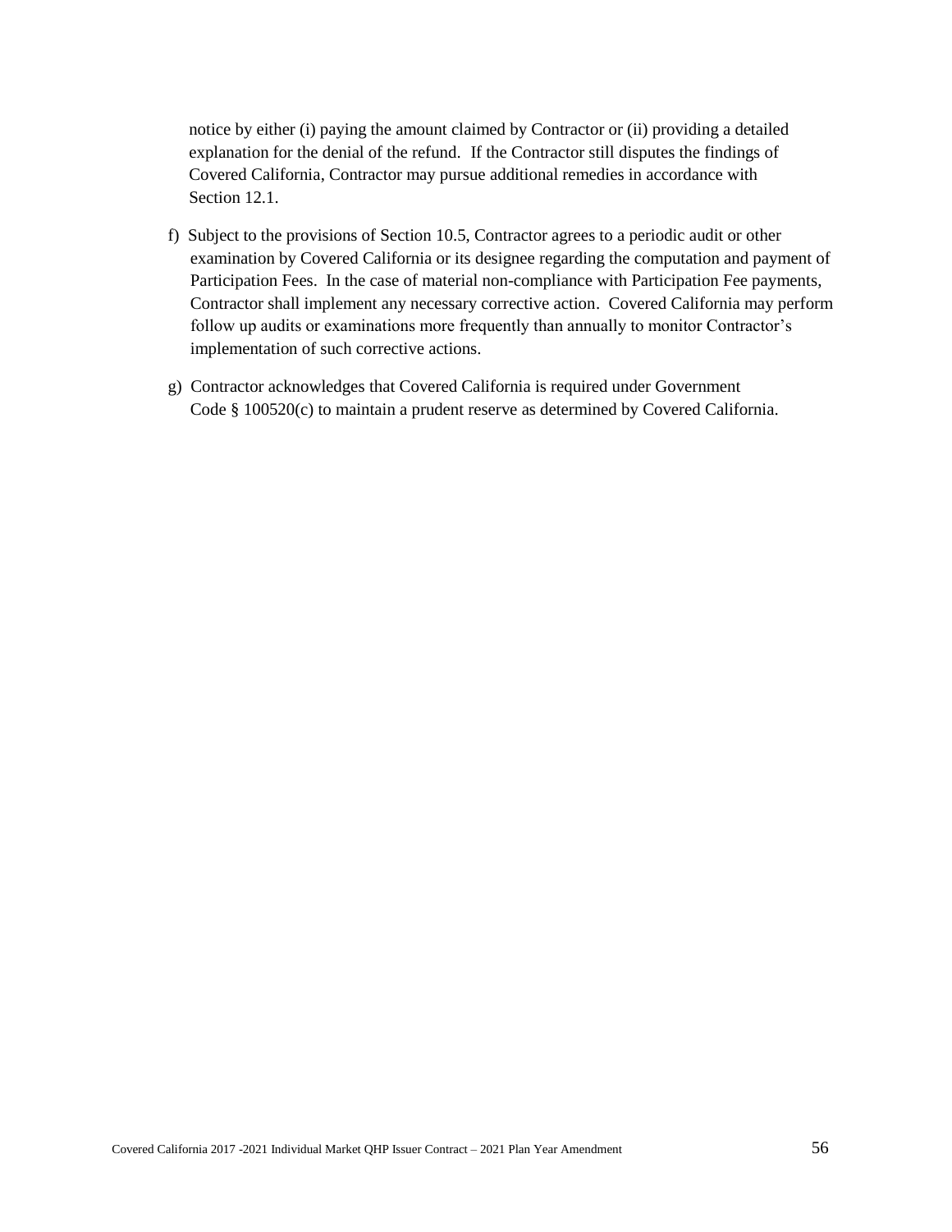notice by either (i) paying the amount claimed by Contractor or (ii) providing a detailed explanation for the denial of the refund. If the Contractor still disputes the findings of Covered California, Contractor may pursue additional remedies in accordance with Section 12.1.

f) Subject to the provisions of Section 10.5, Contractor agrees to a periodic audit or other examination by Covered California or its designee regarding the computation and payment of Participation Fees. In the case of material non-compliance with Participation Fee payments, Contractor shall implement any necessary corrective action. Covered California may perform follow up audits or examinations more frequently than annually to monitor Contractor's implementation of such corrective actions.

g) Contractor acknowledges that Covered California is required under Government Code § 100520(c) to maintain a prudent reserve as determined by Covered California.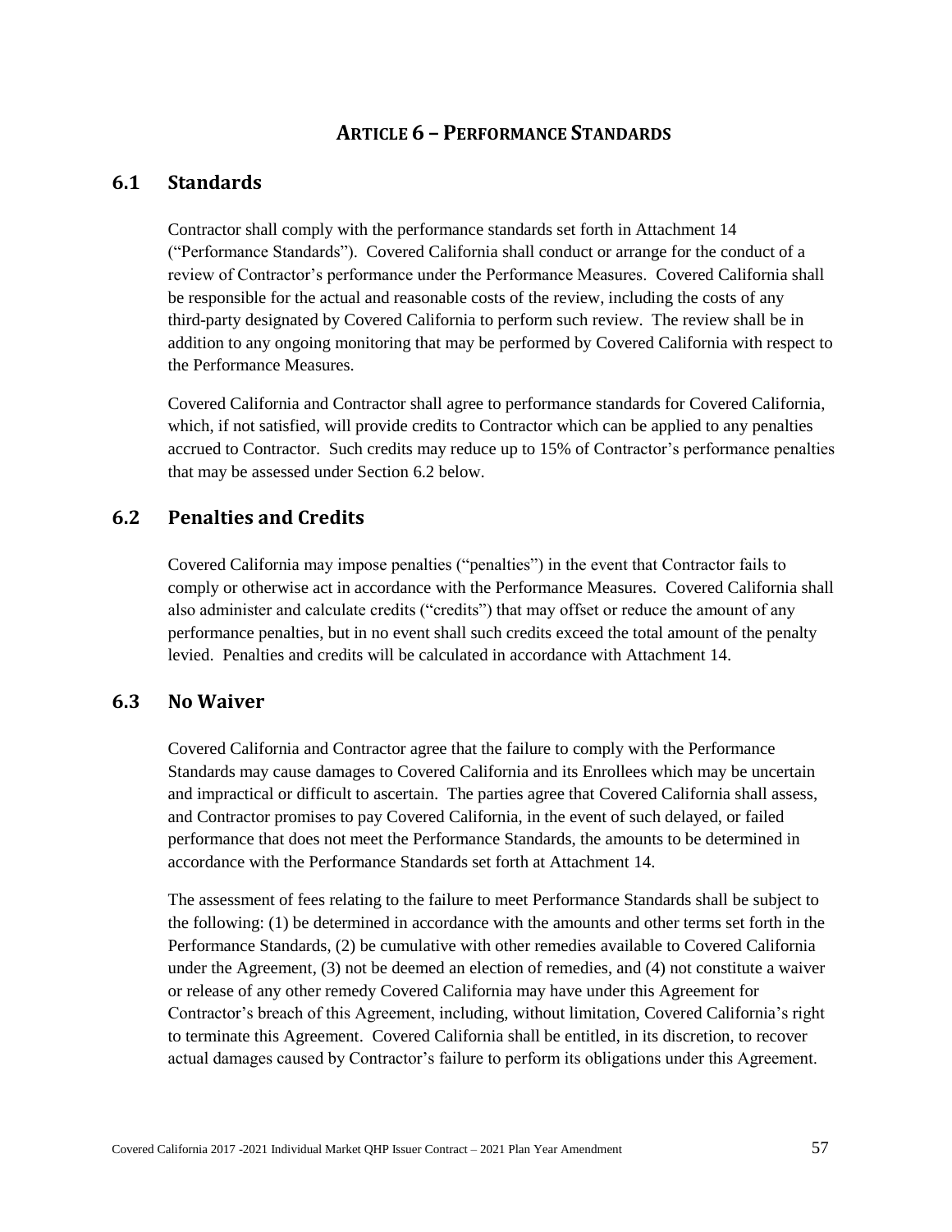# ARTICLE 6 – PERFORMANCE STANDARDS

## 6.1 Standards

Contractor shall comply with the performance standards set forth in Attachment 14 ("Performance Standards"). Covered California shall conduct or arrange for the conduct of a review of Contractor's performance under the Performance Measures. Covered California shall be responsible for the actual and reasonable costs of the review, including the costs of any third-party designated by Covered California to perform such review. The review shall be in addition to any ongoing monitoring that may be performed by Covered California with respect to the Performance Measures.

Covered California and Contractor shall agree to performance standards for Covered California, which, if not satisfied, will provide credits to Contractor which can be applied to any penalties accrued to Contractor. Such credits may reduce up to 15% of Contractor's performance penalties that may be assessed under Section 6.2 below.

## 6.2 Penalties and Credits

Covered California may impose penalties ("penalties") in the event that Contractor fails to comply or otherwise act in accordance with the Performance Measures. Covered California shall also administer and calculate credits ("credits") that may offset or reduce the amount of any performance penalties, but in no event shall such credits exceed the total amount of the penalty levied. Penalties and credits will be calculated in accordance with Attachment 14.

## 6.3 No Waiver

Covered California and Contractor agree that the failure to comply with the Performance Standards may cause damages to Covered California and its Enrollees which may be uncertain and impractical or difficult to ascertain. The parties agree that Covered California shall assess, and Contractor promises to pay Covered California, in the event of such delayed, or failed performance that does not meet the Performance Standards, the amounts to be determined in accordance with the Performance Standards set forth at Attachment 14.

The assessment of fees relating to the failure to meet Performance Standards shall be subject to the following: (1) be determined in accordance with the amounts and other terms set forth in the Performance Standards, (2) be cumulative with other remedies available to Covered California under the Agreement, (3) not be deemed an election of remedies, and (4) not constitute a waiver or release of any other remedy Covered California may have under this Agreement for Contractor's breach of this Agreement, including, without limitation, Covered California's right to terminate this Agreement. Covered California shall be entitled, in its discretion, to recover actual damages caused by Contractor's failure to perform its obligations under this Agreement.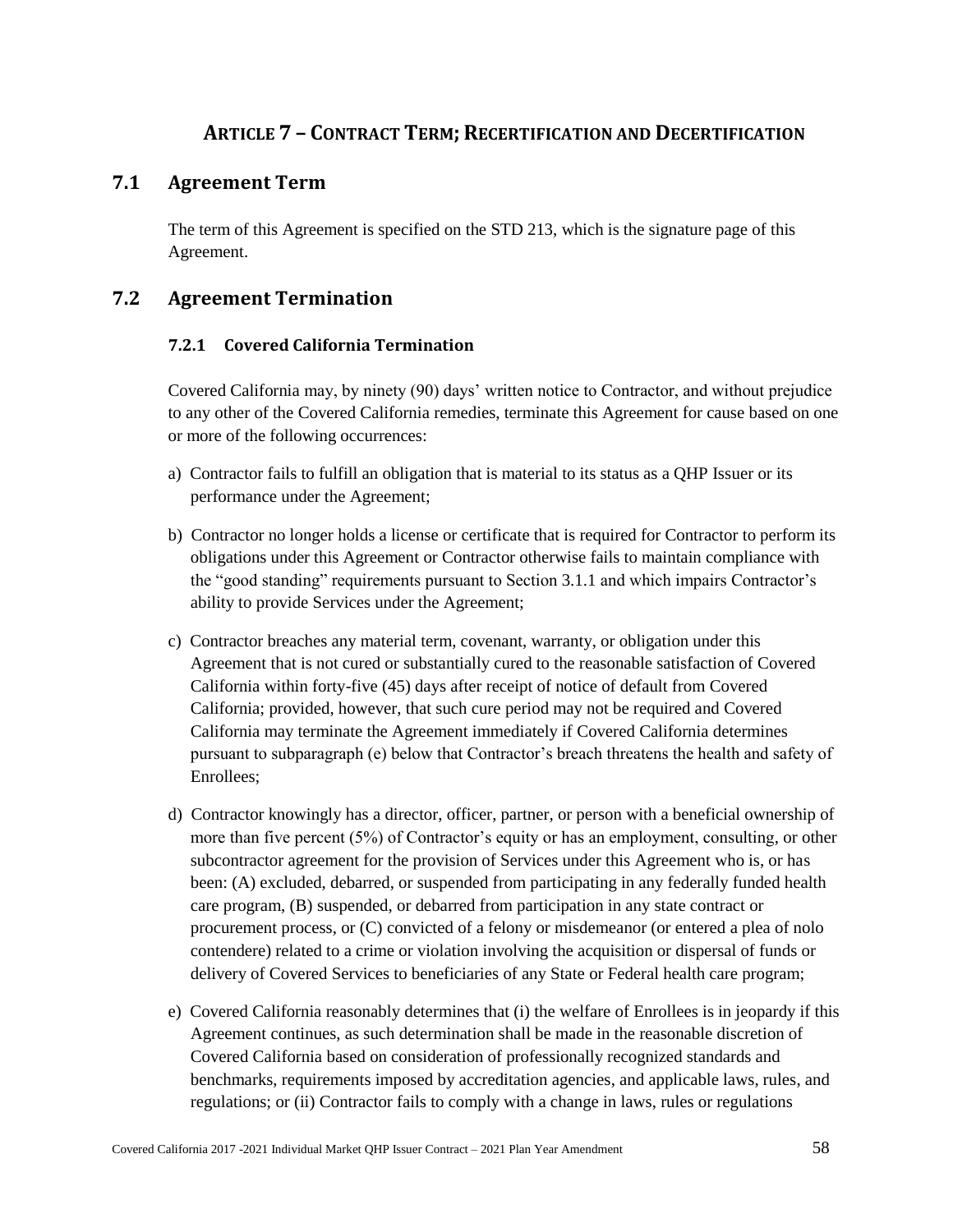# ARTICLE 7 – CONTRACT TERM; RECERTIFICATION AND DECERTIFICATION

## 7.1 Agreement Term

The term of this Agreement is specified on the STD 213, which is the signature page of this Agreement.

## 7.2 Agreement Termination

### 7.2.1 Covered California Termination

Covered California may, by ninety (90) days' written notice to Contractor, and without prejudice to any other of the Covered California remedies, terminate this Agreement for cause based on one or more of the following occurrences:

a) Contractor fails to fulfill an obligation that is material to its status as a QHP Issuer or its performance under the Agreement;

b) Contractor no longer holds a license or certificate that is required for Contractor to perform its obligations under this Agreement or Contractor otherwise fails to maintain compliance with the "good standing" requirements pursuant to Section 3.1.1 and which impairs Contractor's ability to provide Services under the Agreement;

c) Contractor breaches any material term, covenant, warranty, or obligation under this Agreement that is not cured or substantially cured to the reasonable satisfaction of Covered California within forty-five (45) days after receipt of notice of default from Covered California; provided, however, that such cure period may not be required and Covered California may terminate the Agreement immediately if Covered California determines pursuant to subparagraph (e) below that Contractor's breach threatens the health and safety of Enrollees;

d) Contractor knowingly has a director, officer, partner, or person with a beneficial ownership of more than five percent (5%) of Contractor's equity or has an employment, consulting, or other subcontractor agreement for the provision of Services under this Agreement who is, or has been: (A) excluded, debarred, or suspended from participating in any federally funded health care program, (B) suspended, or debarred from participation in any state contract or procurement process, or (C) convicted of a felony or misdemeanor (or entered a plea of nolo contendere) related to a crime or violation involving the acquisition or dispersal of funds or delivery of Covered Services to beneficiaries of any State or Federal health care program;

e) Covered California reasonably determines that (i) the welfare of Enrollees is in jeopardy if this Agreement continues, as such determination shall be made in the reasonable discretion of Covered California based on consideration of professionally recognized standards and benchmarks, requirements imposed by accreditation agencies, and applicable laws, rules, and regulations; or (ii) Contractor fails to comply with a change in laws, rules or regulations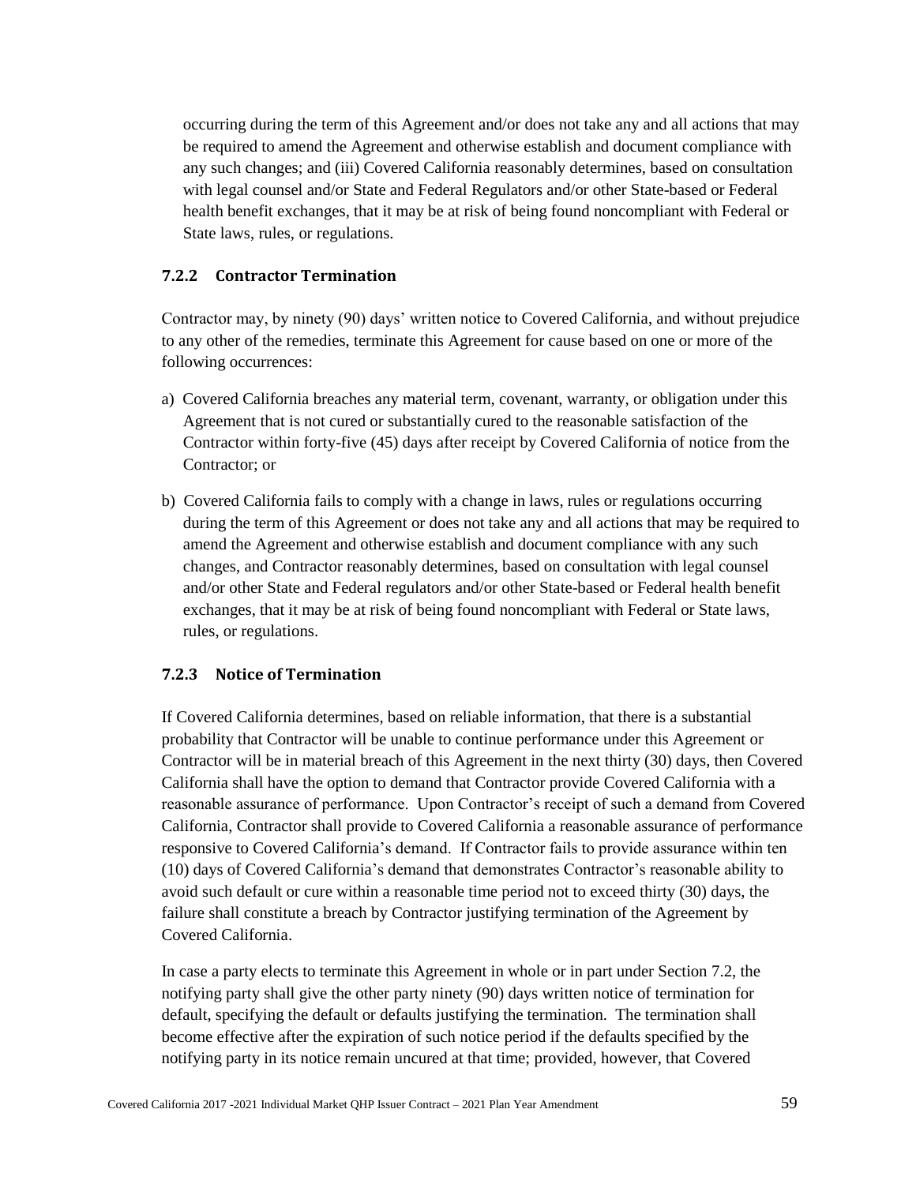occurring during the term of this Agreement and/or does not take any and all actions that may be required to amend the Agreement and otherwise establish and document compliance with any such changes; and (iii) Covered California reasonably determines, based on consultation with legal counsel and/or State and Federal Regulators and/or other State-based or Federal health benefit exchanges, that it may be at risk of being found noncompliant with Federal or State laws, rules, or regulations.

### 7.2.2 Contractor Termination

Contractor may, by ninety (90) days' written notice to Covered California, and without prejudice to any other of the remedies, terminate this Agreement for cause based on one or more of the following occurrences:

a) Covered California breaches any material term, covenant, warranty, or obligation under this Agreement that is not cured or substantially cured to the reasonable satisfaction of the Contractor within forty-five (45) days after receipt by Covered California of notice from the Contractor; or

b) Covered California fails to comply with a change in laws, rules or regulations occurring during the term of this Agreement or does not take any and all actions that may be required to amend the Agreement and otherwise establish and document compliance with any such changes, and Contractor reasonably determines, based on consultation with legal counsel and/or other State and Federal regulators and/or other State-based or Federal health benefit exchanges, that it may be at risk of being found noncompliant with Federal or State laws, rules, or regulations.

### 7.2.3 Notice of Termination

If Covered California determines, based on reliable information, that there is a substantial probability that Contractor will be unable to continue performance under this Agreement or Contractor will be in material breach of this Agreement in the next thirty (30) days, then Covered California shall have the option to demand that Contractor provide Covered California with a reasonable assurance of performance. Upon Contractor's receipt of such a demand from Covered California, Contractor shall provide to Covered California a reasonable assurance of performance responsive to Covered California's demand. If Contractor fails to provide assurance within ten (10) days of Covered California's demand that demonstrates Contractor's reasonable ability to avoid such default or cure within a reasonable time period not to exceed thirty (30) days, the failure shall constitute a breach by Contractor justifying termination of the Agreement by Covered California.

In case a party elects to terminate this Agreement in whole or in part under Section 7.2, the notifying party shall give the other party ninety (90) days written notice of termination for default, specifying the default or defaults justifying the termination. The termination shall become effective after the expiration of such notice period if the defaults specified by the notifying party in its notice remain uncured at that time; provided, however, that Covered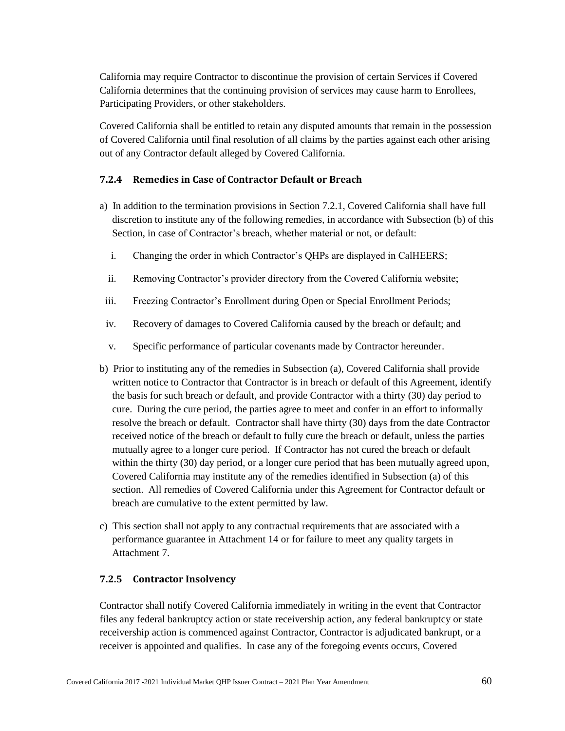California may require Contractor to discontinue the provision of certain Services if Covered California determines that the continuing provision of services may cause harm to Enrollees, Participating Providers, or other stakeholders.

Covered California shall be entitled to retain any disputed amounts that remain in the possession of Covered California until final resolution of all claims by the parties against each other arising out of any Contractor default alleged by Covered California.

### 7.2.4 Remedies in Case of Contractor Default or Breach

a) In addition to the termination provisions in Section 7.2.1, Covered California shall have full discretion to institute any of the following remedies, in accordance with Subsection (b) of this Section, in case of Contractor's breach, whether material or not, or default:

   i. Changing the order in which Contractor's QHPs are displayed in CalHEERS;

   ii. Removing Contractor's provider directory from the Covered California website;

   iii. Freezing Contractor's Enrollment during Open or Special Enrollment Periods;

   iv. Recovery of damages to Covered California caused by the breach or default; and

   v. Specific performance of particular covenants made by Contractor hereunder.

b) Prior to instituting any of the remedies in Subsection (a), Covered California shall provide written notice to Contractor that Contractor is in breach or default of this Agreement, identify the basis for such breach or default, and provide Contractor with a thirty (30) day period to cure. During the cure period, the parties agree to meet and confer in an effort to informally resolve the breach or default. Contractor shall have thirty (30) days from the date Contractor received notice of the breach or default to fully cure the breach or default, unless the parties mutually agree to a longer cure period. If Contractor has not cured the breach or default within the thirty (30) day period, or a longer cure period that has been mutually agreed upon, Covered California may institute any of the remedies identified in Subsection (a) of this section. All remedies of Covered California under this Agreement for Contractor default or breach are cumulative to the extent permitted by law.

c) This section shall not apply to any contractual requirements that are associated with a performance guarantee in Attachment 14 or for failure to meet any quality targets in Attachment 7.

### 7.2.5 Contractor Insolvency

Contractor shall notify Covered California immediately in writing in the event that Contractor files any federal bankruptcy action or state receivership action, any federal bankruptcy or state receivership action is commenced against Contractor, Contractor is adjudicated bankrupt, or a receiver is appointed and qualifies. In case any of the foregoing events occurs, Covered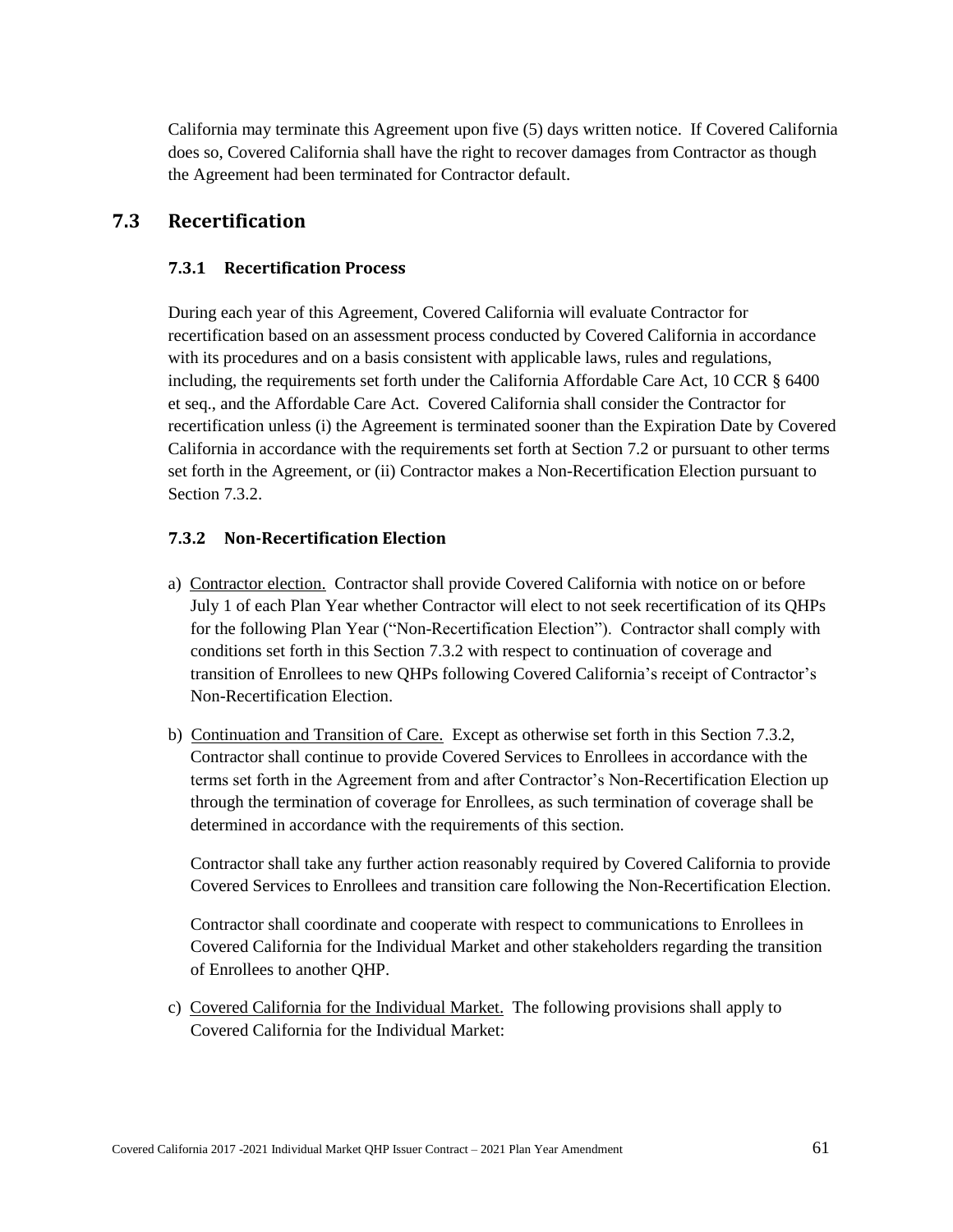California may terminate this Agreement upon five (5) days written notice. If Covered California does so, Covered California shall have the right to recover damages from Contractor as though the Agreement had been terminated for Contractor default.

## 7.3 Recertification

### 7.3.1 Recertification Process

During each year of this Agreement, Covered California will evaluate Contractor for recertification based on an assessment process conducted by Covered California in accordance with its procedures and on a basis consistent with applicable laws, rules and regulations, including, the requirements set forth under the California Affordable Care Act, 10 CCR § 6400 et seq., and the Affordable Care Act. Covered California shall consider the Contractor for recertification unless (i) the Agreement is terminated sooner than the Expiration Date by Covered California in accordance with the requirements set forth at Section 7.2 or pursuant to other terms set forth in the Agreement, or (ii) Contractor makes a Non-Recertification Election pursuant to Section 7.3.2.

### 7.3.2 Non-Recertification Election

a) Contractor election. Contractor shall provide Covered California with notice on or before July 1 of each Plan Year whether Contractor will elect to not seek recertification of its QHPs for the following Plan Year ("Non-Recertification Election"). Contractor shall comply with conditions set forth in this Section 7.3.2 with respect to continuation of coverage and transition of Enrollees to new QHPs following Covered California's receipt of Contractor's Non-Recertification Election.

b) Continuation and Transition of Care. Except as otherwise set forth in this Section 7.3.2, Contractor shall continue to provide Covered Services to Enrollees in accordance with the terms set forth in the Agreement from and after Contractor's Non-Recertification Election up through the termination of coverage for Enrollees, as such termination of coverage shall be determined in accordance with the requirements of this section.

   Contractor shall take any further action reasonably required by Covered California to provide Covered Services to Enrollees and transition care following the Non-Recertification Election.

   Contractor shall coordinate and cooperate with respect to communications to Enrollees in Covered California for the Individual Market and other stakeholders regarding the transition of Enrollees to another QHP.

c) Covered California for the Individual Market. The following provisions shall apply to Covered California for the Individual Market: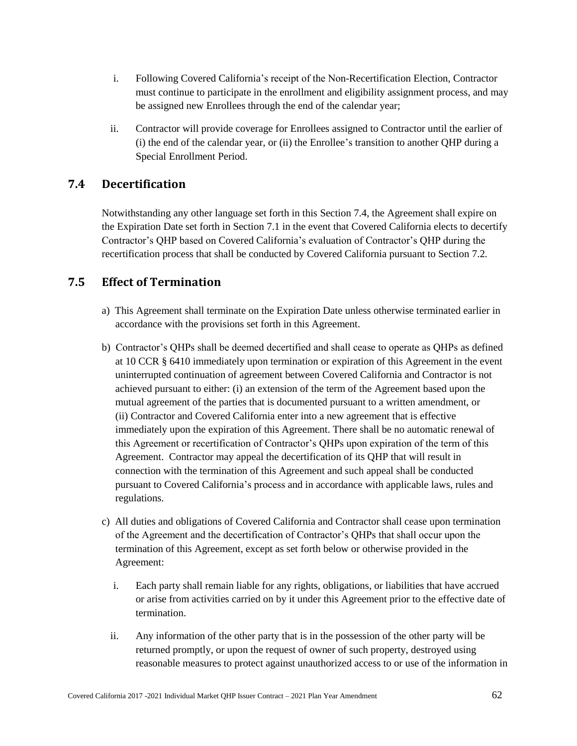i. Following Covered California's receipt of the Non-Recertification Election, Contractor must continue to participate in the enrollment and eligibility assignment process, and may be assigned new Enrollees through the end of the calendar year;

ii. Contractor will provide coverage for Enrollees assigned to Contractor until the earlier of (i) the end of the calendar year, or (ii) the Enrollee's transition to another QHP during a Special Enrollment Period.

## 7.4 Decertification

Notwithstanding any other language set forth in this Section 7.4, the Agreement shall expire on the Expiration Date set forth in Section 7.1 in the event that Covered California elects to decertify Contractor's QHP based on Covered California's evaluation of Contractor's QHP during the recertification process that shall be conducted by Covered California pursuant to Section 7.2.

## 7.5 Effect of Termination

a) This Agreement shall terminate on the Expiration Date unless otherwise terminated earlier in accordance with the provisions set forth in this Agreement.

b) Contractor's QHPs shall be deemed decertified and shall cease to operate as QHPs as defined at 10 CCR § 6410 immediately upon termination or expiration of this Agreement in the event uninterrupted continuation of agreement between Covered California and Contractor is not achieved pursuant to either: (i) an extension of the term of the Agreement based upon the mutual agreement of the parties that is documented pursuant to a written amendment, or (ii) Contractor and Covered California enter into a new agreement that is effective immediately upon the expiration of this Agreement. There shall be no automatic renewal of this Agreement or recertification of Contractor's QHPs upon expiration of the term of this Agreement. Contractor may appeal the decertification of its QHP that will result in connection with the termination of this Agreement and such appeal shall be conducted pursuant to Covered California's process and in accordance with applicable laws, rules and regulations.

c) All duties and obligations of Covered California and Contractor shall cease upon termination of the Agreement and the decertification of Contractor's QHPs that shall occur upon the termination of this Agreement, except as set forth below or otherwise provided in the Agreement:

i. Each party shall remain liable for any rights, obligations, or liabilities that have accrued or arise from activities carried on by it under this Agreement prior to the effective date of termination.

ii. Any information of the other party that is in the possession of the other party will be returned promptly, or upon the request of owner of such property, destroyed using reasonable measures to protect against unauthorized access to or use of the information in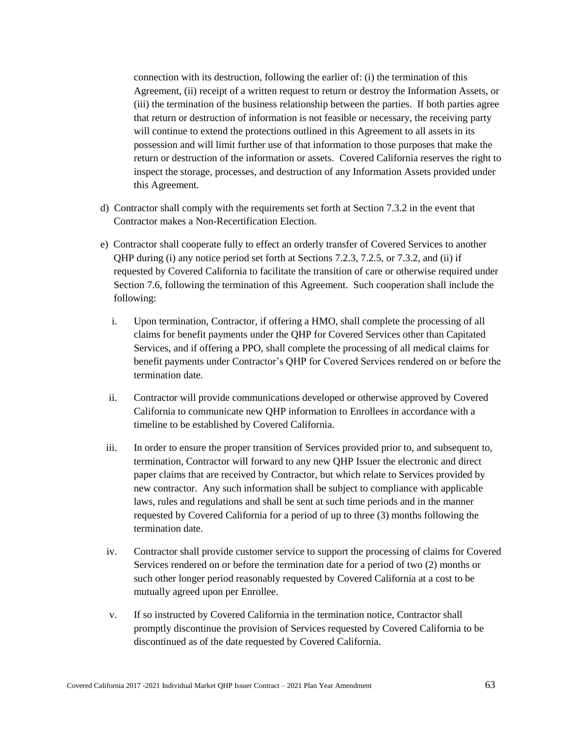connection with its destruction, following the earlier of: (i) the termination of this Agreement, (ii) receipt of a written request to return or destroy the Information Assets, or (iii) the termination of the business relationship between the parties. If both parties agree that return or destruction of information is not feasible or necessary, the receiving party will continue to extend the protections outlined in this Agreement to all assets in its possession and will limit further use of that information to those purposes that make the return or destruction of the information or assets. Covered California reserves the right to inspect the storage, processes, and destruction of any Information Assets provided under this Agreement.

d) Contractor shall comply with the requirements set forth at Section 7.3.2 in the event that Contractor makes a Non-Recertification Election.

e) Contractor shall cooperate fully to effect an orderly transfer of Covered Services to another QHP during (i) any notice period set forth at Sections 7.2.3, 7.2.5, or 7.3.2, and (ii) if requested by Covered California to facilitate the transition of care or otherwise required under Section 7.6, following the termination of this Agreement. Such cooperation shall include the following:

   i. Upon termination, Contractor, if offering a HMO, shall complete the processing of all claims for benefit payments under the QHP for Covered Services other than Capitated Services, and if offering a PPO, shall complete the processing of all medical claims for benefit payments under Contractor's QHP for Covered Services rendered on or before the termination date.

   ii. Contractor will provide communications developed or otherwise approved by Covered California to communicate new QHP information to Enrollees in accordance with a timeline to be established by Covered California.

   iii. In order to ensure the proper transition of Services provided prior to, and subsequent to, termination, Contractor will forward to any new QHP Issuer the electronic and direct paper claims that are received by Contractor, but which relate to Services provided by new contractor. Any such information shall be subject to compliance with applicable laws, rules and regulations and shall be sent at such time periods and in the manner requested by Covered California for a period of up to three (3) months following the termination date.

   iv. Contractor shall provide customer service to support the processing of claims for Covered Services rendered on or before the termination date for a period of two (2) months or such other longer period reasonably requested by Covered California at a cost to be mutually agreed upon per Enrollee.

   v. If so instructed by Covered California in the termination notice, Contractor shall promptly discontinue the provision of Services requested by Covered California to be discontinued as of the date requested by Covered California.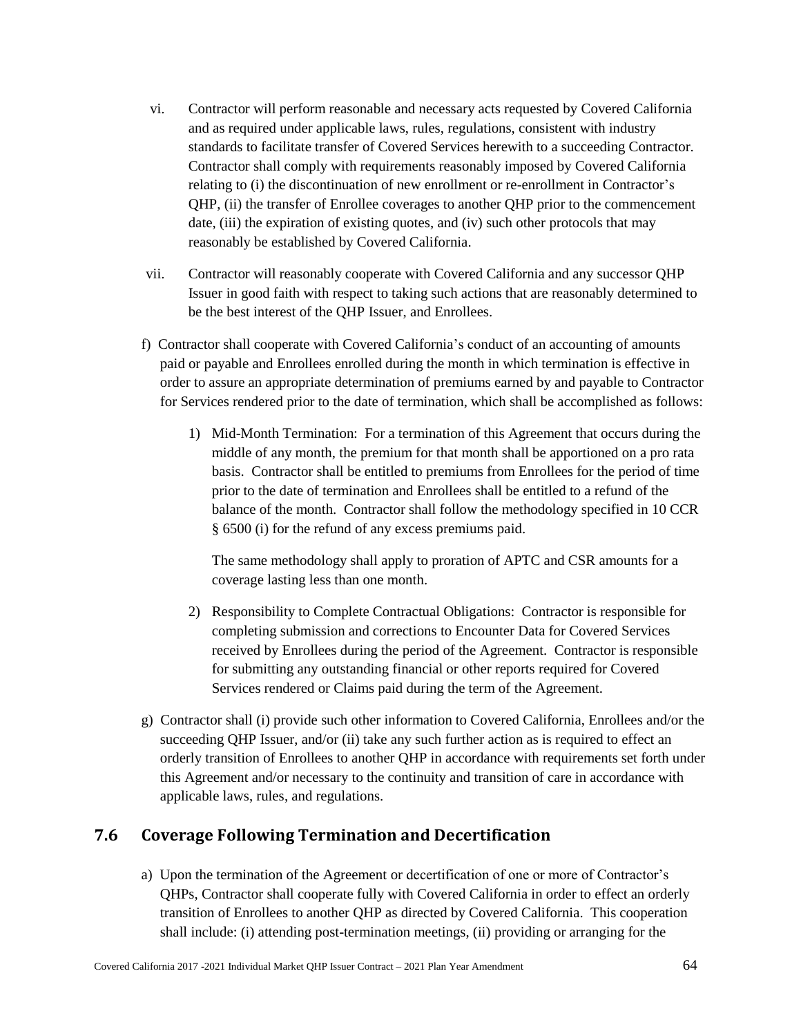vi. Contractor will perform reasonable and necessary acts requested by Covered California and as required under applicable laws, rules, regulations, consistent with industry standards to facilitate transfer of Covered Services herewith to a succeeding Contractor. Contractor shall comply with requirements reasonably imposed by Covered California relating to (i) the discontinuation of new enrollment or re-enrollment in Contractor's QHP, (ii) the transfer of Enrollee coverages to another QHP prior to the commencement date, (iii) the expiration of existing quotes, and (iv) such other protocols that may reasonably be established by Covered California.

vii. Contractor will reasonably cooperate with Covered California and any successor QHP Issuer in good faith with respect to taking such actions that are reasonably determined to be the best interest of the QHP Issuer, and Enrollees.

f) Contractor shall cooperate with Covered California's conduct of an accounting of amounts paid or payable and Enrollees enrolled during the month in which termination is effective in order to assure an appropriate determination of premiums earned by and payable to Contractor for Services rendered prior to the date of termination, which shall be accomplished as follows:

1) Mid-Month Termination: For a termination of this Agreement that occurs during the middle of any month, the premium for that month shall be apportioned on a pro rata basis. Contractor shall be entitled to premiums from Enrollees for the period of time prior to the date of termination and Enrollees shall be entitled to a refund of the balance of the month. Contractor shall follow the methodology specified in 10 CCR § 6500 (i) for the refund of any excess premiums paid.

   The same methodology shall apply to proration of APTC and CSR amounts for a coverage lasting less than one month.

2) Responsibility to Complete Contractual Obligations: Contractor is responsible for completing submission and corrections to Encounter Data for Covered Services received by Enrollees during the period of the Agreement. Contractor is responsible for submitting any outstanding financial or other reports required for Covered Services rendered or Claims paid during the term of the Agreement.

g) Contractor shall (i) provide such other information to Covered California, Enrollees and/or the succeeding QHP Issuer, and/or (ii) take any such further action as is required to effect an orderly transition of Enrollees to another QHP in accordance with requirements set forth under this Agreement and/or necessary to the continuity and transition of care in accordance with applicable laws, rules, and regulations.

## 7.6 Coverage Following Termination and Decertification

a) Upon the termination of the Agreement or decertification of one or more of Contractor's QHPs, Contractor shall cooperate fully with Covered California in order to effect an orderly transition of Enrollees to another QHP as directed by Covered California. This cooperation shall include: (i) attending post-termination meetings, (ii) providing or arranging for the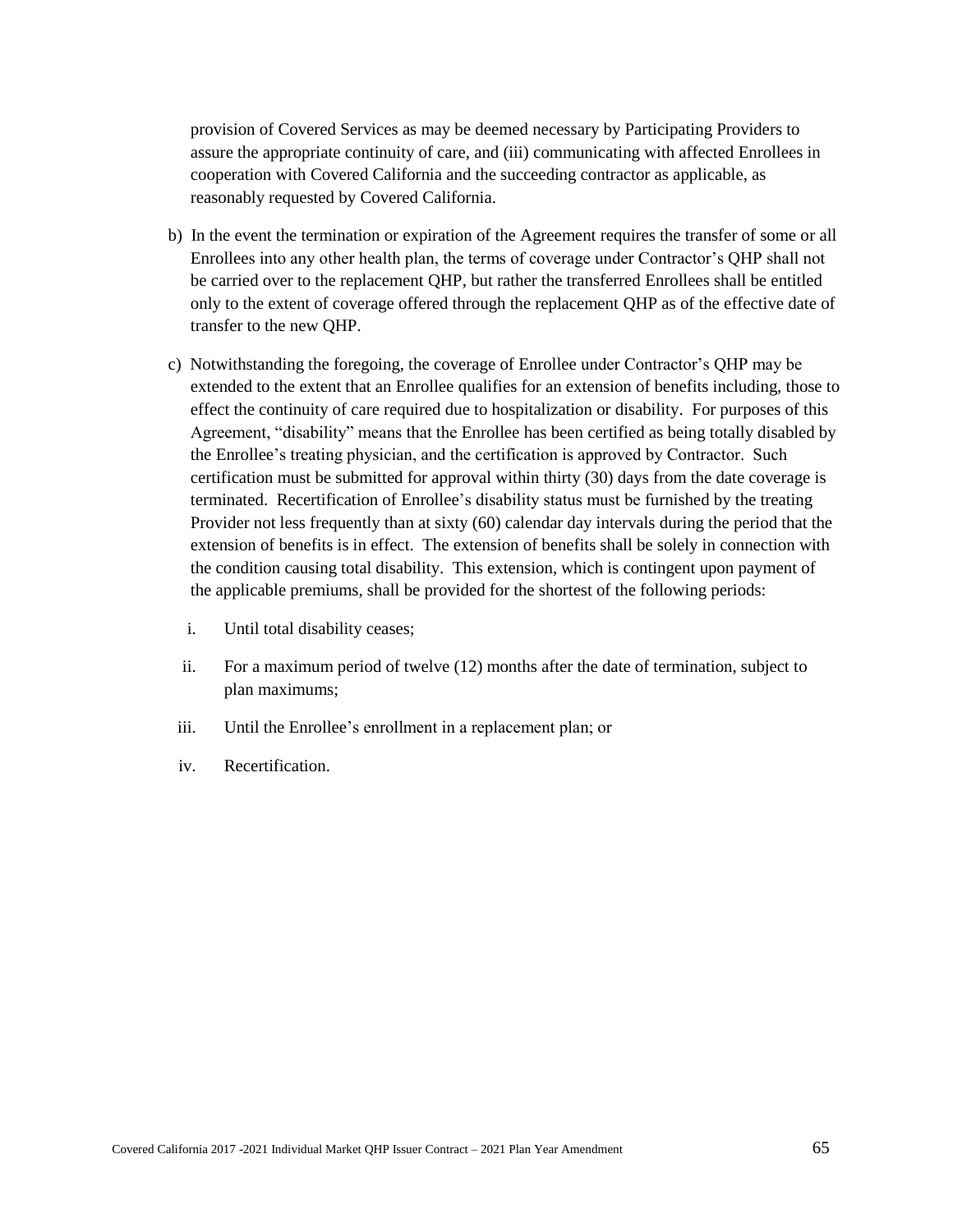provision of Covered Services as may be deemed necessary by Participating Providers to assure the appropriate continuity of care, and (iii) communicating with affected Enrollees in cooperation with Covered California and the succeeding contractor as applicable, as reasonably requested by Covered California.

b) In the event the termination or expiration of the Agreement requires the transfer of some or all Enrollees into any other health plan, the terms of coverage under Contractor's QHP shall not be carried over to the replacement QHP, but rather the transferred Enrollees shall be entitled only to the extent of coverage offered through the replacement QHP as of the effective date of transfer to the new QHP.

c) Notwithstanding the foregoing, the coverage of Enrollee under Contractor's QHP may be extended to the extent that an Enrollee qualifies for an extension of benefits including, those to effect the continuity of care required due to hospitalization or disability. For purposes of this Agreement, "disability" means that the Enrollee has been certified as being totally disabled by the Enrollee's treating physician, and the certification is approved by Contractor. Such certification must be submitted for approval within thirty (30) days from the date coverage is terminated. Recertification of Enrollee's disability status must be furnished by the treating Provider not less frequently than at sixty (60) calendar day intervals during the period that the extension of benefits is in effect. The extension of benefits shall be solely in connection with the condition causing total disability. This extension, which is contingent upon payment of the applicable premiums, shall be provided for the shortest of the following periods:

   i. Until total disability ceases;

   ii. For a maximum period of twelve (12) months after the date of termination, subject to plan maximums;

   iii. Until the Enrollee's enrollment in a replacement plan; or

   iv. Recertification.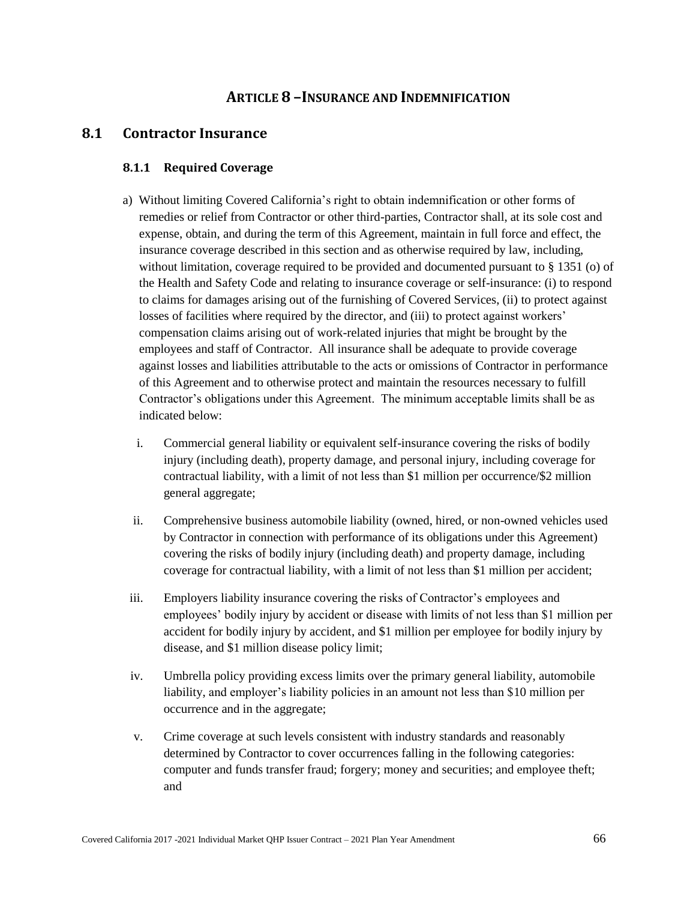# ARTICLE 8 – INSURANCE AND INDEMNIFICATION

## 8.1 Contractor Insurance

### 8.1.1 Required Coverage

a) Without limiting Covered California's right to obtain indemnification or other forms of remedies or relief from Contractor or other third-parties, Contractor shall, at its sole cost and expense, obtain, and during the term of this Agreement, maintain in full force and effect, the insurance coverage described in this section and as otherwise required by law, including, without limitation, coverage required to be provided and documented pursuant to § 1351 (o) of the Health and Safety Code and relating to insurance coverage or self-insurance: (i) to respond to claims for damages arising out of the furnishing of Covered Services, (ii) to protect against losses of facilities where required by the director, and (iii) to protect against workers' compensation claims arising out of work-related injuries that might be brought by the employees and staff of Contractor. All insurance shall be adequate to provide coverage against losses and liabilities attributable to the acts or omissions of Contractor in performance of this Agreement and to otherwise protect and maintain the resources necessary to fulfill Contractor's obligations under this Agreement. The minimum acceptable limits shall be as indicated below:

   i. Commercial general liability or equivalent self-insurance covering the risks of bodily injury (including death), property damage, and personal injury, including coverage for contractual liability, with a limit of not less than $1 million per occurrence/$2 million general aggregate;

   ii. Comprehensive business automobile liability (owned, hired, or non-owned vehicles used by Contractor in connection with performance of its obligations under this Agreement) covering the risks of bodily injury (including death) and property damage, including coverage for contractual liability, with a limit of not less than $1 million per accident;

   iii. Employers liability insurance covering the risks of Contractor's employees and employees' bodily injury by accident or disease with limits of not less than $1 million per accident for bodily injury by accident, and $1 million per employee for bodily injury by disease, and $1 million disease policy limit;

   iv. Umbrella policy providing excess limits over the primary general liability, automobile liability, and employer's liability policies in an amount not less than $10 million per occurrence and in the aggregate;

   v. Crime coverage at such levels consistent with industry standards and reasonably determined by Contractor to cover occurrences falling in the following categories: computer and funds transfer fraud; forgery; money and securities; and employee theft; and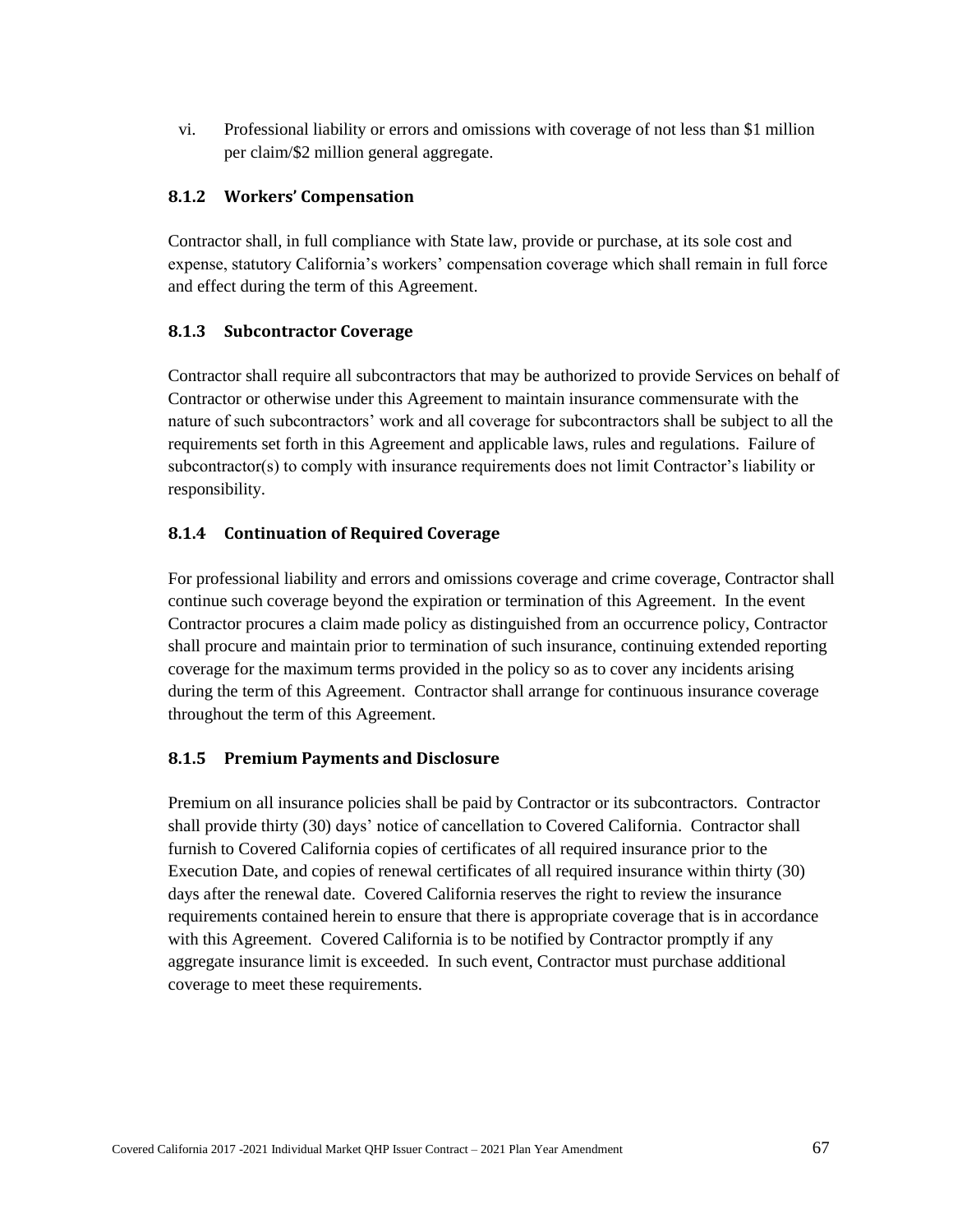vi. Professional liability or errors and omissions with coverage of not less than $1 million per claim/$2 million general aggregate.

### 8.1.2 Workers' Compensation

Contractor shall, in full compliance with State law, provide or purchase, at its sole cost and expense, statutory California's workers' compensation coverage which shall remain in full force and effect during the term of this Agreement.

### 8.1.3 Subcontractor Coverage

Contractor shall require all subcontractors that may be authorized to provide Services on behalf of Contractor or otherwise under this Agreement to maintain insurance commensurate with the nature of such subcontractors' work and all coverage for subcontractors shall be subject to all the requirements set forth in this Agreement and applicable laws, rules and regulations. Failure of subcontractor(s) to comply with insurance requirements does not limit Contractor's liability or responsibility.

### 8.1.4 Continuation of Required Coverage

For professional liability and errors and omissions coverage and crime coverage, Contractor shall continue such coverage beyond the expiration or termination of this Agreement. In the event Contractor procures a claim made policy as distinguished from an occurrence policy, Contractor shall procure and maintain prior to termination of such insurance, continuing extended reporting coverage for the maximum terms provided in the policy so as to cover any incidents arising during the term of this Agreement. Contractor shall arrange for continuous insurance coverage throughout the term of this Agreement.

### 8.1.5 Premium Payments and Disclosure

Premium on all insurance policies shall be paid by Contractor or its subcontractors. Contractor shall provide thirty (30) days' notice of cancellation to Covered California. Contractor shall furnish to Covered California copies of certificates of all required insurance prior to the Execution Date, and copies of renewal certificates of all required insurance within thirty (30) days after the renewal date. Covered California reserves the right to review the insurance requirements contained herein to ensure that there is appropriate coverage that is in accordance with this Agreement. Covered California is to be notified by Contractor promptly if any aggregate insurance limit is exceeded. In such event, Contractor must purchase additional coverage to meet these requirements.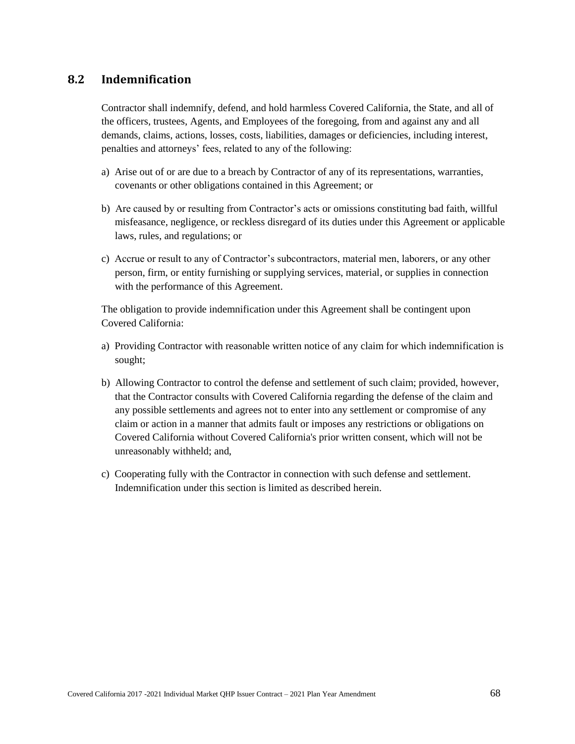## 8.2 Indemnification

Contractor shall indemnify, defend, and hold harmless Covered California, the State, and all of the officers, trustees, Agents, and Employees of the foregoing, from and against any and all demands, claims, actions, losses, costs, liabilities, damages or deficiencies, including interest, penalties and attorneys' fees, related to any of the following:

a) Arise out of or are due to a breach by Contractor of any of its representations, warranties, covenants or other obligations contained in this Agreement; or

b) Are caused by or resulting from Contractor's acts or omissions constituting bad faith, willful misfeasance, negligence, or reckless disregard of its duties under this Agreement or applicable laws, rules, and regulations; or

c) Accrue or result to any of Contractor's subcontractors, material men, laborers, or any other person, firm, or entity furnishing or supplying services, material, or supplies in connection with the performance of this Agreement.

The obligation to provide indemnification under this Agreement shall be contingent upon Covered California:

a) Providing Contractor with reasonable written notice of any claim for which indemnification is sought;

b) Allowing Contractor to control the defense and settlement of such claim; provided, however, that the Contractor consults with Covered California regarding the defense of the claim and any possible settlements and agrees not to enter into any settlement or compromise of any claim or action in a manner that admits fault or imposes any restrictions or obligations on Covered California without Covered California's prior written consent, which will not be unreasonably withheld; and,

c) Cooperating fully with the Contractor in connection with such defense and settlement. Indemnification under this section is limited as described herein.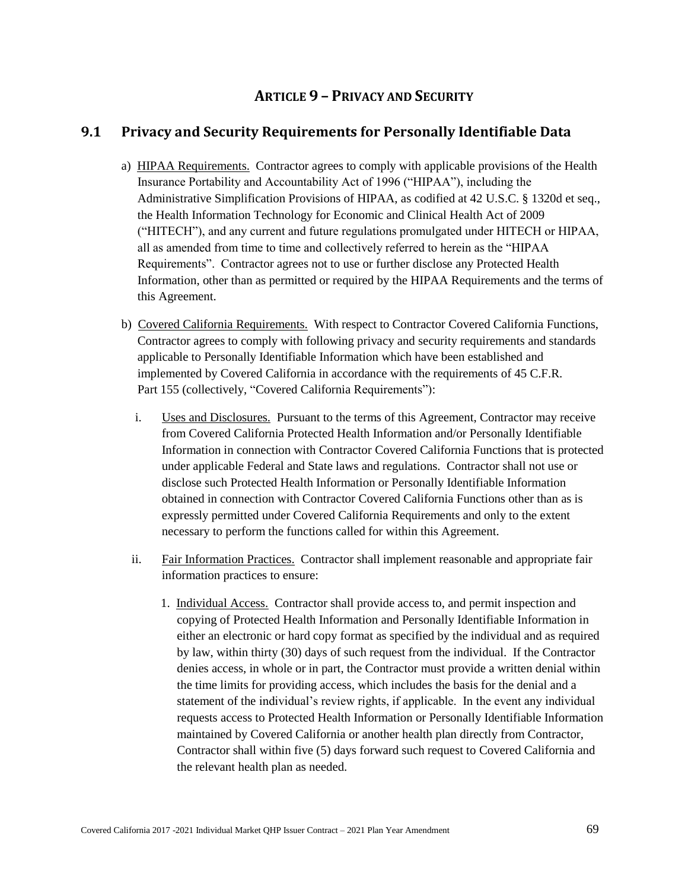# Article 9 – Privacy and Security

## 9.1 Privacy and Security Requirements for Personally Identifiable Data

a) HIPAA Requirements. Contractor agrees to comply with applicable provisions of the Health Insurance Portability and Accountability Act of 1996 ("HIPAA"), including the Administrative Simplification Provisions of HIPAA, as codified at 42 U.S.C. § 1320d et seq., the Health Information Technology for Economic and Clinical Health Act of 2009 ("HITECH"), and any current and future regulations promulgated under HITECH or HIPAA, all as amended from time to time and collectively referred to herein as the "HIPAA Requirements". Contractor agrees not to use or further disclose any Protected Health Information, other than as permitted or required by the HIPAA Requirements and the terms of this Agreement.

b) Covered California Requirements. With respect to Contractor Covered California Functions, Contractor agrees to comply with following privacy and security requirements and standards applicable to Personally Identifiable Information which have been established and implemented by Covered California in accordance with the requirements of 45 C.F.R. Part 155 (collectively, "Covered California Requirements"):

   i. Uses and Disclosures. Pursuant to the terms of this Agreement, Contractor may receive from Covered California Protected Health Information and/or Personally Identifiable Information in connection with Contractor Covered California Functions that is protected under applicable Federal and State laws and regulations. Contractor shall not use or disclose such Protected Health Information or Personally Identifiable Information obtained in connection with Contractor Covered California Functions other than as is expressly permitted under Covered California Requirements and only to the extent necessary to perform the functions called for within this Agreement.

   ii. Fair Information Practices. Contractor shall implement reasonable and appropriate fair information practices to ensure:

      1. Individual Access. Contractor shall provide access to, and permit inspection and copying of Protected Health Information and Personally Identifiable Information in either an electronic or hard copy format as specified by the individual and as required by law, within thirty (30) days of such request from the individual. If the Contractor denies access, in whole or in part, the Contractor must provide a written denial within the time limits for providing access, which includes the basis for the denial and a statement of the individual's review rights, if applicable. In the event any individual requests access to Protected Health Information or Personally Identifiable Information maintained by Covered California or another health plan directly from Contractor, Contractor shall within five (5) days forward such request to Covered California and the relevant health plan as needed.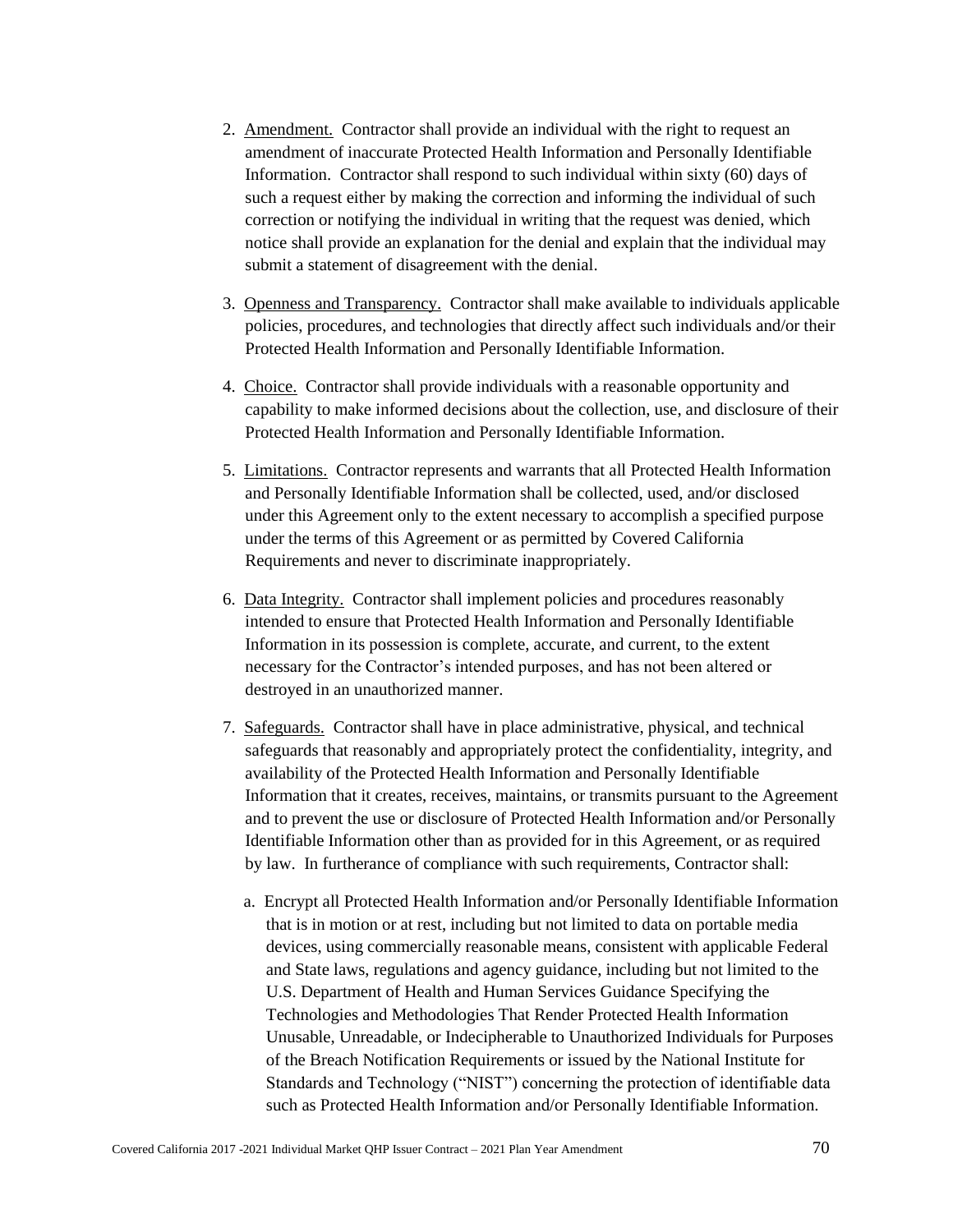2. Amendment. Contractor shall provide an individual with the right to request an amendment of inaccurate Protected Health Information and Personally Identifiable Information. Contractor shall respond to such individual within sixty (60) days of such a request either by making the correction and informing the individual of such correction or notifying the individual in writing that the request was denied, which notice shall provide an explanation for the denial and explain that the individual may submit a statement of disagreement with the denial.

3. Openness and Transparency. Contractor shall make available to individuals applicable policies, procedures, and technologies that directly affect such individuals and/or their Protected Health Information and Personally Identifiable Information.

4. Choice. Contractor shall provide individuals with a reasonable opportunity and capability to make informed decisions about the collection, use, and disclosure of their Protected Health Information and Personally Identifiable Information.

5. Limitations. Contractor represents and warrants that all Protected Health Information and Personally Identifiable Information shall be collected, used, and/or disclosed under this Agreement only to the extent necessary to accomplish a specified purpose under the terms of this Agreement or as permitted by Covered California Requirements and never to discriminate inappropriately.

6. Data Integrity. Contractor shall implement policies and procedures reasonably intended to ensure that Protected Health Information and Personally Identifiable Information in its possession is complete, accurate, and current, to the extent necessary for the Contractor's intended purposes, and has not been altered or destroyed in an unauthorized manner.

7. Safeguards. Contractor shall have in place administrative, physical, and technical safeguards that reasonably and appropriately protect the confidentiality, integrity, and availability of the Protected Health Information and Personally Identifiable Information that it creates, receives, maintains, or transmits pursuant to the Agreement and to prevent the use or disclosure of Protected Health Information and/or Personally Identifiable Information other than as provided for in this Agreement, or as required by law. In furtherance of compliance with such requirements, Contractor shall:

   a. Encrypt all Protected Health Information and/or Personally Identifiable Information that is in motion or at rest, including but not limited to data on portable media devices, using commercially reasonable means, consistent with applicable Federal and State laws, regulations and agency guidance, including but not limited to the U.S. Department of Health and Human Services Guidance Specifying the Technologies and Methodologies That Render Protected Health Information Unusable, Unreadable, or Indecipherable to Unauthorized Individuals for Purposes of the Breach Notification Requirements or issued by the National Institute for Standards and Technology ("NIST") concerning the protection of identifiable data such as Protected Health Information and/or Personally Identifiable Information.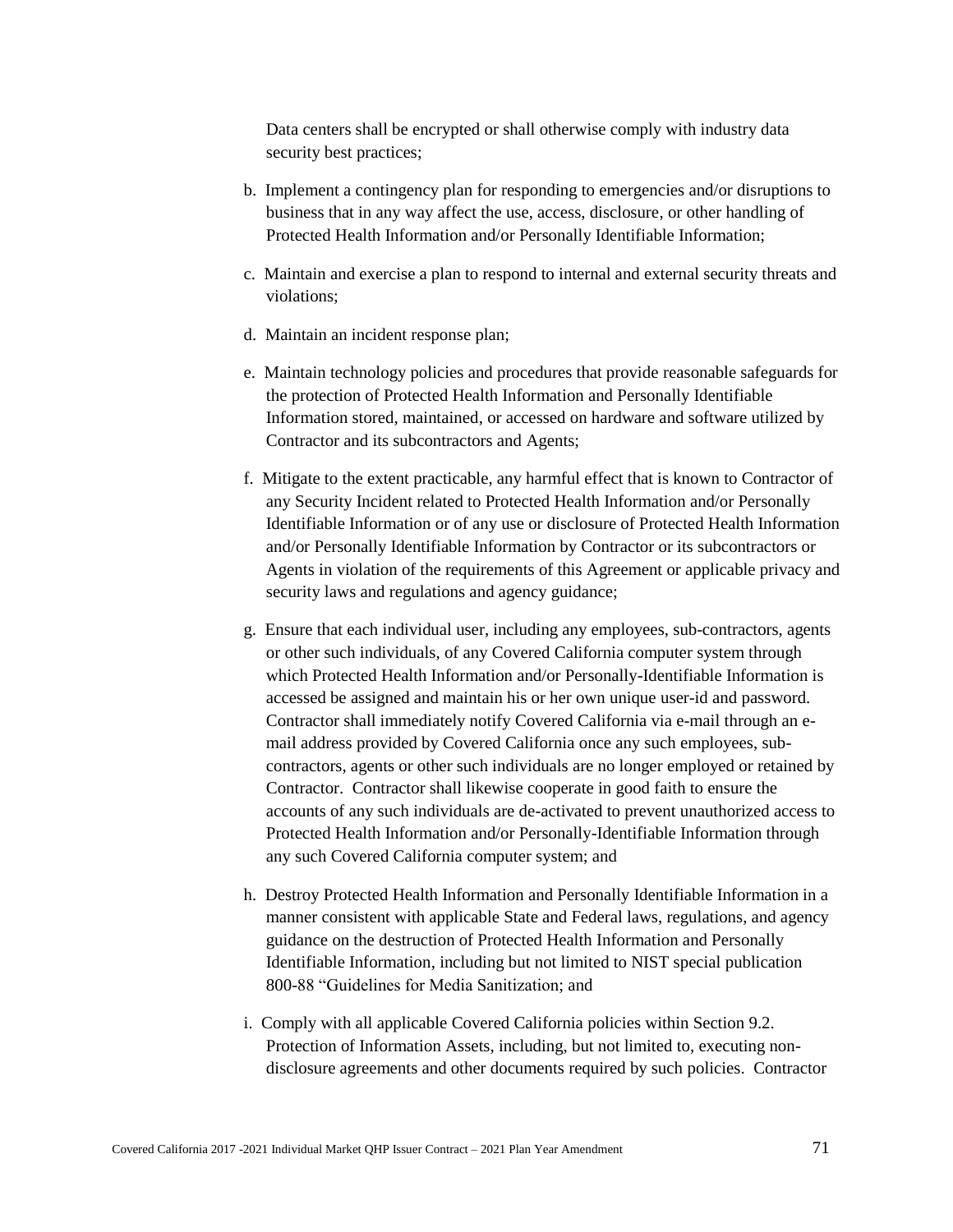Data centers shall be encrypted or shall otherwise comply with industry data security best practices;

b. Implement a contingency plan for responding to emergencies and/or disruptions to business that in any way affect the use, access, disclosure, or other handling of Protected Health Information and/or Personally Identifiable Information;

c. Maintain and exercise a plan to respond to internal and external security threats and violations;

d. Maintain an incident response plan;

e. Maintain technology policies and procedures that provide reasonable safeguards for the protection of Protected Health Information and Personally Identifiable Information stored, maintained, or accessed on hardware and software utilized by Contractor and its subcontractors and Agents;

f. Mitigate to the extent practicable, any harmful effect that is known to Contractor of any Security Incident related to Protected Health Information and/or Personally Identifiable Information or of any use or disclosure of Protected Health Information and/or Personally Identifiable Information by Contractor or its subcontractors or Agents in violation of the requirements of this Agreement or applicable privacy and security laws and regulations and agency guidance;

g. Ensure that each individual user, including any employees, sub-contractors, agents or other such individuals, of any Covered California computer system through which Protected Health Information and/or Personally-Identifiable Information is accessed be assigned and maintain his or her own unique user-id and password. Contractor shall immediately notify Covered California via e-mail through an e-mail address provided by Covered California once any such employees, sub-contractors, agents or other such individuals are no longer employed or retained by Contractor. Contractor shall likewise cooperate in good faith to ensure the accounts of any such individuals are de-activated to prevent unauthorized access to Protected Health Information and/or Personally-Identifiable Information through any such Covered California computer system; and

h. Destroy Protected Health Information and Personally Identifiable Information in a manner consistent with applicable State and Federal laws, regulations, and agency guidance on the destruction of Protected Health Information and Personally Identifiable Information, including but not limited to NIST special publication 800-88 "Guidelines for Media Sanitization; and

i. Comply with all applicable Covered California policies within Section 9.2. Protection of Information Assets, including, but not limited to, executing non-disclosure agreements and other documents required by such policies. Contractor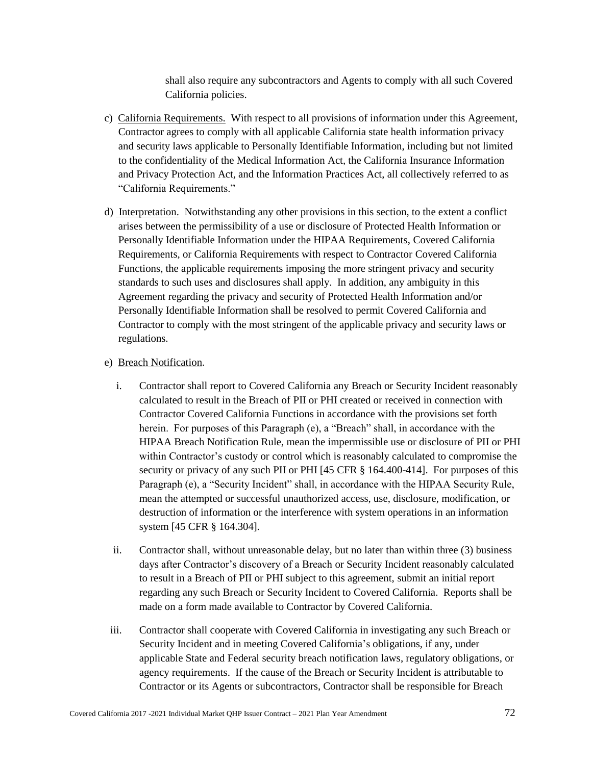shall also require any subcontractors and Agents to comply with all such Covered California policies.

c) California Requirements. With respect to all provisions of information under this Agreement, Contractor agrees to comply with all applicable California state health information privacy and security laws applicable to Personally Identifiable Information, including but not limited to the confidentiality of the Medical Information Act, the California Insurance Information and Privacy Protection Act, and the Information Practices Act, all collectively referred to as "California Requirements."

d) Interpretation. Notwithstanding any other provisions in this section, to the extent a conflict arises between the permissibility of a use or disclosure of Protected Health Information or Personally Identifiable Information under the HIPAA Requirements, Covered California Requirements, or California Requirements with respect to Contractor Covered California Functions, the applicable requirements imposing the more stringent privacy and security standards to such uses and disclosures shall apply. In addition, any ambiguity in this Agreement regarding the privacy and security of Protected Health Information and/or Personally Identifiable Information shall be resolved to permit Covered California and Contractor to comply with the most stringent of the applicable privacy and security laws or regulations.

e) Breach Notification.

i. Contractor shall report to Covered California any Breach or Security Incident reasonably calculated to result in the Breach of PII or PHI created or received in connection with Contractor Covered California Functions in accordance with the provisions set forth herein. For purposes of this Paragraph (e), a "Breach" shall, in accordance with the HIPAA Breach Notification Rule, mean the impermissible use or disclosure of PII or PHI within Contractor's custody or control which is reasonably calculated to compromise the security or privacy of any such PII or PHI [45 CFR § 164.400-414]. For purposes of this Paragraph (e), a "Security Incident" shall, in accordance with the HIPAA Security Rule, mean the attempted or successful unauthorized access, use, disclosure, modification, or destruction of information or the interference with system operations in an information system [45 CFR § 164.304].

ii. Contractor shall, without unreasonable delay, but no later than within three (3) business days after Contractor's discovery of a Breach or Security Incident reasonably calculated to result in a Breach of PII or PHI subject to this agreement, submit an initial report regarding any such Breach or Security Incident to Covered California. Reports shall be made on a form made available to Contractor by Covered California.

iii. Contractor shall cooperate with Covered California in investigating any such Breach or Security Incident and in meeting Covered California's obligations, if any, under applicable State and Federal security breach notification laws, regulatory obligations, or agency requirements. If the cause of the Breach or Security Incident is attributable to Contractor or its Agents or subcontractors, Contractor shall be responsible for Breach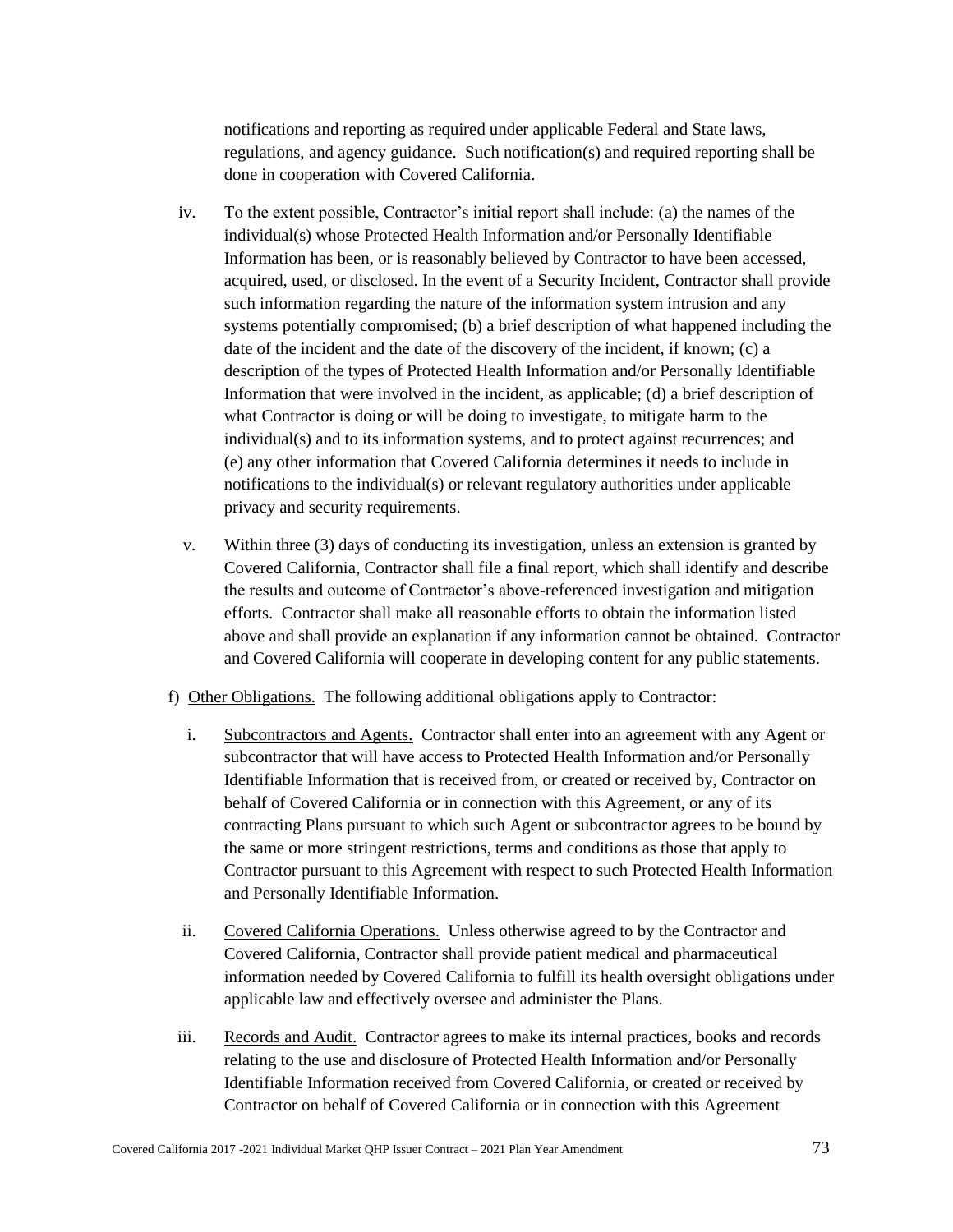notifications and reporting as required under applicable Federal and State laws, regulations, and agency guidance. Such notification(s) and required reporting shall be done in cooperation with Covered California.

iv. To the extent possible, Contractor's initial report shall include: (a) the names of the individual(s) whose Protected Health Information and/or Personally Identifiable Information has been, or is reasonably believed by Contractor to have been accessed, acquired, used, or disclosed. In the event of a Security Incident, Contractor shall provide such information regarding the nature of the information system intrusion and any systems potentially compromised; (b) a brief description of what happened including the date of the incident and the date of the discovery of the incident, if known; (c) a description of the types of Protected Health Information and/or Personally Identifiable Information that were involved in the incident, as applicable; (d) a brief description of what Contractor is doing or will be doing to investigate, to mitigate harm to the individual(s) and to its information systems, and to protect against recurrences; and (e) any other information that Covered California determines it needs to include in notifications to the individual(s) or relevant regulatory authorities under applicable privacy and security requirements.

v. Within three (3) days of conducting its investigation, unless an extension is granted by Covered California, Contractor shall file a final report, which shall identify and describe the results and outcome of Contractor's above-referenced investigation and mitigation efforts. Contractor shall make all reasonable efforts to obtain the information listed above and shall provide an explanation if any information cannot be obtained. Contractor and Covered California will cooperate in developing content for any public statements.

f) Other Obligations. The following additional obligations apply to Contractor:

i. Subcontractors and Agents. Contractor shall enter into an agreement with any Agent or subcontractor that will have access to Protected Health Information and/or Personally Identifiable Information that is received from, or created or received by, Contractor on behalf of Covered California or in connection with this Agreement, or any of its contracting Plans pursuant to which such Agent or subcontractor agrees to be bound by the same or more stringent restrictions, terms and conditions as those that apply to Contractor pursuant to this Agreement with respect to such Protected Health Information and Personally Identifiable Information.

ii. Covered California Operations. Unless otherwise agreed to by the Contractor and Covered California, Contractor shall provide patient medical and pharmaceutical information needed by Covered California to fulfill its health oversight obligations under applicable law and effectively oversee and administer the Plans.

iii. Records and Audit. Contractor agrees to make its internal practices, books and records relating to the use and disclosure of Protected Health Information and/or Personally Identifiable Information received from Covered California, or created or received by Contractor on behalf of Covered California or in connection with this Agreement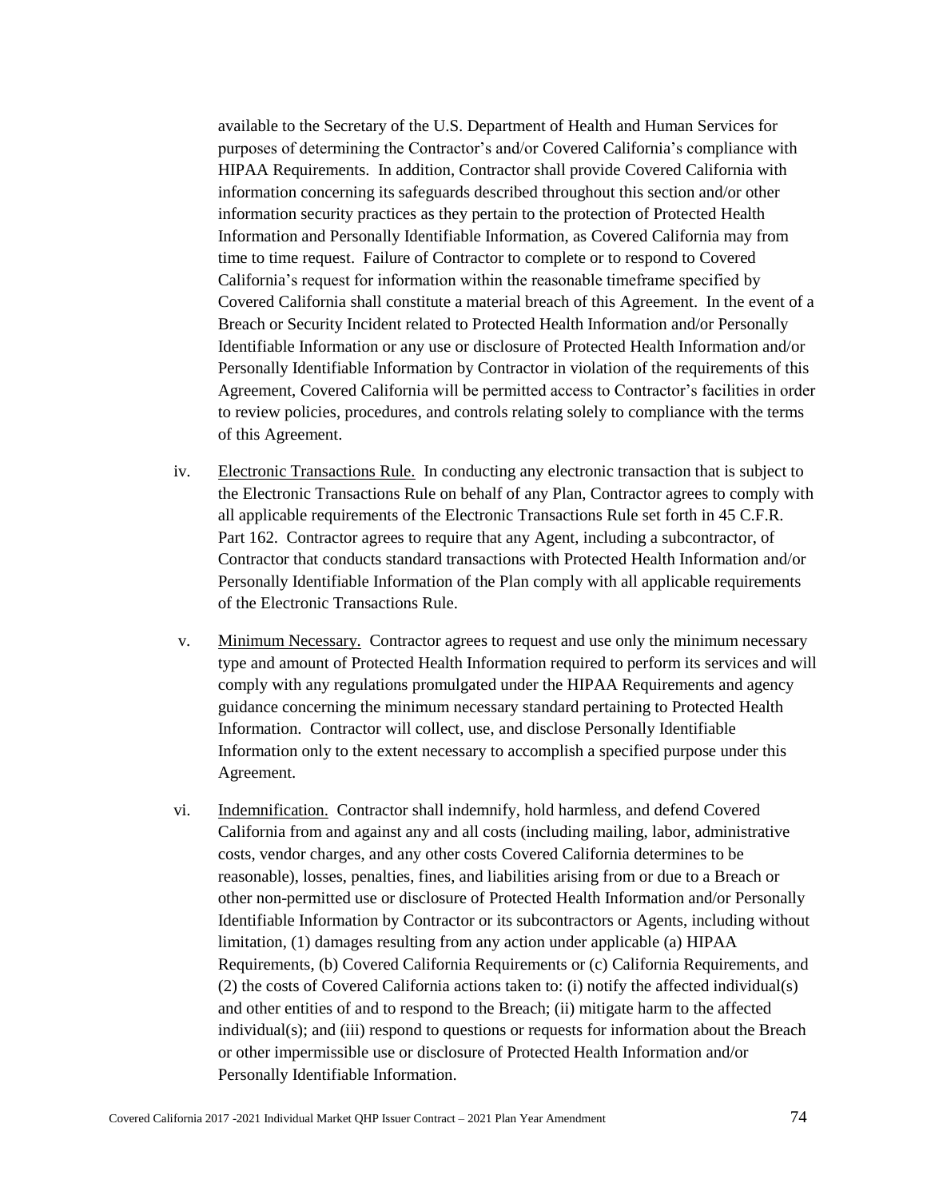available to the Secretary of the U.S. Department of Health and Human Services for purposes of determining the Contractor's and/or Covered California's compliance with HIPAA Requirements. In addition, Contractor shall provide Covered California with information concerning its safeguards described throughout this section and/or other information security practices as they pertain to the protection of Protected Health Information and Personally Identifiable Information, as Covered California may from time to time request. Failure of Contractor to complete or to respond to Covered California's request for information within the reasonable timeframe specified by Covered California shall constitute a material breach of this Agreement. In the event of a Breach or Security Incident related to Protected Health Information and/or Personally Identifiable Information or any use or disclosure of Protected Health Information and/or Personally Identifiable Information by Contractor in violation of the requirements of this Agreement, Covered California will be permitted access to Contractor's facilities in order to review policies, procedures, and controls relating solely to compliance with the terms of this Agreement.

iv. Electronic Transactions Rule. In conducting any electronic transaction that is subject to the Electronic Transactions Rule on behalf of any Plan, Contractor agrees to comply with all applicable requirements of the Electronic Transactions Rule set forth in 45 C.F.R. Part 162. Contractor agrees to require that any Agent, including a subcontractor, of Contractor that conducts standard transactions with Protected Health Information and/or Personally Identifiable Information of the Plan comply with all applicable requirements of the Electronic Transactions Rule.

v. Minimum Necessary. Contractor agrees to request and use only the minimum necessary type and amount of Protected Health Information required to perform its services and will comply with any regulations promulgated under the HIPAA Requirements and agency guidance concerning the minimum necessary standard pertaining to Protected Health Information. Contractor will collect, use, and disclose Personally Identifiable Information only to the extent necessary to accomplish a specified purpose under this Agreement.

vi. Indemnification. Contractor shall indemnify, hold harmless, and defend Covered California from and against any and all costs (including mailing, labor, administrative costs, vendor charges, and any other costs Covered California determines to be reasonable), losses, penalties, fines, and liabilities arising from or due to a Breach or other non-permitted use or disclosure of Protected Health Information and/or Personally Identifiable Information by Contractor or its subcontractors or Agents, including without limitation, (1) damages resulting from any action under applicable (a) HIPAA Requirements, (b) Covered California Requirements or (c) California Requirements, and (2) the costs of Covered California actions taken to: (i) notify the affected individual(s) and other entities of and to respond to the Breach; (ii) mitigate harm to the affected individual(s); and (iii) respond to questions or requests for information about the Breach or other impermissible use or disclosure of Protected Health Information and/or Personally Identifiable Information.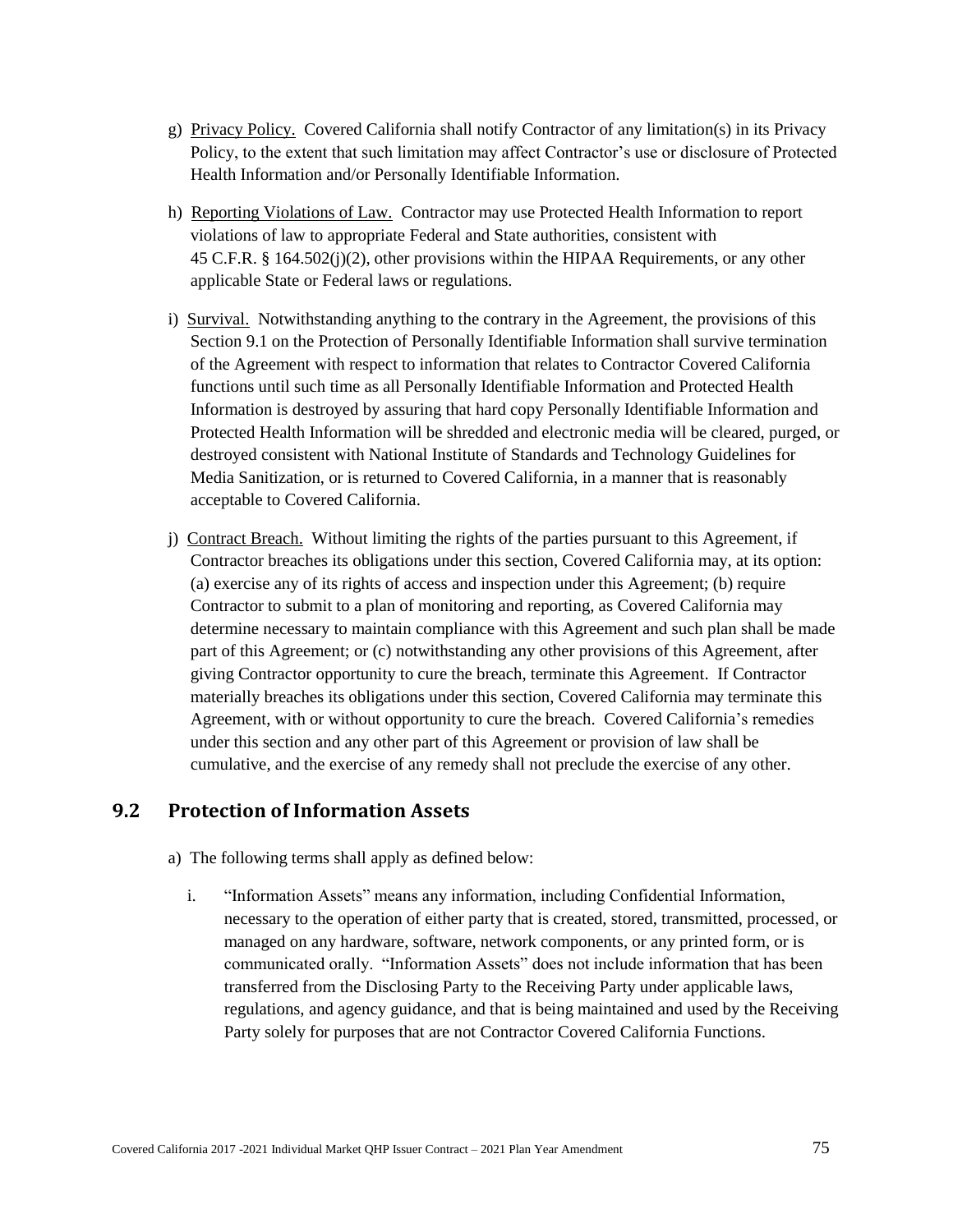g) Privacy Policy. Covered California shall notify Contractor of any limitation(s) in its Privacy Policy, to the extent that such limitation may affect Contractor's use or disclosure of Protected Health Information and/or Personally Identifiable Information.

h) Reporting Violations of Law. Contractor may use Protected Health Information to report violations of law to appropriate Federal and State authorities, consistent with 45 C.F.R. § 164.502(j)(2), other provisions within the HIPAA Requirements, or any other applicable State or Federal laws or regulations.

i) Survival. Notwithstanding anything to the contrary in the Agreement, the provisions of this Section 9.1 on the Protection of Personally Identifiable Information shall survive termination of the Agreement with respect to information that relates to Contractor Covered California functions until such time as all Personally Identifiable Information and Protected Health Information is destroyed by assuring that hard copy Personally Identifiable Information and Protected Health Information will be shredded and electronic media will be cleared, purged, or destroyed consistent with National Institute of Standards and Technology Guidelines for Media Sanitization, or is returned to Covered California, in a manner that is reasonably acceptable to Covered California.

j) Contract Breach. Without limiting the rights of the parties pursuant to this Agreement, if Contractor breaches its obligations under this section, Covered California may, at its option: (a) exercise any of its rights of access and inspection under this Agreement; (b) require Contractor to submit to a plan of monitoring and reporting, as Covered California may determine necessary to maintain compliance with this Agreement and such plan shall be made part of this Agreement; or (c) notwithstanding any other provisions of this Agreement, after giving Contractor opportunity to cure the breach, terminate this Agreement. If Contractor materially breaches its obligations under this section, Covered California may terminate this Agreement, with or without opportunity to cure the breach. Covered California's remedies under this section and any other part of this Agreement or provision of law shall be cumulative, and the exercise of any remedy shall not preclude the exercise of any other.

## 9.2 Protection of Information Assets

a) The following terms shall apply as defined below:

  i. "Information Assets" means any information, including Confidential Information, necessary to the operation of either party that is created, stored, transmitted, processed, or managed on any hardware, software, network components, or any printed form, or is communicated orally. "Information Assets" does not include information that has been transferred from the Disclosing Party to the Receiving Party under applicable laws, regulations, and agency guidance, and that is being maintained and used by the Receiving Party solely for purposes that are not Contractor Covered California Functions.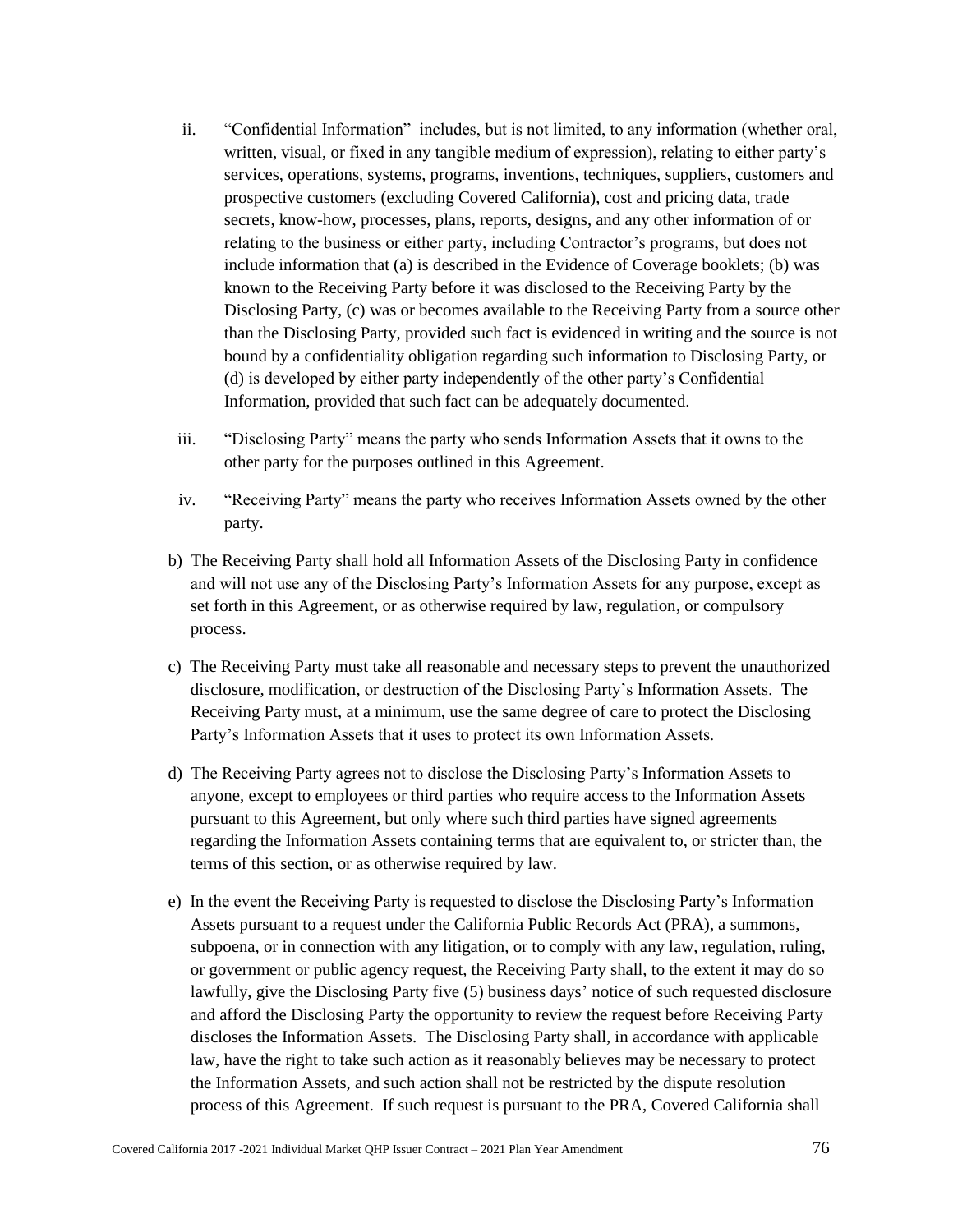ii. "Confidential Information" includes, but is not limited, to any information (whether oral, written, visual, or fixed in any tangible medium of expression), relating to either party's services, operations, systems, programs, inventions, techniques, suppliers, customers and prospective customers (excluding Covered California), cost and pricing data, trade secrets, know-how, processes, plans, reports, designs, and any other information of or relating to the business or either party, including Contractor's programs, but does not include information that (a) is described in the Evidence of Coverage booklets; (b) was known to the Receiving Party before it was disclosed to the Receiving Party by the Disclosing Party, (c) was or becomes available to the Receiving Party from a source other than the Disclosing Party, provided such fact is evidenced in writing and the source is not bound by a confidentiality obligation regarding such information to Disclosing Party, or (d) is developed by either party independently of the other party's Confidential Information, provided that such fact can be adequately documented.

iii. "Disclosing Party" means the party who sends Information Assets that it owns to the other party for the purposes outlined in this Agreement.

iv. "Receiving Party" means the party who receives Information Assets owned by the other party.

b) The Receiving Party shall hold all Information Assets of the Disclosing Party in confidence and will not use any of the Disclosing Party's Information Assets for any purpose, except as set forth in this Agreement, or as otherwise required by law, regulation, or compulsory process.

c) The Receiving Party must take all reasonable and necessary steps to prevent the unauthorized disclosure, modification, or destruction of the Disclosing Party's Information Assets. The Receiving Party must, at a minimum, use the same degree of care to protect the Disclosing Party's Information Assets that it uses to protect its own Information Assets.

d) The Receiving Party agrees not to disclose the Disclosing Party's Information Assets to anyone, except to employees or third parties who require access to the Information Assets pursuant to this Agreement, but only where such third parties have signed agreements regarding the Information Assets containing terms that are equivalent to, or stricter than, the terms of this section, or as otherwise required by law.

e) In the event the Receiving Party is requested to disclose the Disclosing Party's Information Assets pursuant to a request under the California Public Records Act (PRA), a summons, subpoena, or in connection with any litigation, or to comply with any law, regulation, ruling, or government or public agency request, the Receiving Party shall, to the extent it may do so lawfully, give the Disclosing Party five (5) business days' notice of such requested disclosure and afford the Disclosing Party the opportunity to review the request before Receiving Party discloses the Information Assets. The Disclosing Party shall, in accordance with applicable law, have the right to take such action as it reasonably believes may be necessary to protect the Information Assets, and such action shall not be restricted by the dispute resolution process of this Agreement. If such request is pursuant to the PRA, Covered California shall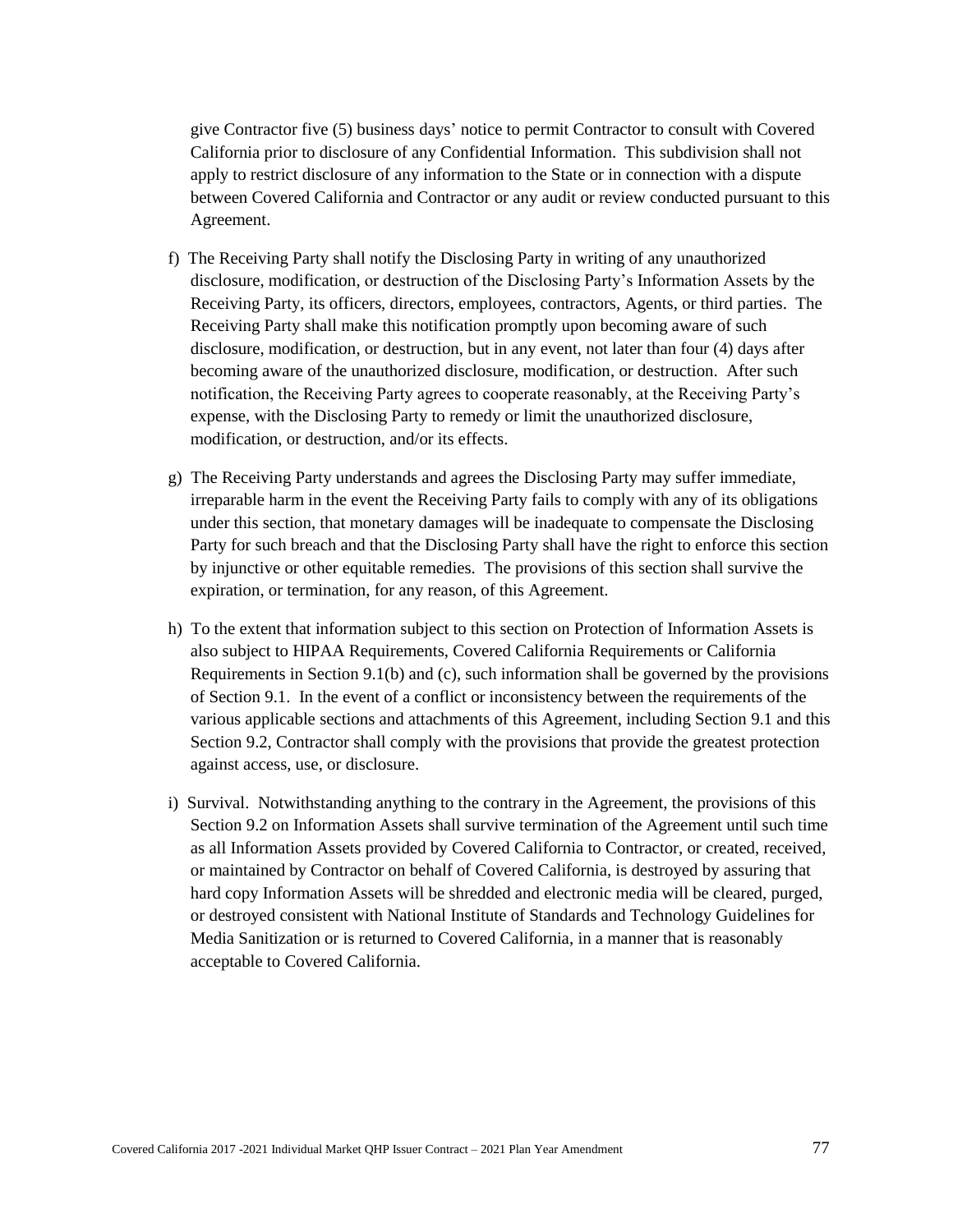give Contractor five (5) business days' notice to permit Contractor to consult with Covered California prior to disclosure of any Confidential Information. This subdivision shall not apply to restrict disclosure of any information to the State or in connection with a dispute between Covered California and Contractor or any audit or review conducted pursuant to this Agreement.

f) The Receiving Party shall notify the Disclosing Party in writing of any unauthorized disclosure, modification, or destruction of the Disclosing Party's Information Assets by the Receiving Party, its officers, directors, employees, contractors, Agents, or third parties. The Receiving Party shall make this notification promptly upon becoming aware of such disclosure, modification, or destruction, but in any event, not later than four (4) days after becoming aware of the unauthorized disclosure, modification, or destruction. After such notification, the Receiving Party agrees to cooperate reasonably, at the Receiving Party's expense, with the Disclosing Party to remedy or limit the unauthorized disclosure, modification, or destruction, and/or its effects.

g) The Receiving Party understands and agrees the Disclosing Party may suffer immediate, irreparable harm in the event the Receiving Party fails to comply with any of its obligations under this section, that monetary damages will be inadequate to compensate the Disclosing Party for such breach and that the Disclosing Party shall have the right to enforce this section by injunctive or other equitable remedies. The provisions of this section shall survive the expiration, or termination, for any reason, of this Agreement.

h) To the extent that information subject to this section on Protection of Information Assets is also subject to HIPAA Requirements, Covered California Requirements or California Requirements in Section 9.1(b) and (c), such information shall be governed by the provisions of Section 9.1. In the event of a conflict or inconsistency between the requirements of the various applicable sections and attachments of this Agreement, including Section 9.1 and this Section 9.2, Contractor shall comply with the provisions that provide the greatest protection against access, use, or disclosure.

i) Survival. Notwithstanding anything to the contrary in the Agreement, the provisions of this Section 9.2 on Information Assets shall survive termination of the Agreement until such time as all Information Assets provided by Covered California to Contractor, or created, received, or maintained by Contractor on behalf of Covered California, is destroyed by assuring that hard copy Information Assets will be shredded and electronic media will be cleared, purged, or destroyed consistent with National Institute of Standards and Technology Guidelines for Media Sanitization or is returned to Covered California, in a manner that is reasonably acceptable to Covered California.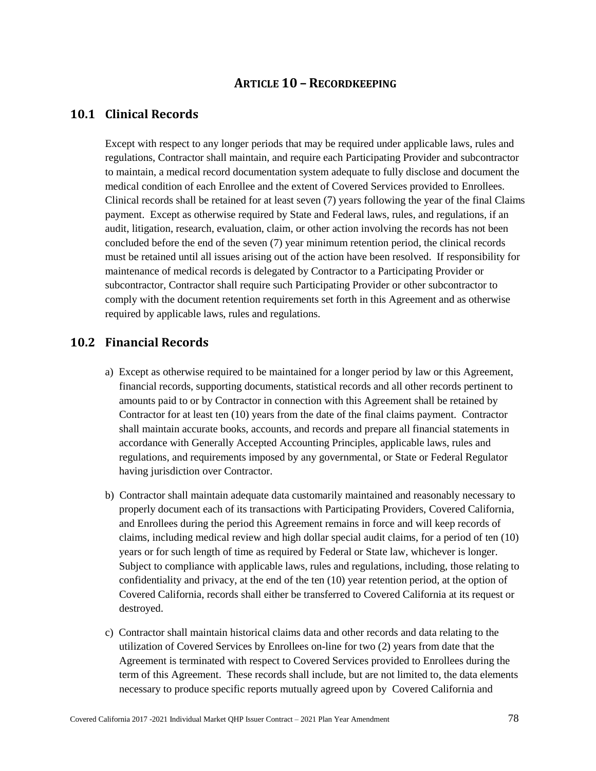# ARTICLE 10 – RECORDKEEPING

## 10.1 Clinical Records

Except with respect to any longer periods that may be required under applicable laws, rules and regulations, Contractor shall maintain, and require each Participating Provider and subcontractor to maintain, a medical record documentation system adequate to fully disclose and document the medical condition of each Enrollee and the extent of Covered Services provided to Enrollees. Clinical records shall be retained for at least seven (7) years following the year of the final Claims payment. Except as otherwise required by State and Federal laws, rules, and regulations, if an audit, litigation, research, evaluation, claim, or other action involving the records has not been concluded before the end of the seven (7) year minimum retention period, the clinical records must be retained until all issues arising out of the action have been resolved. If responsibility for maintenance of medical records is delegated by Contractor to a Participating Provider or subcontractor, Contractor shall require such Participating Provider or other subcontractor to comply with the document retention requirements set forth in this Agreement and as otherwise required by applicable laws, rules and regulations.

## 10.2 Financial Records

a) Except as otherwise required to be maintained for a longer period by law or this Agreement, financial records, supporting documents, statistical records and all other records pertinent to amounts paid to or by Contractor in connection with this Agreement shall be retained by Contractor for at least ten (10) years from the date of the final claims payment. Contractor shall maintain accurate books, accounts, and records and prepare all financial statements in accordance with Generally Accepted Accounting Principles, applicable laws, rules and regulations, and requirements imposed by any governmental, or State or Federal Regulator having jurisdiction over Contractor.

b) Contractor shall maintain adequate data customarily maintained and reasonably necessary to properly document each of its transactions with Participating Providers, Covered California, and Enrollees during the period this Agreement remains in force and will keep records of claims, including medical review and high dollar special audit claims, for a period of ten (10) years or for such length of time as required by Federal or State law, whichever is longer. Subject to compliance with applicable laws, rules and regulations, including, those relating to confidentiality and privacy, at the end of the ten (10) year retention period, at the option of Covered California, records shall either be transferred to Covered California at its request or destroyed.

c) Contractor shall maintain historical claims data and other records and data relating to the utilization of Covered Services by Enrollees on-line for two (2) years from date that the Agreement is terminated with respect to Covered Services provided to Enrollees during the term of this Agreement. These records shall include, but are not limited to, the data elements necessary to produce specific reports mutually agreed upon by Covered California and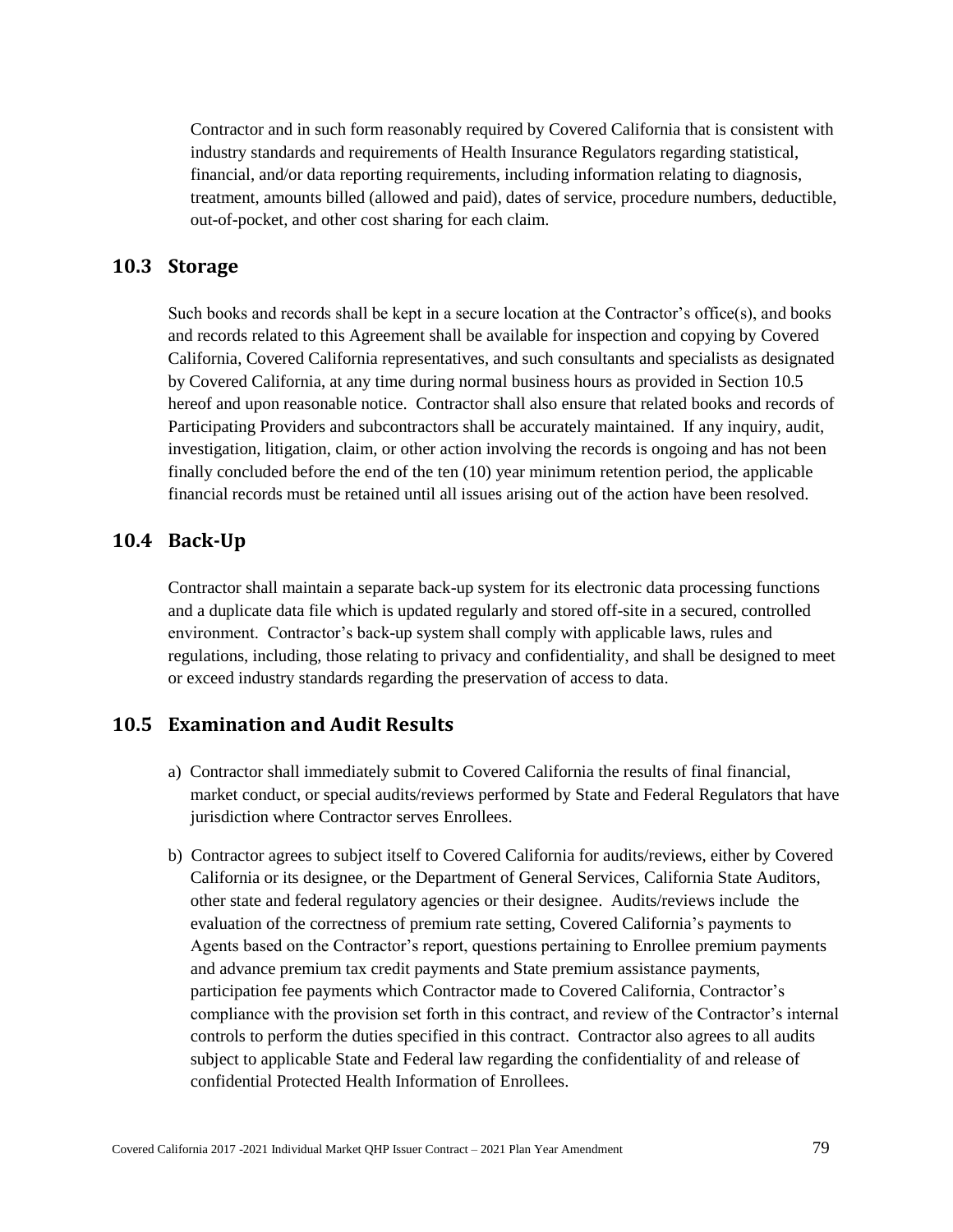Contractor and in such form reasonably required by Covered California that is consistent with industry standards and requirements of Health Insurance Regulators regarding statistical, financial, and/or data reporting requirements, including information relating to diagnosis, treatment, amounts billed (allowed and paid), dates of service, procedure numbers, deductible, out-of-pocket, and other cost sharing for each claim.

## 10.3 Storage

Such books and records shall be kept in a secure location at the Contractor's office(s), and books and records related to this Agreement shall be available for inspection and copying by Covered California, Covered California representatives, and such consultants and specialists as designated by Covered California, at any time during normal business hours as provided in Section 10.5 hereof and upon reasonable notice. Contractor shall also ensure that related books and records of Participating Providers and subcontractors shall be accurately maintained. If any inquiry, audit, investigation, litigation, claim, or other action involving the records is ongoing and has not been finally concluded before the end of the ten (10) year minimum retention period, the applicable financial records must be retained until all issues arising out of the action have been resolved.

## 10.4 Back-Up

Contractor shall maintain a separate back-up system for its electronic data processing functions and a duplicate data file which is updated regularly and stored off-site in a secured, controlled environment. Contractor's back-up system shall comply with applicable laws, rules and regulations, including, those relating to privacy and confidentiality, and shall be designed to meet or exceed industry standards regarding the preservation of access to data.

## 10.5 Examination and Audit Results

a) Contractor shall immediately submit to Covered California the results of final financial, market conduct, or special audits/reviews performed by State and Federal Regulators that have jurisdiction where Contractor serves Enrollees.

b) Contractor agrees to subject itself to Covered California for audits/reviews, either by Covered California or its designee, or the Department of General Services, California State Auditors, other state and federal regulatory agencies or their designee. Audits/reviews include the evaluation of the correctness of premium rate setting, Covered California's payments to Agents based on the Contractor's report, questions pertaining to Enrollee premium payments and advance premium tax credit payments and State premium assistance payments, participation fee payments which Contractor made to Covered California, Contractor's compliance with the provision set forth in this contract, and review of the Contractor's internal controls to perform the duties specified in this contract. Contractor also agrees to all audits subject to applicable State and Federal law regarding the confidentiality of and release of confidential Protected Health Information of Enrollees.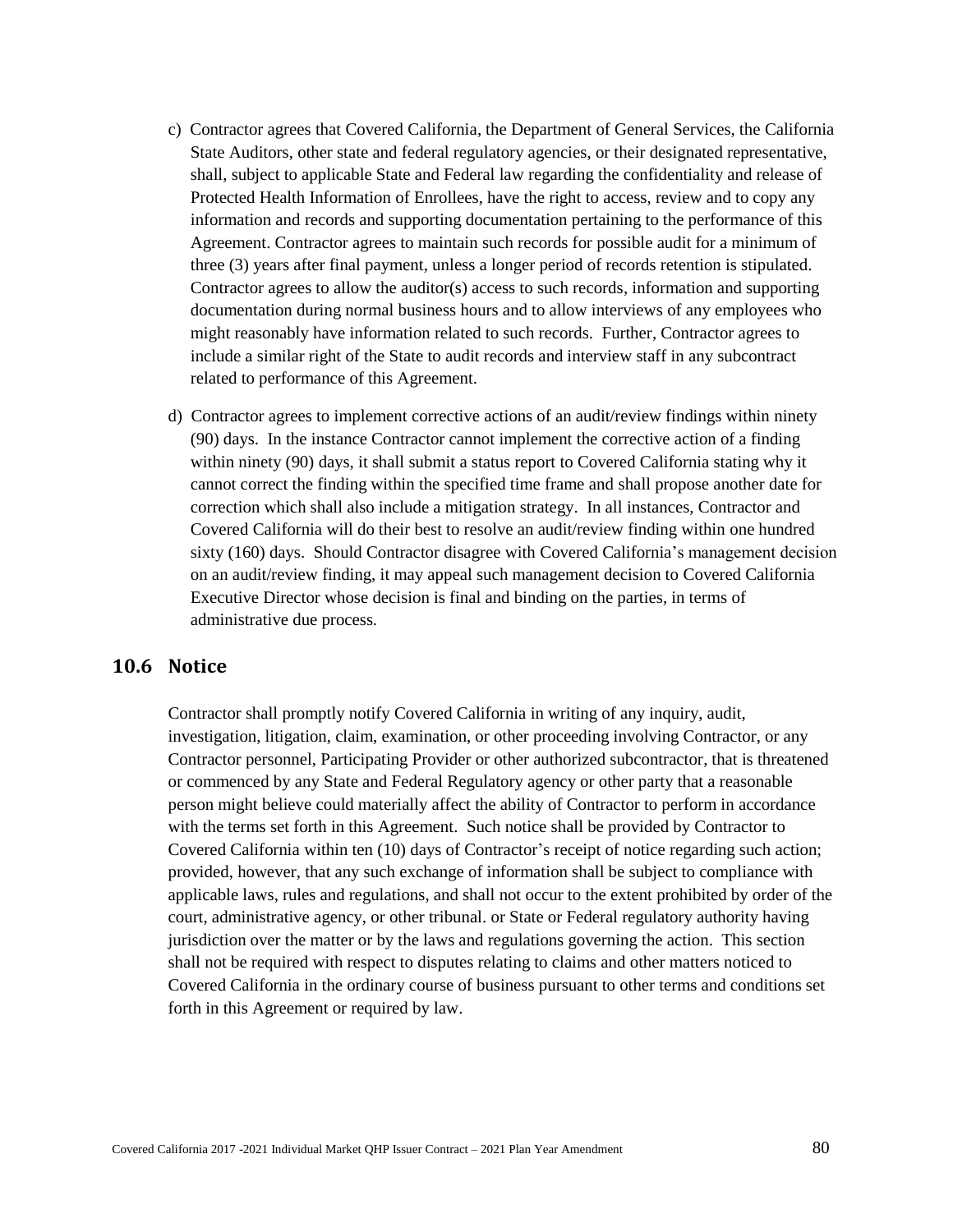c) Contractor agrees that Covered California, the Department of General Services, the California State Auditors, other state and federal regulatory agencies, or their designated representative, shall, subject to applicable State and Federal law regarding the confidentiality and release of Protected Health Information of Enrollees, have the right to access, review and to copy any information and records and supporting documentation pertaining to the performance of this Agreement. Contractor agrees to maintain such records for possible audit for a minimum of three (3) years after final payment, unless a longer period of records retention is stipulated. Contractor agrees to allow the auditor(s) access to such records, information and supporting documentation during normal business hours and to allow interviews of any employees who might reasonably have information related to such records. Further, Contractor agrees to include a similar right of the State to audit records and interview staff in any subcontract related to performance of this Agreement.

d) Contractor agrees to implement corrective actions of an audit/review findings within ninety (90) days. In the instance Contractor cannot implement the corrective action of a finding within ninety (90) days, it shall submit a status report to Covered California stating why it cannot correct the finding within the specified time frame and shall propose another date for correction which shall also include a mitigation strategy. In all instances, Contractor and Covered California will do their best to resolve an audit/review finding within one hundred sixty (160) days. Should Contractor disagree with Covered California's management decision on an audit/review finding, it may appeal such management decision to Covered California Executive Director whose decision is final and binding on the parties, in terms of administrative due process.

## 10.6 Notice

Contractor shall promptly notify Covered California in writing of any inquiry, audit, investigation, litigation, claim, examination, or other proceeding involving Contractor, or any Contractor personnel, Participating Provider or other authorized subcontractor, that is threatened or commenced by any State and Federal Regulatory agency or other party that a reasonable person might believe could materially affect the ability of Contractor to perform in accordance with the terms set forth in this Agreement. Such notice shall be provided by Contractor to Covered California within ten (10) days of Contractor's receipt of notice regarding such action; provided, however, that any such exchange of information shall be subject to compliance with applicable laws, rules and regulations, and shall not occur to the extent prohibited by order of the court, administrative agency, or other tribunal. or State or Federal regulatory authority having jurisdiction over the matter or by the laws and regulations governing the action. This section shall not be required with respect to disputes relating to claims and other matters noticed to Covered California in the ordinary course of business pursuant to other terms and conditions set forth in this Agreement or required by law.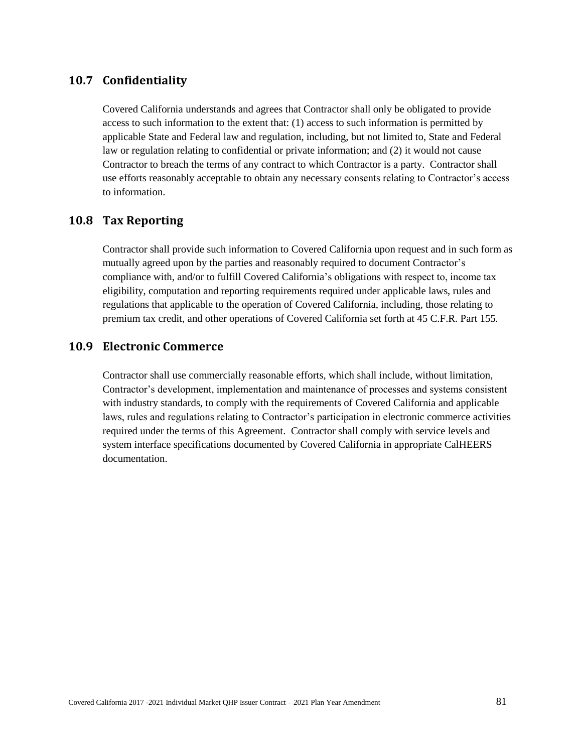## 10.7 Confidentiality

Covered California understands and agrees that Contractor shall only be obligated to provide access to such information to the extent that: (1) access to such information is permitted by applicable State and Federal law and regulation, including, but not limited to, State and Federal law or regulation relating to confidential or private information; and (2) it would not cause Contractor to breach the terms of any contract to which Contractor is a party. Contractor shall use efforts reasonably acceptable to obtain any necessary consents relating to Contractor's access to information.

## 10.8 Tax Reporting

Contractor shall provide such information to Covered California upon request and in such form as mutually agreed upon by the parties and reasonably required to document Contractor's compliance with, and/or to fulfill Covered California's obligations with respect to, income tax eligibility, computation and reporting requirements required under applicable laws, rules and regulations that applicable to the operation of Covered California, including, those relating to premium tax credit, and other operations of Covered California set forth at 45 C.F.R. Part 155.

## 10.9 Electronic Commerce

Contractor shall use commercially reasonable efforts, which shall include, without limitation, Contractor's development, implementation and maintenance of processes and systems consistent with industry standards, to comply with the requirements of Covered California and applicable laws, rules and regulations relating to Contractor's participation in electronic commerce activities required under the terms of this Agreement. Contractor shall comply with service levels and system interface specifications documented by Covered California in appropriate CalHEERS documentation.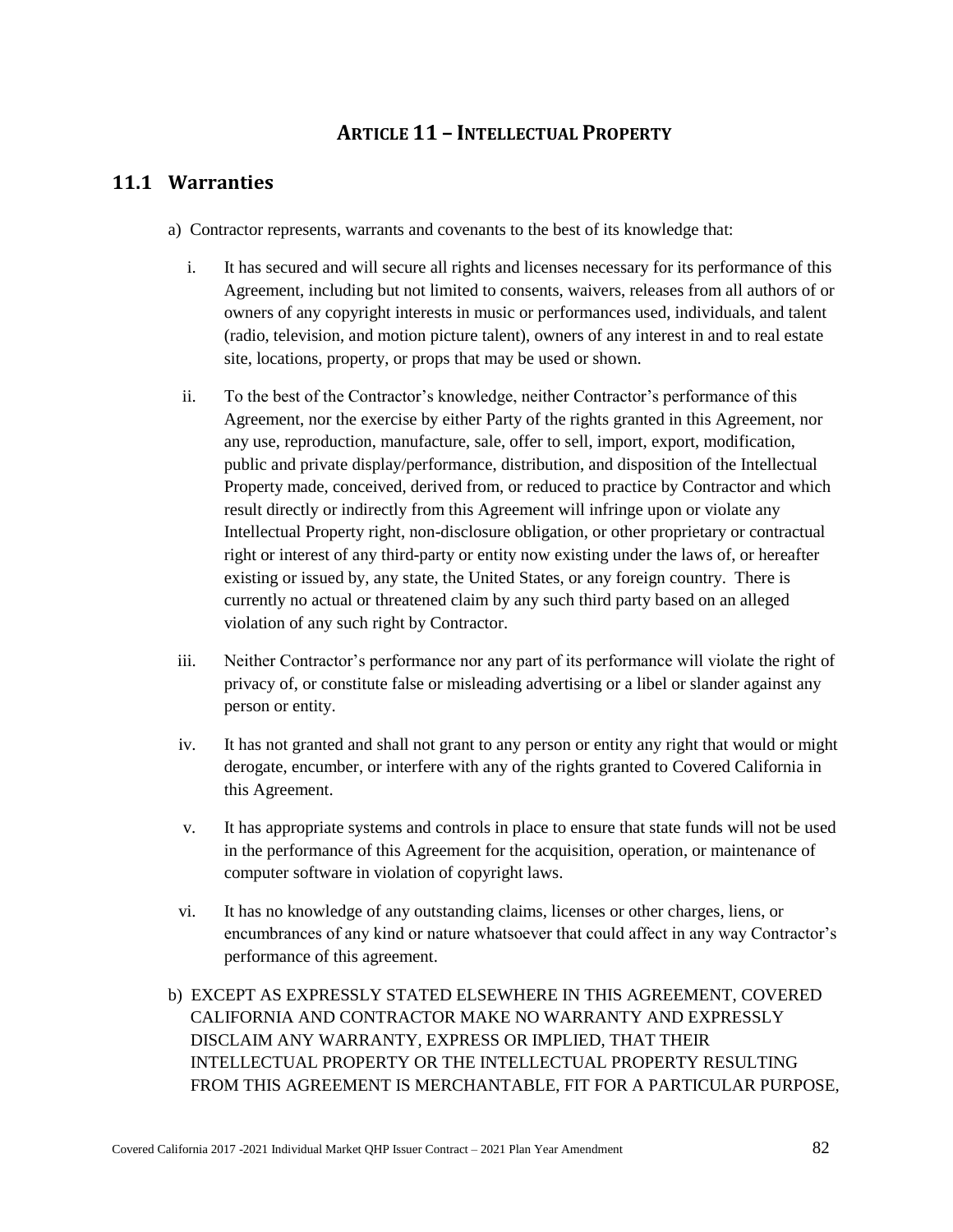# ARTICLE 11 – INTELLECTUAL PROPERTY

## 11.1 Warranties

a) Contractor represents, warrants and covenants to the best of its knowledge that:

   i. It has secured and will secure all rights and licenses necessary for its performance of this Agreement, including but not limited to consents, waivers, releases from all authors of or owners of any copyright interests in music or performances used, individuals, and talent (radio, television, and motion picture talent), owners of any interest in and to real estate site, locations, property, or props that may be used or shown.

   ii. To the best of the Contractor's knowledge, neither Contractor's performance of this Agreement, nor the exercise by either Party of the rights granted in this Agreement, nor any use, reproduction, manufacture, sale, offer to sell, import, export, modification, public and private display/performance, distribution, and disposition of the Intellectual Property made, conceived, derived from, or reduced to practice by Contractor and which result directly or indirectly from this Agreement will infringe upon or violate any Intellectual Property right, non-disclosure obligation, or other proprietary or contractual right or interest of any third-party or entity now existing under the laws of, or hereafter existing or issued by, any state, the United States, or any foreign country. There is currently no actual or threatened claim by any such third party based on an alleged violation of any such right by Contractor.

   iii. Neither Contractor's performance nor any part of its performance will violate the right of privacy of, or constitute false or misleading advertising or a libel or slander against any person or entity.

   iv. It has not granted and shall not grant to any person or entity any right that would or might derogate, encumber, or interfere with any of the rights granted to Covered California in this Agreement.

   v. It has appropriate systems and controls in place to ensure that state funds will not be used in the performance of this Agreement for the acquisition, operation, or maintenance of computer software in violation of copyright laws.

   vi. It has no knowledge of any outstanding claims, licenses or other charges, liens, or encumbrances of any kind or nature whatsoever that could affect in any way Contractor's performance of this agreement.

b) EXCEPT AS EXPRESSLY STATED ELSEWHERE IN THIS AGREEMENT, COVERED CALIFORNIA AND CONTRACTOR MAKE NO WARRANTY AND EXPRESSLY DISCLAIM ANY WARRANTY, EXPRESS OR IMPLIED, THAT THEIR INTELLECTUAL PROPERTY OR THE INTELLECTUAL PROPERTY RESULTING FROM THIS AGREEMENT IS MERCHANTABLE, FIT FOR A PARTICULAR PURPOSE,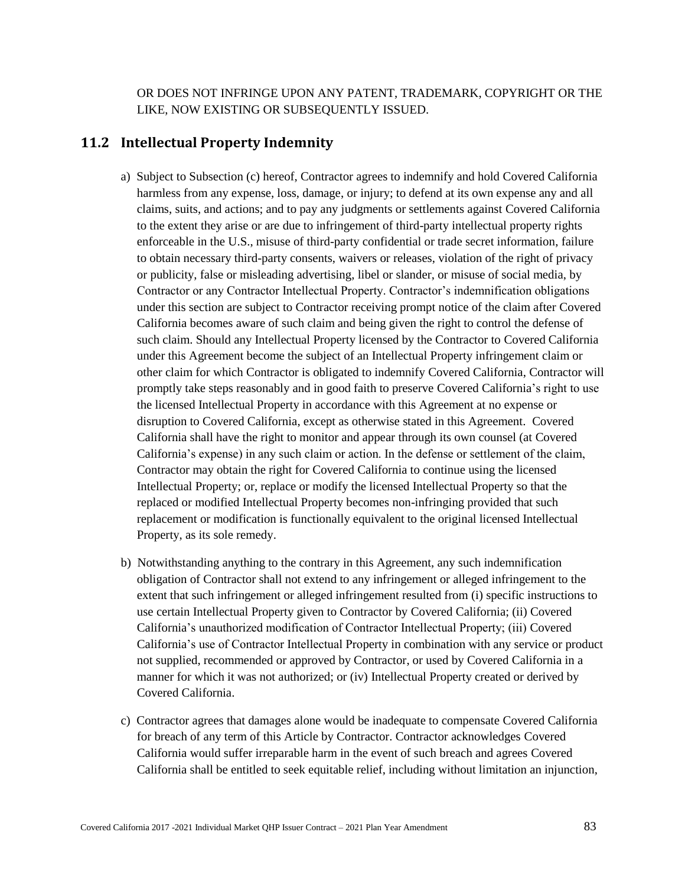OR DOES NOT INFRINGE UPON ANY PATENT, TRADEMARK, COPYRIGHT OR THE LIKE, NOW EXISTING OR SUBSEQUENTLY ISSUED.

## 11.2 Intellectual Property Indemnity

a) Subject to Subsection (c) hereof, Contractor agrees to indemnify and hold Covered California harmless from any expense, loss, damage, or injury; to defend at its own expense any and all claims, suits, and actions; and to pay any judgments or settlements against Covered California to the extent they arise or are due to infringement of third-party intellectual property rights enforceable in the U.S., misuse of third-party confidential or trade secret information, failure to obtain necessary third-party consents, waivers or releases, violation of the right of privacy or publicity, false or misleading advertising, libel or slander, or misuse of social media, by Contractor or any Contractor Intellectual Property. Contractor's indemnification obligations under this section are subject to Contractor receiving prompt notice of the claim after Covered California becomes aware of such claim and being given the right to control the defense of such claim. Should any Intellectual Property licensed by the Contractor to Covered California under this Agreement become the subject of an Intellectual Property infringement claim or other claim for which Contractor is obligated to indemnify Covered California, Contractor will promptly take steps reasonably and in good faith to preserve Covered California's right to use the licensed Intellectual Property in accordance with this Agreement at no expense or disruption to Covered California, except as otherwise stated in this Agreement. Covered California shall have the right to monitor and appear through its own counsel (at Covered California's expense) in any such claim or action. In the defense or settlement of the claim, Contractor may obtain the right for Covered California to continue using the licensed Intellectual Property; or, replace or modify the licensed Intellectual Property so that the replaced or modified Intellectual Property becomes non-infringing provided that such replacement or modification is functionally equivalent to the original licensed Intellectual Property, as its sole remedy.

b) Notwithstanding anything to the contrary in this Agreement, any such indemnification obligation of Contractor shall not extend to any infringement or alleged infringement to the extent that such infringement or alleged infringement resulted from (i) specific instructions to use certain Intellectual Property given to Contractor by Covered California; (ii) Covered California's unauthorized modification of Contractor Intellectual Property; (iii) Covered California's use of Contractor Intellectual Property in combination with any service or product not supplied, recommended or approved by Contractor, or used by Covered California in a manner for which it was not authorized; or (iv) Intellectual Property created or derived by Covered California.

c) Contractor agrees that damages alone would be inadequate to compensate Covered California for breach of any term of this Article by Contractor. Contractor acknowledges Covered California would suffer irreparable harm in the event of such breach and agrees Covered California shall be entitled to seek equitable relief, including without limitation an injunction,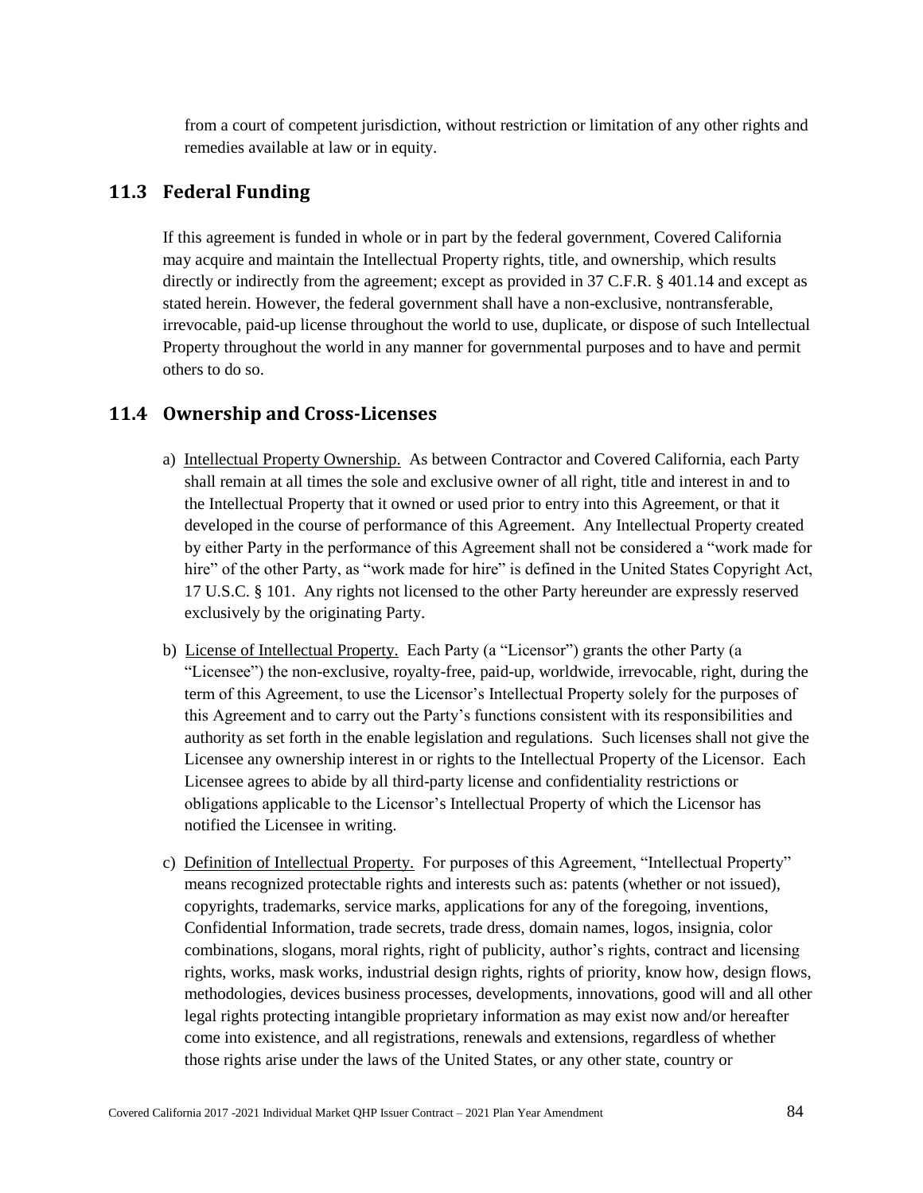from a court of competent jurisdiction, without restriction or limitation of any other rights and remedies available at law or in equity.

## 11.3 Federal Funding

If this agreement is funded in whole or in part by the federal government, Covered California may acquire and maintain the Intellectual Property rights, title, and ownership, which results directly or indirectly from the agreement; except as provided in 37 C.F.R. § 401.14 and except as stated herein. However, the federal government shall have a non-exclusive, nontransferable, irrevocable, paid-up license throughout the world to use, duplicate, or dispose of such Intellectual Property throughout the world in any manner for governmental purposes and to have and permit others to do so.

## 11.4 Ownership and Cross-Licenses

a) Intellectual Property Ownership. As between Contractor and Covered California, each Party shall remain at all times the sole and exclusive owner of all right, title and interest in and to the Intellectual Property that it owned or used prior to entry into this Agreement, or that it developed in the course of performance of this Agreement. Any Intellectual Property created by either Party in the performance of this Agreement shall not be considered a "work made for hire" of the other Party, as "work made for hire" is defined in the United States Copyright Act, 17 U.S.C. § 101. Any rights not licensed to the other Party hereunder are expressly reserved exclusively by the originating Party.

b) License of Intellectual Property. Each Party (a "Licensor") grants the other Party (a "Licensee") the non-exclusive, royalty-free, paid-up, worldwide, irrevocable, right, during the term of this Agreement, to use the Licensor's Intellectual Property solely for the purposes of this Agreement and to carry out the Party's functions consistent with its responsibilities and authority as set forth in the enable legislation and regulations. Such licenses shall not give the Licensee any ownership interest in or rights to the Intellectual Property of the Licensor. Each Licensee agrees to abide by all third-party license and confidentiality restrictions or obligations applicable to the Licensor's Intellectual Property of which the Licensor has notified the Licensee in writing.

c) Definition of Intellectual Property. For purposes of this Agreement, "Intellectual Property" means recognized protectable rights and interests such as: patents (whether or not issued), copyrights, trademarks, service marks, applications for any of the foregoing, inventions, Confidential Information, trade secrets, trade dress, domain names, logos, insignia, color combinations, slogans, moral rights, right of publicity, author's rights, contract and licensing rights, works, mask works, industrial design rights, rights of priority, know how, design flows, methodologies, devices business processes, developments, innovations, good will and all other legal rights protecting intangible proprietary information as may exist now and/or hereafter come into existence, and all registrations, renewals and extensions, regardless of whether those rights arise under the laws of the United States, or any other state, country or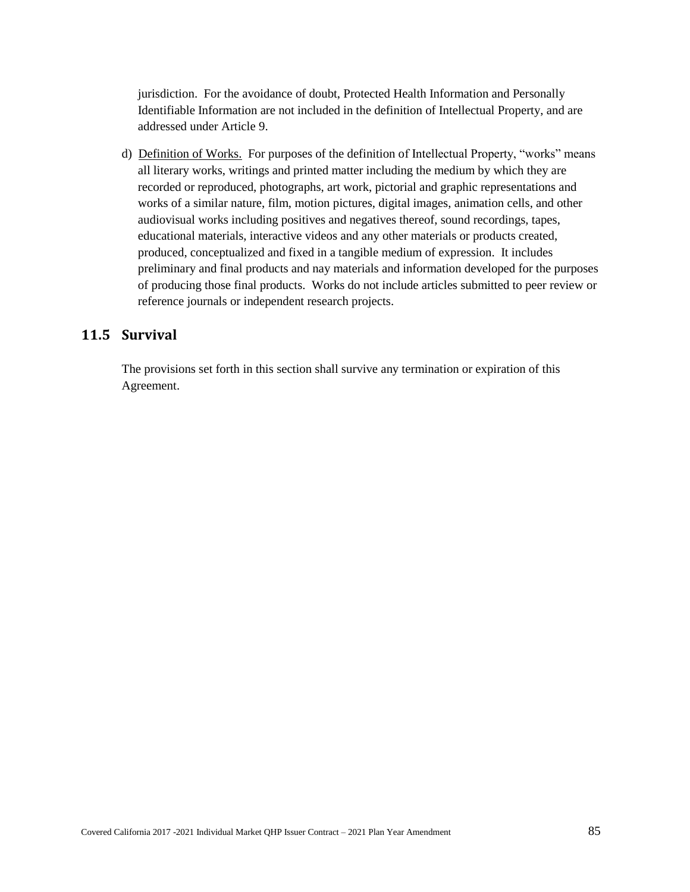jurisdiction. For the avoidance of doubt, Protected Health Information and Personally Identifiable Information are not included in the definition of Intellectual Property, and are addressed under Article 9.

d) Definition of Works. For purposes of the definition of Intellectual Property, "works" means all literary works, writings and printed matter including the medium by which they are recorded or reproduced, photographs, art work, pictorial and graphic representations and works of a similar nature, film, motion pictures, digital images, animation cells, and other audiovisual works including positives and negatives thereof, sound recordings, tapes, educational materials, interactive videos and any other materials or products created, produced, conceptualized and fixed in a tangible medium of expression. It includes preliminary and final products and nay materials and information developed for the purposes of producing those final products. Works do not include articles submitted to peer review or reference journals or independent research projects.

## 11.5 Survival

The provisions set forth in this section shall survive any termination or expiration of this Agreement.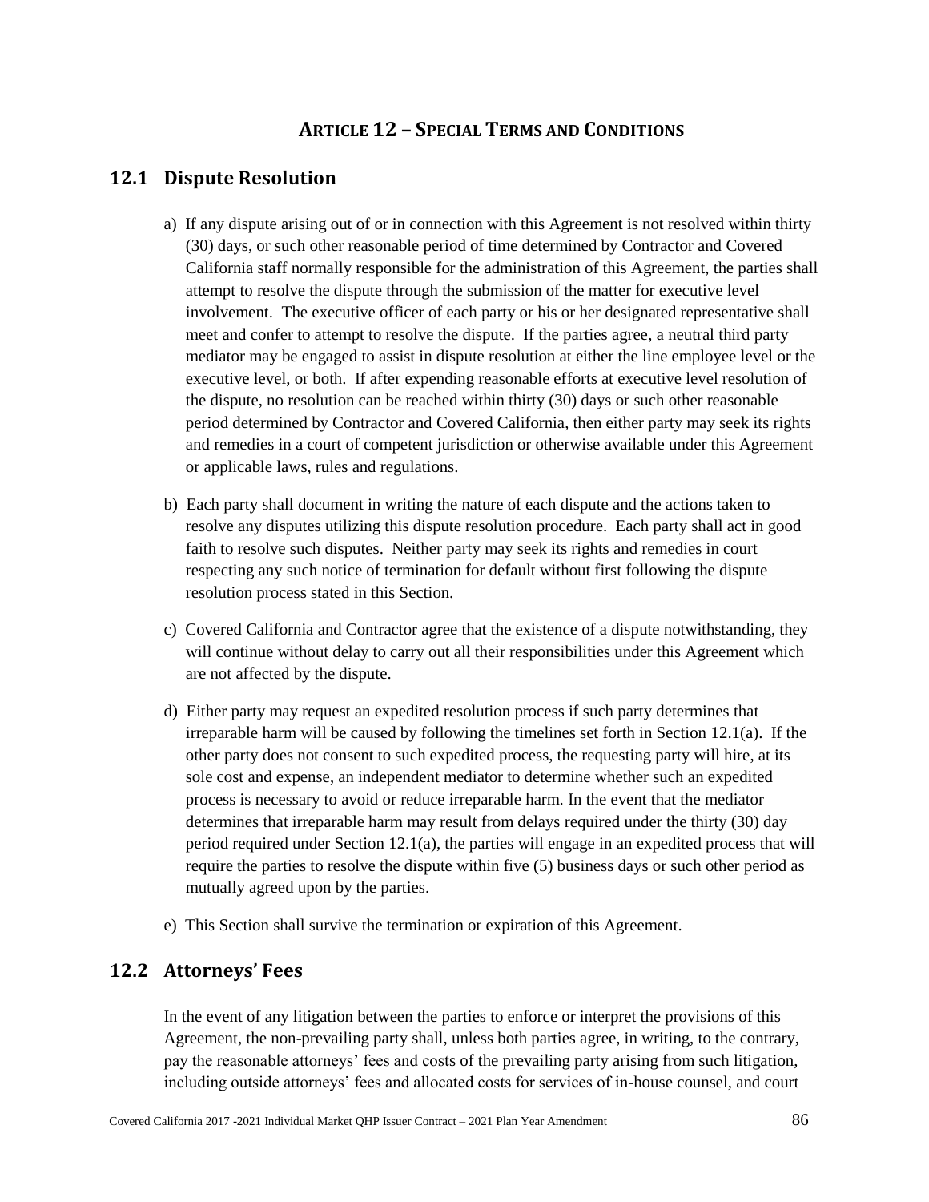# Article 12 – Special Terms and Conditions

## 12.1 Dispute Resolution

a) If any dispute arising out of or in connection with this Agreement is not resolved within thirty (30) days, or such other reasonable period of time determined by Contractor and Covered California staff normally responsible for the administration of this Agreement, the parties shall attempt to resolve the dispute through the submission of the matter for executive level involvement. The executive officer of each party or his or her designated representative shall meet and confer to attempt to resolve the dispute. If the parties agree, a neutral third party mediator may be engaged to assist in dispute resolution at either the line employee level or the executive level, or both. If after expending reasonable efforts at executive level resolution of the dispute, no resolution can be reached within thirty (30) days or such other reasonable period determined by Contractor and Covered California, then either party may seek its rights and remedies in a court of competent jurisdiction or otherwise available under this Agreement or applicable laws, rules and regulations.

b) Each party shall document in writing the nature of each dispute and the actions taken to resolve any disputes utilizing this dispute resolution procedure. Each party shall act in good faith to resolve such disputes. Neither party may seek its rights and remedies in court respecting any such notice of termination for default without first following the dispute resolution process stated in this Section.

c) Covered California and Contractor agree that the existence of a dispute notwithstanding, they will continue without delay to carry out all their responsibilities under this Agreement which are not affected by the dispute.

d) Either party may request an expedited resolution process if such party determines that irreparable harm will be caused by following the timelines set forth in Section 12.1(a). If the other party does not consent to such expedited process, the requesting party will hire, at its sole cost and expense, an independent mediator to determine whether such an expedited process is necessary to avoid or reduce irreparable harm. In the event that the mediator determines that irreparable harm may result from delays required under the thirty (30) day period required under Section 12.1(a), the parties will engage in an expedited process that will require the parties to resolve the dispute within five (5) business days or such other period as mutually agreed upon by the parties.

e) This Section shall survive the termination or expiration of this Agreement.

## 12.2 Attorneys' Fees

In the event of any litigation between the parties to enforce or interpret the provisions of this Agreement, the non-prevailing party shall, unless both parties agree, in writing, to the contrary, pay the reasonable attorneys' fees and costs of the prevailing party arising from such litigation, including outside attorneys' fees and allocated costs for services of in-house counsel, and court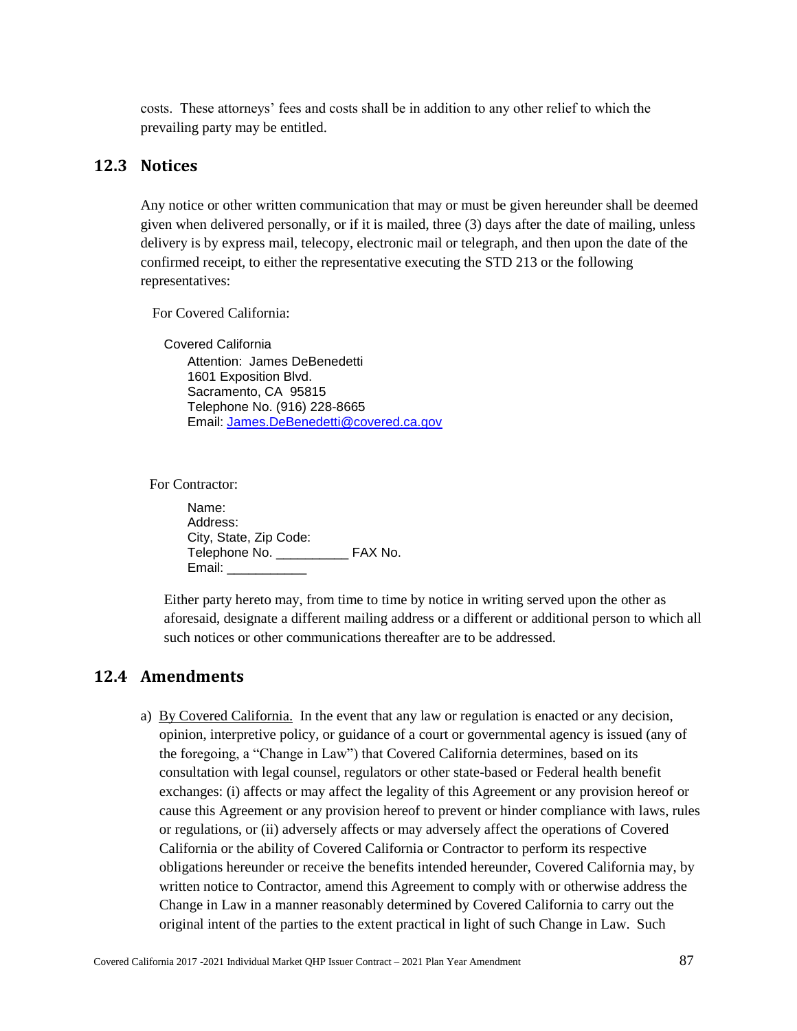costs. These attorneys' fees and costs shall be in addition to any other relief to which the prevailing party may be entitled.

## 12.3 Notices

Any notice or other written communication that may or must be given hereunder shall be deemed given when delivered personally, or if it is mailed, three (3) days after the date of mailing, unless delivery is by express mail, telecopy, electronic mail or telegraph, and then upon the date of the confirmed receipt, to either the representative executing the STD 213 or the following representatives:

For Covered California:

Covered California
Attention: James DeBenedetti
1601 Exposition Blvd.
Sacramento, CA 95815
Telephone No. (916) 228-8665
Email: James.DeBenedetti@covered.ca.gov

For Contractor:

Name:
Address:
City, State, Zip Code:
Telephone No. __________ FAX No.
Email: ___________

Either party hereto may, from time to time by notice in writing served upon the other as aforesaid, designate a different mailing address or a different or additional person to which all such notices or other communications thereafter are to be addressed.

## 12.4 Amendments

a) By Covered California. In the event that any law or regulation is enacted or any decision, opinion, interpretive policy, or guidance of a court or governmental agency is issued (any of the foregoing, a "Change in Law") that Covered California determines, based on its consultation with legal counsel, regulators or other state-based or Federal health benefit exchanges: (i) affects or may affect the legality of this Agreement or any provision hereof or cause this Agreement or any provision hereof to prevent or hinder compliance with laws, rules or regulations, or (ii) adversely affects or may adversely affect the operations of Covered California or the ability of Covered California or Contractor to perform its respective obligations hereunder or receive the benefits intended hereunder, Covered California may, by written notice to Contractor, amend this Agreement to comply with or otherwise address the Change in Law in a manner reasonably determined by Covered California to carry out the original intent of the parties to the extent practical in light of such Change in Law. Such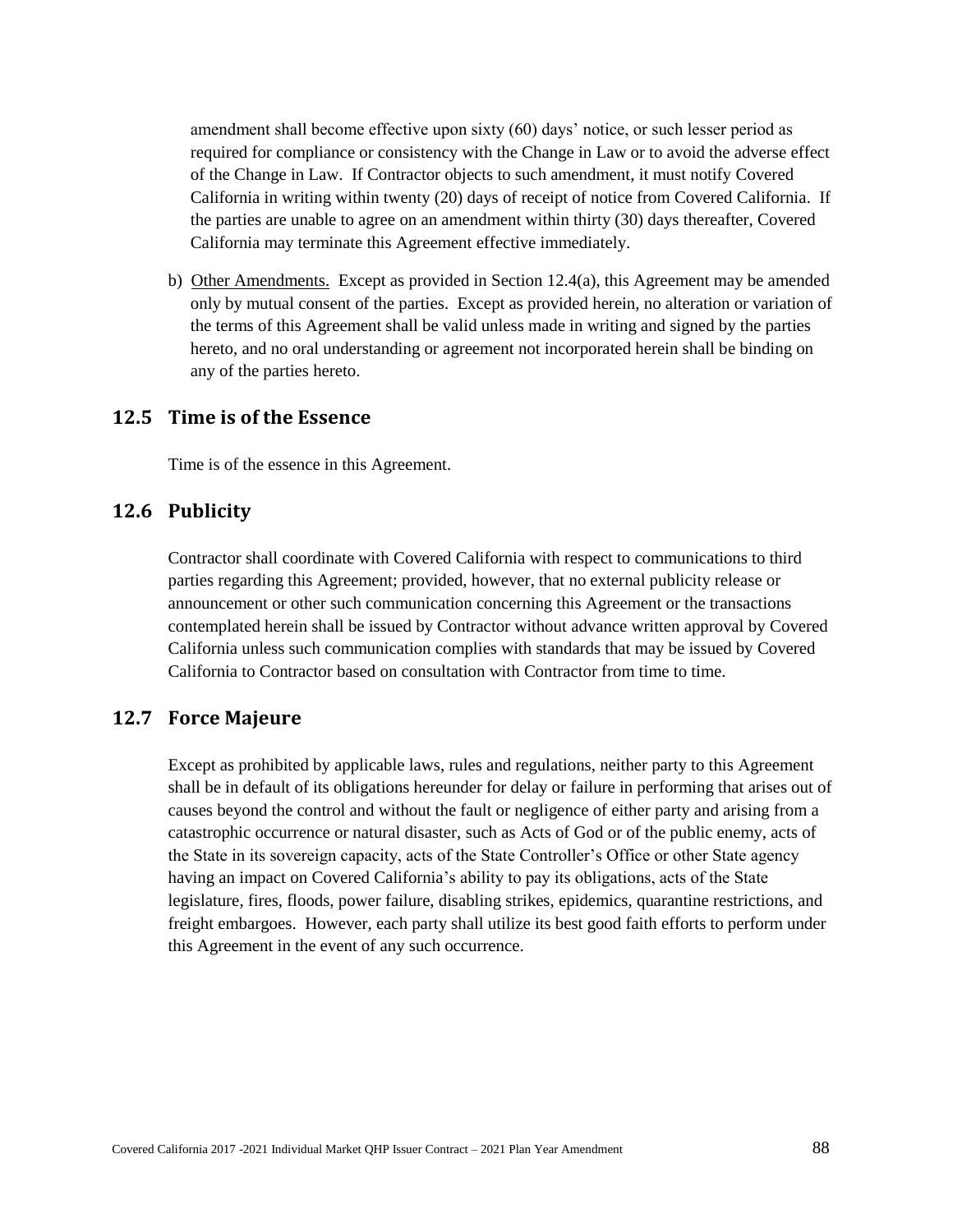amendment shall become effective upon sixty (60) days' notice, or such lesser period as required for compliance or consistency with the Change in Law or to avoid the adverse effect of the Change in Law. If Contractor objects to such amendment, it must notify Covered California in writing within twenty (20) days of receipt of notice from Covered California. If the parties are unable to agree on an amendment within thirty (30) days thereafter, Covered California may terminate this Agreement effective immediately.

b) Other Amendments. Except as provided in Section 12.4(a), this Agreement may be amended only by mutual consent of the parties. Except as provided herein, no alteration or variation of the terms of this Agreement shall be valid unless made in writing and signed by the parties hereto, and no oral understanding or agreement not incorporated herein shall be binding on any of the parties hereto.

## 12.5 Time is of the Essence

Time is of the essence in this Agreement.

## 12.6 Publicity

Contractor shall coordinate with Covered California with respect to communications to third parties regarding this Agreement; provided, however, that no external publicity release or announcement or other such communication concerning this Agreement or the transactions contemplated herein shall be issued by Contractor without advance written approval by Covered California unless such communication complies with standards that may be issued by Covered California to Contractor based on consultation with Contractor from time to time.

## 12.7 Force Majeure

Except as prohibited by applicable laws, rules and regulations, neither party to this Agreement shall be in default of its obligations hereunder for delay or failure in performing that arises out of causes beyond the control and without the fault or negligence of either party and arising from a catastrophic occurrence or natural disaster, such as Acts of God or of the public enemy, acts of the State in its sovereign capacity, acts of the State Controller's Office or other State agency having an impact on Covered California's ability to pay its obligations, acts of the State legislature, fires, floods, power failure, disabling strikes, epidemics, quarantine restrictions, and freight embargoes. However, each party shall utilize its best good faith efforts to perform under this Agreement in the event of any such occurrence.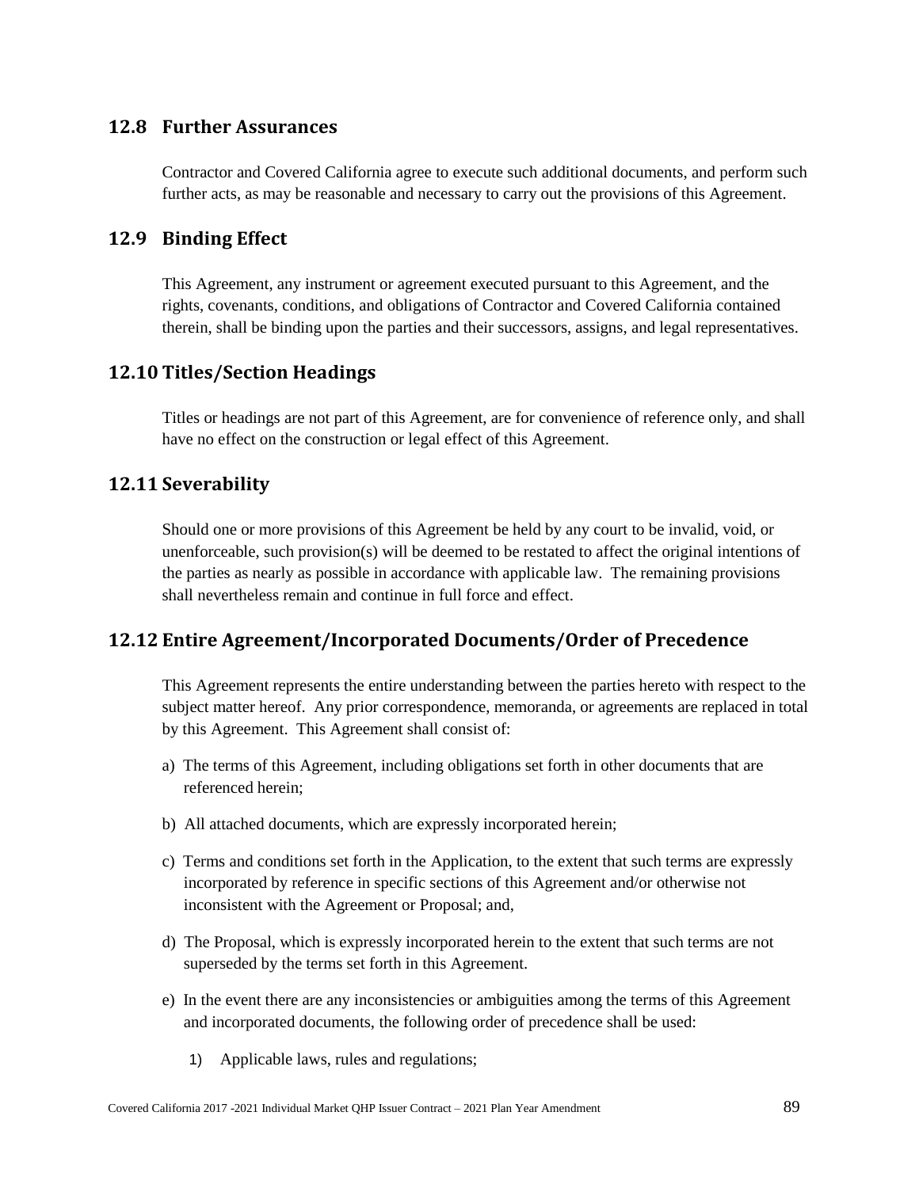## 12.8 Further Assurances

Contractor and Covered California agree to execute such additional documents, and perform such further acts, as may be reasonable and necessary to carry out the provisions of this Agreement.

## 12.9 Binding Effect

This Agreement, any instrument or agreement executed pursuant to this Agreement, and the rights, covenants, conditions, and obligations of Contractor and Covered California contained therein, shall be binding upon the parties and their successors, assigns, and legal representatives.

## 12.10 Titles/Section Headings

Titles or headings are not part of this Agreement, are for convenience of reference only, and shall have no effect on the construction or legal effect of this Agreement.

## 12.11 Severability

Should one or more provisions of this Agreement be held by any court to be invalid, void, or unenforceable, such provision(s) will be deemed to be restated to affect the original intentions of the parties as nearly as possible in accordance with applicable law. The remaining provisions shall nevertheless remain and continue in full force and effect.

## 12.12 Entire Agreement/Incorporated Documents/Order of Precedence

This Agreement represents the entire understanding between the parties hereto with respect to the subject matter hereof. Any prior correspondence, memoranda, or agreements are replaced in total by this Agreement. This Agreement shall consist of:

a) The terms of this Agreement, including obligations set forth in other documents that are referenced herein;

b) All attached documents, which are expressly incorporated herein;

c) Terms and conditions set forth in the Application, to the extent that such terms are expressly incorporated by reference in specific sections of this Agreement and/or otherwise not inconsistent with the Agreement or Proposal; and,

d) The Proposal, which is expressly incorporated herein to the extent that such terms are not superseded by the terms set forth in this Agreement.

e) In the event there are any inconsistencies or ambiguities among the terms of this Agreement and incorporated documents, the following order of precedence shall be used:

   1) Applicable laws, rules and regulations;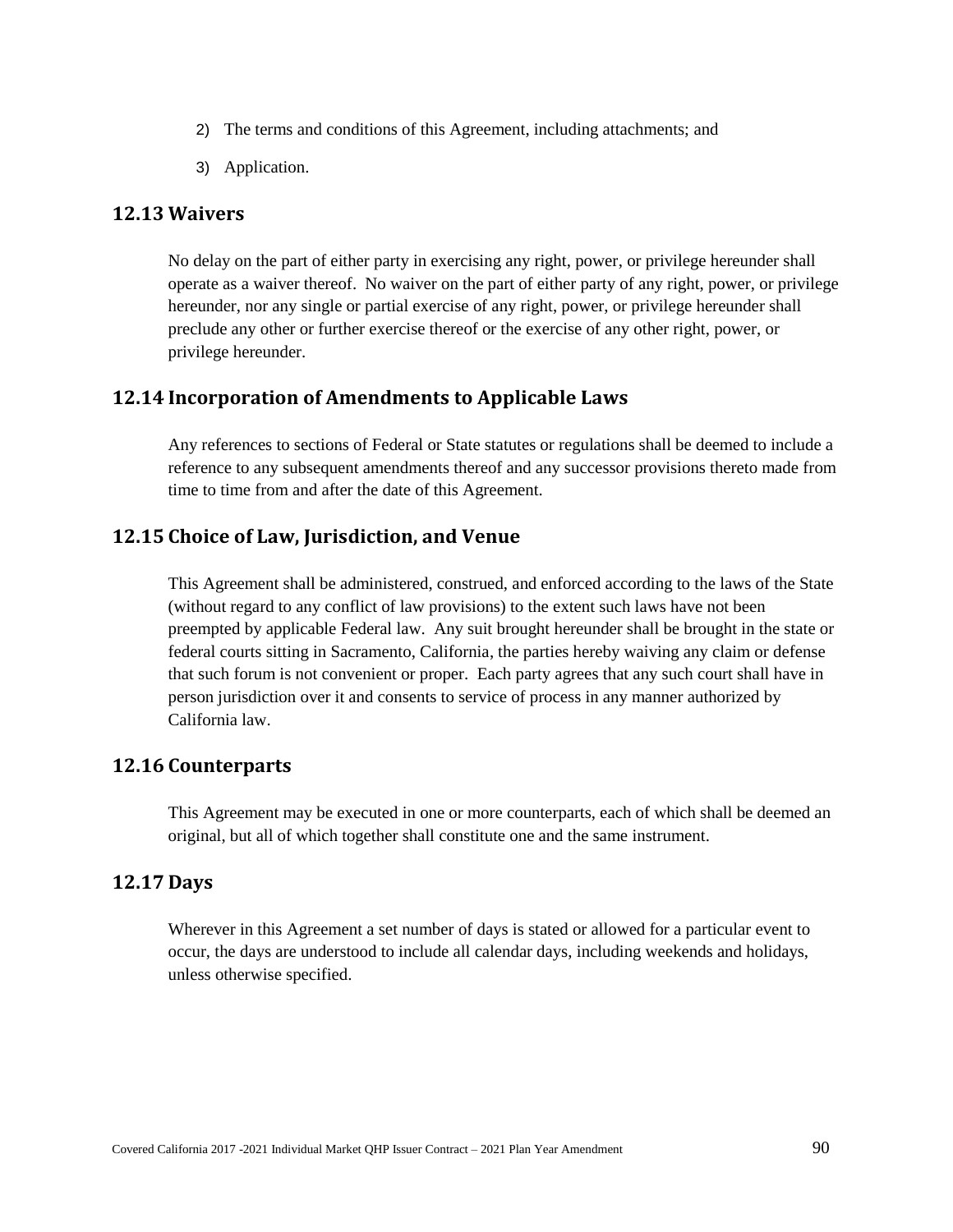2) The terms and conditions of this Agreement, including attachments; and

3) Application.

## 12.13 Waivers

No delay on the part of either party in exercising any right, power, or privilege hereunder shall operate as a waiver thereof. No waiver on the part of either party of any right, power, or privilege hereunder, nor any single or partial exercise of any right, power, or privilege hereunder shall preclude any other or further exercise thereof or the exercise of any other right, power, or privilege hereunder.

## 12.14 Incorporation of Amendments to Applicable Laws

Any references to sections of Federal or State statutes or regulations shall be deemed to include a reference to any subsequent amendments thereof and any successor provisions thereto made from time to time from and after the date of this Agreement.

## 12.15 Choice of Law, Jurisdiction, and Venue

This Agreement shall be administered, construed, and enforced according to the laws of the State (without regard to any conflict of law provisions) to the extent such laws have not been preempted by applicable Federal law. Any suit brought hereunder shall be brought in the state or federal courts sitting in Sacramento, California, the parties hereby waiving any claim or defense that such forum is not convenient or proper. Each party agrees that any such court shall have in person jurisdiction over it and consents to service of process in any manner authorized by California law.

## 12.16 Counterparts

This Agreement may be executed in one or more counterparts, each of which shall be deemed an original, but all of which together shall constitute one and the same instrument.

## 12.17 Days

Wherever in this Agreement a set number of days is stated or allowed for a particular event to occur, the days are understood to include all calendar days, including weekends and holidays, unless otherwise specified.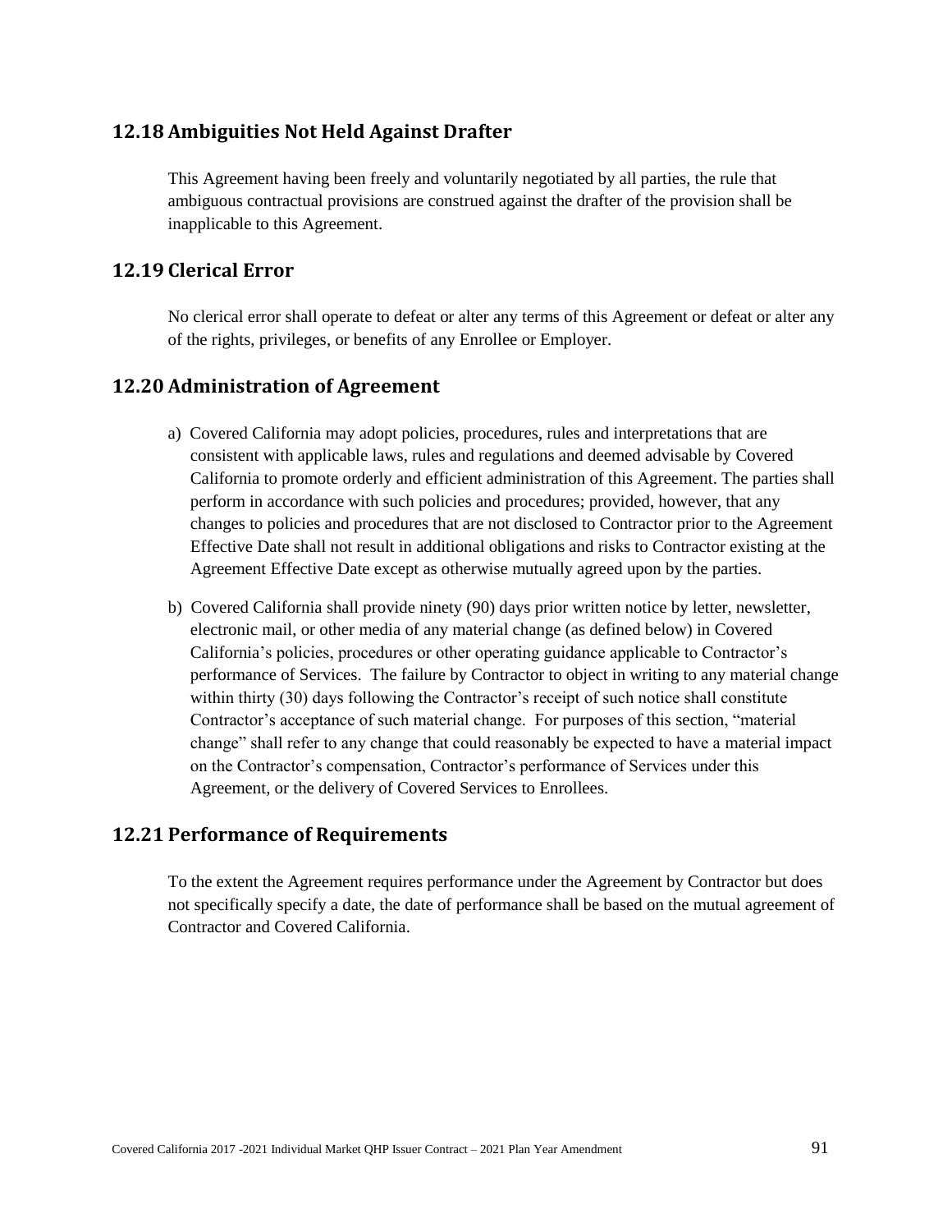## 12.18 Ambiguities Not Held Against Drafter

This Agreement having been freely and voluntarily negotiated by all parties, the rule that ambiguous contractual provisions are construed against the drafter of the provision shall be inapplicable to this Agreement.

## 12.19 Clerical Error

No clerical error shall operate to defeat or alter any terms of this Agreement or defeat or alter any of the rights, privileges, or benefits of any Enrollee or Employer.

## 12.20 Administration of Agreement

a) Covered California may adopt policies, procedures, rules and interpretations that are consistent with applicable laws, rules and regulations and deemed advisable by Covered California to promote orderly and efficient administration of this Agreement. The parties shall perform in accordance with such policies and procedures; provided, however, that any changes to policies and procedures that are not disclosed to Contractor prior to the Agreement Effective Date shall not result in additional obligations and risks to Contractor existing at the Agreement Effective Date except as otherwise mutually agreed upon by the parties.

b) Covered California shall provide ninety (90) days prior written notice by letter, newsletter, electronic mail, or other media of any material change (as defined below) in Covered California's policies, procedures or other operating guidance applicable to Contractor's performance of Services. The failure by Contractor to object in writing to any material change within thirty (30) days following the Contractor's receipt of such notice shall constitute Contractor's acceptance of such material change. For purposes of this section, "material change" shall refer to any change that could reasonably be expected to have a material impact on the Contractor's compensation, Contractor's performance of Services under this Agreement, or the delivery of Covered Services to Enrollees.

## 12.21 Performance of Requirements

To the extent the Agreement requires performance under the Agreement by Contractor but does not specifically specify a date, the date of performance shall be based on the mutual agreement of Contractor and Covered California.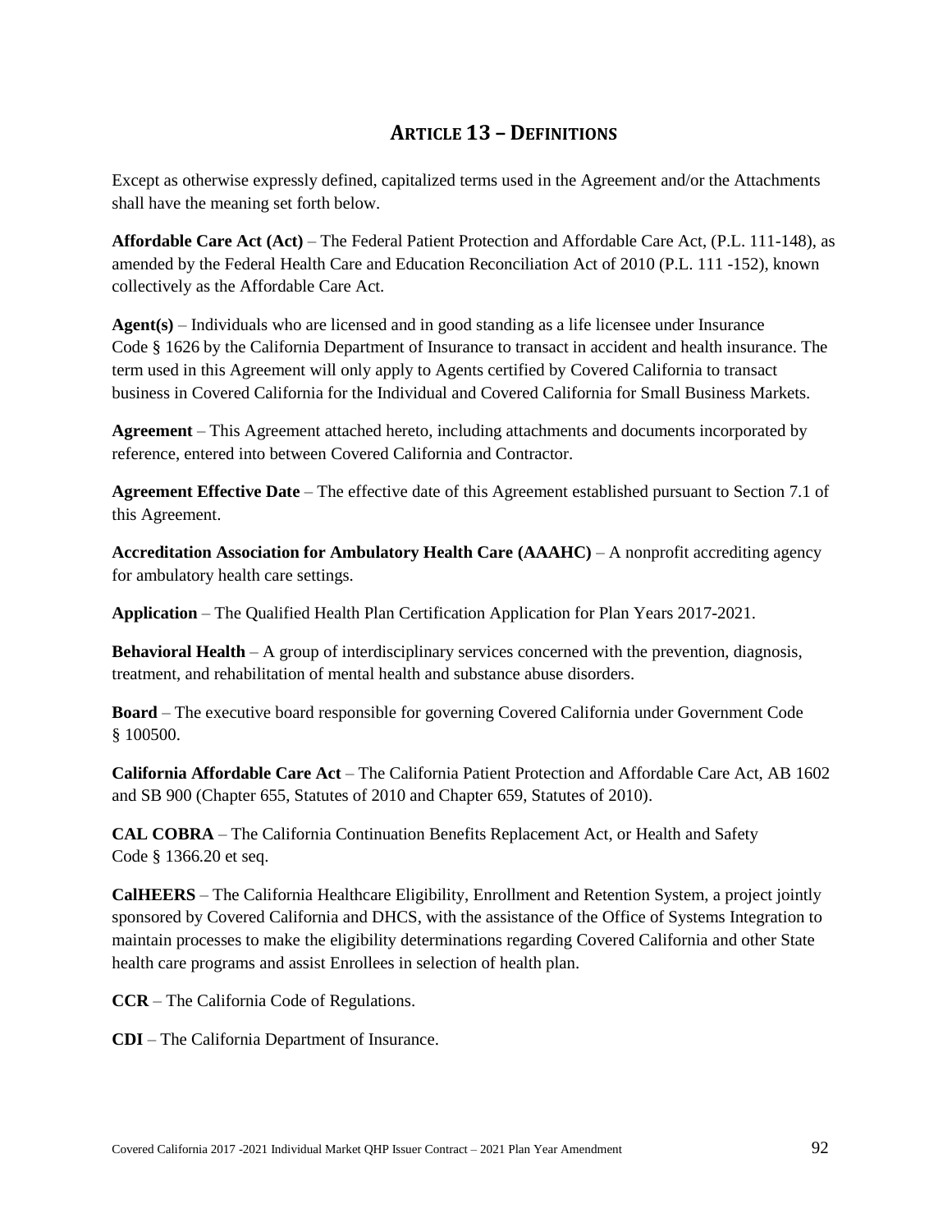# Article 13 – Definitions

Except as otherwise expressly defined, capitalized terms used in the Agreement and/or the Attachments shall have the meaning set forth below.

**Affordable Care Act (Act)** – The Federal Patient Protection and Affordable Care Act, (P.L. 111-148), as amended by the Federal Health Care and Education Reconciliation Act of 2010 (P.L. 111 -152), known collectively as the Affordable Care Act.

**Agent(s)** – Individuals who are licensed and in good standing as a life licensee under Insurance Code § 1626 by the California Department of Insurance to transact in accident and health insurance. The term used in this Agreement will only apply to Agents certified by Covered California to transact business in Covered California for the Individual and Covered California for Small Business Markets.

**Agreement** – This Agreement attached hereto, including attachments and documents incorporated by reference, entered into between Covered California and Contractor.

**Agreement Effective Date** – The effective date of this Agreement established pursuant to Section 7.1 of this Agreement.

**Accreditation Association for Ambulatory Health Care (AAAHC)** – A nonprofit accrediting agency for ambulatory health care settings.

**Application** – The Qualified Health Plan Certification Application for Plan Years 2017-2021.

**Behavioral Health** – A group of interdisciplinary services concerned with the prevention, diagnosis, treatment, and rehabilitation of mental health and substance abuse disorders.

**Board** – The executive board responsible for governing Covered California under Government Code § 100500.

**California Affordable Care Act** – The California Patient Protection and Affordable Care Act, AB 1602 and SB 900 (Chapter 655, Statutes of 2010 and Chapter 659, Statutes of 2010).

**CAL COBRA** – The California Continuation Benefits Replacement Act, or Health and Safety Code § 1366.20 et seq.

**CalHEERS** – The California Healthcare Eligibility, Enrollment and Retention System, a project jointly sponsored by Covered California and DHCS, with the assistance of the Office of Systems Integration to maintain processes to make the eligibility determinations regarding Covered California and other State health care programs and assist Enrollees in selection of health plan.

**CCR** – The California Code of Regulations.

**CDI** – The California Department of Insurance.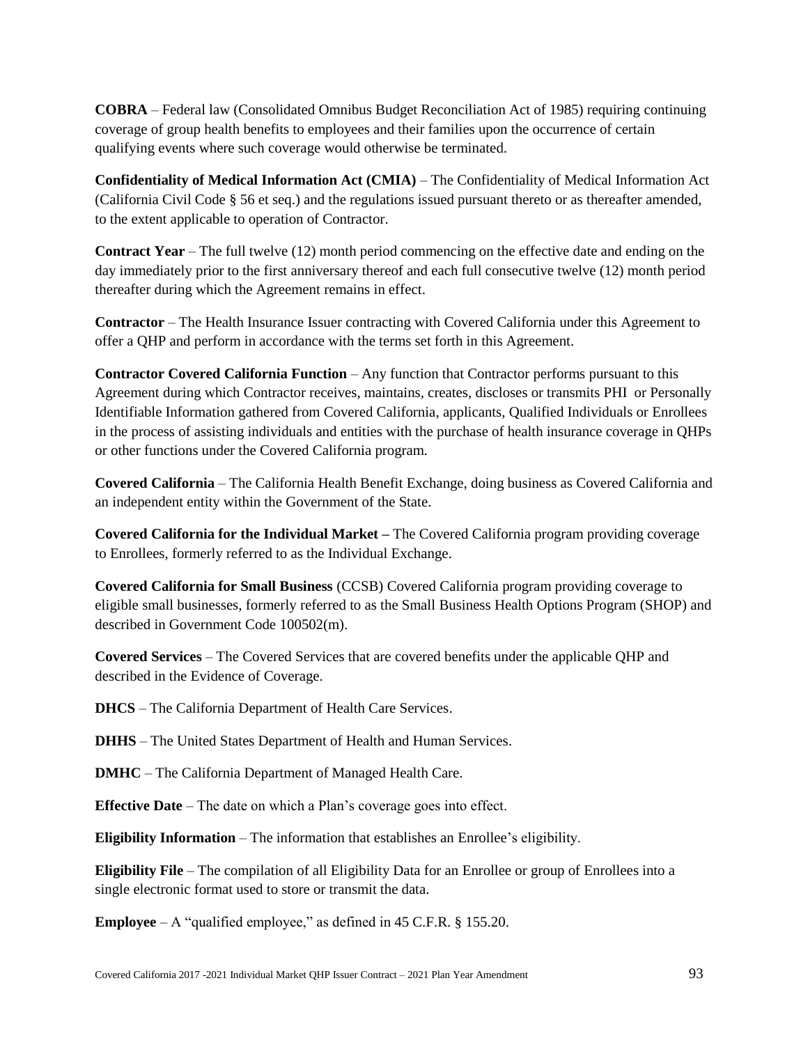**COBRA** – Federal law (Consolidated Omnibus Budget Reconciliation Act of 1985) requiring continuing coverage of group health benefits to employees and their families upon the occurrence of certain qualifying events where such coverage would otherwise be terminated.

**Confidentiality of Medical Information Act (CMIA)** – The Confidentiality of Medical Information Act (California Civil Code § 56 et seq.) and the regulations issued pursuant thereto or as thereafter amended, to the extent applicable to operation of Contractor.

**Contract Year** – The full twelve (12) month period commencing on the effective date and ending on the day immediately prior to the first anniversary thereof and each full consecutive twelve (12) month period thereafter during which the Agreement remains in effect.

**Contractor** – The Health Insurance Issuer contracting with Covered California under this Agreement to offer a QHP and perform in accordance with the terms set forth in this Agreement.

**Contractor Covered California Function** – Any function that Contractor performs pursuant to this Agreement during which Contractor receives, maintains, creates, discloses or transmits PHI or Personally Identifiable Information gathered from Covered California, applicants, Qualified Individuals or Enrollees in the process of assisting individuals and entities with the purchase of health insurance coverage in QHPs or other functions under the Covered California program.

**Covered California** – The California Health Benefit Exchange, doing business as Covered California and an independent entity within the Government of the State.

**Covered California for the Individual Market –** The Covered California program providing coverage to Enrollees, formerly referred to as the Individual Exchange.

**Covered California for Small Business** (CCSB) Covered California program providing coverage to eligible small businesses, formerly referred to as the Small Business Health Options Program (SHOP) and described in Government Code 100502(m).

**Covered Services** – The Covered Services that are covered benefits under the applicable QHP and described in the Evidence of Coverage.

**DHCS** – The California Department of Health Care Services.

**DHHS** – The United States Department of Health and Human Services.

**DMHC** – The California Department of Managed Health Care.

**Effective Date** – The date on which a Plan's coverage goes into effect.

**Eligibility Information** – The information that establishes an Enrollee's eligibility.

**Eligibility File** – The compilation of all Eligibility Data for an Enrollee or group of Enrollees into a single electronic format used to store or transmit the data.

**Employee** – A "qualified employee," as defined in 45 C.F.R. § 155.20.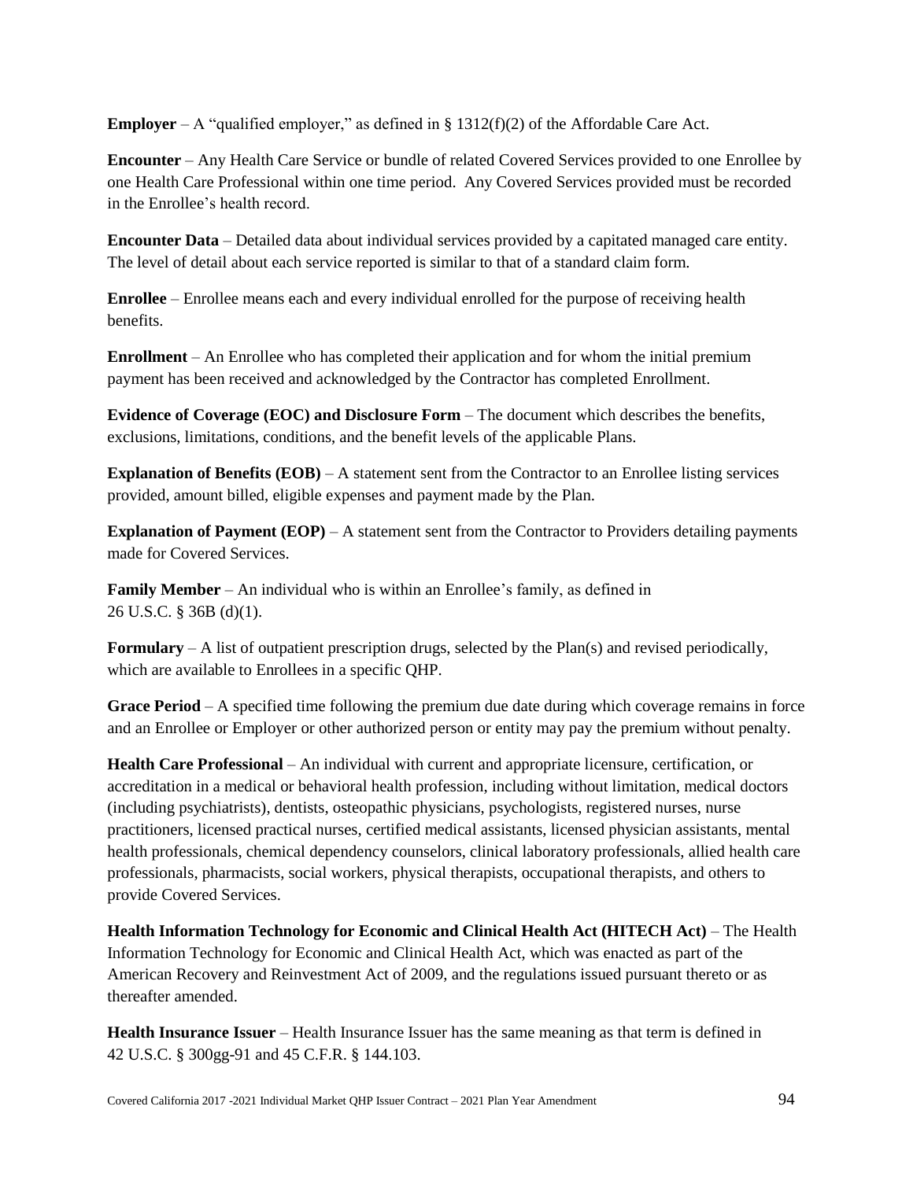**Employer** – A "qualified employer," as defined in § 1312(f)(2) of the Affordable Care Act.

**Encounter** – Any Health Care Service or bundle of related Covered Services provided to one Enrollee by one Health Care Professional within one time period. Any Covered Services provided must be recorded in the Enrollee's health record.

**Encounter Data** – Detailed data about individual services provided by a capitated managed care entity. The level of detail about each service reported is similar to that of a standard claim form.

**Enrollee** – Enrollee means each and every individual enrolled for the purpose of receiving health benefits.

**Enrollment** – An Enrollee who has completed their application and for whom the initial premium payment has been received and acknowledged by the Contractor has completed Enrollment.

**Evidence of Coverage (EOC) and Disclosure Form** – The document which describes the benefits, exclusions, limitations, conditions, and the benefit levels of the applicable Plans.

**Explanation of Benefits (EOB)** – A statement sent from the Contractor to an Enrollee listing services provided, amount billed, eligible expenses and payment made by the Plan.

**Explanation of Payment (EOP)** – A statement sent from the Contractor to Providers detailing payments made for Covered Services.

**Family Member** – An individual who is within an Enrollee's family, as defined in 26 U.S.C. § 36B (d)(1).

**Formulary** – A list of outpatient prescription drugs, selected by the Plan(s) and revised periodically, which are available to Enrollees in a specific QHP.

**Grace Period** – A specified time following the premium due date during which coverage remains in force and an Enrollee or Employer or other authorized person or entity may pay the premium without penalty.

**Health Care Professional** – An individual with current and appropriate licensure, certification, or accreditation in a medical or behavioral health profession, including without limitation, medical doctors (including psychiatrists), dentists, osteopathic physicians, psychologists, registered nurses, nurse practitioners, licensed practical nurses, certified medical assistants, licensed physician assistants, mental health professionals, chemical dependency counselors, clinical laboratory professionals, allied health care professionals, pharmacists, social workers, physical therapists, occupational therapists, and others to provide Covered Services.

**Health Information Technology for Economic and Clinical Health Act (HITECH Act)** – The Health Information Technology for Economic and Clinical Health Act, which was enacted as part of the American Recovery and Reinvestment Act of 2009, and the regulations issued pursuant thereto or as thereafter amended.

**Health Insurance Issuer** – Health Insurance Issuer has the same meaning as that term is defined in 42 U.S.C. § 300gg-91 and 45 C.F.R. § 144.103.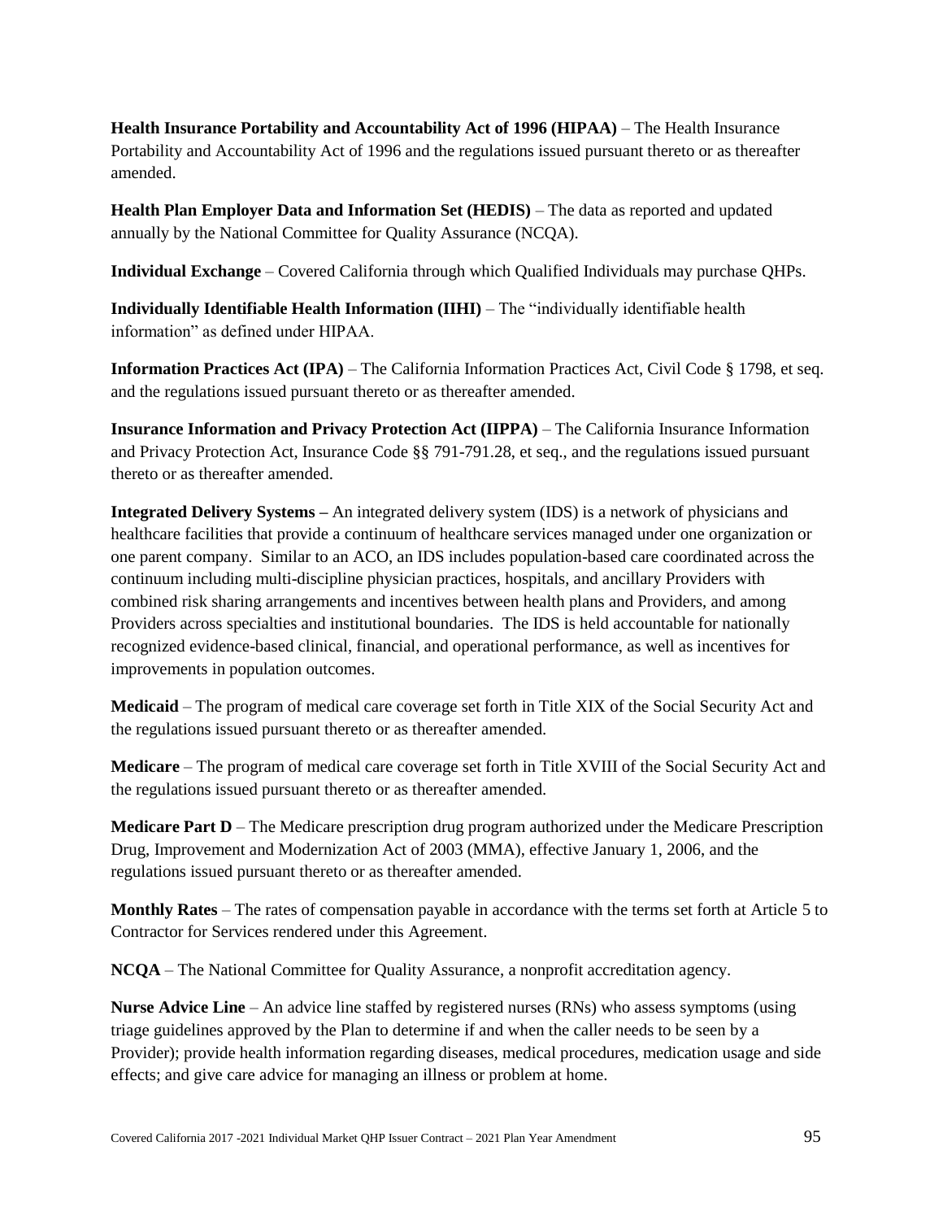**Health Insurance Portability and Accountability Act of 1996 (HIPAA)** – The Health Insurance Portability and Accountability Act of 1996 and the regulations issued pursuant thereto or as thereafter amended.

**Health Plan Employer Data and Information Set (HEDIS)** – The data as reported and updated annually by the National Committee for Quality Assurance (NCQA).

**Individual Exchange** – Covered California through which Qualified Individuals may purchase QHPs.

**Individually Identifiable Health Information (IIHI)** – The "individually identifiable health information" as defined under HIPAA.

**Information Practices Act (IPA)** – The California Information Practices Act, Civil Code § 1798, et seq. and the regulations issued pursuant thereto or as thereafter amended.

**Insurance Information and Privacy Protection Act (IIPPA)** – The California Insurance Information and Privacy Protection Act, Insurance Code §§ 791-791.28, et seq., and the regulations issued pursuant thereto or as thereafter amended.

**Integrated Delivery Systems –** An integrated delivery system (IDS) is a network of physicians and healthcare facilities that provide a continuum of healthcare services managed under one organization or one parent company. Similar to an ACO, an IDS includes population-based care coordinated across the continuum including multi-discipline physician practices, hospitals, and ancillary Providers with combined risk sharing arrangements and incentives between health plans and Providers, and among Providers across specialties and institutional boundaries. The IDS is held accountable for nationally recognized evidence-based clinical, financial, and operational performance, as well as incentives for improvements in population outcomes.

**Medicaid** – The program of medical care coverage set forth in Title XIX of the Social Security Act and the regulations issued pursuant thereto or as thereafter amended.

**Medicare** – The program of medical care coverage set forth in Title XVIII of the Social Security Act and the regulations issued pursuant thereto or as thereafter amended.

**Medicare Part D** – The Medicare prescription drug program authorized under the Medicare Prescription Drug, Improvement and Modernization Act of 2003 (MMA), effective January 1, 2006, and the regulations issued pursuant thereto or as thereafter amended.

**Monthly Rates** – The rates of compensation payable in accordance with the terms set forth at Article 5 to Contractor for Services rendered under this Agreement.

**NCQA** – The National Committee for Quality Assurance, a nonprofit accreditation agency.

**Nurse Advice Line** – An advice line staffed by registered nurses (RNs) who assess symptoms (using triage guidelines approved by the Plan to determine if and when the caller needs to be seen by a Provider); provide health information regarding diseases, medical procedures, medication usage and side effects; and give care advice for managing an illness or problem at home.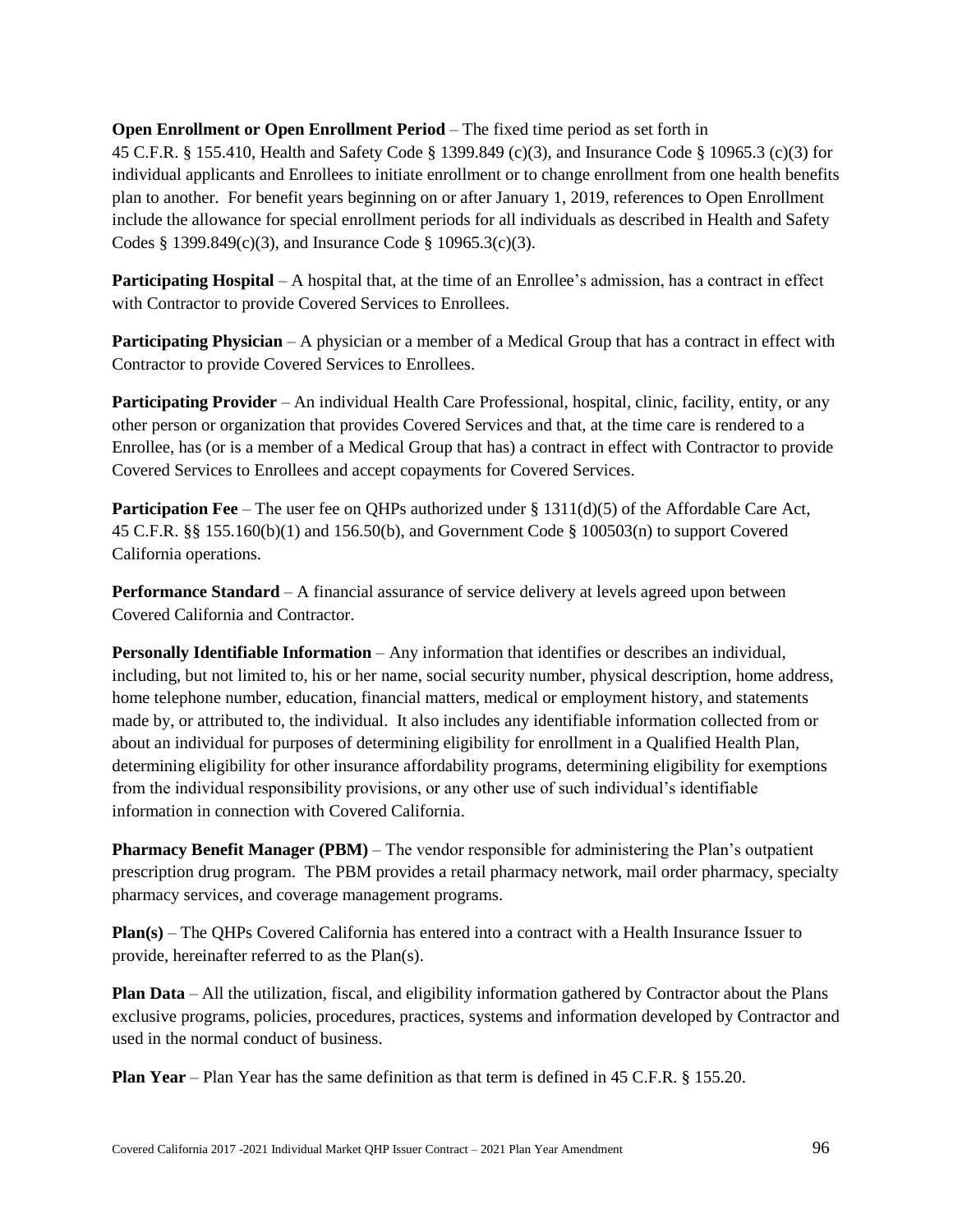**Open Enrollment or Open Enrollment Period** – The fixed time period as set forth in 45 C.F.R. § 155.410, Health and Safety Code § 1399.849 (c)(3), and Insurance Code § 10965.3 (c)(3) for individual applicants and Enrollees to initiate enrollment or to change enrollment from one health benefits plan to another. For benefit years beginning on or after January 1, 2019, references to Open Enrollment include the allowance for special enrollment periods for all individuals as described in Health and Safety Codes § 1399.849(c)(3), and Insurance Code § 10965.3(c)(3).

**Participating Hospital** – A hospital that, at the time of an Enrollee's admission, has a contract in effect with Contractor to provide Covered Services to Enrollees.

**Participating Physician** – A physician or a member of a Medical Group that has a contract in effect with Contractor to provide Covered Services to Enrollees.

**Participating Provider** – An individual Health Care Professional, hospital, clinic, facility, entity, or any other person or organization that provides Covered Services and that, at the time care is rendered to a Enrollee, has (or is a member of a Medical Group that has) a contract in effect with Contractor to provide Covered Services to Enrollees and accept copayments for Covered Services.

**Participation Fee** – The user fee on QHPs authorized under § 1311(d)(5) of the Affordable Care Act, 45 C.F.R. §§ 155.160(b)(1) and 156.50(b), and Government Code § 100503(n) to support Covered California operations.

**Performance Standard** – A financial assurance of service delivery at levels agreed upon between Covered California and Contractor.

**Personally Identifiable Information** – Any information that identifies or describes an individual, including, but not limited to, his or her name, social security number, physical description, home address, home telephone number, education, financial matters, medical or employment history, and statements made by, or attributed to, the individual. It also includes any identifiable information collected from or about an individual for purposes of determining eligibility for enrollment in a Qualified Health Plan, determining eligibility for other insurance affordability programs, determining eligibility for exemptions from the individual responsibility provisions, or any other use of such individual's identifiable information in connection with Covered California.

**Pharmacy Benefit Manager (PBM)** – The vendor responsible for administering the Plan's outpatient prescription drug program. The PBM provides a retail pharmacy network, mail order pharmacy, specialty pharmacy services, and coverage management programs.

**Plan(s)** – The QHPs Covered California has entered into a contract with a Health Insurance Issuer to provide, hereinafter referred to as the Plan(s).

**Plan Data** – All the utilization, fiscal, and eligibility information gathered by Contractor about the Plans exclusive programs, policies, procedures, practices, systems and information developed by Contractor and used in the normal conduct of business.

**Plan Year** – Plan Year has the same definition as that term is defined in 45 C.F.R. § 155.20.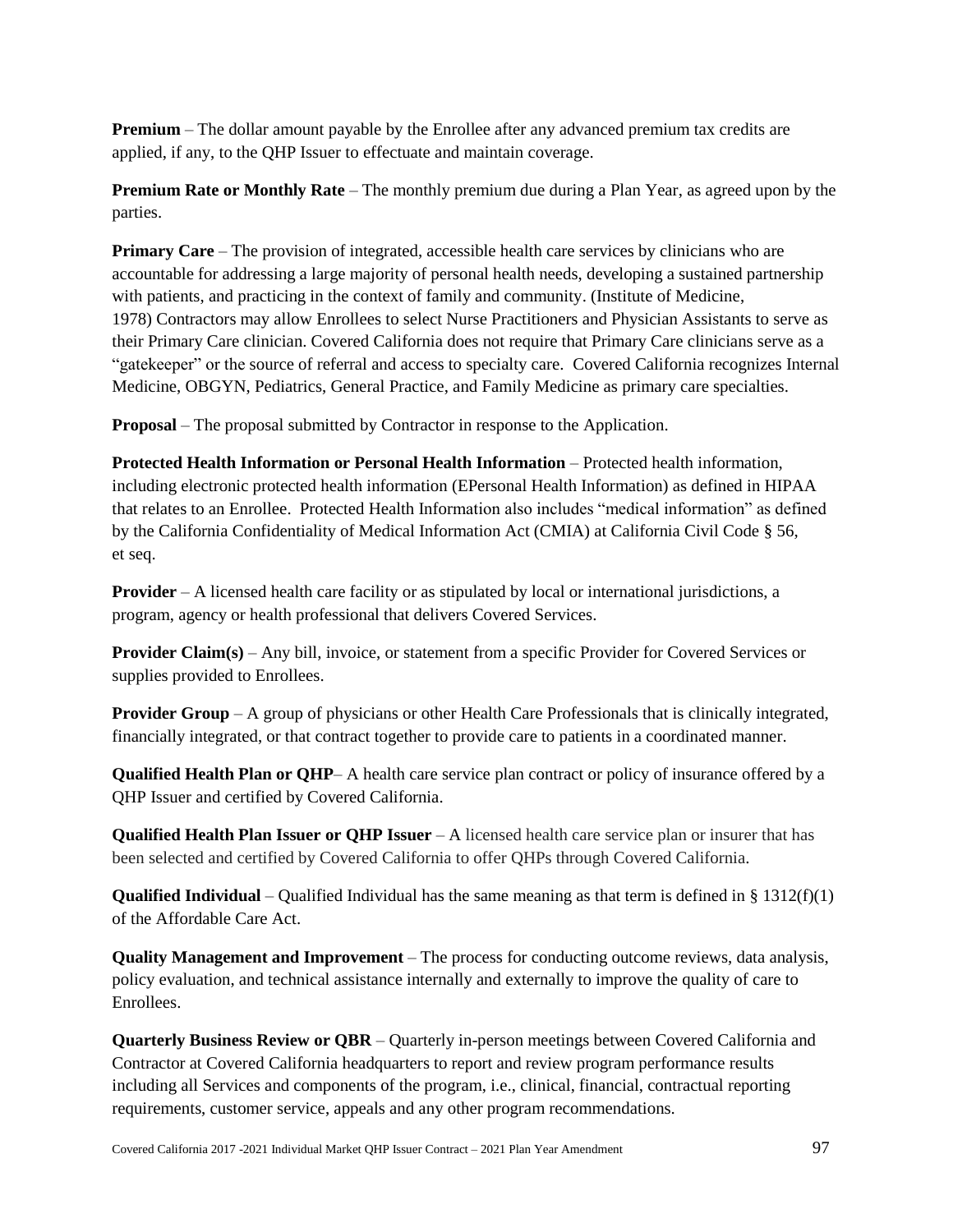**Premium** – The dollar amount payable by the Enrollee after any advanced premium tax credits are applied, if any, to the QHP Issuer to effectuate and maintain coverage.

**Premium Rate or Monthly Rate** – The monthly premium due during a Plan Year, as agreed upon by the parties.

**Primary Care** – The provision of integrated, accessible health care services by clinicians who are accountable for addressing a large majority of personal health needs, developing a sustained partnership with patients, and practicing in the context of family and community. (Institute of Medicine, 1978) Contractors may allow Enrollees to select Nurse Practitioners and Physician Assistants to serve as their Primary Care clinician. Covered California does not require that Primary Care clinicians serve as a "gatekeeper" or the source of referral and access to specialty care. Covered California recognizes Internal Medicine, OBGYN, Pediatrics, General Practice, and Family Medicine as primary care specialties.

**Proposal** – The proposal submitted by Contractor in response to the Application.

**Protected Health Information or Personal Health Information** – Protected health information, including electronic protected health information (EPersonal Health Information) as defined in HIPAA that relates to an Enrollee. Protected Health Information also includes "medical information" as defined by the California Confidentiality of Medical Information Act (CMIA) at California Civil Code § 56, et seq.

**Provider** – A licensed health care facility or as stipulated by local or international jurisdictions, a program, agency or health professional that delivers Covered Services.

**Provider Claim(s)** – Any bill, invoice, or statement from a specific Provider for Covered Services or supplies provided to Enrollees.

**Provider Group** – A group of physicians or other Health Care Professionals that is clinically integrated, financially integrated, or that contract together to provide care to patients in a coordinated manner.

**Qualified Health Plan or QHP**– A health care service plan contract or policy of insurance offered by a QHP Issuer and certified by Covered California.

**Qualified Health Plan Issuer or QHP Issuer** – A licensed health care service plan or insurer that has been selected and certified by Covered California to offer QHPs through Covered California.

**Qualified Individual** – Qualified Individual has the same meaning as that term is defined in § 1312(f)(1) of the Affordable Care Act.

**Quality Management and Improvement** – The process for conducting outcome reviews, data analysis, policy evaluation, and technical assistance internally and externally to improve the quality of care to Enrollees.

**Quarterly Business Review or QBR** – Quarterly in-person meetings between Covered California and Contractor at Covered California headquarters to report and review program performance results including all Services and components of the program, i.e., clinical, financial, contractual reporting requirements, customer service, appeals and any other program recommendations.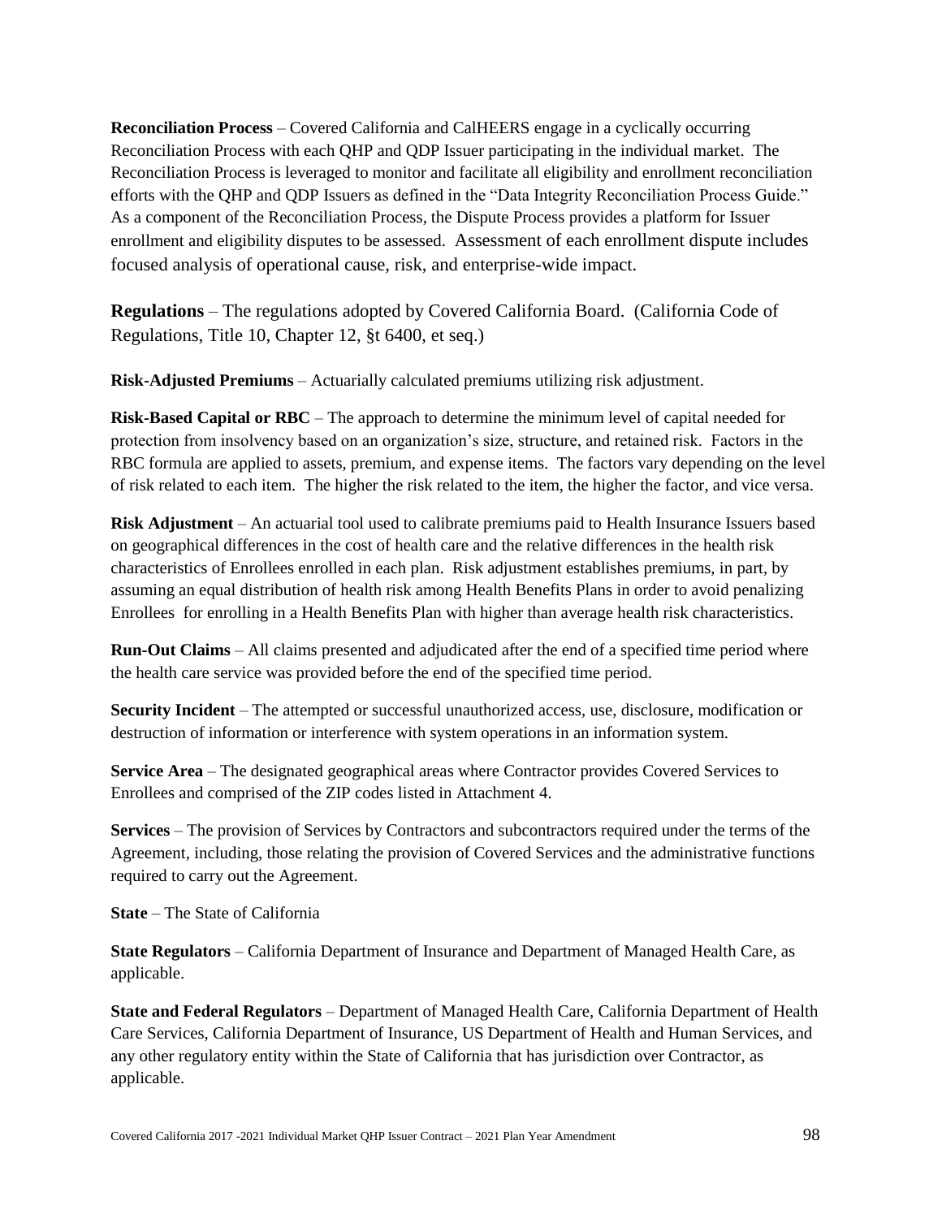**Reconciliation Process** – Covered California and CalHEERS engage in a cyclically occurring Reconciliation Process with each QHP and QDP Issuer participating in the individual market. The Reconciliation Process is leveraged to monitor and facilitate all eligibility and enrollment reconciliation efforts with the QHP and QDP Issuers as defined in the "Data Integrity Reconciliation Process Guide." As a component of the Reconciliation Process, the Dispute Process provides a platform for Issuer enrollment and eligibility disputes to be assessed. Assessment of each enrollment dispute includes focused analysis of operational cause, risk, and enterprise-wide impact.

**Regulations** – The regulations adopted by Covered California Board. (California Code of Regulations, Title 10, Chapter 12, §t 6400, et seq.)

**Risk-Adjusted Premiums** – Actuarially calculated premiums utilizing risk adjustment.

**Risk-Based Capital or RBC** – The approach to determine the minimum level of capital needed for protection from insolvency based on an organization's size, structure, and retained risk. Factors in the RBC formula are applied to assets, premium, and expense items. The factors vary depending on the level of risk related to each item. The higher the risk related to the item, the higher the factor, and vice versa.

**Risk Adjustment** – An actuarial tool used to calibrate premiums paid to Health Insurance Issuers based on geographical differences in the cost of health care and the relative differences in the health risk characteristics of Enrollees enrolled in each plan. Risk adjustment establishes premiums, in part, by assuming an equal distribution of health risk among Health Benefits Plans in order to avoid penalizing Enrollees for enrolling in a Health Benefits Plan with higher than average health risk characteristics.

**Run-Out Claims** – All claims presented and adjudicated after the end of a specified time period where the health care service was provided before the end of the specified time period.

**Security Incident** – The attempted or successful unauthorized access, use, disclosure, modification or destruction of information or interference with system operations in an information system.

**Service Area** – The designated geographical areas where Contractor provides Covered Services to Enrollees and comprised of the ZIP codes listed in Attachment 4.

**Services** – The provision of Services by Contractors and subcontractors required under the terms of the Agreement, including, those relating the provision of Covered Services and the administrative functions required to carry out the Agreement.

**State** – The State of California

**State Regulators** – California Department of Insurance and Department of Managed Health Care, as applicable.

**State and Federal Regulators** – Department of Managed Health Care, California Department of Health Care Services, California Department of Insurance, US Department of Health and Human Services, and any other regulatory entity within the State of California that has jurisdiction over Contractor, as applicable.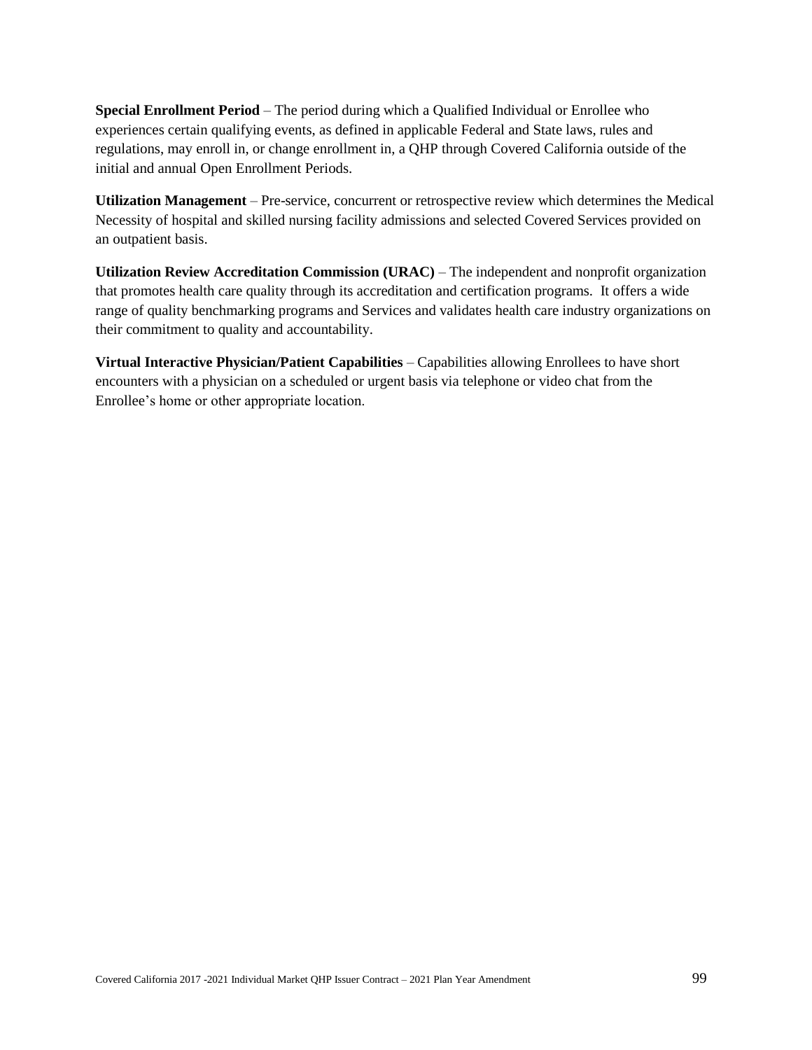**Special Enrollment Period** – The period during which a Qualified Individual or Enrollee who experiences certain qualifying events, as defined in applicable Federal and State laws, rules and regulations, may enroll in, or change enrollment in, a QHP through Covered California outside of the initial and annual Open Enrollment Periods.

**Utilization Management** – Pre-service, concurrent or retrospective review which determines the Medical Necessity of hospital and skilled nursing facility admissions and selected Covered Services provided on an outpatient basis.

**Utilization Review Accreditation Commission (URAC)** – The independent and nonprofit organization that promotes health care quality through its accreditation and certification programs. It offers a wide range of quality benchmarking programs and Services and validates health care industry organizations on their commitment to quality and accountability.

**Virtual Interactive Physician/Patient Capabilities** – Capabilities allowing Enrollees to have short encounters with a physician on a scheduled or urgent basis via telephone or video chat from the Enrollee's home or other appropriate location.